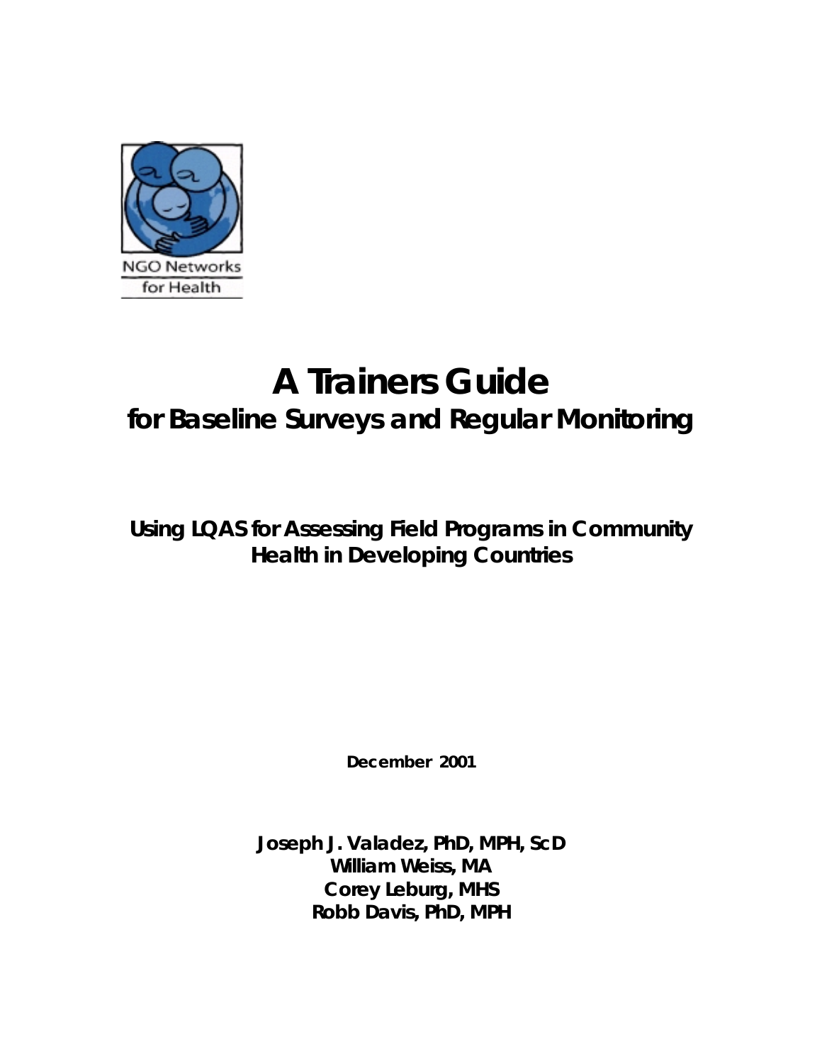NGO Networks for Health

# A Trainers Guide

## for Baseline Surveys and Regular Monitoring

**Using LQAS for Assessing Field Programs in Community Health in Developing Countries**

**December 2001**

**Joseph J. Valadez, PhD, MPH, ScD**
**William Weiss, MA**
**Corey Leburg, MHS**
**Robb Davis, PhD, MPH**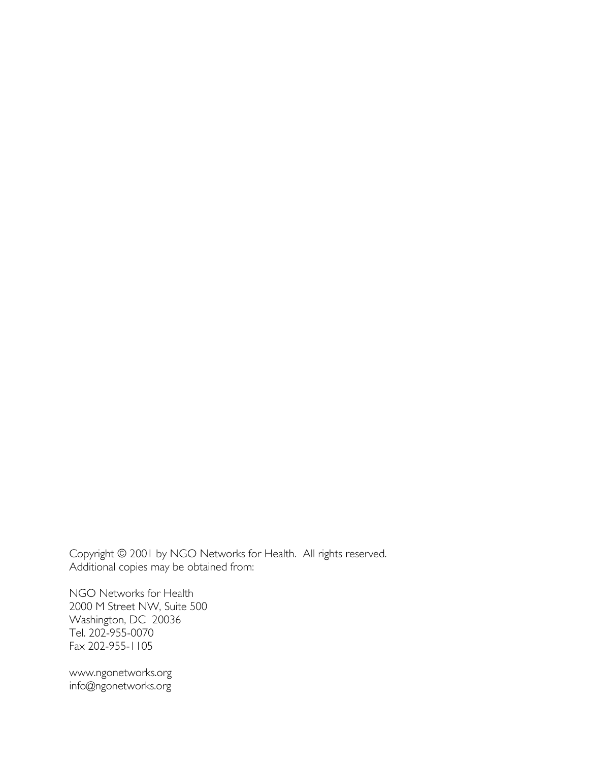Copyright © 2001 by NGO Networks for Health. All rights reserved.
Additional copies may be obtained from:

NGO Networks for Health
2000 M Street NW, Suite 500
Washington, DC 20036
Tel. 202-955-0070
Fax 202-955-1105

www.ngonetworks.org
info@ngonetworks.org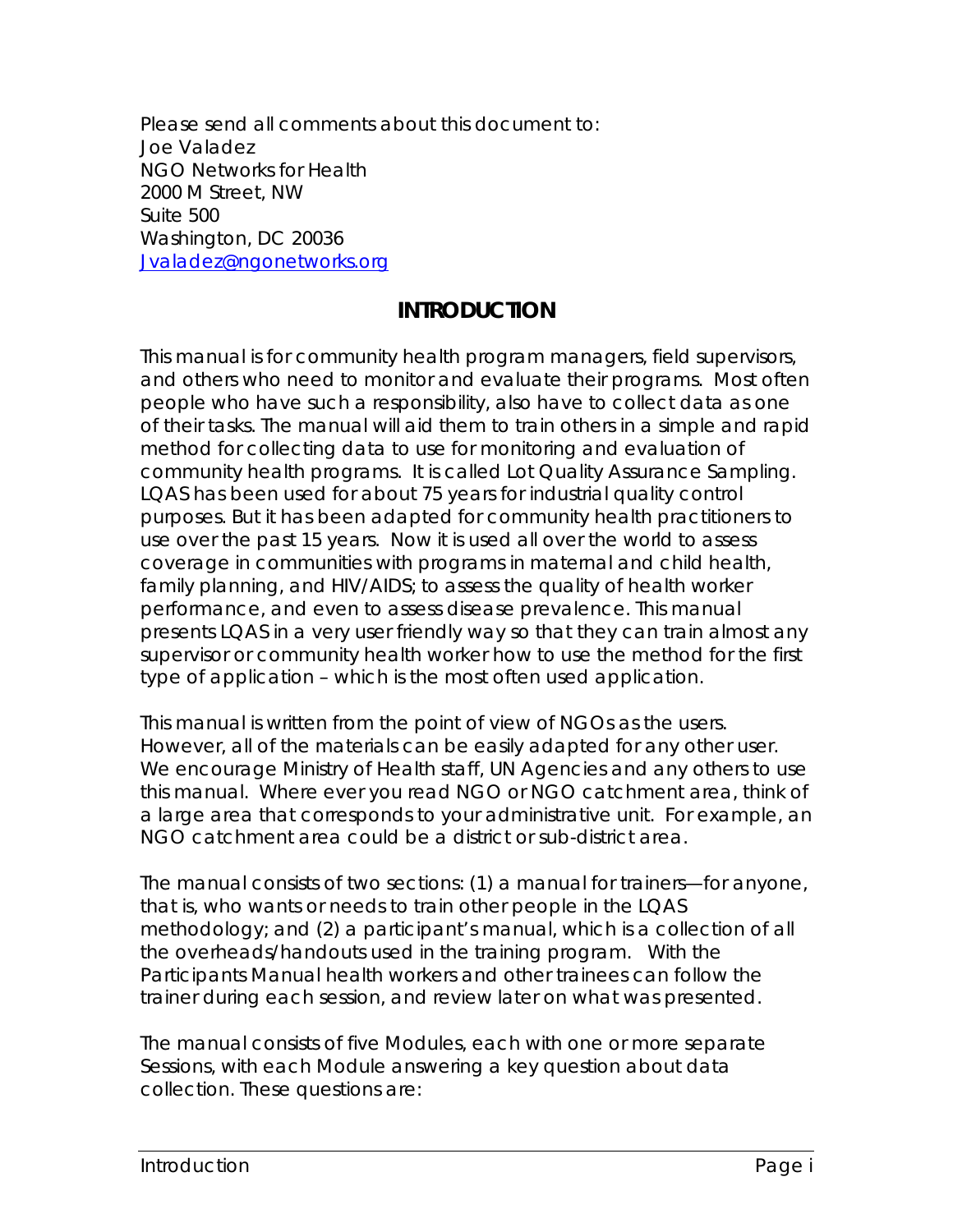Please send all comments about this document to:
Joe Valadez
NGO Networks for Health
2000 M Street, NW
Suite 500
Washington, DC 20036
Jvaladez@ngonetworks.org

## INTRODUCTION

This manual is for community health program managers, field supervisors, and others who need to monitor and evaluate their programs. Most often people who have such a responsibility, also have to collect data as one of their tasks. The manual will aid them to train others in a simple and rapid method for collecting data to use for monitoring and evaluation of community health programs. It is called Lot Quality Assurance Sampling. LQAS has been used for about 75 years for industrial quality control purposes. But it has been adapted for community health practitioners to use over the past 15 years. Now it is used all over the world to assess coverage in communities with programs in maternal and child health, family planning, and HIV/AIDS; to assess the quality of health worker performance, and even to assess disease prevalence. This manual presents LQAS in a very user friendly way so that they can train almost any supervisor or community health worker how to use the method for the first type of application – which is the most often used application.

This manual is written from the point of view of NGOs as the users. However, all of the materials can be easily adapted for any other user. We encourage Ministry of Health staff, UN Agencies and any others to use this manual. Where ever you read NGO or NGO catchment area, think of a large area that corresponds to your administrative unit. For example, an NGO catchment area could be a district or sub-district area.

The manual consists of two sections: (1) a manual for trainers—for anyone, that is, who wants or needs to train other people in the LQAS methodology; and (2) a participant's manual, which is a collection of all the overheads/handouts used in the training program. With the Participants Manual health workers and other trainees can follow the trainer during each session, and review later on what was presented.

The manual consists of five Modules, each with one or more separate Sessions, with each Module answering a key question about data collection. These questions are: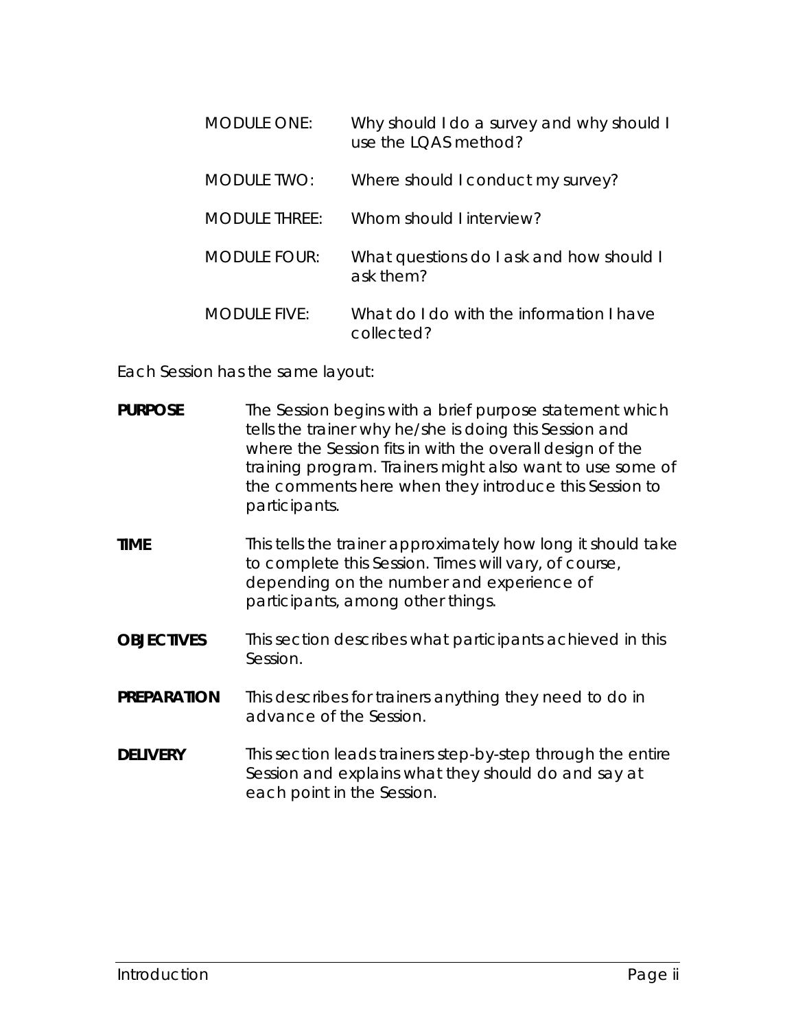| | |
|---|---|
| MODULE ONE: | Why should I do a survey and why should I use the LQAS method? |
| MODULE TWO: | Where should I conduct my survey? |
| MODULE THREE: | Whom should I interview? |
| MODULE FOUR: | What questions do I ask and how should I ask them? |
| MODULE FIVE: | What do I do with the information I have collected? |

Each Session has the same layout:

**PURPOSE** The Session begins with a brief purpose statement which tells the trainer why he/she is doing this Session and where the Session fits in with the overall design of the training program. Trainers might also want to use some of the comments here when they introduce this Session to participants.

**TIME** This tells the trainer approximately how long it should take to complete this Session. Times will vary, of course, depending on the number and experience of participants, among other things.

**OBJECTIVES** This section describes what participants achieved in this Session.

**PREPARATION** This describes for trainers anything they need to do in advance of the Session.

**DELIVERY** This section leads trainers step-by-step through the entire Session and explains what they should do and say at each point in the Session.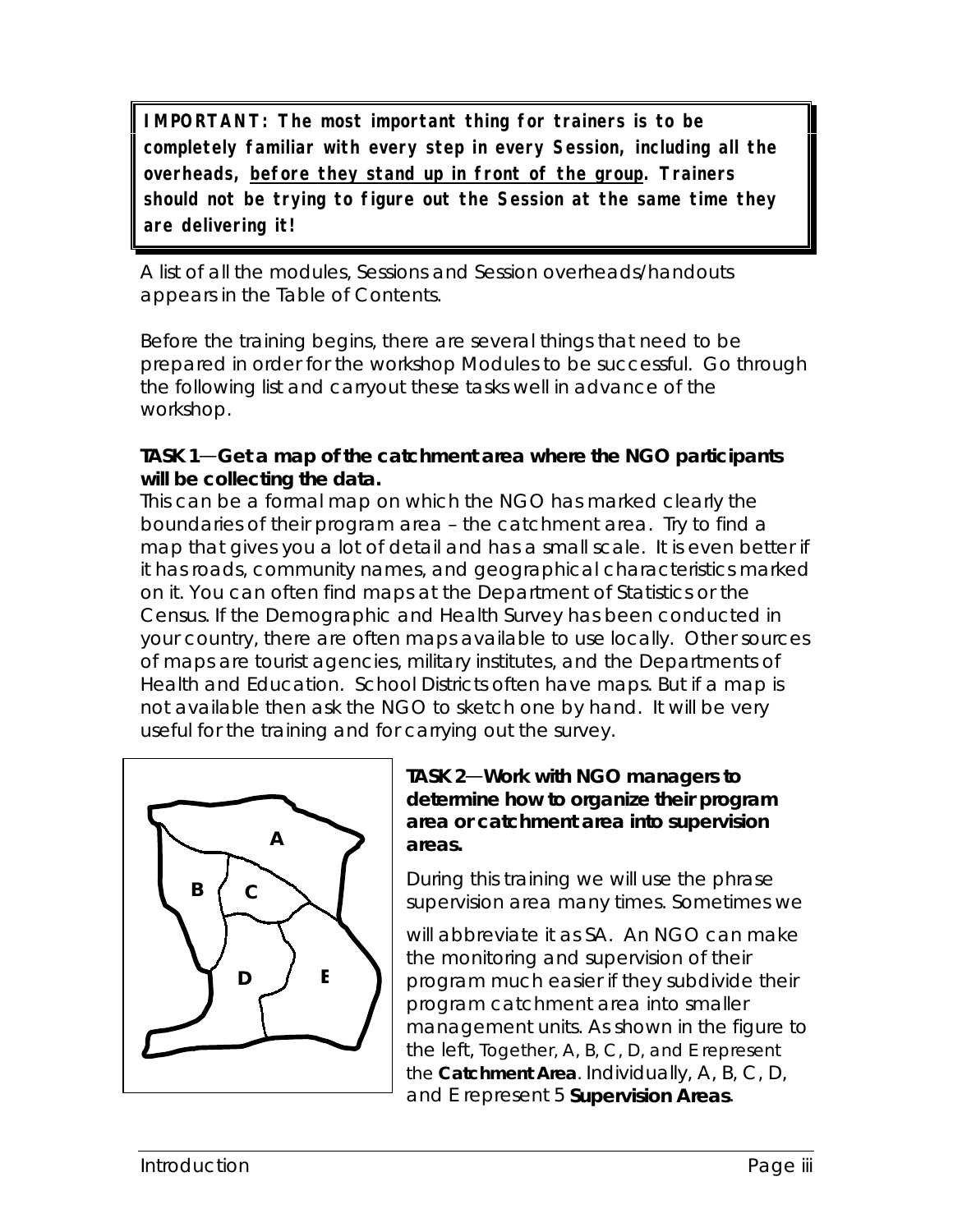**IMPORTANT: The most important thing for trainers is to be completely familiar with every step in every Session, including all the overheads, <u>before they stand up in front of the group</u>. Trainers should not be trying to figure out the Session at the same time they are delivering it!**

A list of all the modules, Sessions and Session overheads/handouts appears in the Table of Contents.

Before the training begins, there are several things that need to be prepared in order for the workshop Modules to be successful. Go through the following list and carryout these tasks well in advance of the workshop.

**TASK 1—Get a map of the catchment area where the NGO participants will be collecting the data.**

This can be a formal map on which the NGO has marked clearly the boundaries of their program area – the catchment area. Try to find a map that gives you a lot of detail and has a small scale. It is even better if it has roads, community names, and geographical characteristics marked on it. You can often find maps at the Department of Statistics or the Census. If the Demographic and Health Survey has been conducted in your country, there are often maps available to use locally. Other sources of maps are tourist agencies, military institutes, and the Departments of Health and Education. School Districts often have maps. But if a map is not available then ask the NGO to sketch one by hand. It will be very useful for the training and for carrying out the survey.

**TASK 2—Work with NGO managers to determine how to organize their program area or catchment area into supervision areas.**

During this training we will use the phrase supervision area many times. Sometimes we will abbreviate it as SA. An NGO can make the monitoring and supervision of their program much easier if they subdivide their program catchment area into smaller management units. As shown in the figure to the left, Together, A, B, C, D, and E represent the **Catchment Area**. Individually, A, B, C, D, and E represent 5 **Supervision Areas**.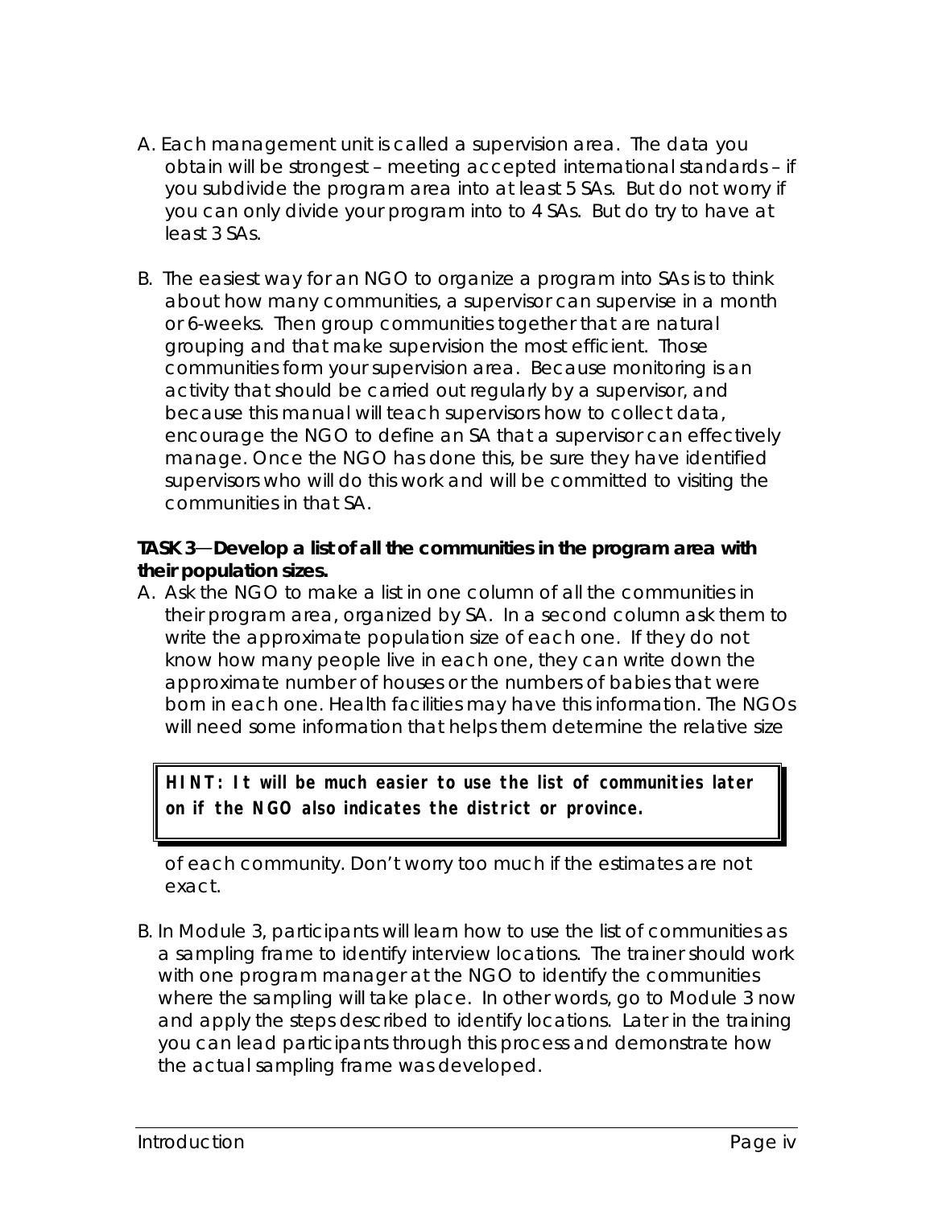A. Each management unit is called a supervision area. The data you obtain will be strongest – meeting accepted international standards – if you subdivide the program area into at least 5 SAs. But do not worry if you can only divide your program into to 4 SAs. But do try to have at least 3 SAs.

B. The easiest way for an NGO to organize a program into SAs is to think about how many communities, a supervisor can supervise in a month or 6-weeks. Then group communities together that are natural grouping and that make supervision the most efficient. Those communities form your supervision area. Because monitoring is an activity that should be carried out regularly by a supervisor, and because this manual will teach supervisors how to collect data, encourage the NGO to define an SA that a supervisor can effectively manage. Once the NGO has done this, be sure they have identified supervisors who will do this work and will be committed to visiting the communities in that SA.

**TASK 3—Develop a list of all the communities in the program area with their population sizes.**

A. Ask the NGO to make a list in one column of all the communities in their program area, organized by SA. In a second column ask them to write the approximate population size of each one. If they do not know how many people live in each one, they can write down the approximate number of houses or the numbers of babies that were born in each one. Health facilities may have this information. The NGOs will need some information that helps them determine the relative size of each community. Don't worry too much if the estimates are not exact.

> **HINT: It will be much easier to use the list of communities later on if the NGO also indicates the district or province.**

B. In Module 3, participants will learn how to use the list of communities as a sampling frame to identify interview locations. The trainer should work with one program manager at the NGO to identify the communities where the sampling will take place. In other words, go to Module 3 now and apply the steps described to identify locations. Later in the training you can lead participants through this process and demonstrate how the actual sampling frame was developed.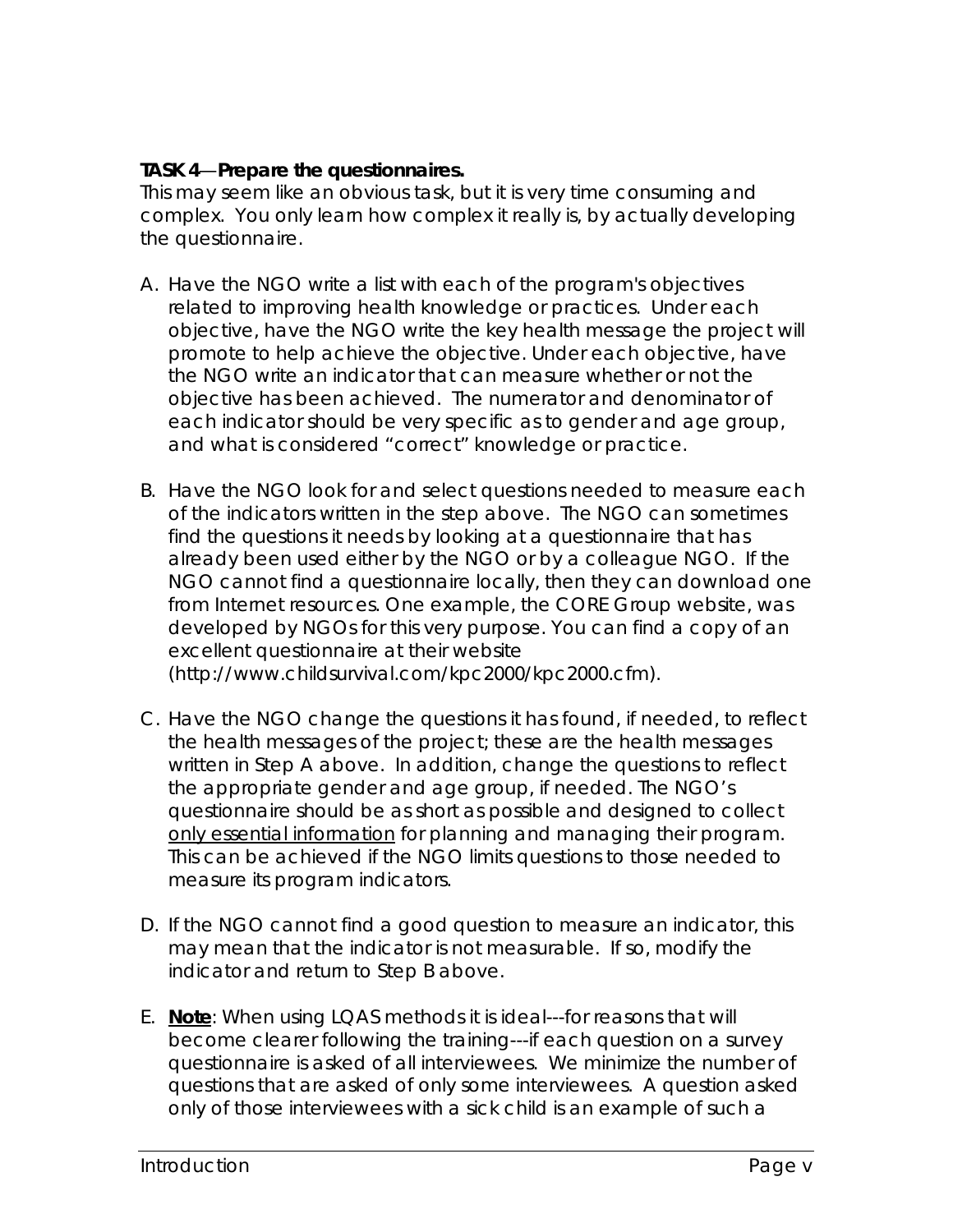**TASK 4—Prepare the questionnaires.**
This may seem like an obvious task, but it is very time consuming and complex. You only learn how complex it really is, by actually developing the questionnaire.

A. Have the NGO write a list with each of the program's objectives related to improving health knowledge or practices. Under each objective, have the NGO write the key health message the project will promote to help achieve the objective. Under each objective, have the NGO write an indicator that can measure whether or not the objective has been achieved. The numerator and denominator of each indicator should be very specific as to gender and age group, and what is considered "correct" knowledge or practice.

B. Have the NGO look for and select questions needed to measure each of the indicators written in the step above. The NGO can sometimes find the questions it needs by looking at a questionnaire that has already been used either by the NGO or by a colleague NGO. If the NGO cannot find a questionnaire locally, then they can download one from Internet resources. One example, the CORE Group website, was developed by NGOs for this very purpose. You can find a copy of an excellent questionnaire at their website (http://www.childsurvival.com/kpc2000/kpc2000.cfm).

C. Have the NGO change the questions it has found, if needed, to reflect the health messages of the project; these are the health messages written in Step A above. In addition, change the questions to reflect the appropriate gender and age group, if needed. The NGO's questionnaire should be as short as possible and designed to collect <u>only essential information</u> for planning and managing their program. This can be achieved if the NGO limits questions to those needed to measure its program indicators.

D. If the NGO cannot find a good question to measure an indicator, this may mean that the indicator is not measurable. If so, modify the indicator and return to Step B above.

E. **<u>Note</u>**: When using LQAS methods it is ideal---for reasons that will become clearer following the training---if each question on a survey questionnaire is asked of all interviewees. We minimize the number of questions that are asked of only some interviewees. A question asked only of those interviewees with a sick child is an example of such a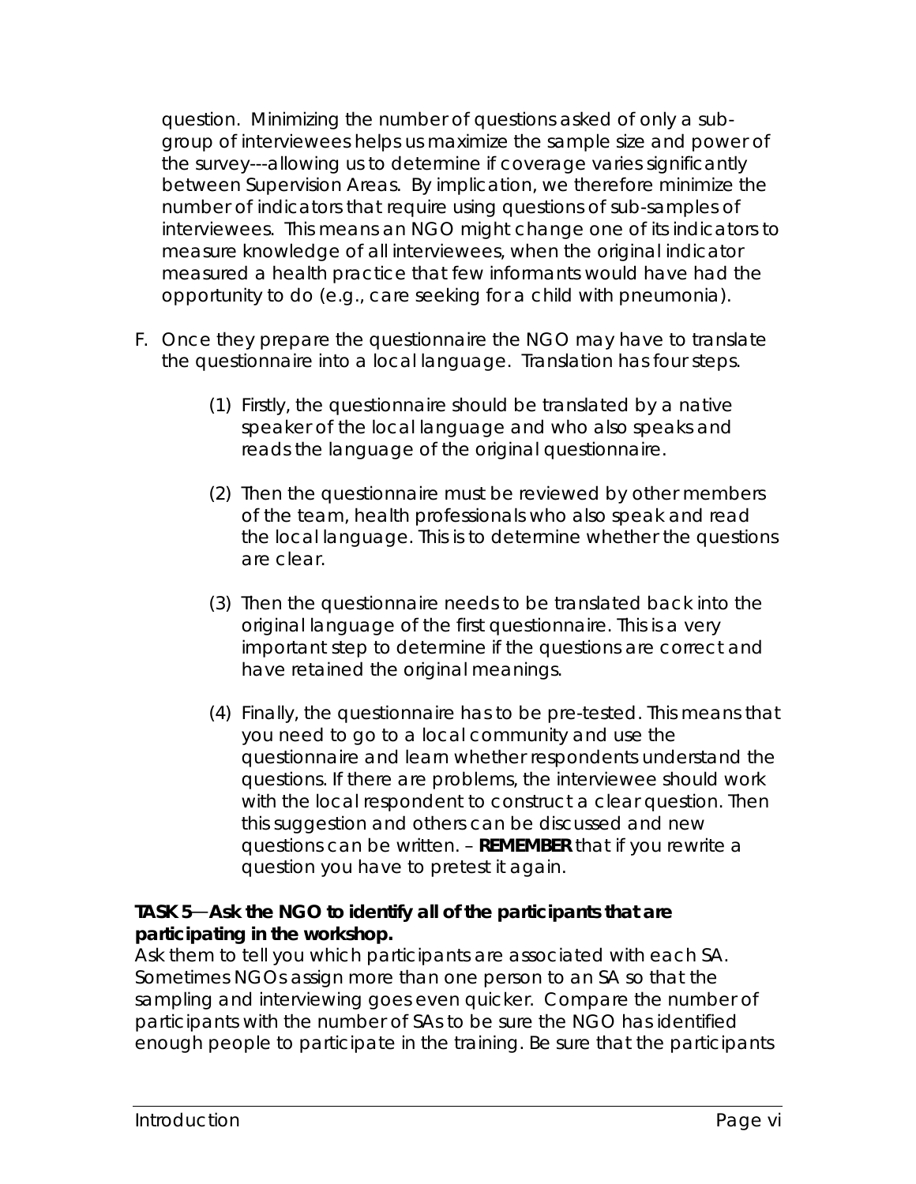question. Minimizing the number of questions asked of only a sub-group of interviewees helps us maximize the sample size and power of the survey---allowing us to determine if coverage varies significantly between Supervision Areas. By implication, we therefore minimize the number of indicators that require using questions of sub-samples of interviewees. This means an NGO might change one of its indicators to measure knowledge of all interviewees, when the original indicator measured a health practice that few informants would have had the opportunity to do (e.g., care seeking for a child with pneumonia).

F. Once they prepare the questionnaire the NGO may have to translate the questionnaire into a local language. Translation has four steps.

   (1) Firstly, the questionnaire should be translated by a native speaker of the local language and who also speaks and reads the language of the original questionnaire.

   (2) Then the questionnaire must be reviewed by other members of the team, health professionals who also speak and read the local language. This is to determine whether the questions are clear.

   (3) Then the questionnaire needs to be translated back into the original language of the first questionnaire. This is a very important step to determine if the questions are correct and have retained the original meanings.

   (4) Finally, the questionnaire has to be pre-tested. This means that you need to go to a local community and use the questionnaire and learn whether respondents understand the questions. If there are problems, the interviewee should work with the local respondent to construct a clear question. Then this suggestion and others can be discussed and new questions can be written. – **REMEMBER** that if you rewrite a question you have to pretest it again.

**TASK 5—Ask the NGO to identify all of the participants that are participating in the workshop.**

Ask them to tell you which participants are associated with each SA. Sometimes NGOs assign more than one person to an SA so that the sampling and interviewing goes even quicker. Compare the number of participants with the number of SAs to be sure the NGO has identified enough people to participate in the training. Be sure that the participants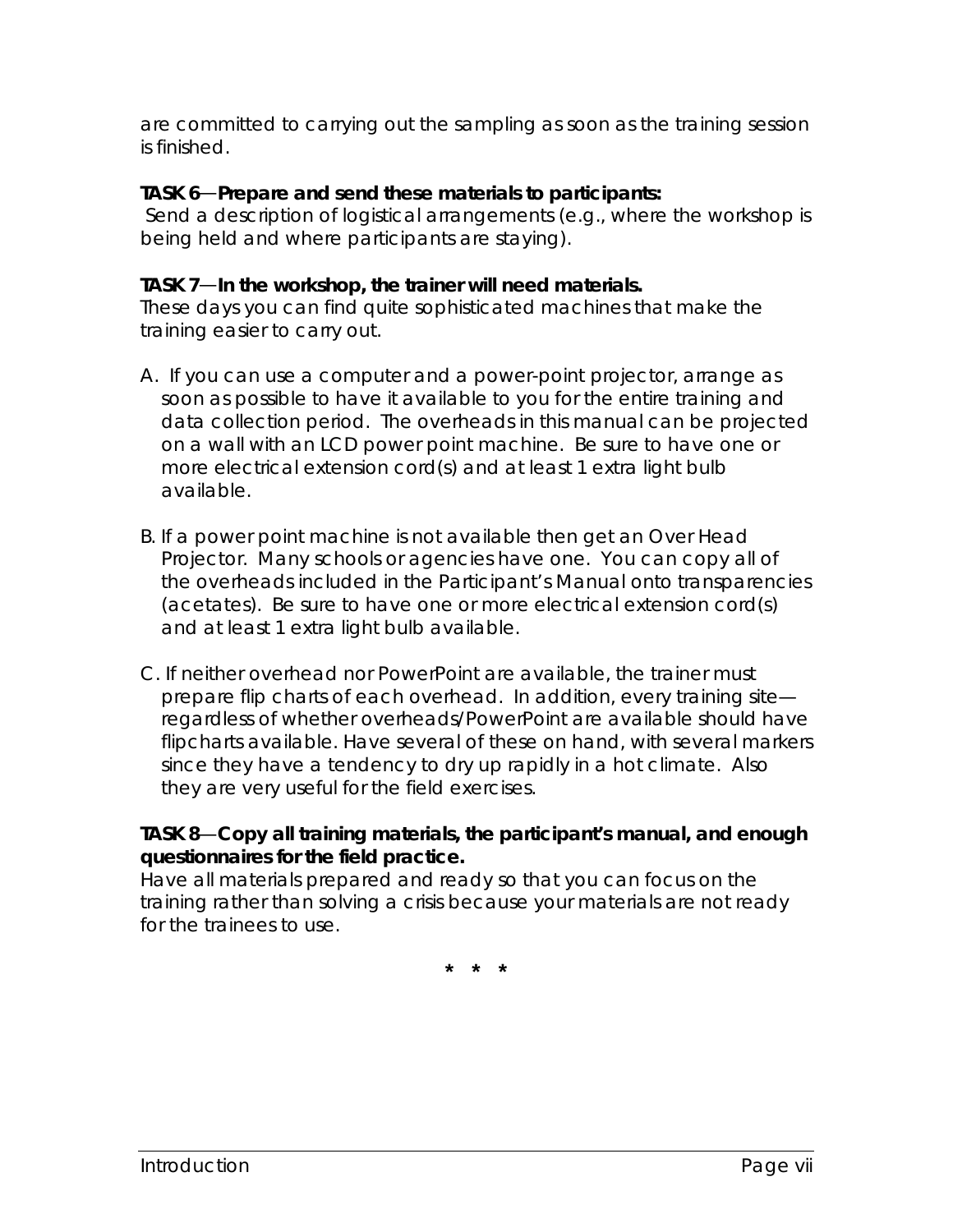are committed to carrying out the sampling as soon as the training session is finished.

**TASK 6—Prepare and send these materials to participants:**
Send a description of logistical arrangements (e.g., where the workshop is being held and where participants are staying).

**TASK 7—In the workshop, the trainer will need materials.**
These days you can find quite sophisticated machines that make the training easier to carry out.

A. If you can use a computer and a power-point projector, arrange as soon as possible to have it available to you for the entire training and data collection period. The overheads in this manual can be projected on a wall with an LCD power point machine. Be sure to have one or more electrical extension cord(s) and at least 1 extra light bulb available.

B. If a power point machine is not available then get an Over Head Projector. Many schools or agencies have one. You can copy all of the overheads included in the Participant's Manual onto transparencies (acetates). Be sure to have one or more electrical extension cord(s) and at least 1 extra light bulb available.

C. If neither overhead nor PowerPoint are available, the trainer must prepare flip charts of each overhead. In addition, every training site—regardless of whether overheads/PowerPoint are available should have flipcharts available. Have several of these on hand, with several markers since they have a tendency to dry up rapidly in a hot climate. Also they are very useful for the field exercises.

**TASK 8—Copy all training materials, the participant's manual, and enough questionnaires for the field practice.**
Have all materials prepared and ready so that you can focus on the training rather than solving a crisis because your materials are not ready for the trainees to use.

\* \* \*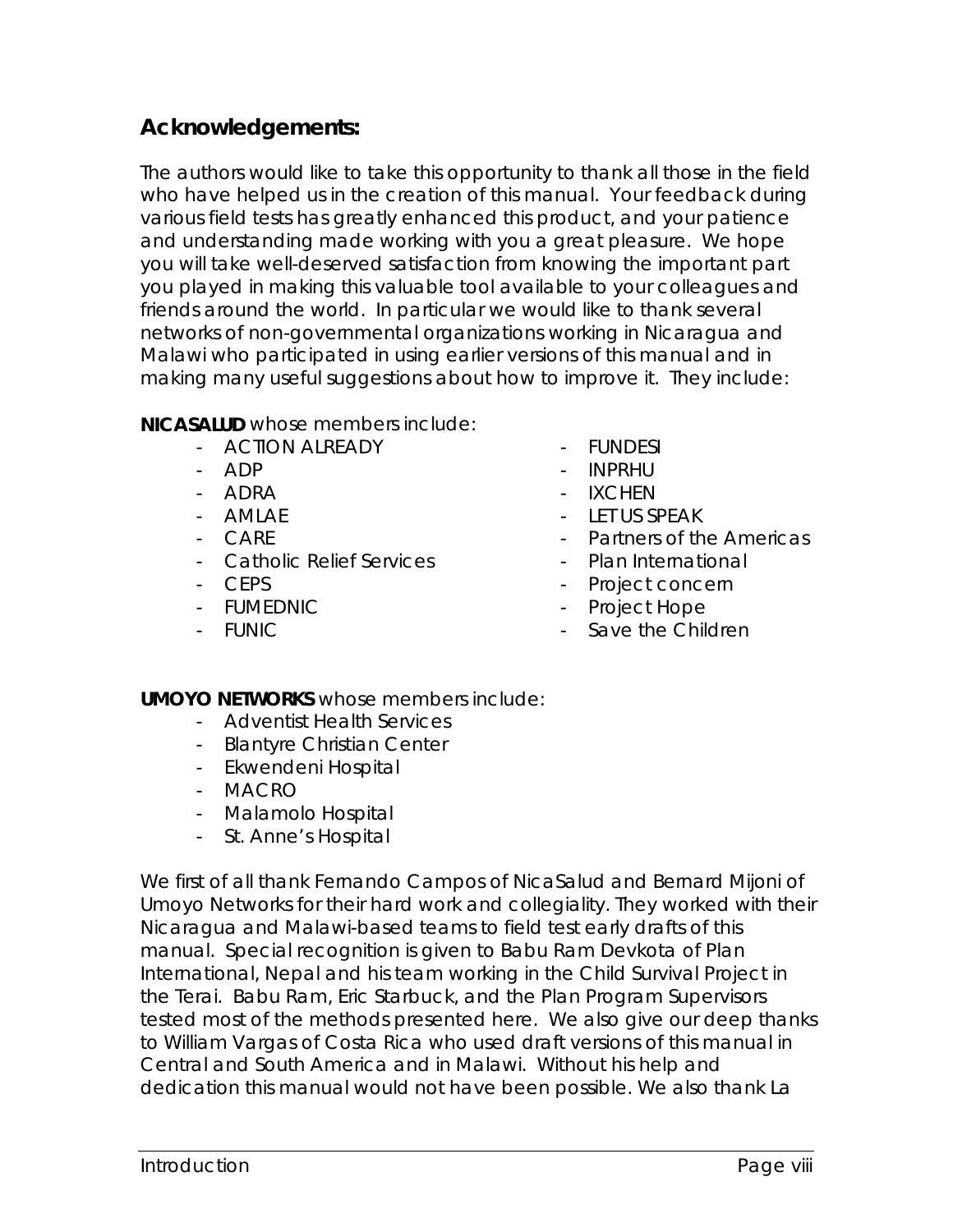## Acknowledgements:

The authors would like to take this opportunity to thank all those in the field who have helped us in the creation of this manual. Your feedback during various field tests has greatly enhanced this product, and your patience and understanding made working with you a great pleasure. We hope you will take well-deserved satisfaction from knowing the important part you played in making this valuable tool available to your colleagues and friends around the world. In particular we would like to thank several networks of non-governmental organizations working in Nicaragua and Malawi who participated in using earlier versions of this manual and in making many useful suggestions about how to improve it. They include:

**NICASALUD** whose members include:

- ACTION ALREADY
- ADP
- ADRA
- AMLAE
- CARE
- Catholic Relief Services
- CEPS
- FUMEDNIC
- FUNIC
- FUNDESI
- INPRHU
- IXCHEN
- LET US SPEAK
- Partners of the Americas
- Plan International
- Project concern
- Project Hope
- Save the Children

**UMOYO NETWORKS** whose members include:

- Adventist Health Services
- Blantyre Christian Center
- Ekwendeni Hospital
- MACRO
- Malamolo Hospital
- St. Anne's Hospital

We first of all thank Fernando Campos of NicaSalud and Bernard Mijoni of Umoyo Networks for their hard work and collegiality. They worked with their Nicaragua and Malawi-based teams to field test early drafts of this manual. Special recognition is given to Babu Ram Devkota of Plan International, Nepal and his team working in the Child Survival Project in the Terai. Babu Ram, Eric Starbuck, and the Plan Program Supervisors tested most of the methods presented here. We also give our deep thanks to William Vargas of Costa Rica who used draft versions of this manual in Central and South America and in Malawi. Without his help and dedication this manual would not have been possible. We also thank La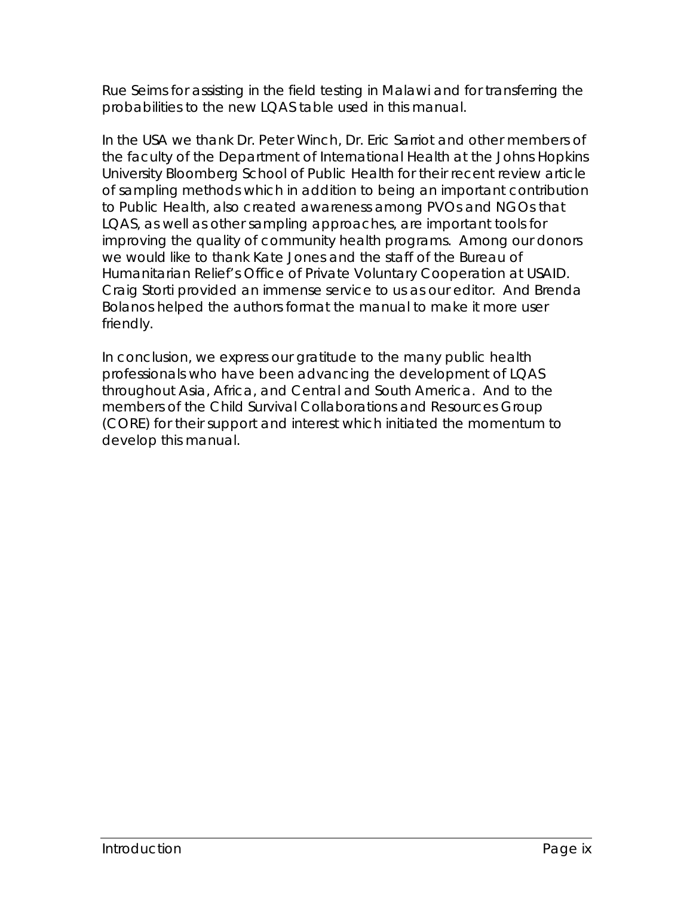Rue Seims for assisting in the field testing in Malawi and for transferring the probabilities to the new LQAS table used in this manual.

In the USA we thank Dr. Peter Winch, Dr. Eric Sarriot and other members of the faculty of the Department of International Health at the Johns Hopkins University Bloomberg School of Public Health for their recent review article of sampling methods which in addition to being an important contribution to Public Health, also created awareness among PVOs and NGOs that LQAS, as well as other sampling approaches, are important tools for improving the quality of community health programs. Among our donors we would like to thank Kate Jones and the staff of the Bureau of Humanitarian Relief's Office of Private Voluntary Cooperation at USAID. Craig Storti provided an immense service to us as our editor. And Brenda Bolanos helped the authors format the manual to make it more user friendly.

In conclusion, we express our gratitude to the many public health professionals who have been advancing the development of LQAS throughout Asia, Africa, and Central and South America. And to the members of the Child Survival Collaborations and Resources Group (CORE) for their support and interest which initiated the momentum to develop this manual.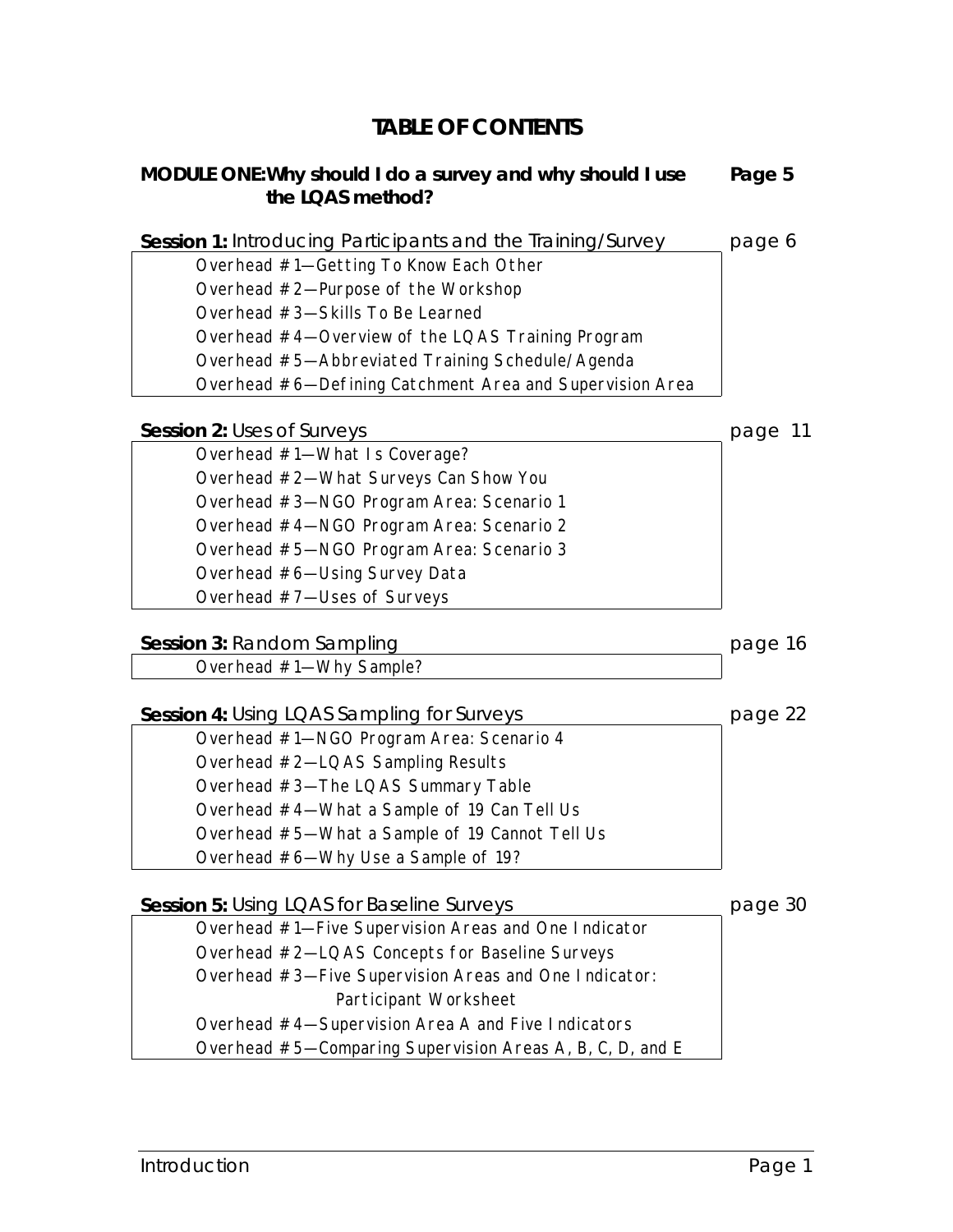# TABLE OF CONTENTS

**MODULE ONE: Why should I do a survey and why should I use the LQAS method?** — **Page 5**

**Session 1:** Introducing Participants and the Training/Survey — page 6

- Overhead # 1—Getting To Know Each Other
- Overhead # 2—Purpose of the Workshop
- Overhead # 3—Skills To Be Learned
- Overhead # 4—Overview of the LQAS Training Program
- Overhead # 5—Abbreviated Training Schedule/Agenda
- Overhead # 6—Defining Catchment Area and Supervision Area

**Session 2:** Uses of Surveys — page 11

- Overhead # 1—What Is Coverage?
- Overhead # 2—What Surveys Can Show You
- Overhead # 3—NGO Program Area: Scenario 1
- Overhead # 4—NGO Program Area: Scenario 2
- Overhead # 5—NGO Program Area: Scenario 3
- Overhead # 6—Using Survey Data
- Overhead # 7—Uses of Surveys

**Session 3:** Random Sampling — page 16

- Overhead # 1—Why Sample?

**Session 4:** Using LQAS Sampling for Surveys — page 22

- Overhead # 1—NGO Program Area: Scenario 4
- Overhead # 2—LQAS Sampling Results
- Overhead # 3—The LQAS Summary Table
- Overhead # 4—What a Sample of 19 Can Tell Us
- Overhead # 5—What a Sample of 19 Cannot Tell Us
- Overhead # 6—Why Use a Sample of 19?

**Session 5:** Using LQAS for Baseline Surveys — page 30

- Overhead # 1—Five Supervision Areas and One Indicator
- Overhead # 2—LQAS Concepts for Baseline Surveys
- Overhead # 3—Five Supervision Areas and One Indicator: Participant Worksheet
- Overhead # 4—Supervision Area A and Five Indicators
- Overhead # 5—Comparing Supervision Areas A, B, C, D, and E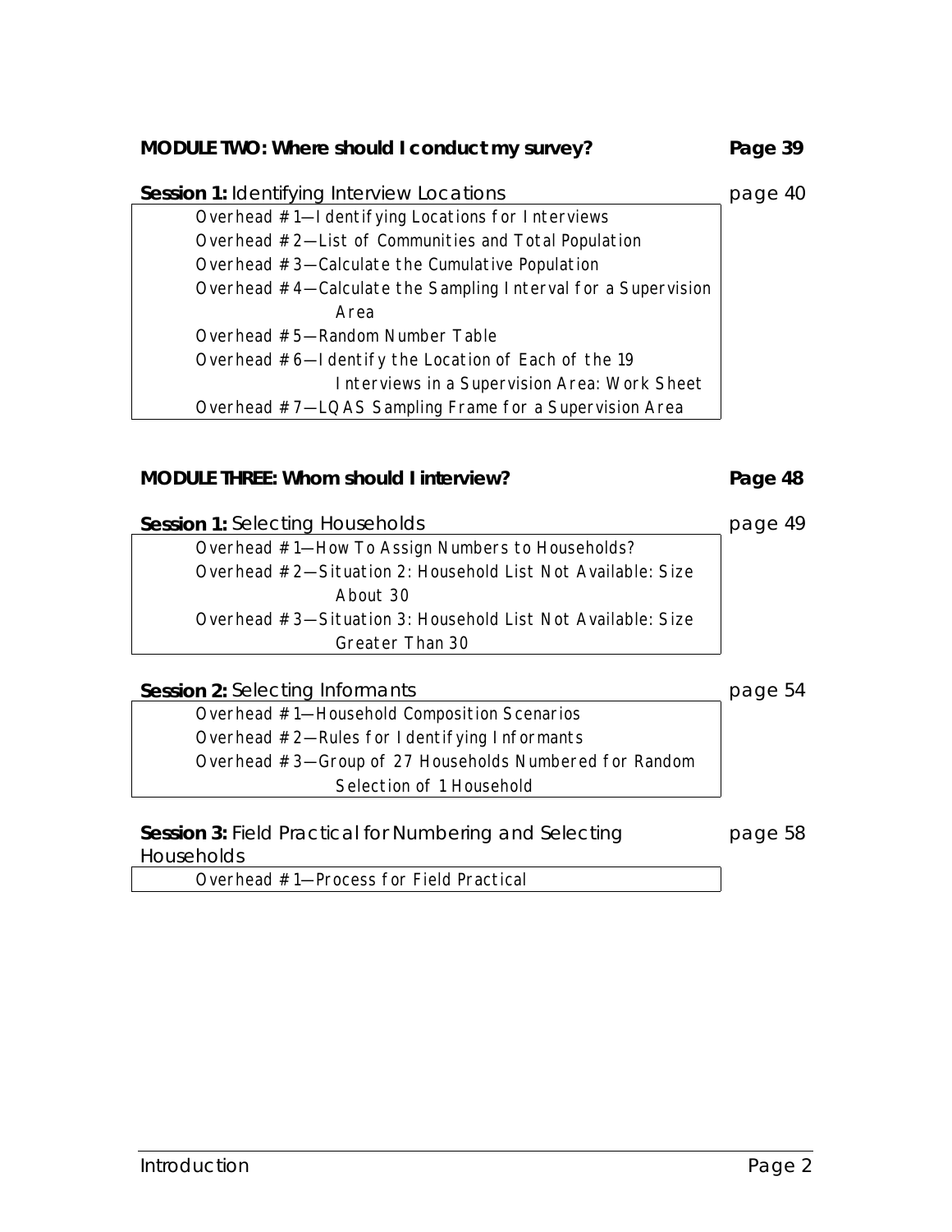**MODULE TWO: Where should I conduct my survey?** **Page 39**

**Session 1:** Identifying Interview Locations page 40

- Overhead #1—Identifying Locations for Interviews
- Overhead #2—List of Communities and Total Population
- Overhead #3—Calculate the Cumulative Population
- Overhead #4—Calculate the Sampling Interval for a Supervision Area
- Overhead #5—Random Number Table
- Overhead #6—Identify the Location of Each of the 19 Interviews in a Supervision Area: Work Sheet
- Overhead #7—LQAS Sampling Frame for a Supervision Area

**MODULE THREE: Whom should I interview?** **Page 48**

**Session 1:** Selecting Households page 49

- Overhead #1—How To Assign Numbers to Households?
- Overhead #2—Situation 2: Household List Not Available: Size About 30
- Overhead #3—Situation 3: Household List Not Available: Size Greater Than 30

**Session 2:** Selecting Informants page 54

- Overhead #1—Household Composition Scenarios
- Overhead #2—Rules for Identifying Informants
- Overhead #3—Group of 27 Households Numbered for Random Selection of 1 Household

**Session 3:** Field Practical for Numbering and Selecting Households page 58

- Overhead #1—Process for Field Practical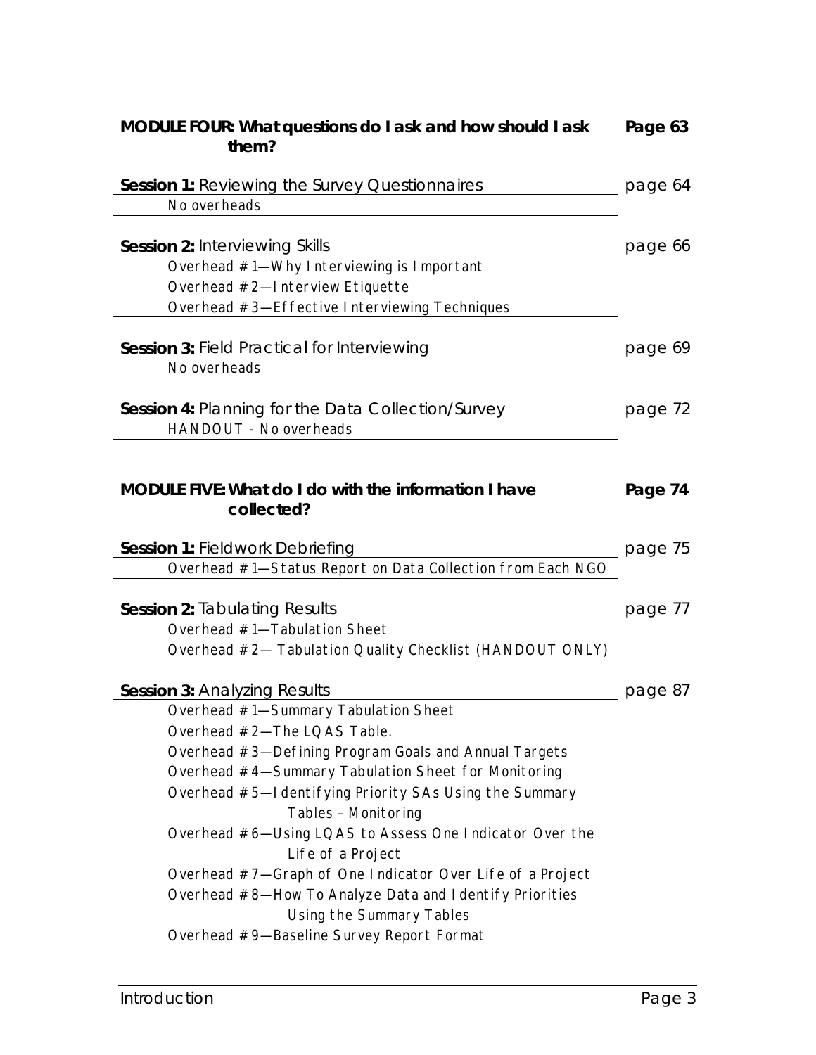**MODULE FOUR: What questions do I ask and how should I ask them?** **Page 63**

**Session 1:** Reviewing the Survey Questionnaires — page 64

*No overheads*

**Session 2:** Interviewing Skills — page 66

*Overhead # 1—Why Interviewing is Important*
*Overhead # 2—Interview Etiquette*
*Overhead # 3—Effective Interviewing Techniques*

**Session 3:** Field Practical for Interviewing — page 69

*No overheads*

**Session 4:** Planning for the Data Collection/Survey — page 72

*HANDOUT - No overheads*

**MODULE FIVE: What do I do with the information I have collected?** **Page 74**

**Session 1:** Fieldwork Debriefing — page 75

*Overhead # 1—Status Report on Data Collection from Each NGO*

**Session 2:** Tabulating Results — page 77

*Overhead # 1—Tabulation Sheet*
*Overhead # 2— Tabulation Quality Checklist (HANDOUT ONLY)*

**Session 3:** Analyzing Results — page 87

*Overhead # 1—Summary Tabulation Sheet*
*Overhead # 2—The LQAS Table.*
*Overhead # 3—Defining Program Goals and Annual Targets*
*Overhead # 4—Summary Tabulation Sheet for Monitoring*
*Overhead # 5—Identifying Priority SAs Using the Summary Tables – Monitoring*
*Overhead # 6—Using LQAS to Assess One Indicator Over the Life of a Project*
*Overhead # 7—Graph of One Indicator Over Life of a Project*
*Overhead # 8—How To Analyze Data and Identify Priorities Using the Summary Tables*
*Overhead # 9—Baseline Survey Report Format*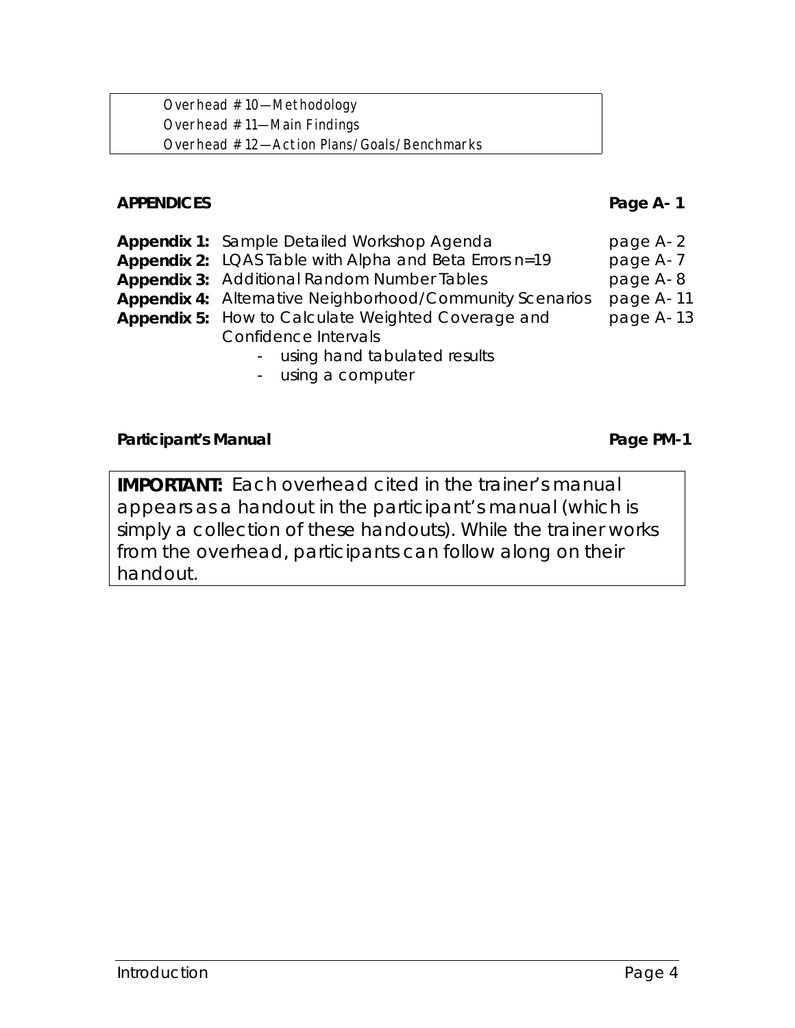Overhead # 10—Methodology
Overhead # 11—Main Findings
Overhead # 12—Action Plans/Goals/Benchmarks

**APPENDICES** **Page A- 1**

**Appendix 1:** Sample Detailed Workshop Agenda page A- 2
**Appendix 2:** LQAS Table with Alpha and Beta Errors n=19 page A- 7
**Appendix 3:** Additional Random Number Tables page A- 8
**Appendix 4:** Alternative Neighborhood/Community Scenarios page A- 11
**Appendix 5:** How to Calculate Weighted Coverage and Confidence Intervals page A- 13

- using hand tabulated results
- using a computer

**Participant's Manual** **Page PM-1**

**IMPORTANT:** Each overhead cited in the trainer's manual appears as a handout in the participant's manual (which is simply a collection of these handouts). While the trainer works from the overhead, participants can follow along on their handout.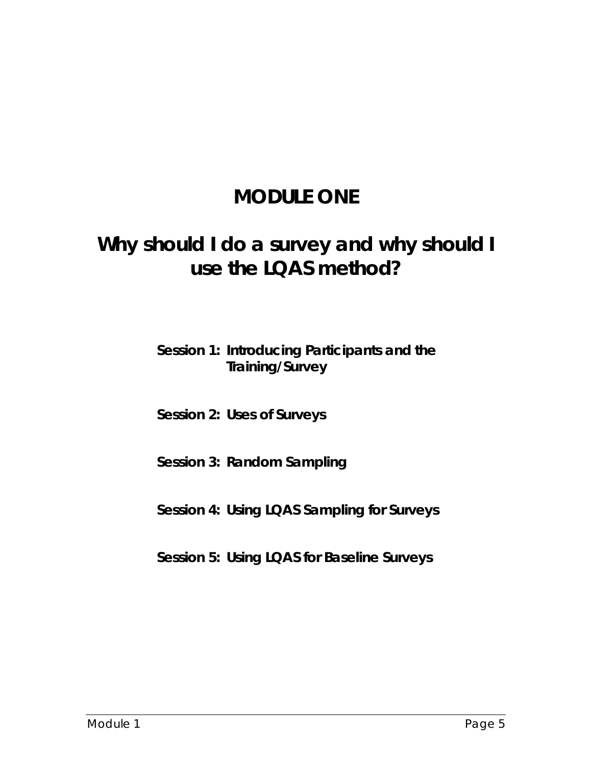# MODULE ONE

## Why should I do a survey and why should I use the LQAS method?

**Session 1: Introducing Participants and the Training/Survey**

**Session 2: Uses of Surveys**

**Session 3: Random Sampling**

**Session 4: Using LQAS Sampling for Surveys**

**Session 5: Using LQAS for Baseline Surveys**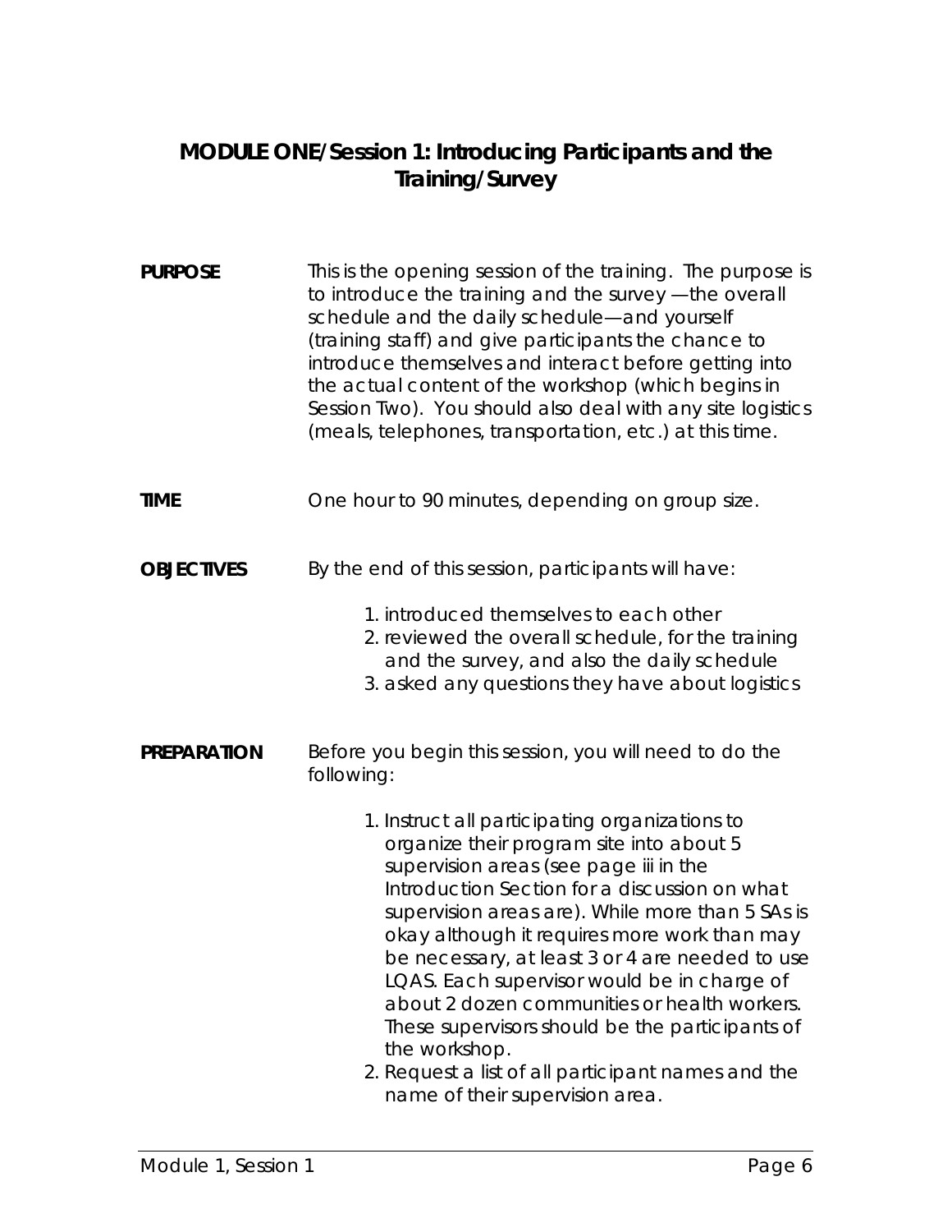## MODULE ONE/Session 1: Introducing Participants and the Training/Survey

**PURPOSE**

This is the opening session of the training. The purpose is to introduce the training and the survey —the overall schedule and the daily schedule—and yourself (training staff) and give participants the chance to introduce themselves and interact before getting into the actual content of the workshop (which begins in Session Two). You should also deal with any site logistics (meals, telephones, transportation, etc.) at this time.

**TIME**

One hour to 90 minutes, depending on group size.

**OBJECTIVES**

By the end of this session, participants will have:

1. introduced themselves to each other
2. reviewed the overall schedule, for the training and the survey, and also the daily schedule
3. asked any questions they have about logistics

**PREPARATION**

Before you begin this session, you will need to do the following:

1. Instruct all participating organizations to organize their program site into about 5 supervision areas (see page iii in the Introduction Section for a discussion on what supervision areas are). While more than 5 SAs is okay although it requires more work than may be necessary, at least 3 or 4 are needed to use LQAS. Each supervisor would be in charge of about 2 dozen communities or health workers. These supervisors should be the participants of the workshop.
2. Request a list of all participant names and the name of their supervision area.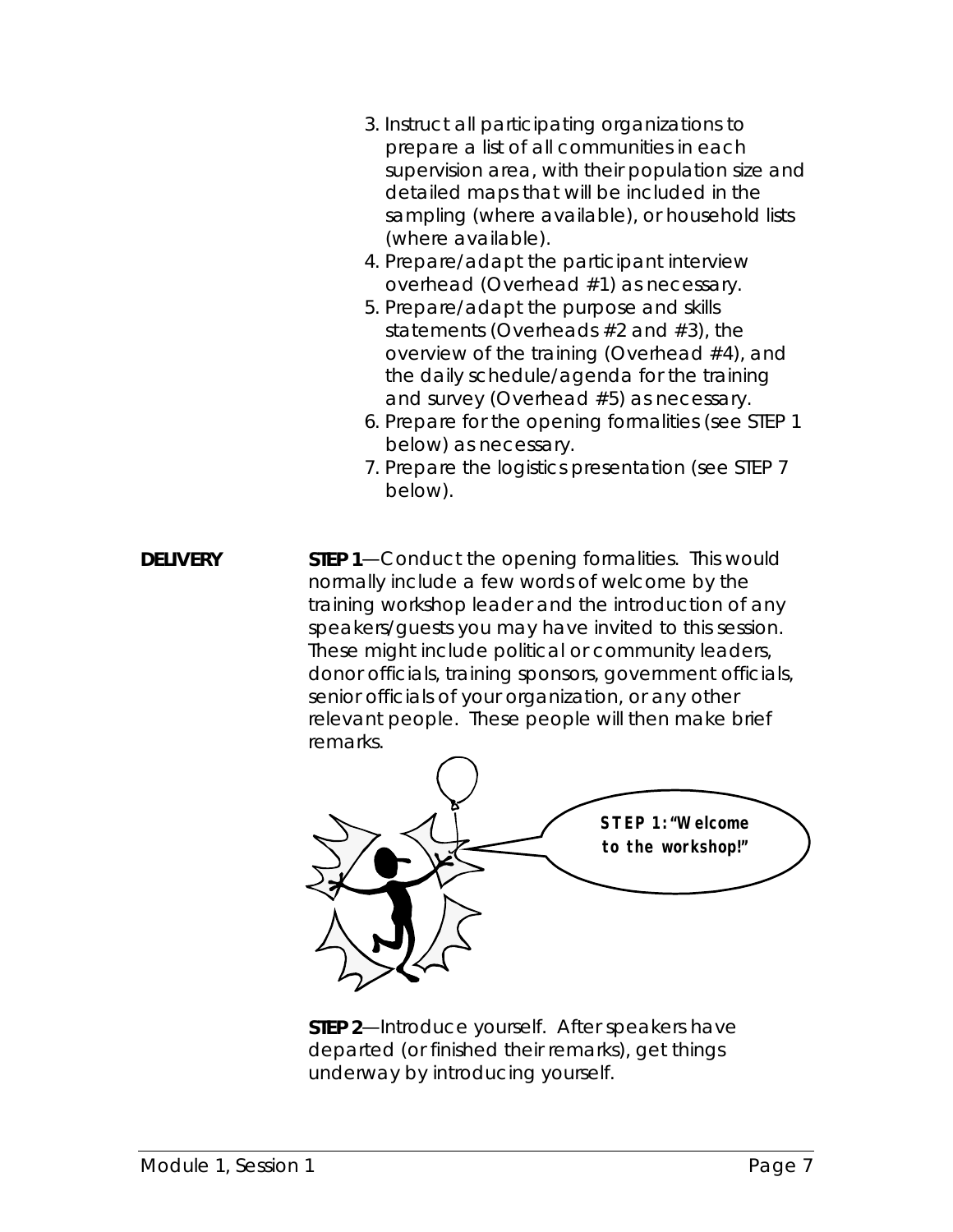3. Instruct all participating organizations to prepare a list of all communities in each supervision area, with their population size and detailed maps that will be included in the sampling (where available), or household lists (where available).
4. Prepare/adapt the participant interview overhead (Overhead #1) as necessary.
5. Prepare/adapt the purpose and skills statements (Overheads #2 and #3), the overview of the training (Overhead #4), and the daily schedule/agenda for the training and survey (Overhead #5) as necessary.
6. Prepare for the opening formalities (see STEP 1 below) as necessary.
7. Prepare the logistics presentation (see STEP 7 below).

**DELIVERY**

**STEP 1**—Conduct the opening formalities. This would normally include a few words of welcome by the training workshop leader and the introduction of any speakers/guests you may have invited to this session. These might include political or community leaders, donor officials, training sponsors, government officials, senior officials of your organization, or any other relevant people. These people will then make brief remarks.

**STEP 1: "Welcome to the workshop!"**

**STEP 2**—Introduce yourself. After speakers have departed (or finished their remarks), get things underway by introducing yourself.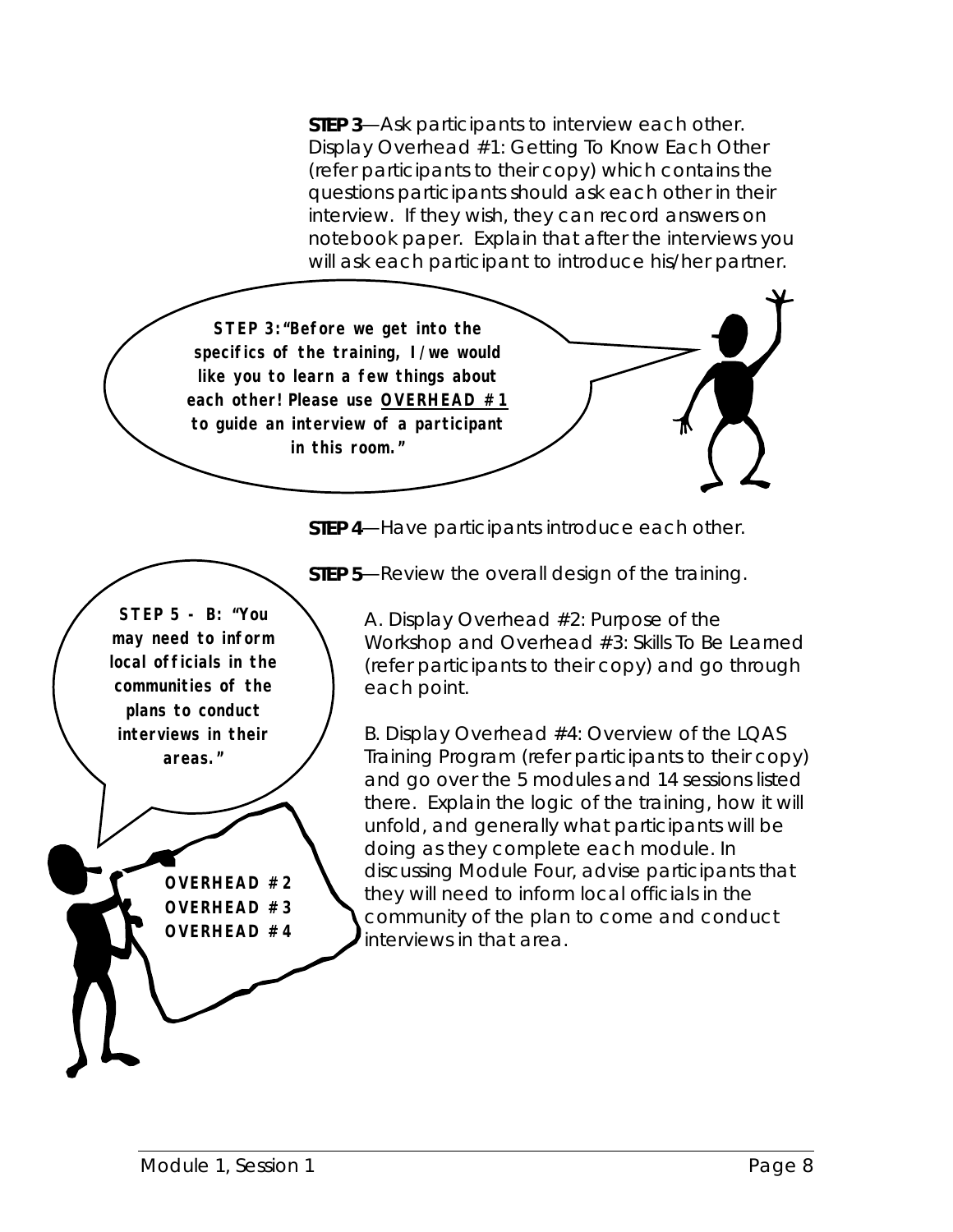**STEP 3**—Ask participants to interview each other. Display Overhead #1: Getting To Know Each Other (refer participants to their copy) which contains the questions participants should ask each other in their interview. If they wish, they can record answers on notebook paper. Explain that after the interviews you will ask each participant to introduce his/her partner.

**STEP 3: "Before we get into the specifics of the training, I/we would like you to learn a few things about each other! Please use <u>OVERHEAD #1</u> to guide an interview of a participant in this room."**

**STEP 4**—Have participants introduce each other.

**STEP 5**—Review the overall design of the training.

**STEP 5 - B: "You may need to inform local officials in the communities of the plans to conduct interviews in their areas."**

A. Display Overhead #2: Purpose of the Workshop and Overhead #3: Skills To Be Learned (refer participants to their copy) and go through each point.

B. Display Overhead #4: Overview of the LQAS Training Program (refer participants to their copy) and go over the 5 modules and 14 sessions listed there. Explain the logic of the training, how it will unfold, and generally what participants will be doing as they complete each module. In discussing Module Four, advise participants that they will need to inform local officials in the community of the plan to come and conduct interviews in that area.

**OVERHEAD #2**
**OVERHEAD #3**
**OVERHEAD #4**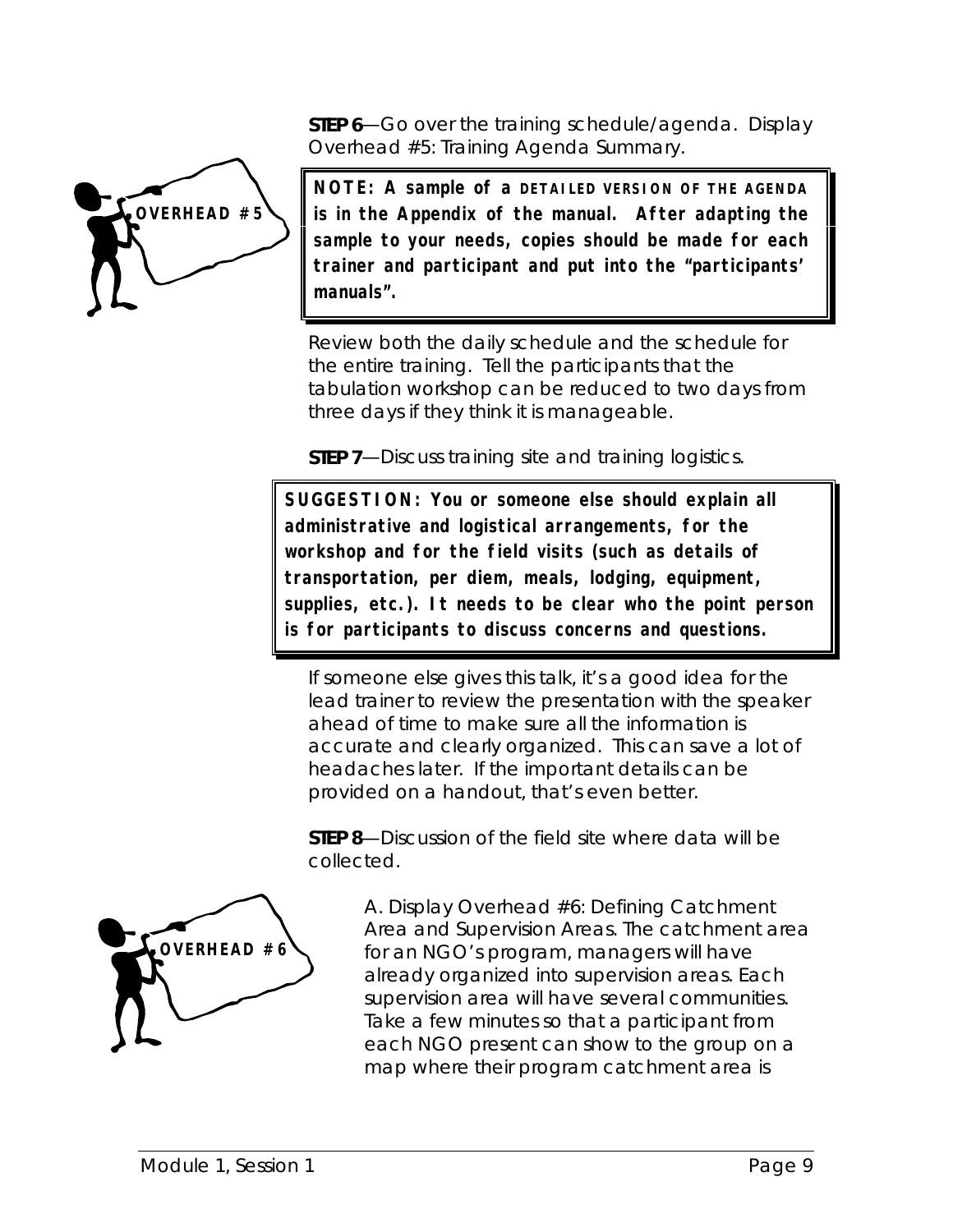**STEP 6**—Go over the training schedule/agenda. Display Overhead #5: Training Agenda Summary.

OVERHEAD #5

> **NOTE: A sample of a DETAILED VERSION OF THE AGENDA is in the Appendix of the manual. After adapting the sample to your needs, copies should be made for each trainer and participant and put into the "participants' manuals".**

Review both the daily schedule and the schedule for the entire training. Tell the participants that the tabulation workshop can be reduced to two days from three days if they think it is manageable.

**STEP 7**—Discuss training site and training logistics.

> **SUGGESTION: You or someone else should explain all administrative and logistical arrangements, for the workshop and for the field visits (such as details of transportation, per diem, meals, lodging, equipment, supplies, etc.). It needs to be clear who the point person is for participants to discuss concerns and questions.**

If someone else gives this talk, it's a good idea for the lead trainer to review the presentation with the speaker ahead of time to make sure all the information is accurate and clearly organized. This can save a lot of headaches later. If the important details can be provided on a handout, that's even better.

**STEP 8**—Discussion of the field site where data will be collected.

OVERHEAD #6

A. Display Overhead #6: Defining Catchment Area and Supervision Areas. The catchment area for an NGO's program, managers will have already organized into supervision areas. Each supervision area will have several communities. Take a few minutes so that a participant from each NGO present can show to the group on a map where their program catchment area is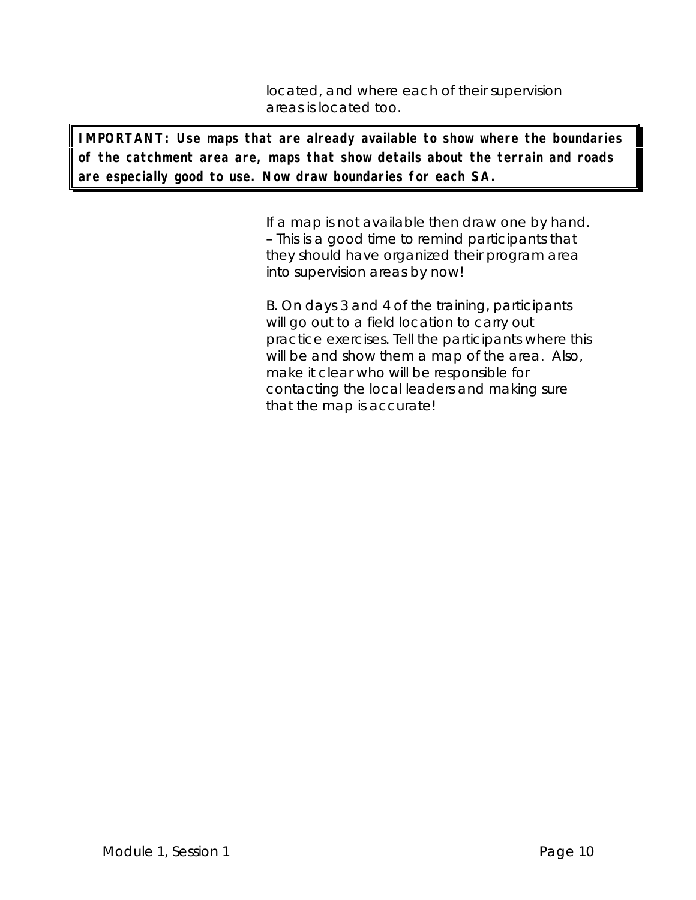located, and where each of their supervision areas is located too.

**IMPORTANT: Use maps that are already available to show where the boundaries of the catchment area are, maps that show details about the terrain and roads are especially good to use. Now draw boundaries for each SA.**

If a map is not available then draw one by hand. – This is a good time to remind participants that they should have organized their program area into supervision areas by now!

B. On days 3 and 4 of the training, participants will go out to a field location to carry out practice exercises. Tell the participants where this will be and show them a map of the area. Also, make it clear who will be responsible for contacting the local leaders and making sure that the map is accurate!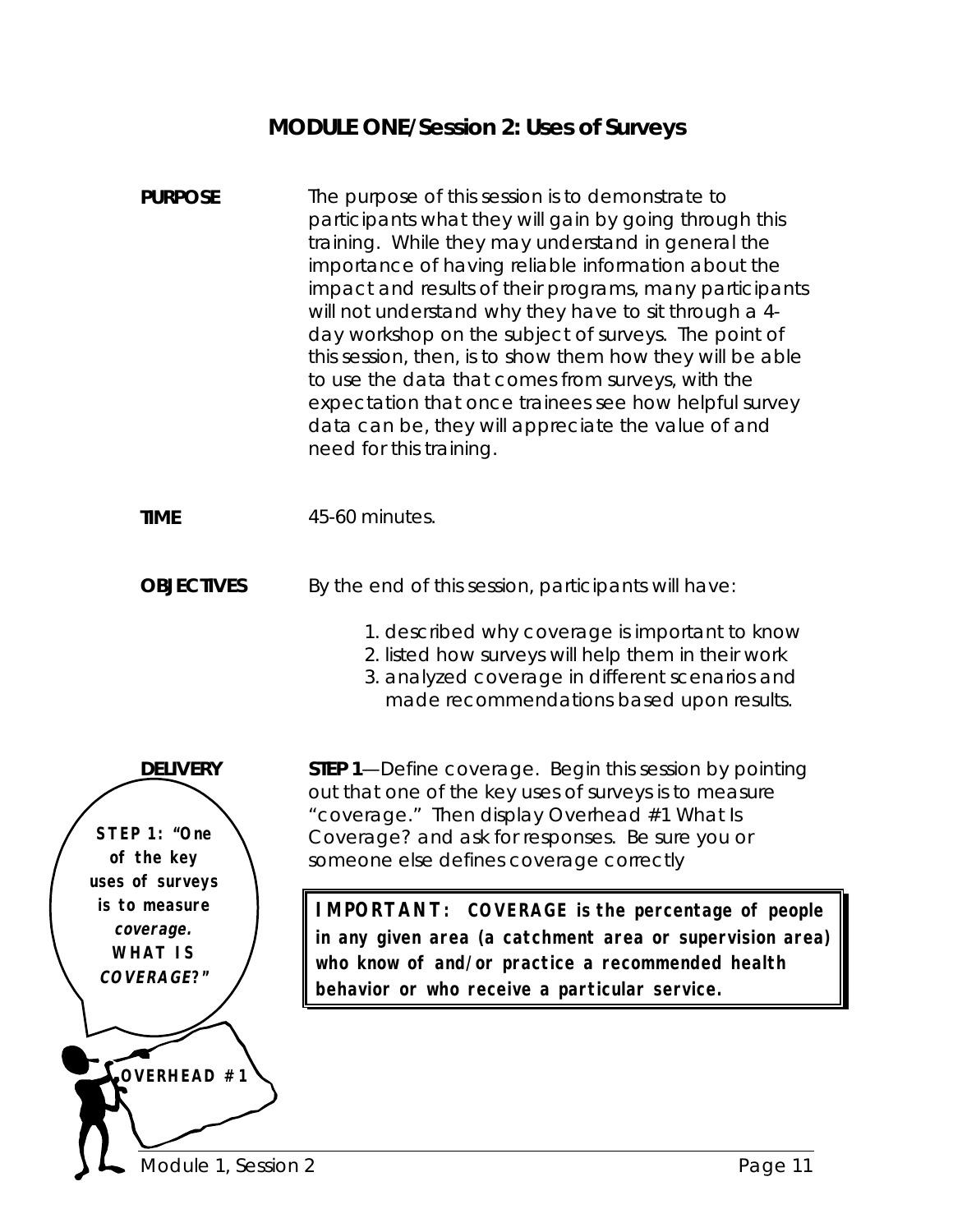## MODULE ONE/Session 2: Uses of Surveys

**PURPOSE**

The purpose of this session is to demonstrate to participants what they will gain by going through this training. While they may understand in general the importance of having reliable information about the impact and results of their programs, many participants will not understand why they have to sit through a 4-day workshop on the subject of surveys. The point of this session, then, is to show them how they will be able to use the data that comes from surveys, with the expectation that once trainees see how helpful survey data can be, they will appreciate the value of and need for this training.

**TIME**

45-60 minutes.

**OBJECTIVES**

By the end of this session, participants will have:

1. described why coverage is important to know
2. listed how surveys will help them in their work
3. analyzed coverage in different scenarios and made recommendations based upon results.

**DELIVERY**

**STEP 1**—Define coverage. Begin this session by pointing out that one of the key uses of surveys is to measure "coverage." Then display Overhead #1 What Is Coverage? and ask for responses. Be sure you or someone else defines coverage correctly

**STEP 1: "One of the key uses of surveys is to measure *coverage*. WHAT IS *COVERAGE*?"**

**OVERHEAD #1**

**IMPORTANT: COVERAGE is the percentage of people in any given area (a catchment area or supervision area) who know of and/or practice a recommended health behavior or who receive a particular service.**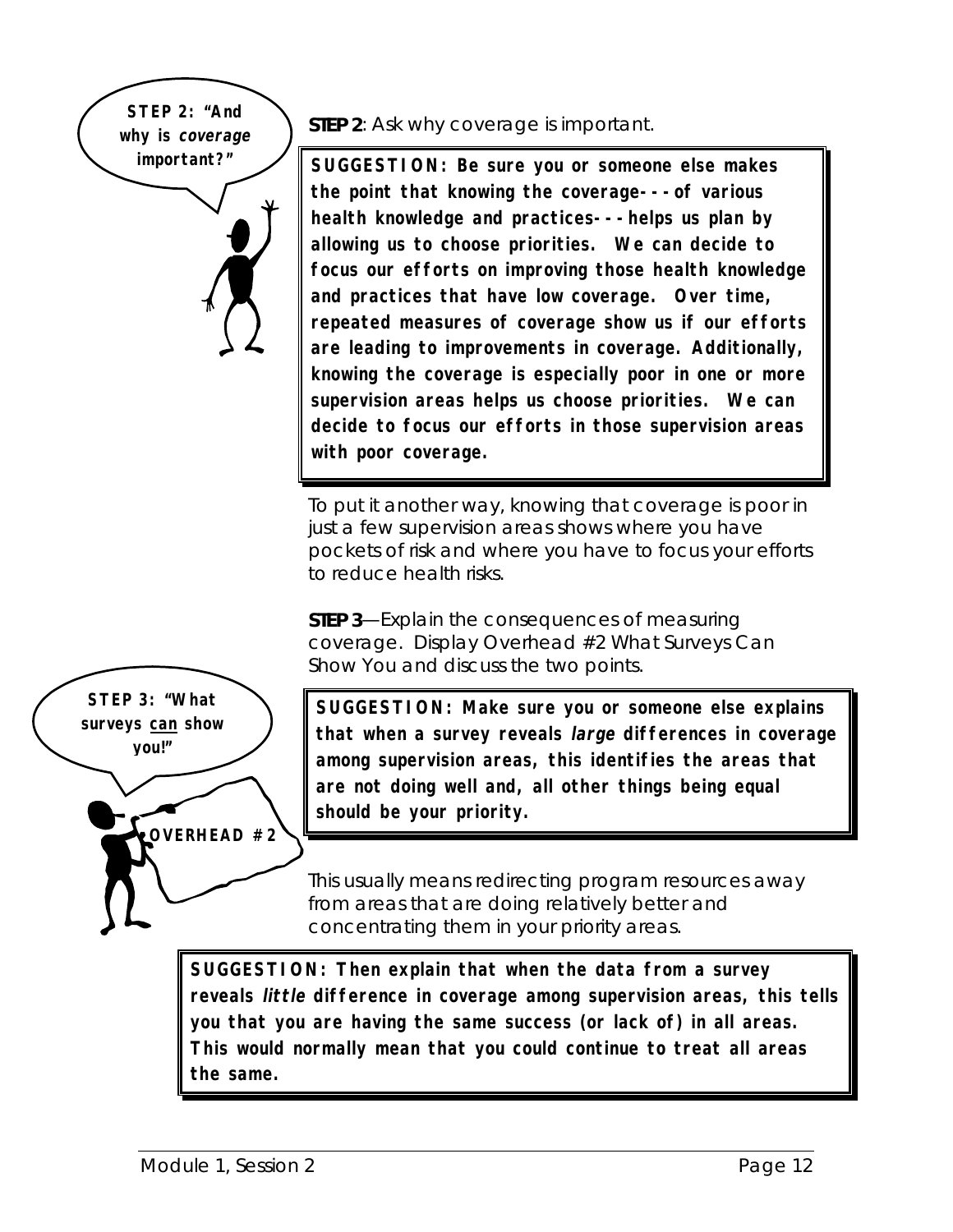**STEP 2**: Ask why coverage is important.

**SUGGESTION: Be sure you or someone else makes the point that knowing the coverage---of various health knowledge and practices---helps us plan by allowing us to choose priorities. We can decide to focus our efforts on improving those health knowledge and practices that have low coverage. Over time, repeated measures of coverage show us if our efforts are leading to improvements in coverage. Additionally, knowing the coverage is especially poor in one or more supervision areas helps us choose priorities. We can decide to focus our efforts in those supervision areas with poor coverage.**

To put it another way, knowing that coverage is poor in just a few supervision areas shows where you have pockets of risk and where you have to focus your efforts to reduce health risks.

**STEP 3**—Explain the consequences of measuring coverage. Display Overhead #2 What Surveys Can Show You and discuss the two points.

**SUGGESTION: Make sure you or someone else explains that when a survey reveals *large* differences in coverage among supervision areas, this identifies the areas that are not doing well and, all other things being equal should be your priority.**

This usually means redirecting program resources away from areas that are doing relatively better and concentrating them in your priority areas.

**SUGGESTION: Then explain that when the data from a survey reveals *little* difference in coverage among supervision areas, this tells you that you are having the same success (or lack of) in all areas. This would normally mean that you could continue to treat all areas the same.**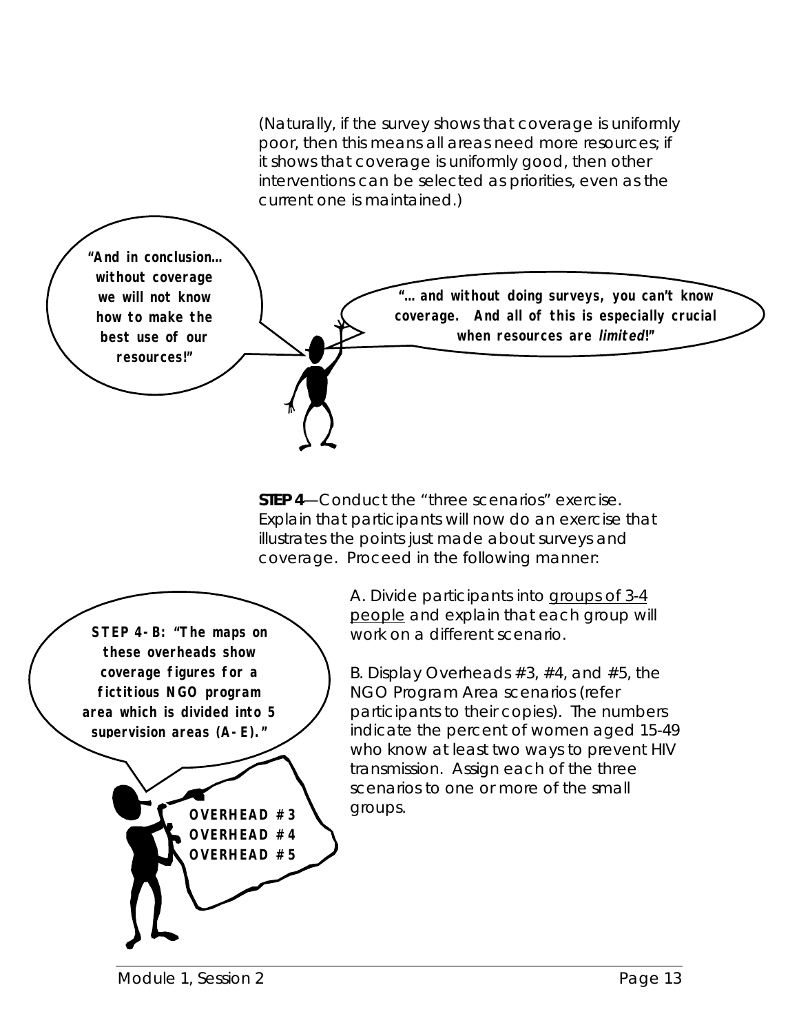(Naturally, if the survey shows that coverage is uniformly poor, then this means all areas need more resources; if it shows that coverage is uniformly good, then other interventions can be selected as priorities, even as the current one is maintained.)

**"And in conclusion… without coverage we will not know how to make the best use of our resources!"**

**"… and without doing surveys, you can't know coverage. And all of this is especially crucial when resources are *limited*!"**

**STEP 4**—Conduct the "three scenarios" exercise. Explain that participants will now do an exercise that illustrates the points just made about surveys and coverage. Proceed in the following manner:

**STEP 4-B: "The maps on these overheads show coverage figures for a fictitious NGO program area which is divided into 5 supervision areas (A-E)."**

**OVERHEAD #3**
**OVERHEAD #4**
**OVERHEAD #5**

A. Divide participants into <u>groups of 3-4 people</u> and explain that each group will work on a different scenario.

B. Display Overheads #3, #4, and #5, the NGO Program Area scenarios (refer participants to their copies). The numbers indicate the percent of women aged 15-49 who know at least two ways to prevent HIV transmission. Assign each of the three scenarios to one or more of the small groups.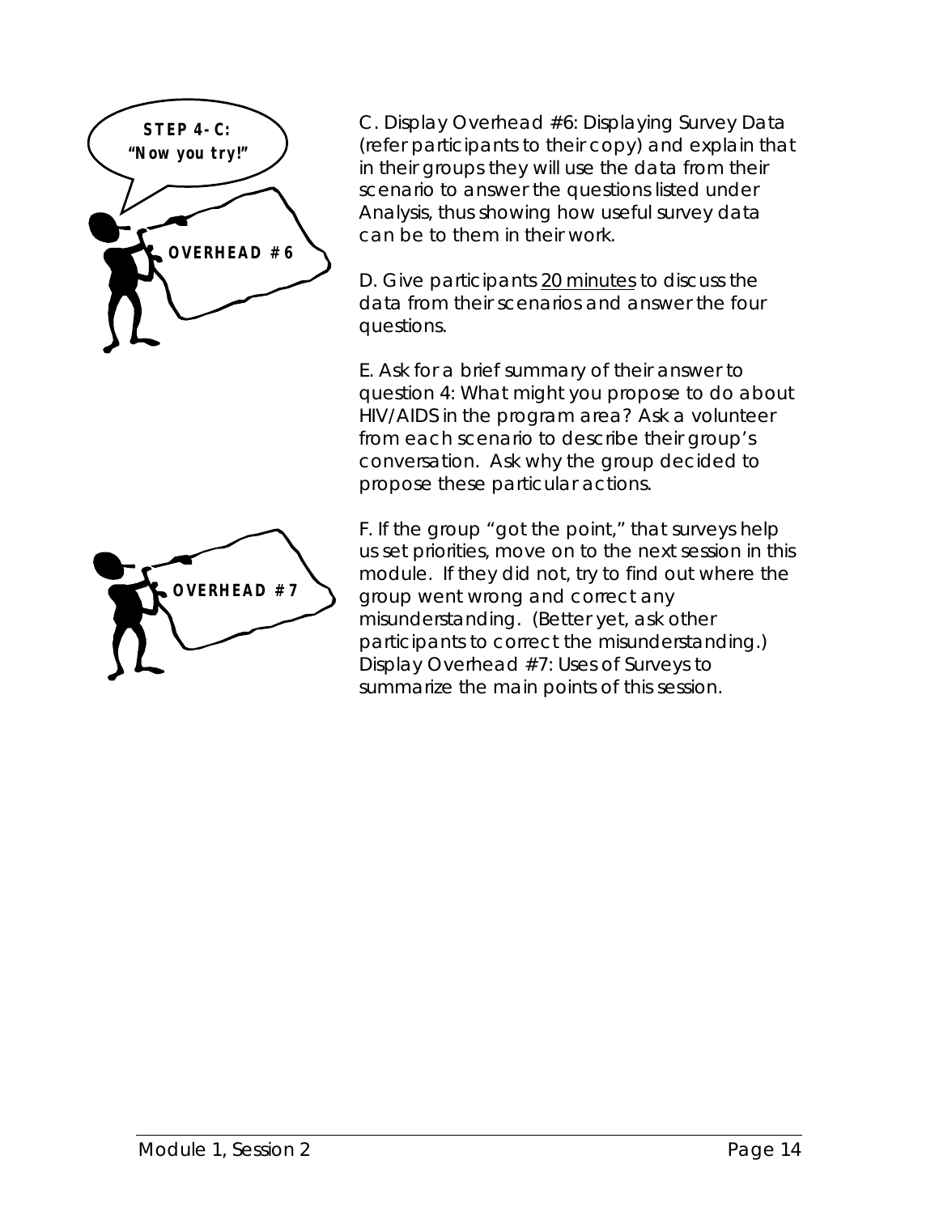**STEP 4-C: "Now you try!"**

**OVERHEAD #6**

C. Display Overhead #6: Displaying Survey Data (refer participants to their copy) and explain that in their groups they will use the data from their scenario to answer the questions listed under Analysis, thus showing how useful survey data can be to them in their work.

D. Give participants 20 minutes to discuss the data from their scenarios and answer the four questions.

E. Ask for a brief summary of their answer to question 4: What might you propose to do about HIV/AIDS in the program area? Ask a volunteer from each scenario to describe their group's conversation. Ask why the group decided to propose these particular actions.

**OVERHEAD #7**

F. If the group "got the point," that surveys help us set priorities, move on to the next session in this module. If they did not, try to find out where the group went wrong and correct any misunderstanding. (Better yet, ask other participants to correct the misunderstanding.) Display Overhead #7: Uses of Surveys to summarize the main points of this session.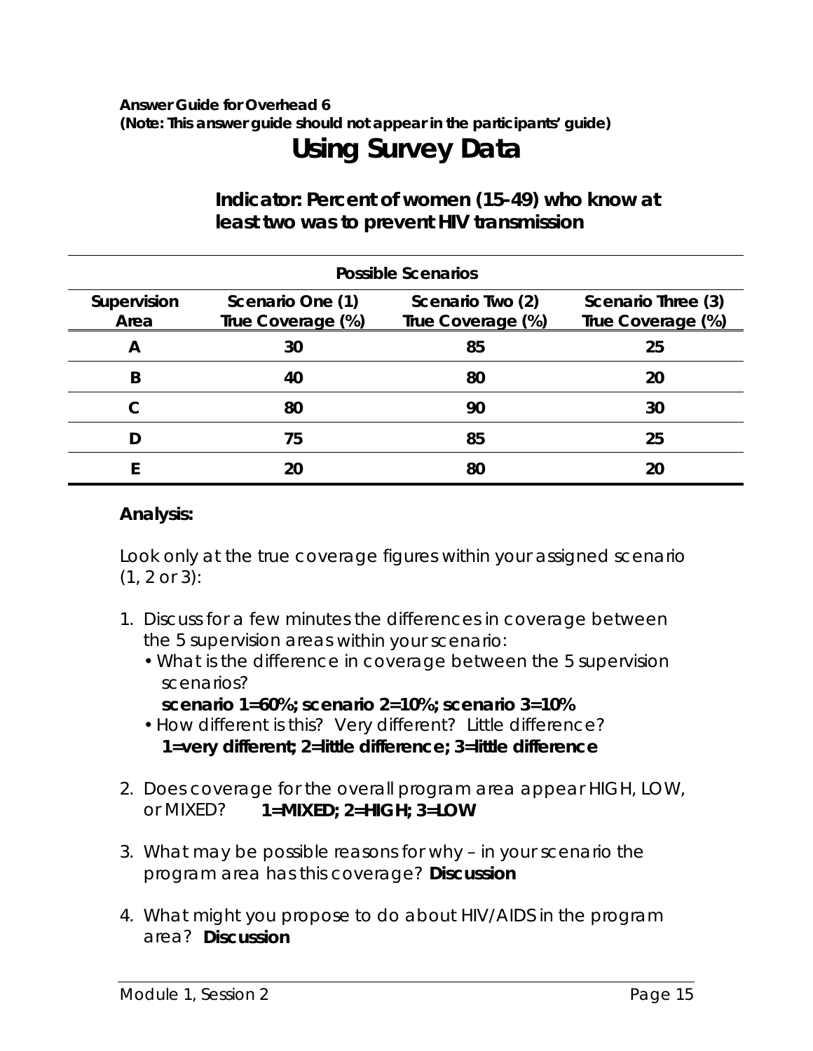**Answer Guide for Overhead 6**
**(Note: This answer guide should not appear in the participants' guide)**

# Using Survey Data

### Indicator: Percent of women (15-49) who know at least two was to prevent HIV transmission

| Possible Scenarios | | | |
|---|---|---|---|
| **Supervision Area** | **Scenario One (1) True Coverage (%)** | **Scenario Two (2) True Coverage (%)** | **Scenario Three (3) True Coverage (%)** |
| **A** | **30** | **85** | **25** |
| **B** | **40** | **80** | **20** |
| **C** | **80** | **90** | **30** |
| **D** | **75** | **85** | **25** |
| **E** | **20** | **80** | **20** |

**Analysis:**

Look only at the true coverage figures within your assigned scenario (1, 2 or 3):

1. Discuss for a few minutes the differences in coverage between the 5 supervision areas within your scenario:
   - What is the difference in coverage between the 5 supervision scenarios?
     **scenario 1=60%; scenario 2=10%; scenario 3=10%**
   - How different is this? Very different? Little difference?
     **1=very different; 2=little difference; 3=little difference**

2. Does coverage for the overall program area appear HIGH, LOW, or MIXED? **1=MIXED; 2=HIGH; 3=LOW**

3. What may be possible reasons for why – in your scenario the program area has this coverage? **Discussion**

4. What might you propose to do about HIV/AIDS in the program area? **Discussion**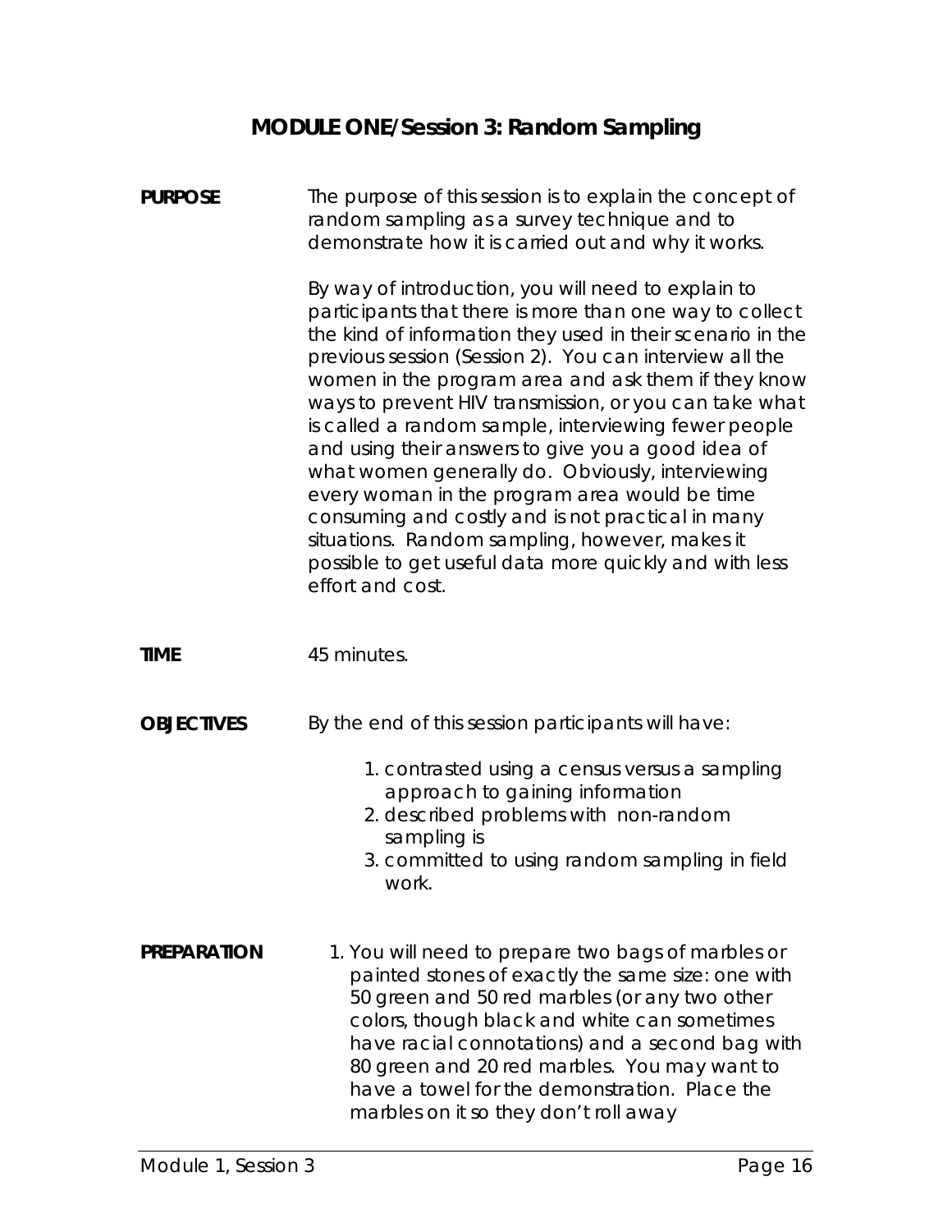# MODULE ONE/Session 3: Random Sampling

**PURPOSE**

The purpose of this session is to explain the concept of random sampling as a survey technique and to demonstrate how it is carried out and why it works.

By way of introduction, you will need to explain to participants that there is more than one way to collect the kind of information they used in their scenario in the previous session (Session 2). You can interview all the women in the program area and ask them if they know ways to prevent HIV transmission, or you can take what is called a random sample, interviewing fewer people and using their answers to give you a good idea of what women generally do. Obviously, interviewing every woman in the program area would be time consuming and costly and is not practical in many situations. Random sampling, however, makes it possible to get useful data more quickly and with less effort and cost.

**TIME**

45 minutes.

**OBJECTIVES**

By the end of this session participants will have:

1. contrasted using a census versus a sampling approach to gaining information
2. described problems with non-random sampling is
3. committed to using random sampling in field work.

**PREPARATION**

1. You will need to prepare two bags of marbles or painted stones of exactly the same size: one with 50 green and 50 red marbles (or any two other colors, though black and white can sometimes have racial connotations) and a second bag with 80 green and 20 red marbles. You may want to have a towel for the demonstration. Place the marbles on it so they don't roll away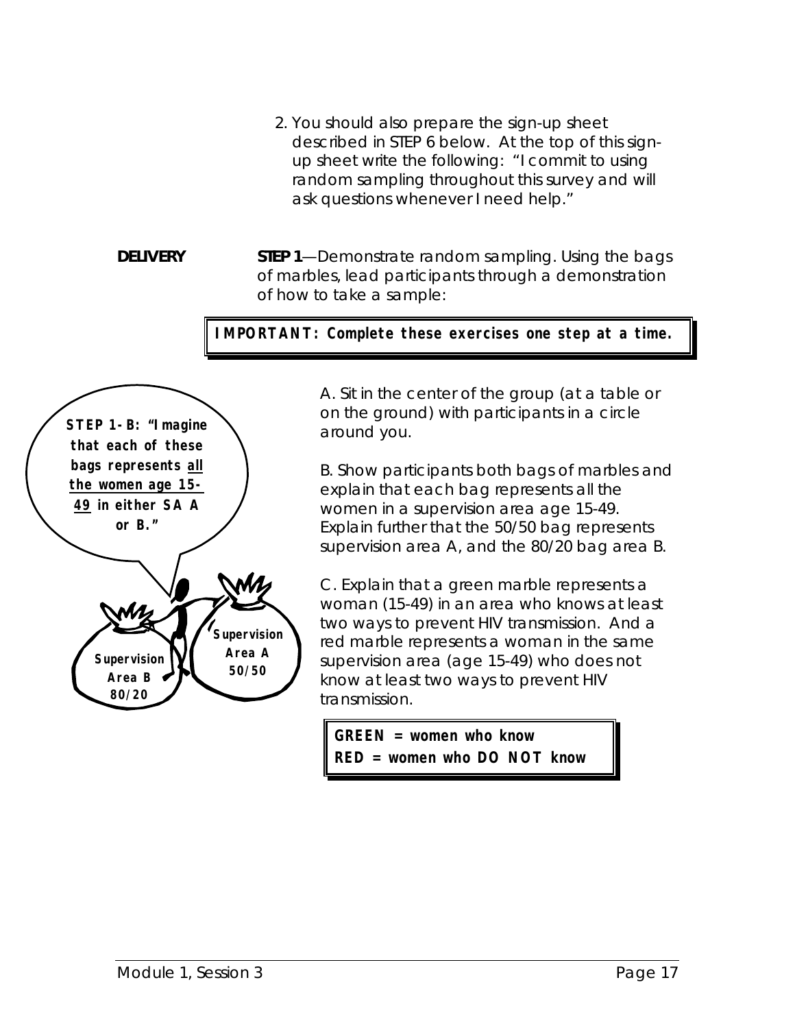2. You should also prepare the sign-up sheet described in STEP 6 below. At the top of this sign-up sheet write the following: "I commit to using random sampling throughout this survey and will ask questions whenever I need help."

**DELIVERY** **STEP 1**—Demonstrate random sampling. Using the bags of marbles, lead participants through a demonstration of how to take a sample:

**IMPORTANT: Complete these exercises one step at a time.**

**STEP 1-B: "Imagine that each of these bags represents all the women age 15-49 in either SA A or B."**

**Supervision Area B 80/20**

**Supervision Area A 50/50**

A. Sit in the center of the group (at a table or on the ground) with participants in a circle around you.

B. Show participants both bags of marbles and explain that each bag represents all the women in a supervision area age 15-49. Explain further that the 50/50 bag represents supervision area A, and the 80/20 bag area B.

C. Explain that a green marble represents a woman (15-49) in an area who knows at least two ways to prevent HIV transmission. And a red marble represents a woman in the same supervision area (age 15-49) who does not know at least two ways to prevent HIV transmission.

**GREEN = women who know**
**RED = women who DO NOT know**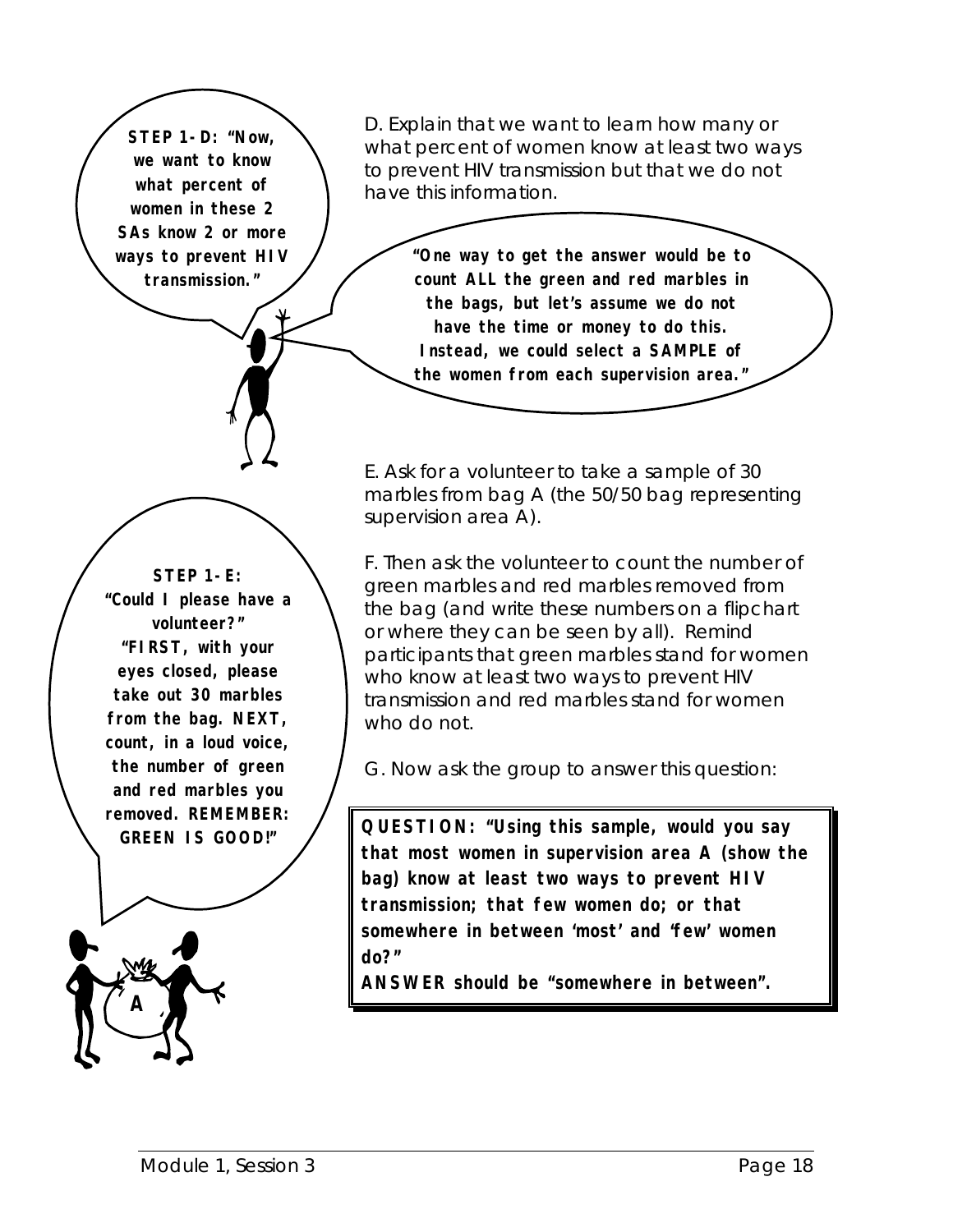**STEP 1-D: "Now, we want to know what percent of women in these 2 SAs know 2 or more ways to prevent HIV transmission."**

D. Explain that we want to learn how many or what percent of women know at least two ways to prevent HIV transmission but that we do not have this information.

**"One way to get the answer would be to count ALL the green and red marbles in the bags, but let's assume we do not have the time or money to do this. Instead, we could select a SAMPLE of the women from each supervision area."**

**STEP 1-E: "Could I please have a volunteer?" "FIRST, with your eyes closed, please take out 30 marbles from the bag. NEXT, count, in a loud voice, the number of green and red marbles you removed. REMEMBER: GREEN IS GOOD!"**

E. Ask for a volunteer to take a sample of 30 marbles from bag A (the 50/50 bag representing supervision area A).

F. Then ask the volunteer to count the number of green marbles and red marbles removed from the bag (and write these numbers on a flipchart or where they can be seen by all). Remind participants that green marbles stand for women who know at least two ways to prevent HIV transmission and red marbles stand for women who do not.

G. Now ask the group to answer this question:

**QUESTION: "Using this sample, would you say that most women in supervision area A (show the bag) know at least two ways to prevent HIV transmission; that few women do; or that somewhere in between 'most' and 'few' women do?"**

**ANSWER should be "somewhere in between".**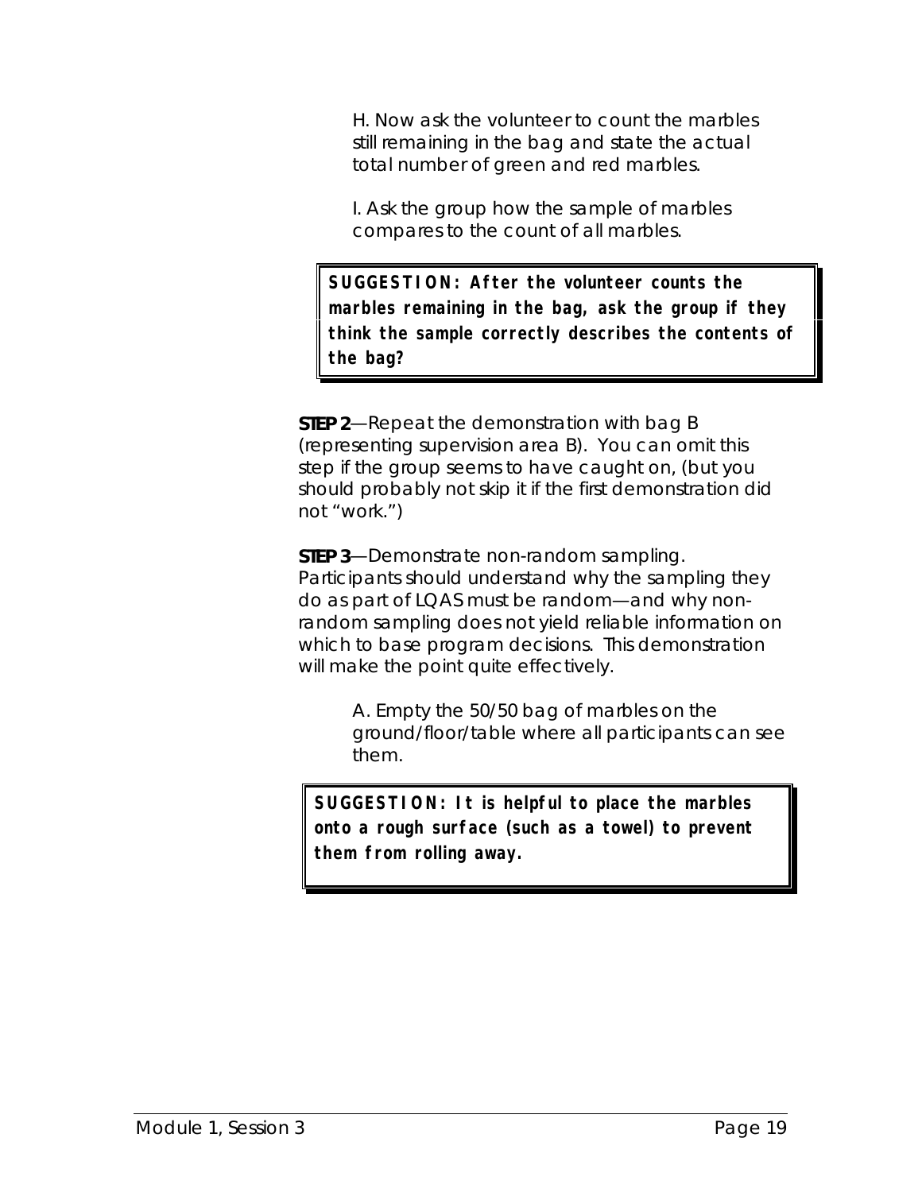H. Now ask the volunteer to count the marbles still remaining in the bag and state the actual total number of green and red marbles.

I. Ask the group how the sample of marbles compares to the count of all marbles.

> **SUGGESTION: After the volunteer counts the marbles remaining in the bag, ask the group if they think the sample correctly describes the contents of the bag?**

**STEP 2**—Repeat the demonstration with bag B (representing supervision area B). You can omit this step if the group seems to have caught on, (but you should probably not skip it if the first demonstration did not "work.")

**STEP 3**—Demonstrate non-random sampling. Participants should understand why the sampling they do as part of LQAS must be random—and why non-random sampling does not yield reliable information on which to base program decisions. This demonstration will make the point quite effectively.

A. Empty the 50/50 bag of marbles on the ground/floor/table where all participants can see them.

> **SUGGESTION: It is helpful to place the marbles onto a rough surface (such as a towel) to prevent them from rolling away.**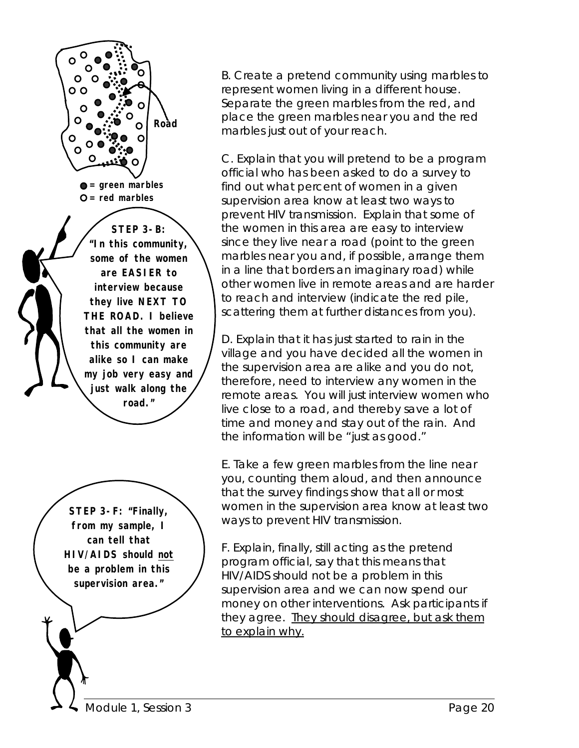Road

● = green marbles
○ = red marbles

**STEP 3-B: "In this community, some of the women are EASIER to interview because they live NEXT TO THE ROAD. I believe that all the women in this community are alike so I can make my job very easy and just walk along the road."**

**STEP 3-F: "Finally, from my sample, I can tell that HIV/AIDS should not be a problem in this supervision area."**

B. Create a pretend community using marbles to represent women living in a different house. Separate the green marbles from the red, and place the green marbles near you and the red marbles just out of your reach.

C. Explain that you will pretend to be a program official who has been asked to do a survey to find out what percent of women in a given supervision area know at least two ways to prevent HIV transmission. Explain that some of the women in this area are easy to interview since they live near a road (point to the green marbles near you and, if possible, arrange them in a line that borders an imaginary road) while other women live in remote areas and are harder to reach and interview (indicate the red pile, scattering them at further distances from you).

D. Explain that it has just started to rain in the village and you have decided all the women in the supervision area are alike and you do not, therefore, need to interview any women in the remote areas. You will just interview women who live close to a road, and thereby save a lot of time and money and stay out of the rain. And the information will be "just as good."

E. Take a few green marbles from the line near you, counting them aloud, and then announce that the survey findings show that all or most women in the supervision area know at least two ways to prevent HIV transmission.

F. Explain, finally, still acting as the pretend program official, say that this means that HIV/AIDS should not be a problem in this supervision area and we can now spend our money on other interventions. Ask participants if they agree. They should disagree, but ask them to explain why.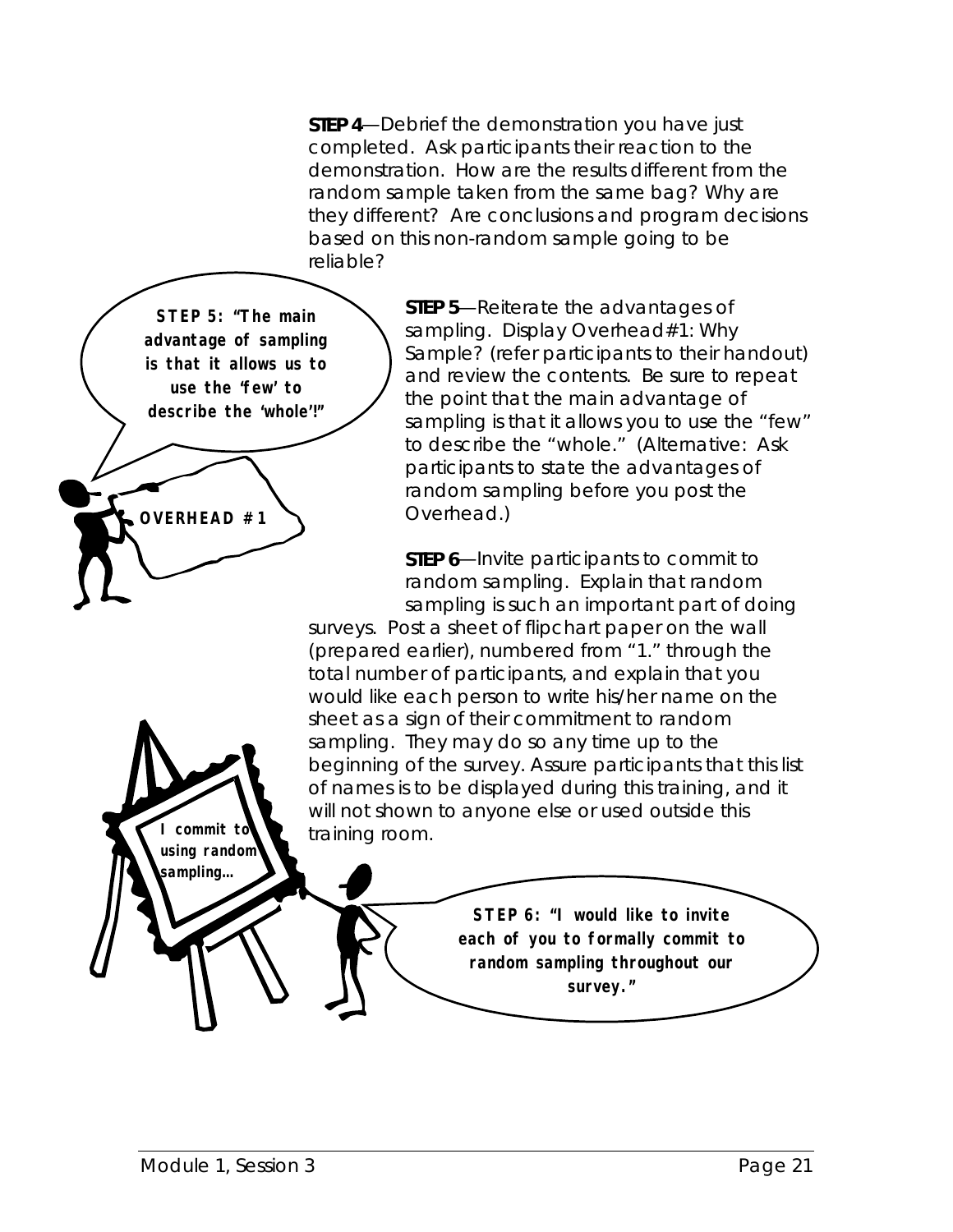**STEP 4**—Debrief the demonstration you have just completed. Ask participants their reaction to the demonstration. How are the results different from the random sample taken from the same bag? Why are they different? Are conclusions and program decisions based on this non-random sample going to be reliable?

**STEP 5: "The main advantage of sampling is that it allows us to use the 'few' to describe the 'whole'!"**

**OVERHEAD #1**

**STEP 5**—Reiterate the advantages of sampling. Display Overhead #1: Why Sample? (refer participants to their handout) and review the contents. Be sure to repeat the point that the main advantage of sampling is that it allows you to use the "few" to describe the "whole." (Alternative: Ask participants to state the advantages of random sampling before you post the Overhead.)

**STEP 6**—Invite participants to commit to random sampling. Explain that random sampling is such an important part of doing surveys. Post a sheet of flipchart paper on the wall (prepared earlier), numbered from "1." through the total number of participants, and explain that you would like each person to write his/her name on the sheet as a sign of their commitment to random sampling. They may do so any time up to the beginning of the survey. Assure participants that this list of names is to be displayed during this training, and it will not shown to anyone else or used outside this training room.

**I commit to using random sampling…**

**STEP 6: "I would like to invite each of you to formally commit to random sampling throughout our survey."**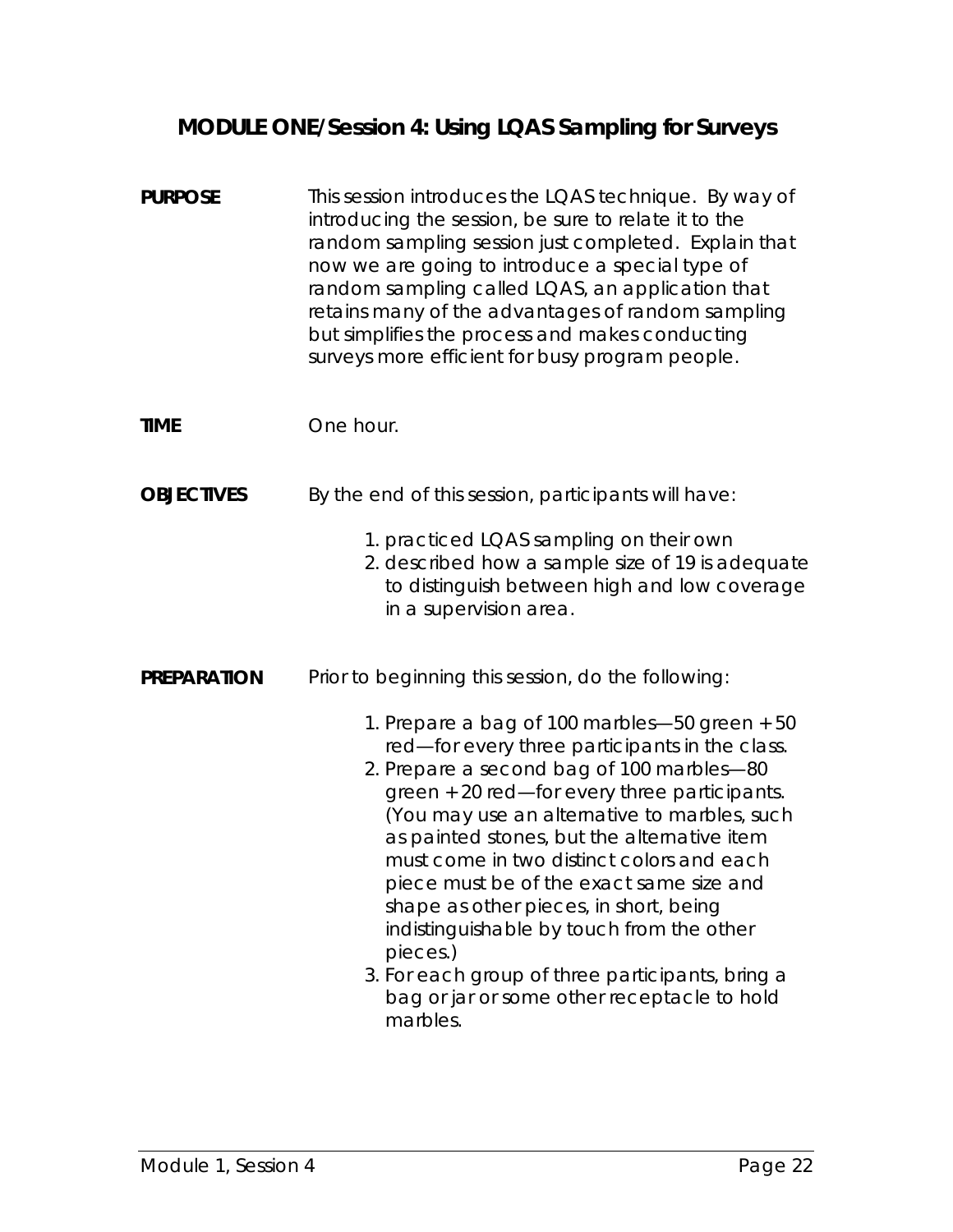## MODULE ONE/Session 4: Using LQAS Sampling for Surveys

**PURPOSE**

This session introduces the LQAS technique. By way of introducing the session, be sure to relate it to the random sampling session just completed. Explain that now we are going to introduce a special type of random sampling called LQAS, an application that retains many of the advantages of random sampling but simplifies the process and makes conducting surveys more efficient for busy program people.

**TIME**

One hour.

**OBJECTIVES**

By the end of this session, participants will have:

1. practiced LQAS sampling on their own
2. described how a sample size of 19 is adequate to distinguish between high and low coverage in a supervision area.

**PREPARATION**

Prior to beginning this session, do the following:

1. Prepare a bag of 100 marbles—50 green + 50 red—for every three participants in the class.
2. Prepare a second bag of 100 marbles—80 green + 20 red—for every three participants. (You may use an alternative to marbles, such as painted stones, but the alternative item must come in two distinct colors and each piece must be of the exact same size and shape as other pieces, in short, being indistinguishable by touch from the other pieces.)
3. For each group of three participants, bring a bag or jar or some other receptacle to hold marbles.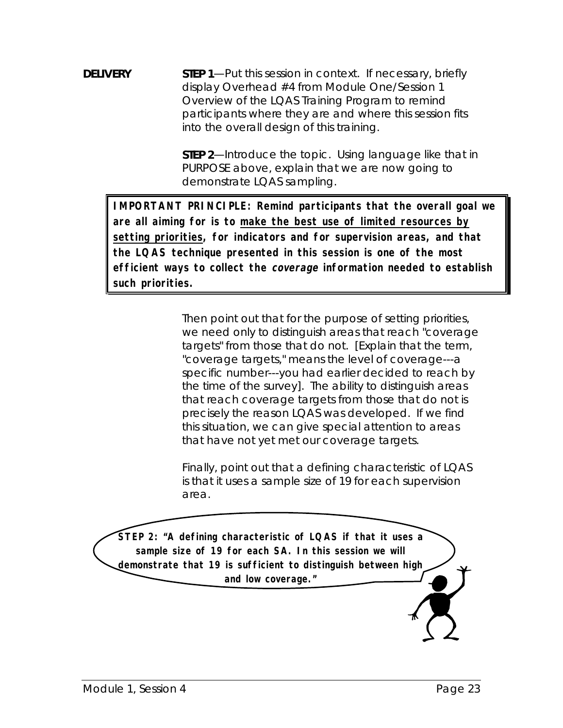**DELIVERY**

**STEP 1**—Put this session in context. If necessary, briefly display Overhead #4 from Module One/Session 1 Overview of the LQAS Training Program to remind participants where they are and where this session fits into the overall design of this training.

**STEP 2**—Introduce the topic. Using language like that in PURPOSE above, explain that we are now going to demonstrate LQAS sampling.

> **IMPORTANT PRINCIPLE: Remind participants that the overall goal we are all aiming for is to <u>make the best use of limited resources by setting priorities</u>, for indicators and for supervision areas, and that the LQAS technique presented in this session is one of the most efficient ways to collect the *coverage* information needed to establish such priorities.**

Then point out that for the purpose of setting priorities, we need only to distinguish areas that reach "coverage targets" from those that do not. [Explain that the term, "coverage targets," means the level of coverage---a specific number---you had earlier decided to reach by the time of the survey]. The ability to distinguish areas that reach coverage targets from those that do not is precisely the reason LQAS was developed. If we find this situation, we can give special attention to areas that have not yet met our coverage targets.

Finally, point out that a defining characteristic of LQAS is that it uses a sample size of 19 for each supervision area.

**STEP 2: "A defining characteristic of LQAS if that it uses a sample size of 19 for each SA. In this session we will demonstrate that 19 is sufficient to distinguish between high and low coverage."**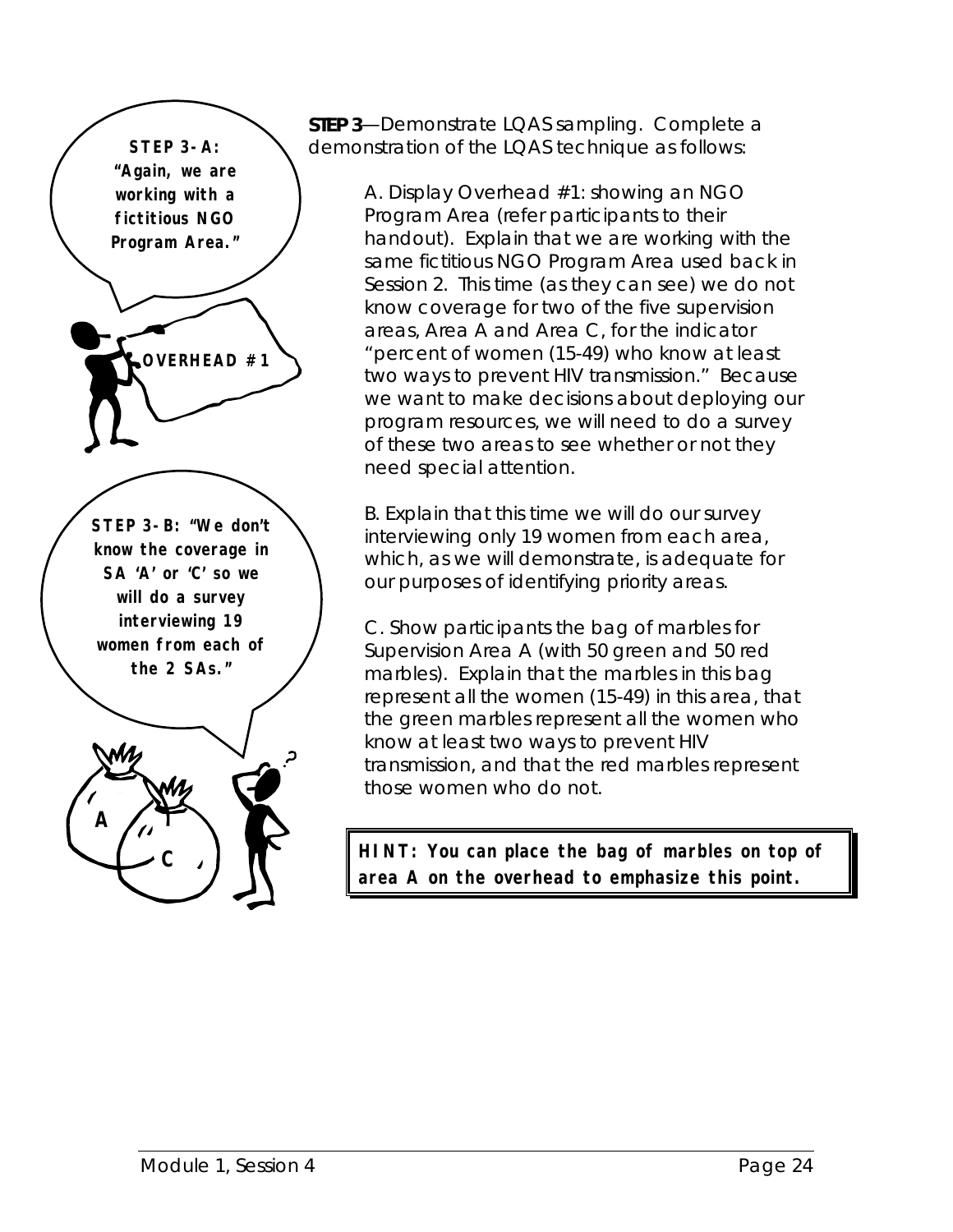**STEP 3-A: "Again, we are working with a fictitious NGO Program Area."**

**OVERHEAD #1**

**STEP 3-B: "We don't know the coverage in SA 'A' or 'C' so we will do a survey interviewing 19 women from each of the 2 SAs."**

**STEP 3**—Demonstrate LQAS sampling. Complete a demonstration of the LQAS technique as follows:

A. Display Overhead #1: showing an NGO Program Area (refer participants to their handout). Explain that we are working with the same fictitious NGO Program Area used back in Session 2. This time (as they can see) we do not know coverage for two of the five supervision areas, Area A and Area C, for the indicator "percent of women (15-49) who know at least two ways to prevent HIV transmission." Because we want to make decisions about deploying our program resources, we will need to do a survey of these two areas to see whether or not they need special attention.

B. Explain that this time we will do our survey interviewing only 19 women from each area, which, as we will demonstrate, is adequate for our purposes of identifying priority areas.

C. Show participants the bag of marbles for Supervision Area A (with 50 green and 50 red marbles). Explain that the marbles in this bag represent all the women (15-49) in this area, that the green marbles represent all the women who know at least two ways to prevent HIV transmission, and that the red marbles represent those women who do not.

> **HINT: You can place the bag of marbles on top of area A on the overhead to emphasize this point.**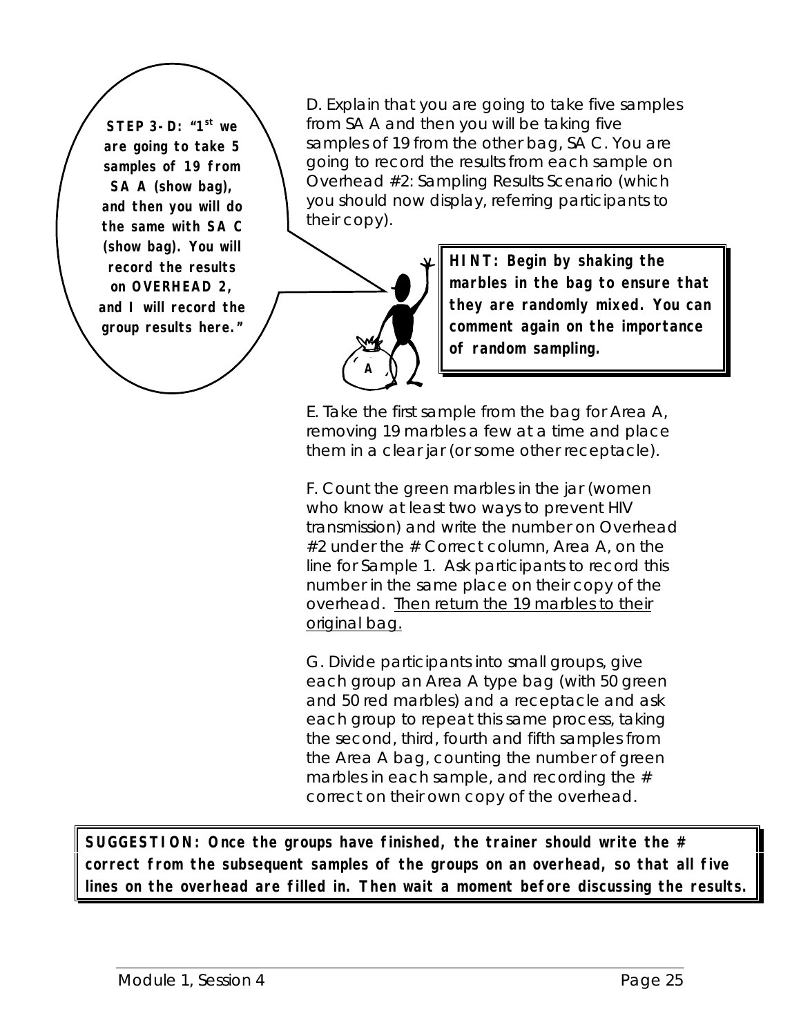**STEP 3-D: "1st we are going to take 5 samples of 19 from SA A (show bag), and then you will do the same with SA C (show bag). You will record the results on OVERHEAD 2, and I will record the group results here."**

D. Explain that you are going to take five samples from SA A and then you will be taking five samples of 19 from the other bag, SA C. You are going to record the results from each sample on Overhead #2: Sampling Results Scenario (which you should now display, referring participants to their copy).

> **HINT: Begin by shaking the marbles in the bag to ensure that they are randomly mixed. You can comment again on the importance of random sampling.**

E. Take the first sample from the bag for Area A, removing 19 marbles a few at a time and place them in a clear jar (or some other receptacle).

F. Count the green marbles in the jar (women who know at least two ways to prevent HIV transmission) and write the number on Overhead #2 under the # Correct column, Area A, on the line for Sample 1. Ask participants to record this number in the same place on their copy of the overhead. <u>Then return the 19 marbles to their original bag.</u>

G. Divide participants into small groups, give each group an Area A type bag (with 50 green and 50 red marbles) and a receptacle and ask each group to repeat this same process, taking the second, third, fourth and fifth samples from the Area A bag, counting the number of green marbles in each sample, and recording the # correct on their own copy of the overhead.

> **SUGGESTION: Once the groups have finished, the trainer should write the # correct from the subsequent samples of the groups on an overhead, so that all five lines on the overhead are filled in. Then wait a moment before discussing the results.**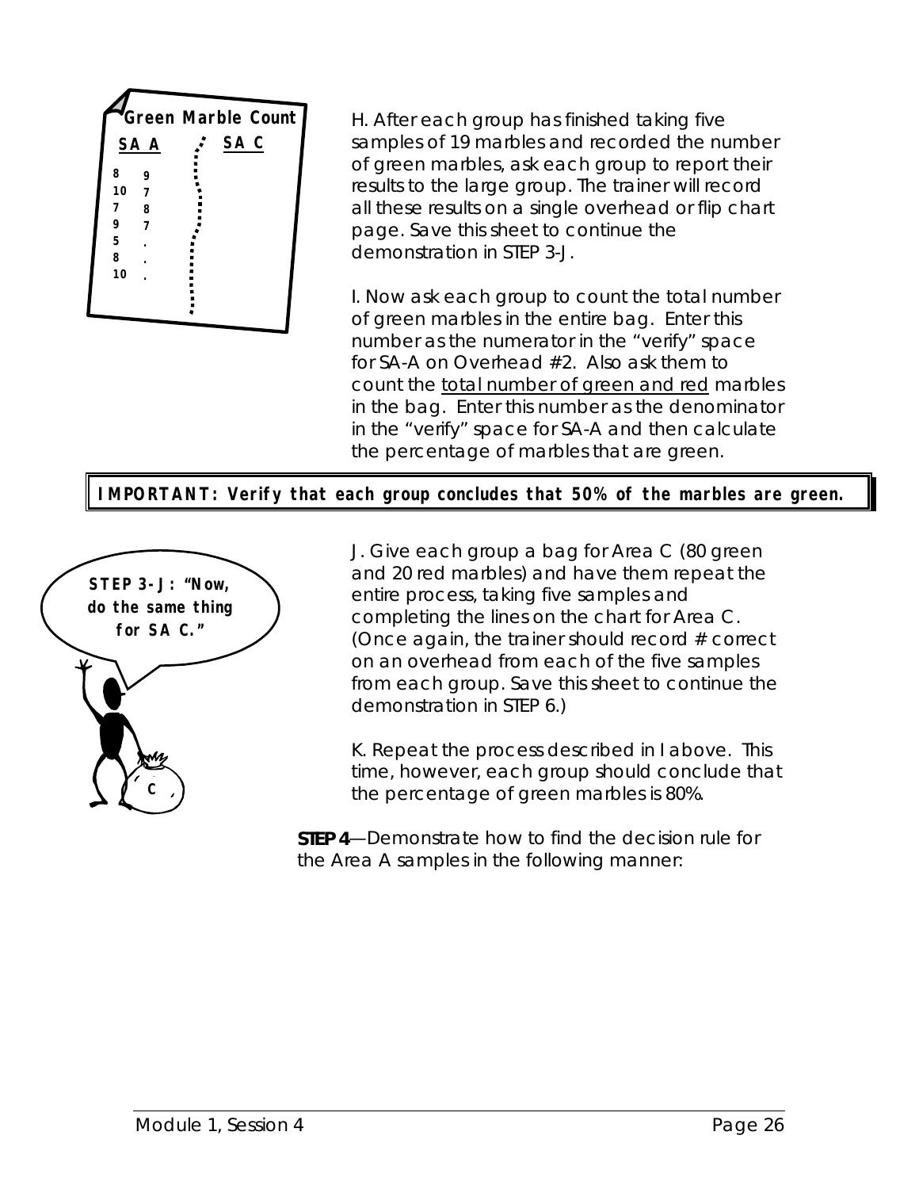**Green Marble Count**

| SA A | | SA C |
|---|---|---|
| 8 | 9 | |
| 10 | 7 | |
| 7 | 8 | |
| 9 | 7 | |
| 5 | . | |
| 8 | . | |
| 10 | . | |

H. After each group has finished taking five samples of 19 marbles and recorded the number of green marbles, ask each group to report their results to the large group. The trainer will record all these results on a single overhead or flip chart page. Save this sheet to continue the demonstration in STEP 3-J.

I. Now ask each group to count the total number of green marbles in the entire bag. Enter this number as the numerator in the "verify" space for SA-A on Overhead #2. Also ask them to count the total number of green and red marbles in the bag. Enter this number as the denominator in the "verify" space for SA-A and then calculate the percentage of marbles that are green.

**IMPORTANT: Verify that each group concludes that 50% of the marbles are green.**

**STEP 3-J: "Now, do the same thing for SA C."**

J. Give each group a bag for Area C (80 green and 20 red marbles) and have them repeat the entire process, taking five samples and completing the lines on the chart for Area C. (Once again, the trainer should record # correct on an overhead from each of the five samples from each group. Save this sheet to continue the demonstration in STEP 6.)

K. Repeat the process described in I above. This time, however, each group should conclude that the percentage of green marbles is 80%.

**STEP 4**—Demonstrate how to find the decision rule for the Area A samples in the following manner: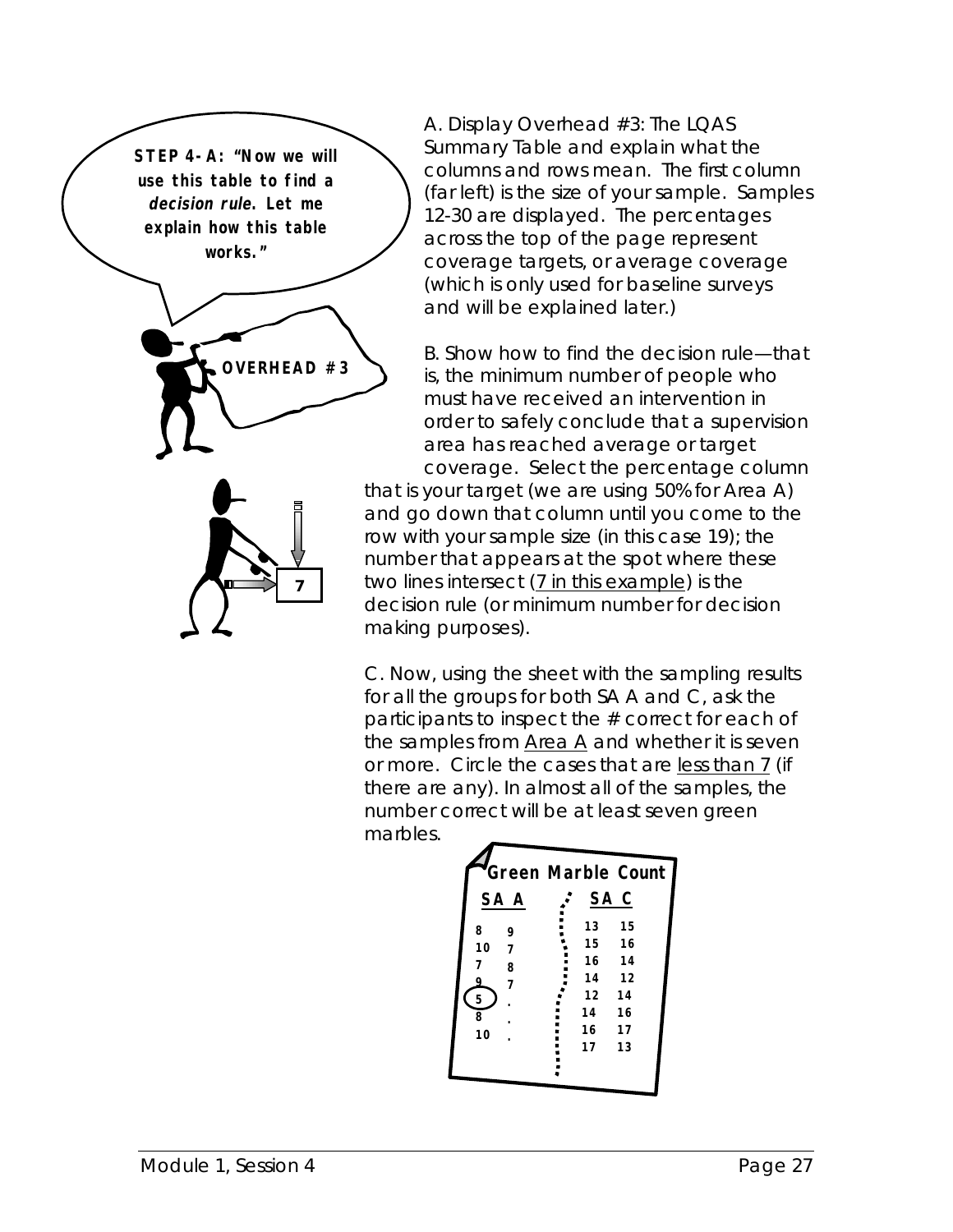**STEP 4-A: "Now we will use this table to find a *decision rule*. Let me explain how this table works."**

**OVERHEAD #3**

A. Display Overhead #3: The LQAS Summary Table and explain what the columns and rows mean. The first column (far left) is the size of your sample. Samples 12-30 are displayed. The percentages across the top of the page represent coverage targets, or average coverage (which is only used for baseline surveys and will be explained later.)

B. Show how to find the decision rule—that is, the minimum number of people who must have received an intervention in order to safely conclude that a supervision area has reached average or target coverage. Select the percentage column that is your target (we are using 50% for Area A) and go down that column until you come to the row with your sample size (in this case 19); the number that appears at the spot where these two lines intersect (7 in this example) is the decision rule (or minimum number for decision making purposes).

7

C. Now, using the sheet with the sampling results for all the groups for both SA A and C, ask the participants to inspect the # correct for each of the samples from Area A and whether it is seven or more. Circle the cases that are less than 7 (if there are any). In almost all of the samples, the number correct will be at least seven green marbles.

**Green Marble Count**

| SA A | | SA C | |
|---|---|---|---|
| 8 | 9 | 13 | 15 |
| 10 | 7 | 15 | 16 |
| 7 | 8 | 16 | 14 |
| 9 | 7 | 14 | 12 |
| (5) | . | 12 | 14 |
| 8 | . | 14 | 16 |
| 10 | . | 16 | 17 |
| | | 17 | 13 |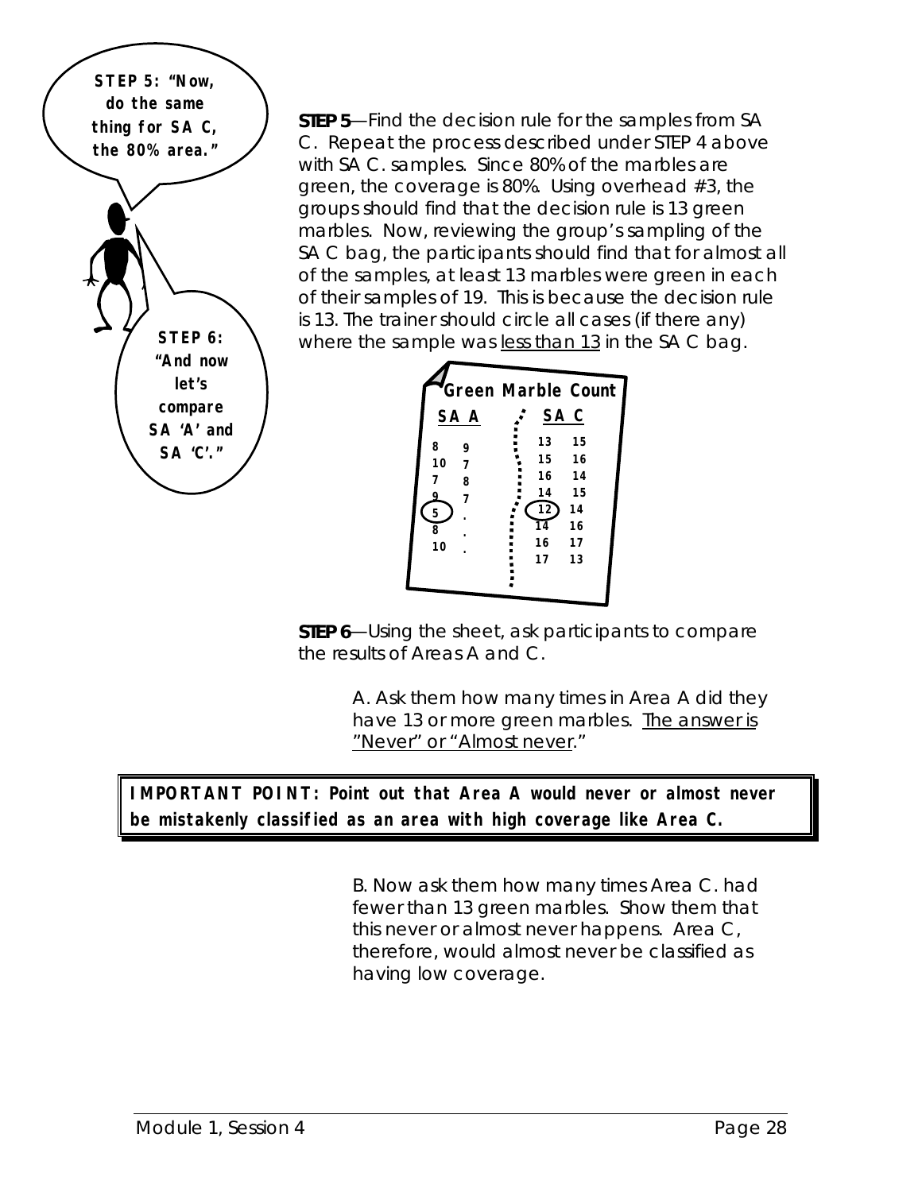STEP 5: "Now, do the same thing for SA C, the 80% area."

STEP 6: "And now let's compare SA 'A' and SA 'C'."

**STEP 5**—Find the decision rule for the samples from SA C. Repeat the process described under STEP 4 above with SA C. samples. Since 80% of the marbles are green, the coverage is 80%. Using overhead #3, the groups should find that the decision rule is 13 green marbles. Now, reviewing the group's sampling of the SA C bag, the participants should find that for almost all of the samples, at least 13 marbles were green in each of their samples of 19. This is because the decision rule is 13. The trainer should circle all cases (if there any) where the sample was <u>less than 13</u> in the SA C bag.

**Green Marble Count**

| SA A | | SA C | |
|---|---|---|---|
| 8 | 9 | 13 | 15 |
| 10 | 7 | 15 | 16 |
| 7 | 8 | 16 | 14 |
| 9 | 7 | 14 | 15 |
| (5) | . | (12) | 14 |
| 8 | . | 14 | 16 |
| 10 | . | 16 | 17 |
| | | 17 | 13 |

**STEP 6**—Using the sheet, ask participants to compare the results of Areas A and C.

A. Ask them how many times in Area A did they have 13 or more green marbles. <u>The answer is "Never" or "Almost never</u>."

**IMPORTANT POINT: Point out that Area A would never or almost never be mistakenly classified as an area with high coverage like Area C.**

B. Now ask them how many times Area C. had fewer than 13 green marbles. Show them that this never or almost never happens. Area C, therefore, would almost never be classified as having low coverage.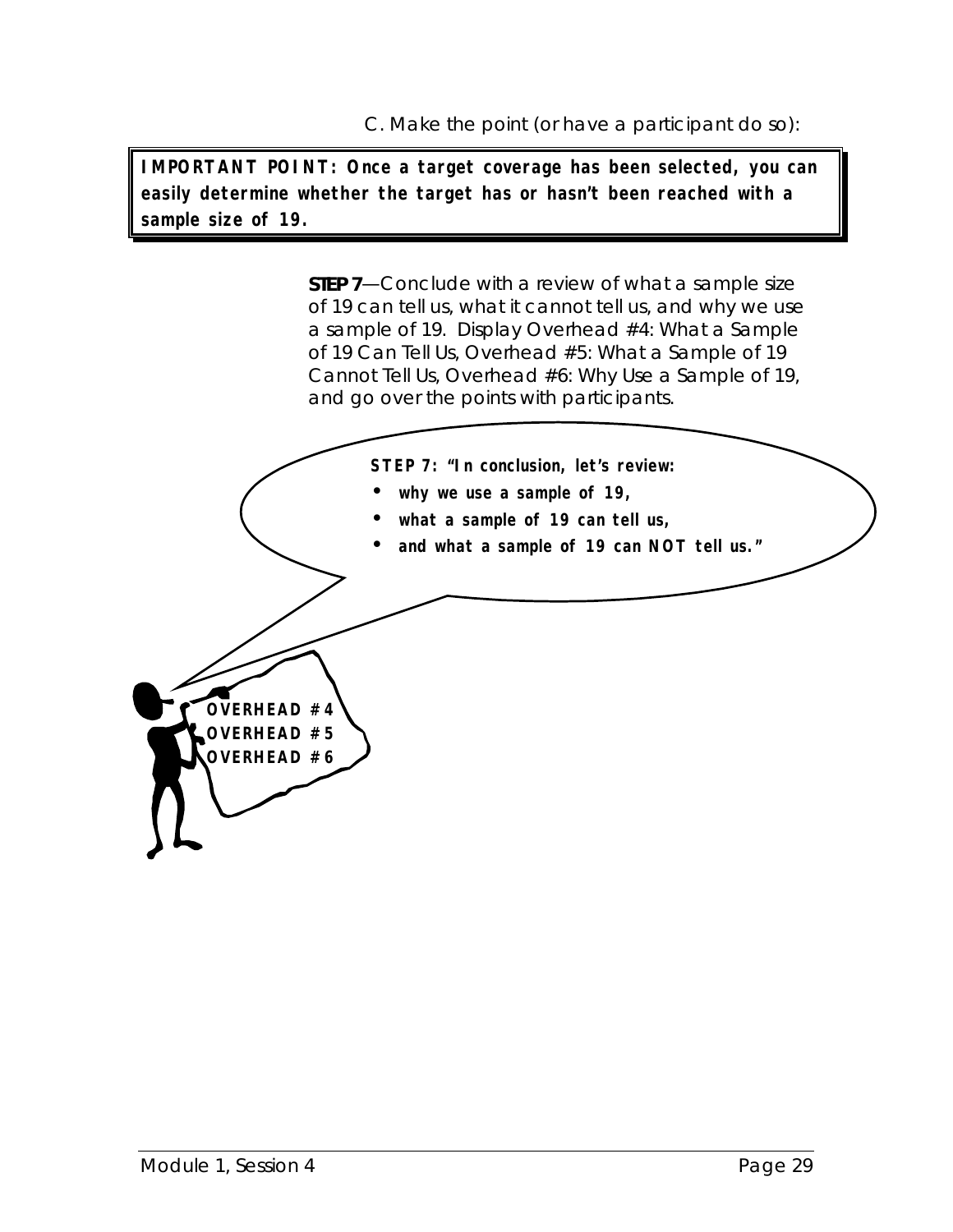C. Make the point (or have a participant do so):

**IMPORTANT POINT: Once a target coverage has been selected, you can easily determine whether the target has or hasn't been reached with a sample size of 19.**

**STEP 7**—Conclude with a review of what a sample size of 19 can tell us, what it cannot tell us, and why we use a sample of 19. Display Overhead #4: What a Sample of 19 Can Tell Us, Overhead #5: What a Sample of 19 Cannot Tell Us, Overhead #6: Why Use a Sample of 19, and go over the points with participants.

**STEP 7: "In conclusion, let's review:**

- **why we use a sample of 19,**
- **what a sample of 19 can tell us,**
- **and what a sample of 19 can NOT tell us."**

**OVERHEAD #4**
**OVERHEAD #5**
**OVERHEAD #6**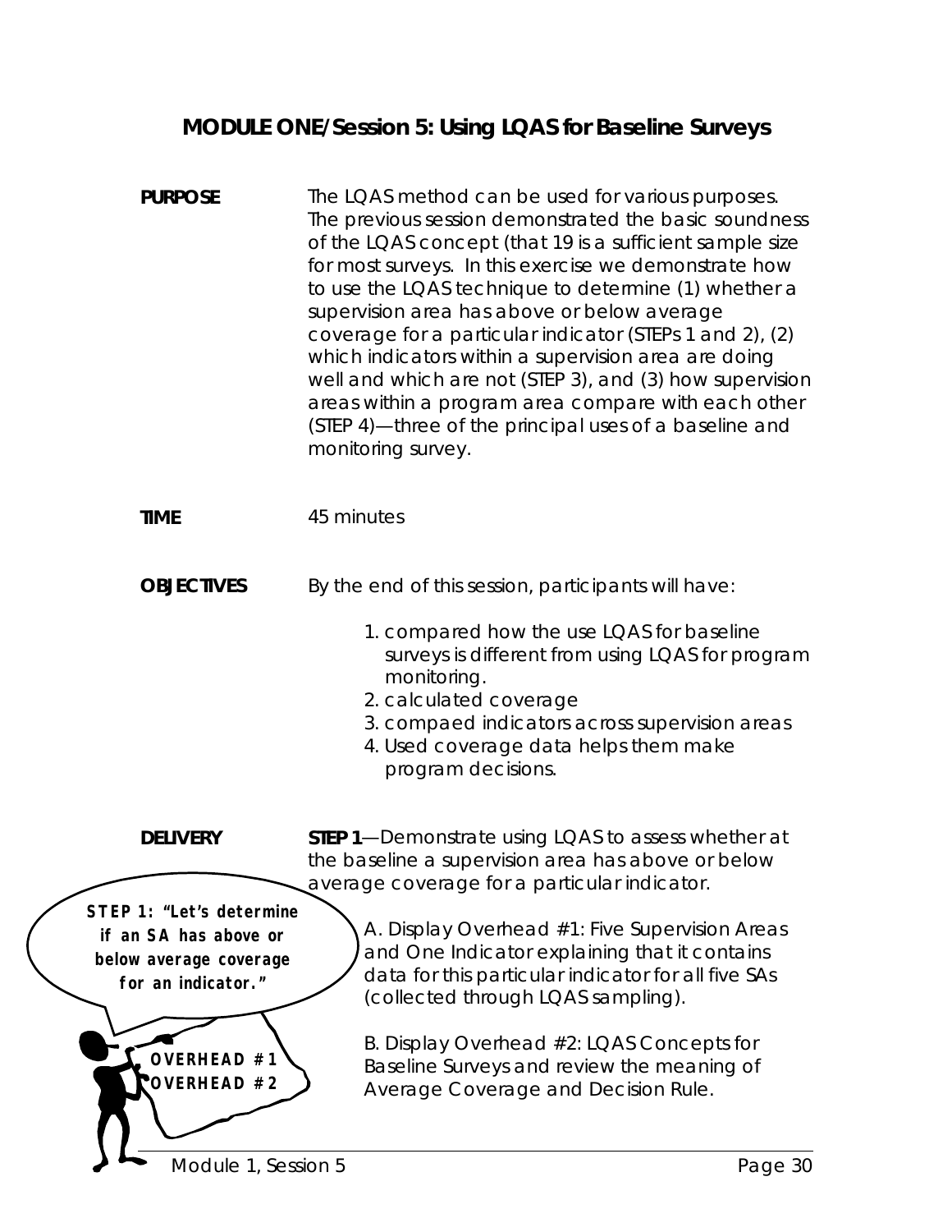## MODULE ONE/Session 5: Using LQAS for Baseline Surveys

**PURPOSE**

The LQAS method can be used for various purposes. The previous session demonstrated the basic soundness of the LQAS concept (that 19 is a sufficient sample size for most surveys. In this exercise we demonstrate how to use the LQAS technique to determine (1) whether a supervision area has above or below average coverage for a particular indicator (STEPs 1 and 2), (2) which indicators within a supervision area are doing well and which are not (STEP 3), and (3) how supervision areas within a program area compare with each other (STEP 4)—three of the principal uses of a baseline and monitoring survey.

**TIME**

45 minutes

**OBJECTIVES**

By the end of this session, participants will have:

1. compared how the use LQAS for baseline surveys is different from using LQAS for program monitoring.
2. calculated coverage
3. compaed indicators across supervision areas
4. Used coverage data helps them make program decisions.

**DELIVERY**

**STEP 1**—Demonstrate using LQAS to assess whether at the baseline a supervision area has above or below average coverage for a particular indicator.

**STEP 1: "Let's determine if an SA has above or below average coverage for an indicator."**

**OVERHEAD #1**
**OVERHEAD #2**

A. Display Overhead #1: Five Supervision Areas and One Indicator explaining that it contains data for this particular indicator for all five SAs (collected through LQAS sampling).

B. Display Overhead #2: LQAS Concepts for Baseline Surveys and review the meaning of Average Coverage and Decision Rule.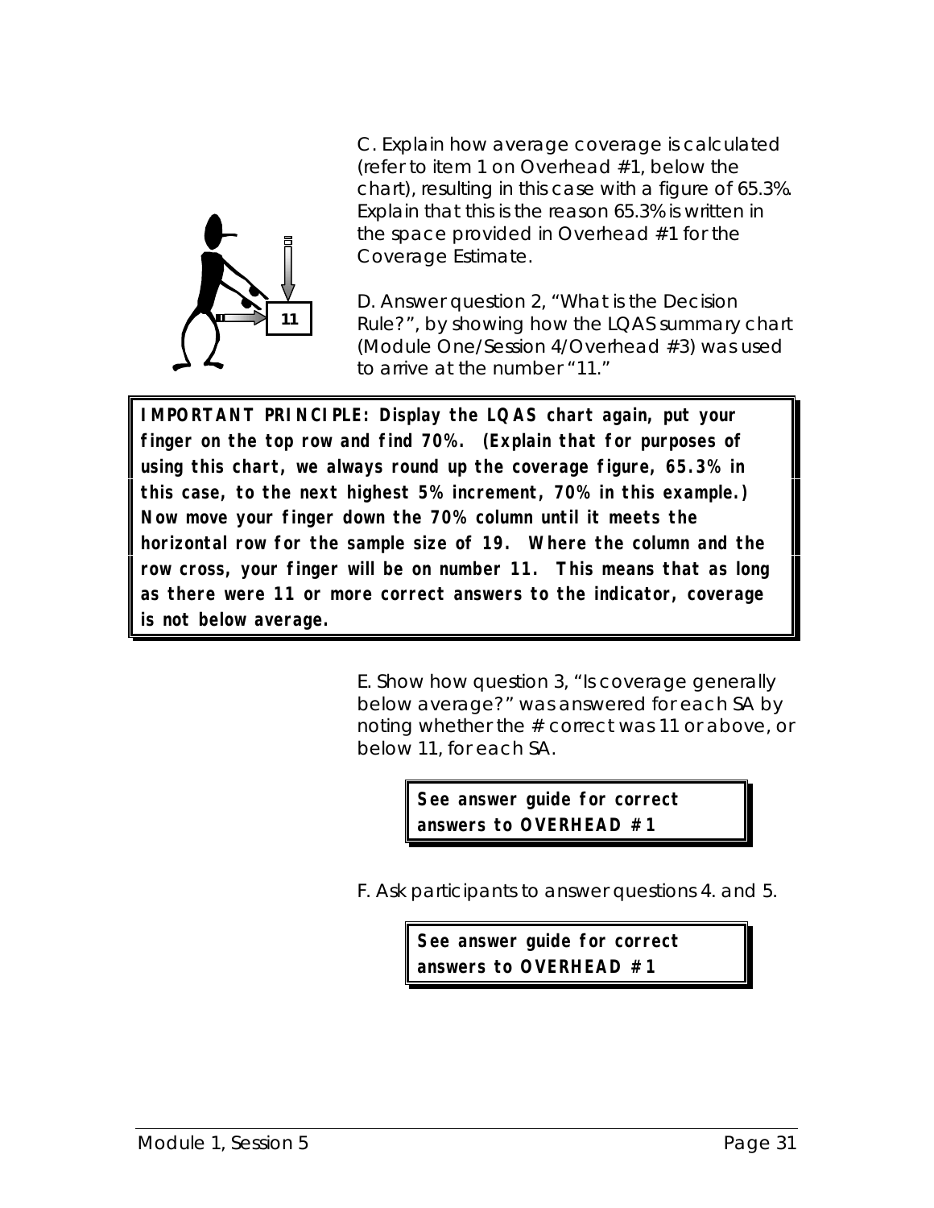C. Explain how average coverage is calculated (refer to item 1 on Overhead #1, below the chart), resulting in this case with a figure of 65.3%. Explain that this is the reason 65.3% is written in the space provided in Overhead #1 for the Coverage Estimate.

D. Answer question 2, "What is the Decision Rule?", by showing how the LQAS summary chart (Module One/Session 4/Overhead #3) was used to arrive at the number "11."

**IMPORTANT PRINCIPLE: Display the LQAS chart again, put your finger on the top row and find 70%. (Explain that for purposes of using this chart, we always round up the coverage figure, 65.3% in this case, to the next highest 5% increment, 70% in this example.) Now move your finger down the 70% column until it meets the horizontal row for the sample size of 19. Where the column and the row cross, your finger will be on number 11. This means that as long as there were 11 or more correct answers to the indicator, coverage is not below average.**

E. Show how question 3, "Is coverage generally below average?" was answered for each SA by noting whether the # correct was 11 or above, or below 11, for each SA.

**See answer guide for correct answers to OVERHEAD #1**

F. Ask participants to answer questions 4. and 5.

**See answer guide for correct answers to OVERHEAD #1**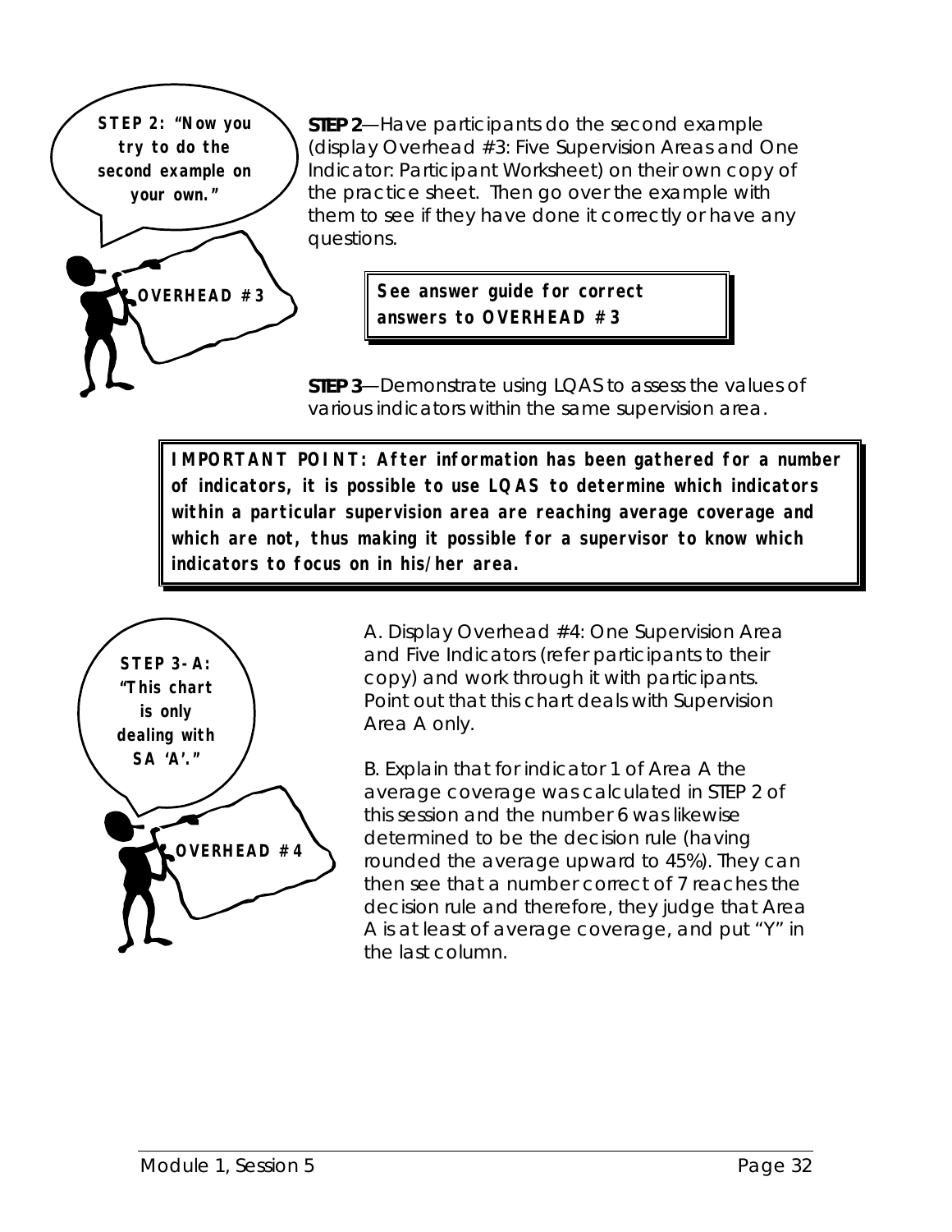**STEP 2: "Now you try to do the second example on your own."**

**OVERHEAD #3**

**STEP 2**—Have participants do the second example (display Overhead #3: Five Supervision Areas and One Indicator: Participant Worksheet) on their own copy of the practice sheet. Then go over the example with them to see if they have done it correctly or have any questions.

> **See answer guide for correct answers to OVERHEAD #3**

**STEP 3**—Demonstrate using LQAS to assess the values of various indicators within the same supervision area.

> **IMPORTANT POINT: After information has been gathered for a number of indicators, it is possible to use LQAS to determine which indicators within a particular supervision area are reaching average coverage and which are not, thus making it possible for a supervisor to know which indicators to focus on in his/her area.**

**STEP 3-A: "This chart is only dealing with SA 'A'."**

**OVERHEAD #4**

A. Display Overhead #4: One Supervision Area and Five Indicators (refer participants to their copy) and work through it with participants. Point out that this chart deals with Supervision Area A only.

B. Explain that for indicator 1 of Area A the average coverage was calculated in STEP 2 of this session and the number 6 was likewise determined to be the decision rule (having rounded the average upward to 45%). They can then see that a number correct of 7 reaches the decision rule and therefore, they judge that Area A is at least of average coverage, and put "Y" in the last column.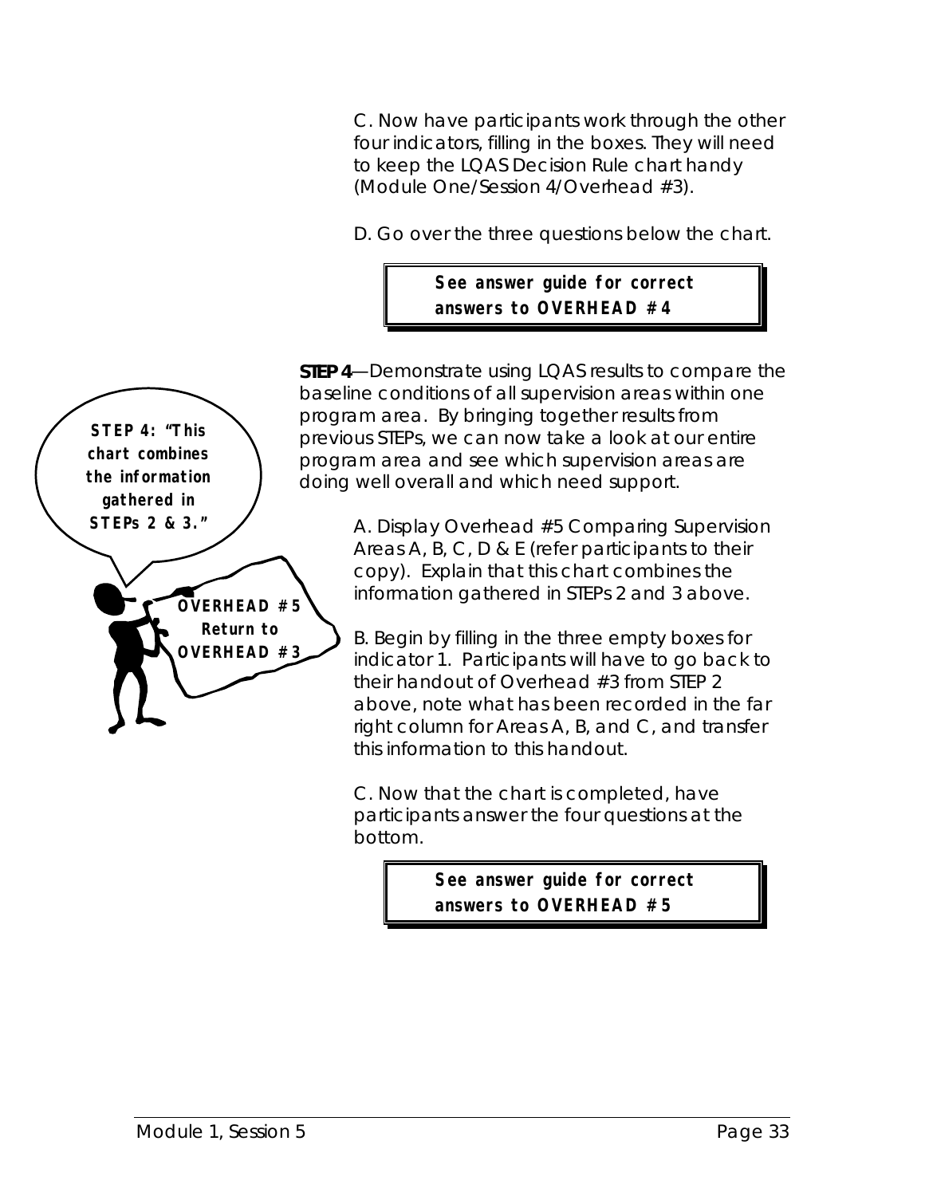C. Now have participants work through the other four indicators, filling in the boxes. They will need to keep the LQAS Decision Rule chart handy (Module One/Session 4/Overhead #3).

D. Go over the three questions below the chart.

> **See answer guide for correct answers to OVERHEAD #4**

**STEP 4**—Demonstrate using LQAS results to compare the baseline conditions of all supervision areas within one program area. By bringing together results from previous STEPs, we can now take a look at our entire program area and see which supervision areas are doing well overall and which need support.

**STEP 4: "This chart combines the information gathered in STEPs 2 & 3."**

**OVERHEAD #5**
**Return to OVERHEAD #3**

A. Display Overhead #5 Comparing Supervision Areas A, B, C, D & E (refer participants to their copy). Explain that this chart combines the information gathered in STEPs 2 and 3 above.

B. Begin by filling in the three empty boxes for indicator 1. Participants will have to go back to their handout of Overhead #3 from STEP 2 above, note what has been recorded in the far right column for Areas A, B, and C, and transfer this information to this handout.

C. Now that the chart is completed, have participants answer the four questions at the bottom.

> **See answer guide for correct answers to OVERHEAD #5**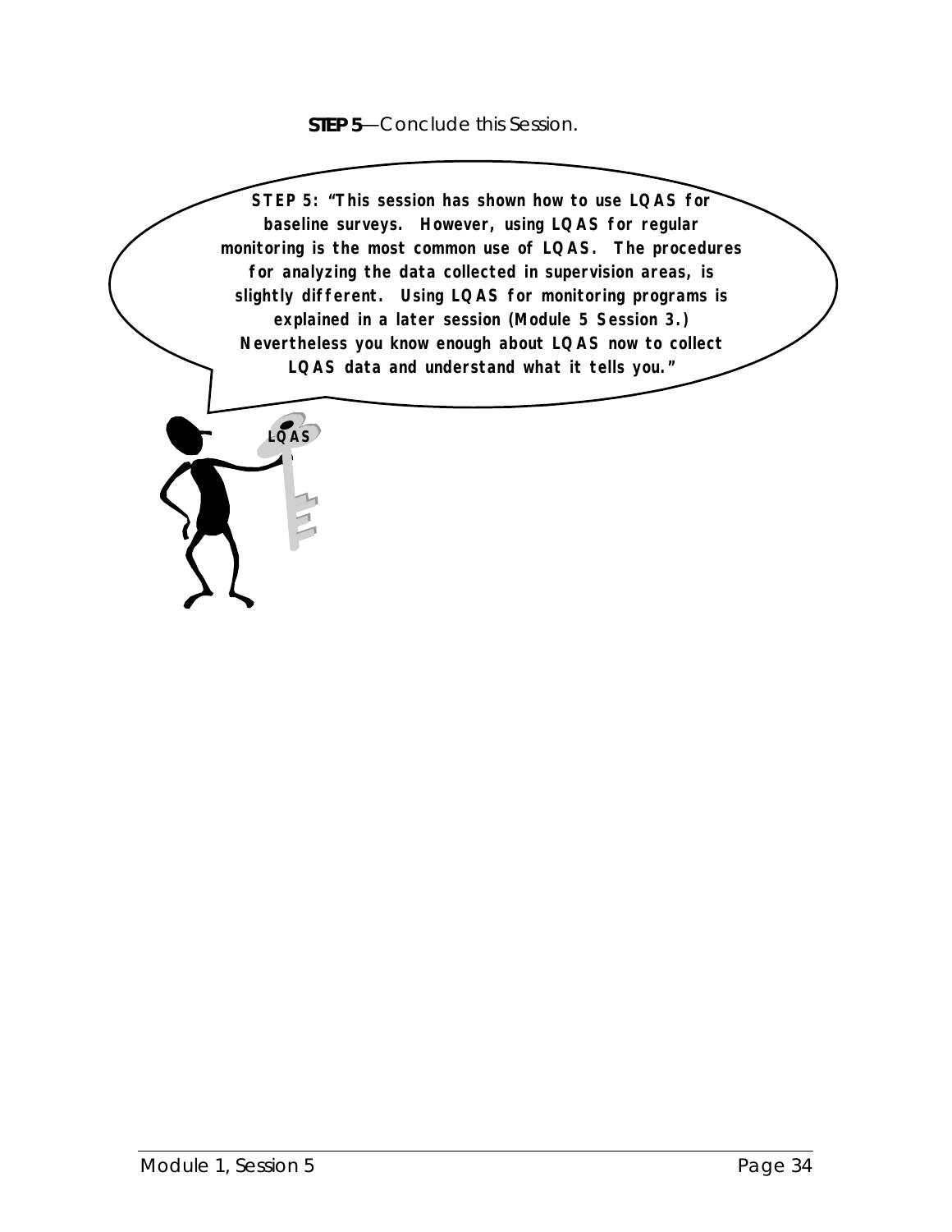**STEP 5**—Conclude this Session.

**STEP 5: "This session has shown how to use LQAS for baseline surveys. However, using LQAS for regular monitoring is the most common use of LQAS. The procedures for analyzing the data collected in supervision areas, is slightly different. Using LQAS for monitoring programs is explained in a later session (Module 5 Session 3.) Nevertheless you know enough about LQAS now to collect LQAS data and understand what it tells you."**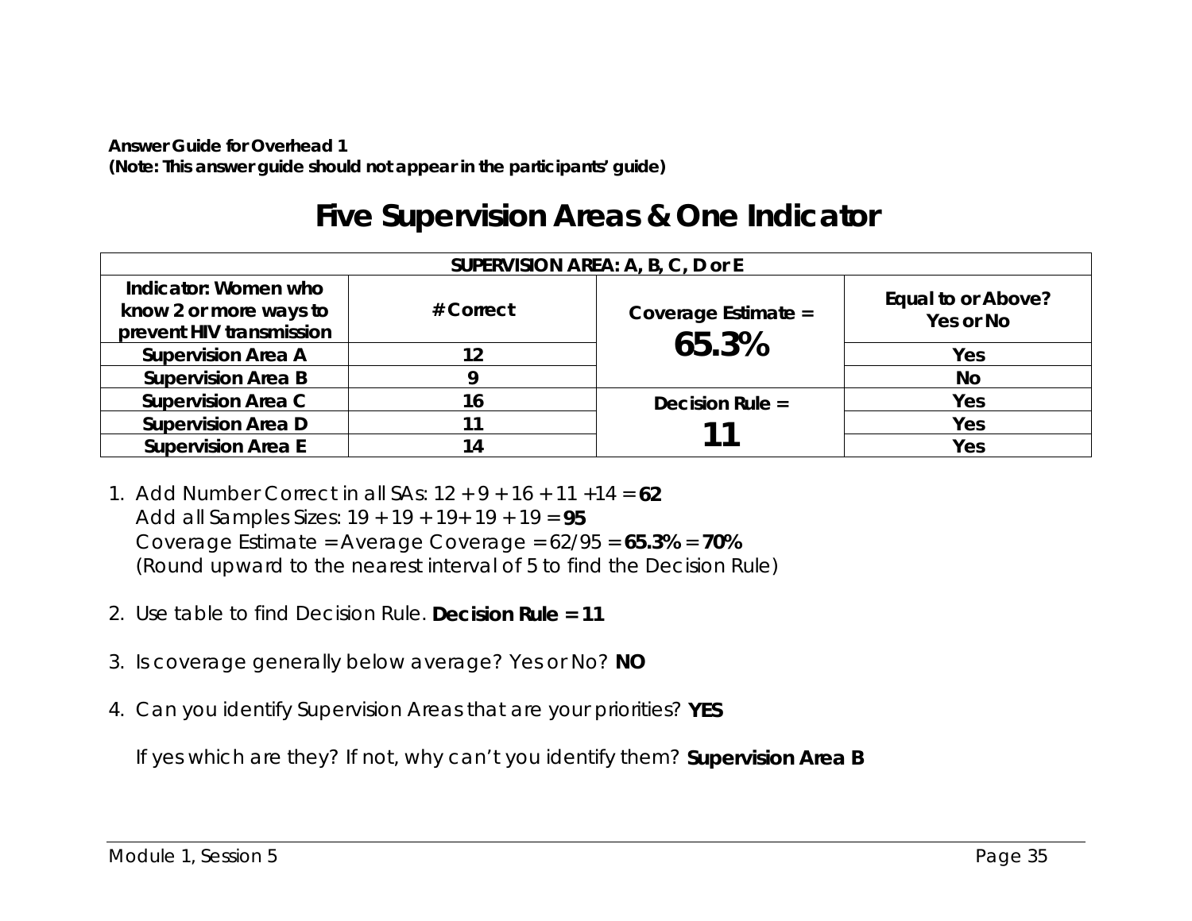**Answer Guide for Overhead 1**
**(Note: This answer guide should not appear in the participants' guide)**

# Five Supervision Areas & One Indicator

| SUPERVISION AREA: A, B, C, D or E | | | |
|---|---|---|---|
| **Indicator: Women who know 2 or more ways to prevent HIV transmission** | **# Correct** | **Coverage Estimate = 65.3%** | **Equal to or Above? Yes or No** |
| **Supervision Area A** | 12 | | Yes |
| **Supervision Area B** | 9 | | No |
| **Supervision Area C** | 16 | **Decision Rule = 11** | Yes |
| **Supervision Area D** | 11 | | Yes |
| **Supervision Area E** | 14 | | Yes |

1. Add Number Correct in all SAs: 12 + 9 + 16 + 11 +14 = **62**
   Add all Samples Sizes: 19 + 19 + 19+ 19 + 19 = **95**
   Coverage Estimate = Average Coverage = 62/95 = **65.3%** = **70%**
   (Round upward to the nearest interval of 5 to find the Decision Rule)

2. Use table to find Decision Rule. **Decision Rule = 11**

3. Is coverage generally below average? Yes or No? **NO**

4. Can you identify Supervision Areas that are your priorities? **YES**

   If yes which are they? If not, why can't you identify them? **Supervision Area B**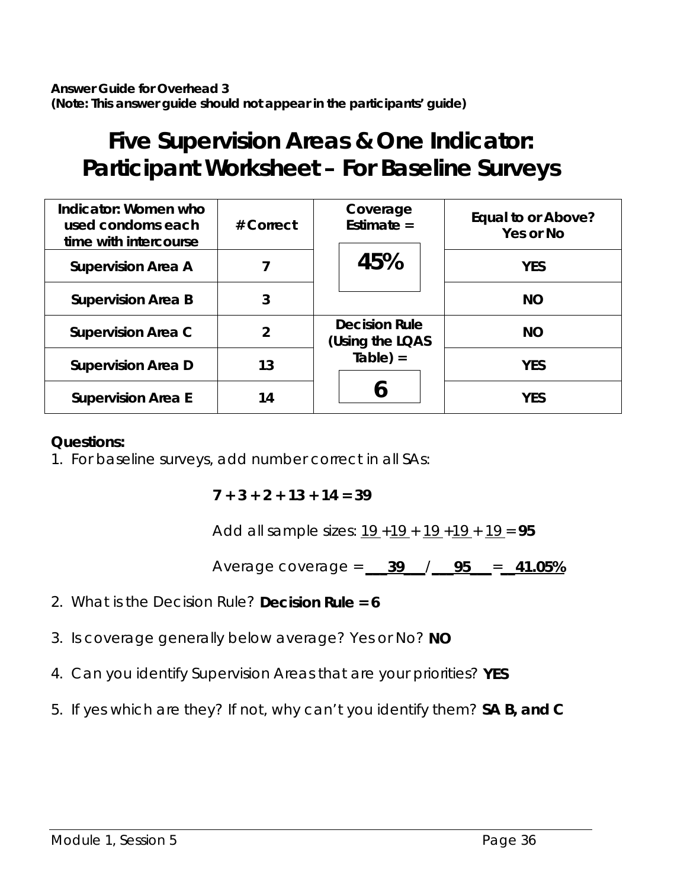**Answer Guide for Overhead 3**
**(Note: This answer guide should not appear in the participants' guide)**

# Five Supervision Areas & One Indicator: Participant Worksheet – For Baseline Surveys

| Indicator: Women who used condoms each time with intercourse | # Correct | Coverage Estimate = | Equal to or Above? Yes or No |
|---|---|---|---|
| Supervision Area A | 7 | 45% | YES |
| Supervision Area B | 3 | | NO |
| Supervision Area C | 2 | Decision Rule (Using the LQAS Table) = | NO |
| Supervision Area D | 13 | | YES |
| Supervision Area E | 14 | 6 | YES |

**Questions:**

1. For baseline surveys, add number correct in all SAs:

   **7 + 3 + 2 + 13 + 14 = 39**

   Add all sample sizes: 19 + 19 + 19 + 19 + 19 = **95**

   Average coverage = **39** / **95** = **41.05%**

2. What is the Decision Rule? **Decision Rule = 6**
3. Is coverage generally below average? Yes or No? **NO**
4. Can you identify Supervision Areas that are your priorities? **YES**
5. If yes which are they? If not, why can't you identify them? **SA B, and C**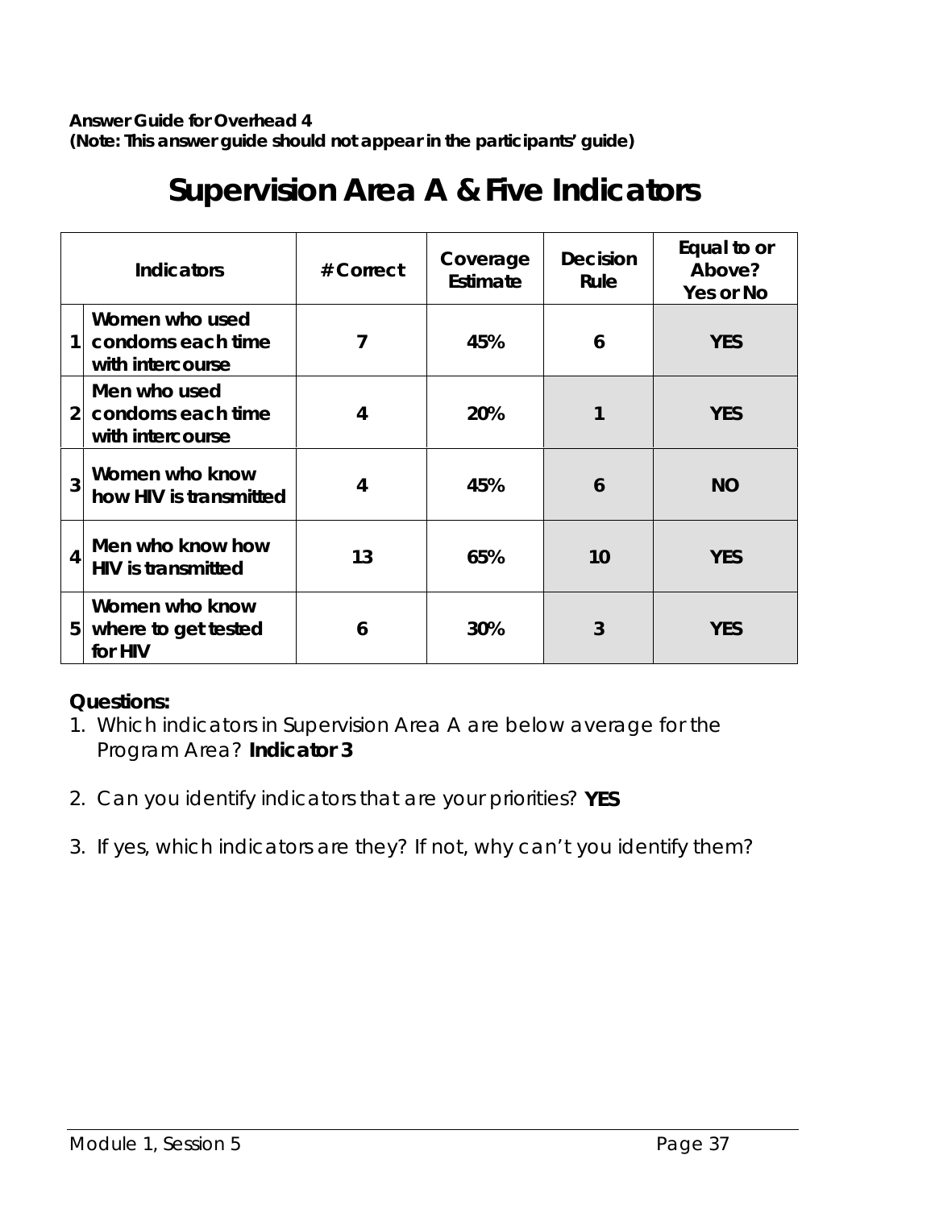**Answer Guide for Overhead 4**
**(Note: This answer guide should not appear in the participants' guide)**

# Supervision Area A & Five Indicators

| | Indicators | # Correct | Coverage Estimate | Decision Rule | Equal to or Above? Yes or No |
|---|---|---|---|---|---|
| 1 | Women who used condoms each time with intercourse | 7 | 45% | 6 | YES |
| 2 | Men who used condoms each time with intercourse | 4 | 20% | 1 | YES |
| 3 | Women who know how HIV is transmitted | 4 | 45% | 6 | NO |
| 4 | Men who know how HIV is transmitted | 13 | 65% | 10 | YES |
| 5 | Women who know where to get tested for HIV | 6 | 30% | 3 | YES |

**Questions:**

1. Which indicators in Supervision Area A are below average for the Program Area? **Indicator 3**
2. Can you identify indicators that are your priorities? **YES**
3. If yes, which indicators are they? If not, why can't you identify them?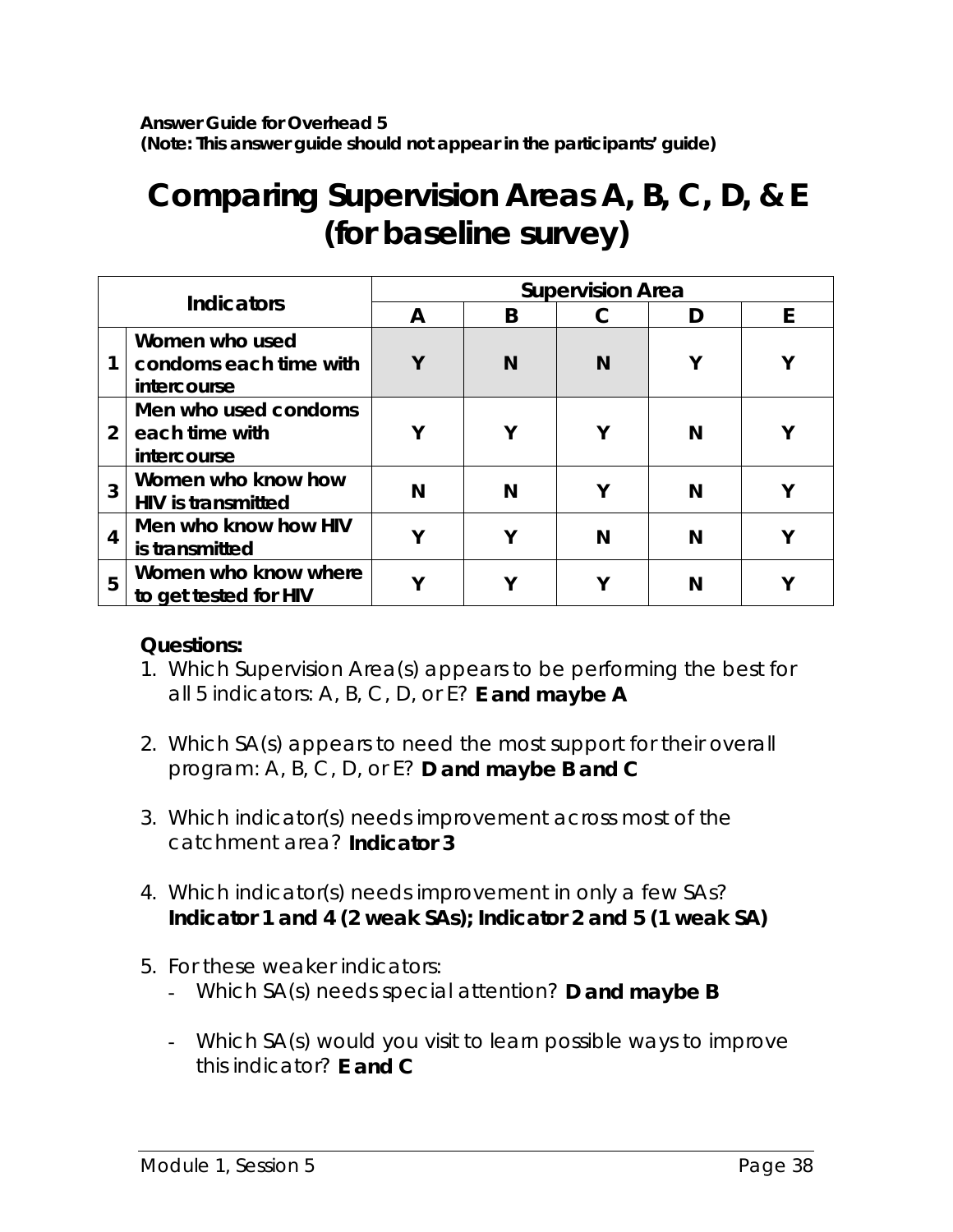**Answer Guide for Overhead 5**
**(Note: This answer guide should not appear in the participants' guide)**

# Comparing Supervision Areas A, B, C, D, & E (for baseline survey)

| Indicators | | Supervision Area | | | | |
|---|---|---|---|---|---|---|
| | | A | B | C | D | E |
| 1 | Women who used condoms each time with intercourse | Y | N | N | Y | Y |
| 2 | Men who used condoms each time with intercourse | Y | Y | Y | N | Y |
| 3 | Women who know how HIV is transmitted | N | N | Y | N | Y |
| 4 | Men who know how HIV is transmitted | Y | Y | N | N | Y |
| 5 | Women who know where to get tested for HIV | Y | Y | Y | N | Y |

**Questions:**

1. Which Supervision Area(s) appears to be performing the best for all 5 indicators: A, B, C, D, or E? **E and maybe A**

2. Which SA(s) appears to need the most support for their overall program: A, B, C, D, or E? **D and maybe B and C**

3. Which indicator(s) needs improvement across most of the catchment area? **Indicator 3**

4. Which indicator(s) needs improvement in only a few SAs? **Indicator 1 and 4 (2 weak SAs); Indicator 2 and 5 (1 weak SA)**

5. For these weaker indicators:
   - Which SA(s) needs special attention? **D and maybe B**

   - Which SA(s) would you visit to learn possible ways to improve this indicator? **E and C**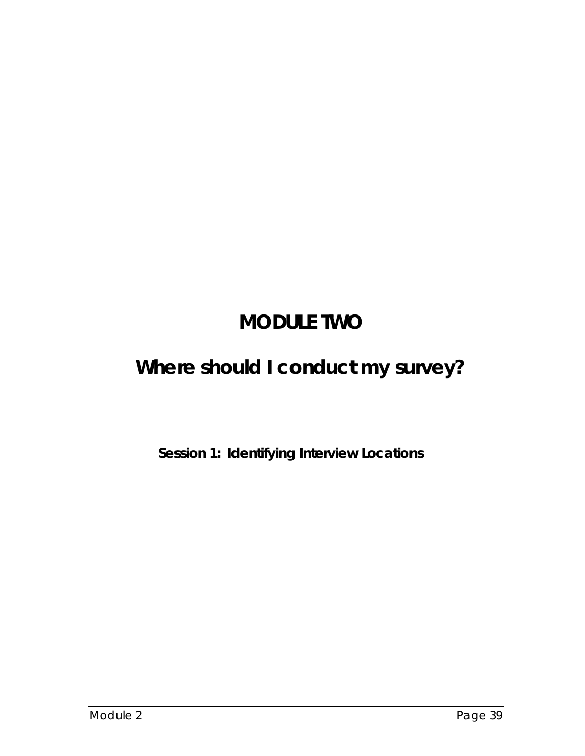# MODULE TWO

# Where should I conduct my survey?

### Session 1: Identifying Interview Locations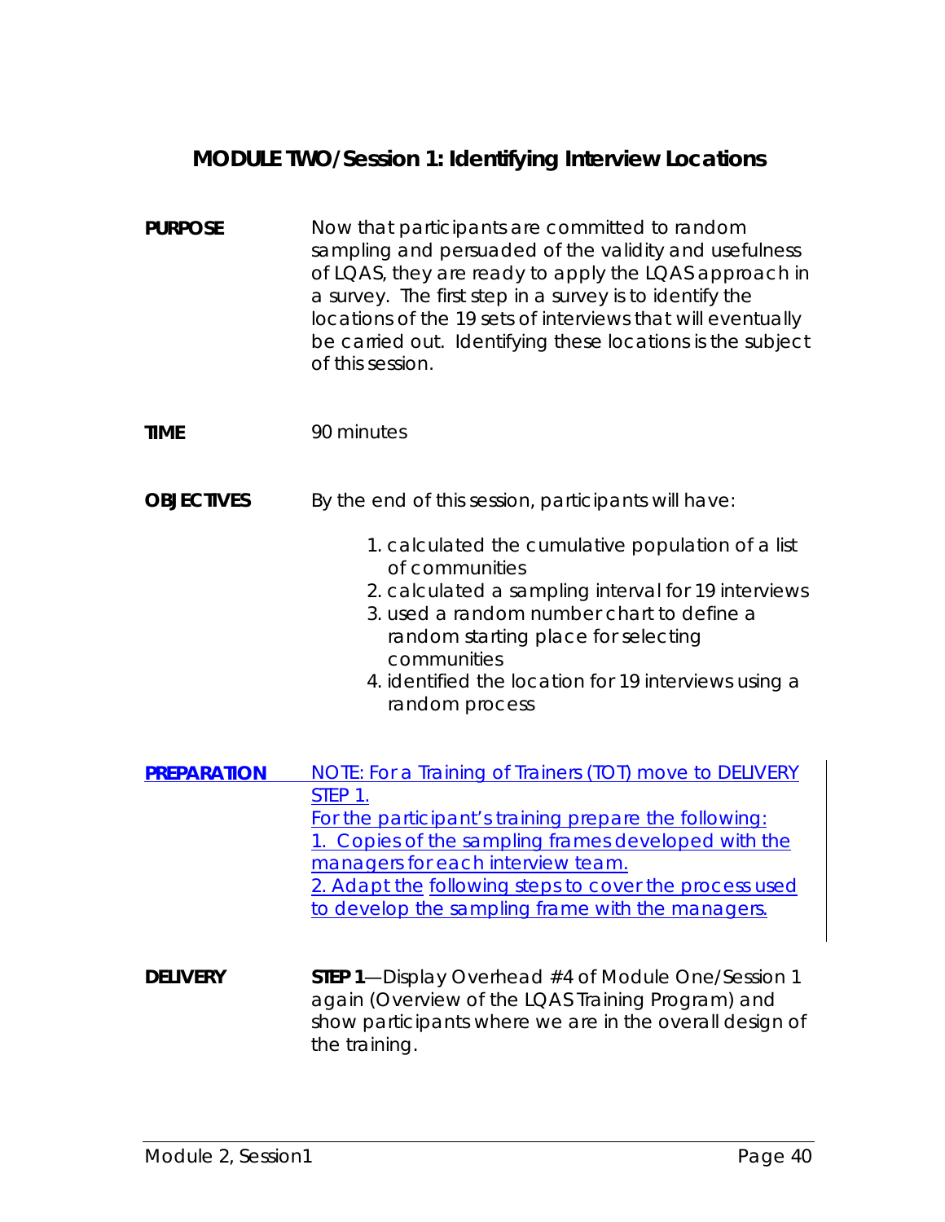## MODULE TWO/Session 1: Identifying Interview Locations

**PURPOSE**

Now that participants are committed to random sampling and persuaded of the validity and usefulness of LQAS, they are ready to apply the LQAS approach in a survey. The first step in a survey is to identify the locations of the 19 sets of interviews that will eventually be carried out. Identifying these locations is the subject of this session.

**TIME**

90 minutes

**OBJECTIVES**

By the end of this session, participants will have:

1. calculated the cumulative population of a list of communities
2. calculated a sampling interval for 19 interviews
3. used a random number chart to define a random starting place for selecting communities
4. identified the location for 19 interviews using a random process

**PREPARATION**

NOTE: For a Training of Trainers (TOT) move to DELIVERY STEP 1.
For the participant's training prepare the following:
1. Copies of the sampling frames developed with the managers for each interview team.
2. Adapt the following steps to cover the process used to develop the sampling frame with the managers.

**DELIVERY**

**STEP 1**—Display Overhead #4 of Module One/Session 1 again (Overview of the LQAS Training Program) and show participants where we are in the overall design of the training.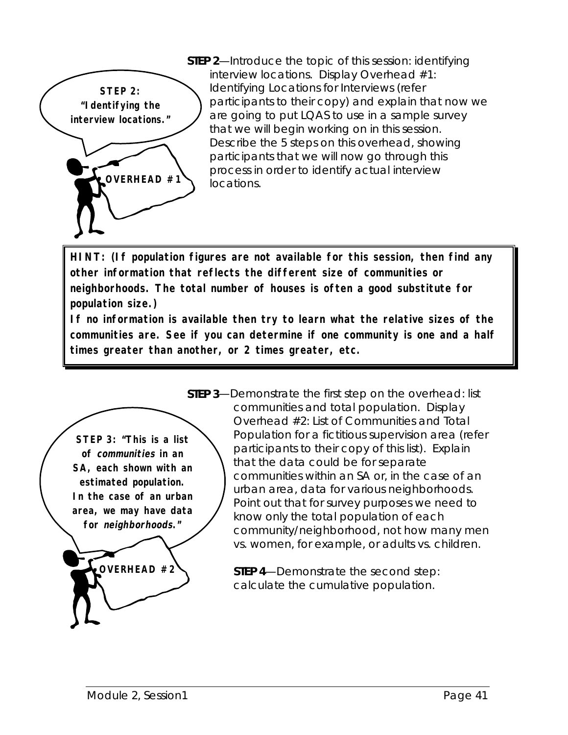**STEP 2:**
**"Identifying the interview locations."**

**OVERHEAD #1**

**STEP 2**—Introduce the topic of this session: identifying interview locations. Display Overhead #1: Identifying Locations for Interviews (refer participants to their copy) and explain that now we are going to put LQAS to use in a sample survey that we will begin working on in this session. Describe the 5 steps on this overhead, showing participants that we will now go through this process in order to identify actual interview locations.

**HINT: (If population figures are not available for this session, then find any other information that reflects the different size of communities or neighborhoods. The total number of houses is often a good substitute for population size.)**
**If no information is available then try to learn what the relative sizes of the communities are. See if you can determine if one community is one and a half times greater than another, or 2 times greater, etc.**

**STEP 3: "This is a list of *communities* in an SA, each shown with an estimated population. In the case of an urban area, we may have data for *neighborhoods*."**

**OVERHEAD #2**

**STEP 3**—Demonstrate the first step on the overhead: list communities and total population. Display Overhead #2: List of Communities and Total Population for a fictitious supervision area (refer participants to their copy of this list). Explain that the data could be for separate communities within an SA or, in the case of an urban area, data for various neighborhoods. Point out that for survey purposes we need to know only the total population of each community/neighborhood, not how many men vs. women, for example, or adults vs. children.

**STEP 4**—Demonstrate the second step: calculate the cumulative population.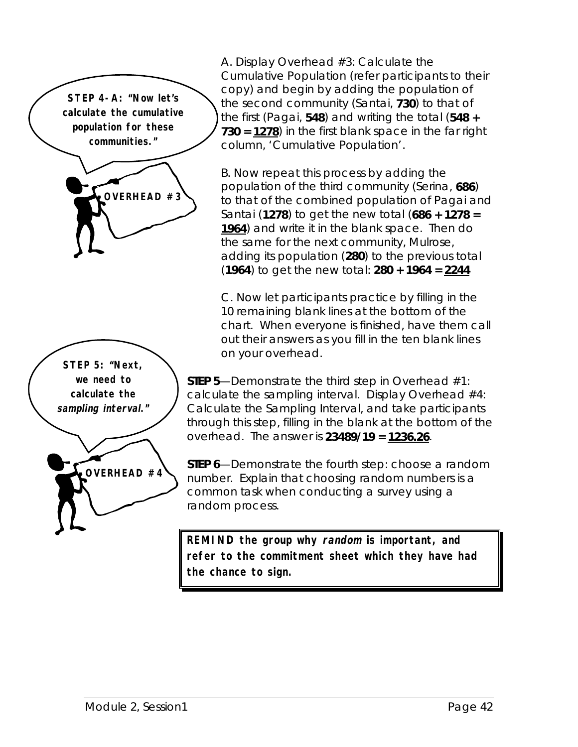**STEP 4-A: "Now let's calculate the cumulative population for these communities."**

**OVERHEAD #3**

A. Display Overhead #3: Calculate the Cumulative Population (refer participants to their copy) and begin by adding the population of the second community (Santai, **730**) to that of the first (Pagai, **548**) and writing the total (**548 + 730 = <u>1278</u>**) in the first blank space in the far right column, 'Cumulative Population'.

B. Now repeat this process by adding the population of the third community (Serina, **686**) to that of the combined population of Pagai and Santai (**1278**) to get the new total (**686 + 1278 = <u>1964</u>**) and write it in the blank space. Then do the same for the next community, Mulrose, adding its population (**280**) to the previous total (**1964**) to get the new total: **280 + 1964 = <u>2244</u>**

C. Now let participants practice by filling in the 10 remaining blank lines at the bottom of the chart. When everyone is finished, have them call out their answers as you fill in the ten blank lines on your overhead.

**STEP 5: "Next, we need to calculate the *sampling interval*."**

**OVERHEAD #4**

**STEP 5**—Demonstrate the third step in Overhead #1: calculate the sampling interval. Display Overhead #4: Calculate the Sampling Interval, and take participants through this step, filling in the blank at the bottom of the overhead. The answer is **23489/19 = <u>1236.26</u>**.

**STEP 6**—Demonstrate the fourth step: choose a random number. Explain that choosing random numbers is a common task when conducting a survey using a random process.

> **REMIND the group why *random* is important, and refer to the commitment sheet which they have had the chance to sign.**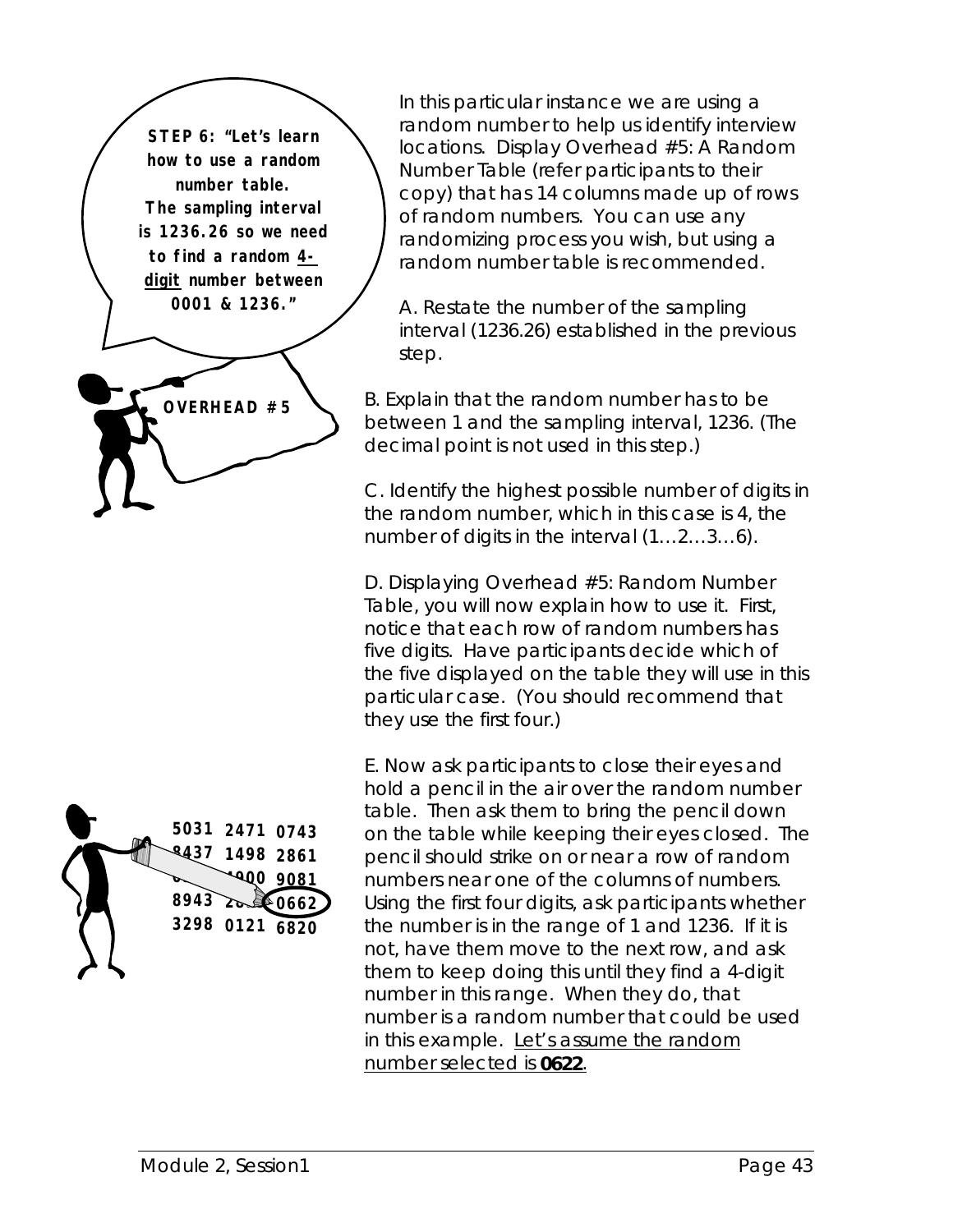**STEP 6: "Let's learn how to use a random number table. The sampling interval is 1236.26 so we need to find a random 4-digit number between 0001 & 1236."**

**OVERHEAD #5**

In this particular instance we are using a random number to help us identify interview locations. Display Overhead #5: A Random Number Table (refer participants to their copy) that has 14 columns made up of rows of random numbers. You can use any randomizing process you wish, but using a random number table is recommended.

A. Restate the number of the sampling interval (1236.26) established in the previous step.

B. Explain that the random number has to be between 1 and the sampling interval, 1236. (The decimal point is not used in this step.)

C. Identify the highest possible number of digits in the random number, which in this case is 4, the number of digits in the interval (1…2…3…6).

D. Displaying Overhead #5: Random Number Table, you will now explain how to use it. First, notice that each row of random numbers has five digits. Have participants decide which of the five displayed on the table they will use in this particular case. (You should recommend that they use the first four.)

E. Now ask participants to close their eyes and hold a pencil in the air over the random number table. Then ask them to bring the pencil down on the table while keeping their eyes closed. The pencil should strike on or near a row of random numbers near one of the columns of numbers. Using the first four digits, ask participants whether the number is in the range of 1 and 1236. If it is not, have them move to the next row, and ask them to keep doing this until they find a 4-digit number in this range. When they do, that number is a random number that could be used in this example. Let's assume the random number selected is **0622**.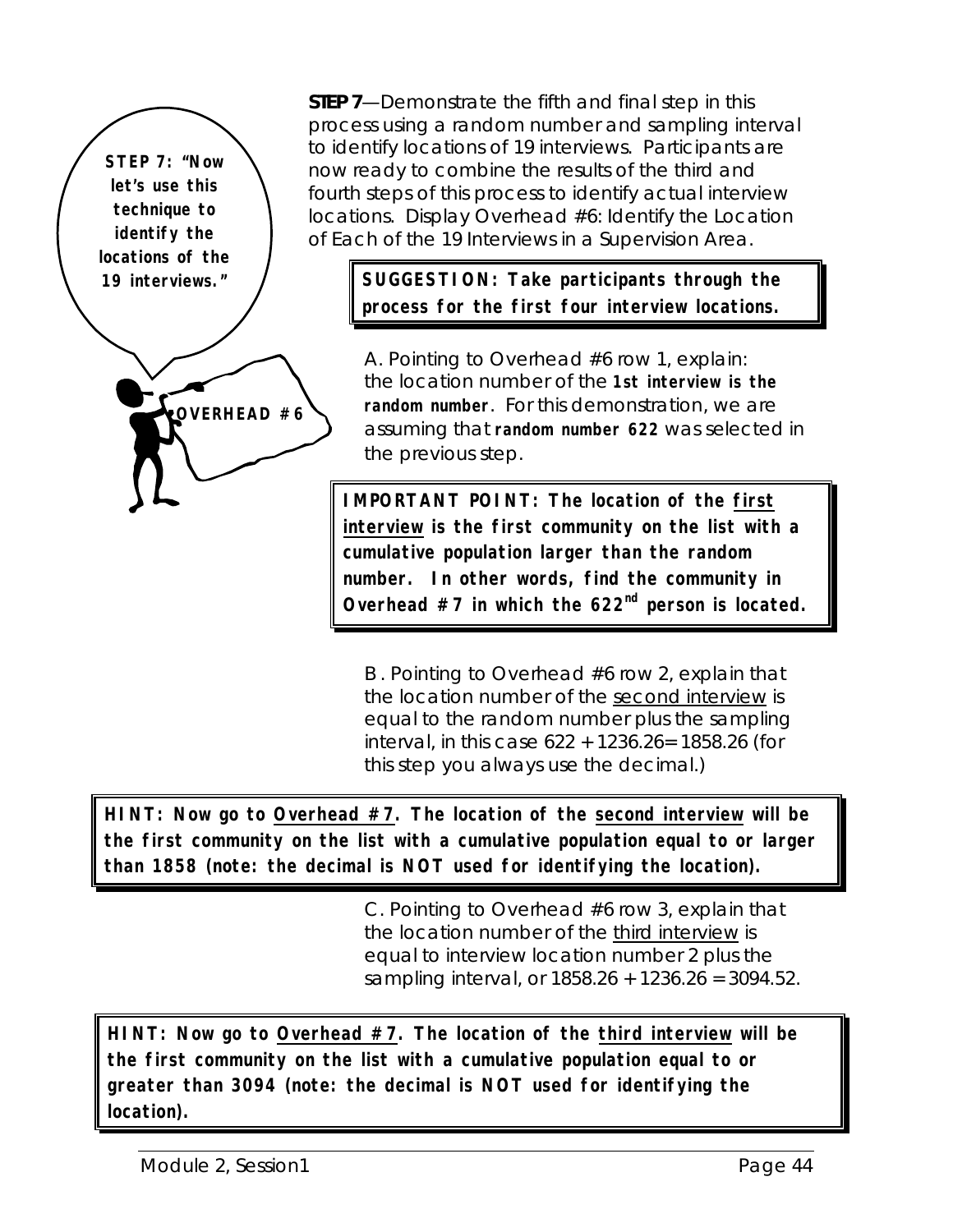**STEP 7: "Now let's use this technique to identify the locations of the 19 interviews."**

**OVERHEAD #6**

**STEP 7**—Demonstrate the fifth and final step in this process using a random number and sampling interval to identify locations of 19 interviews. Participants are now ready to combine the results of the third and fourth steps of this process to identify actual interview locations. Display Overhead #6: Identify the Location of Each of the 19 Interviews in a Supervision Area.

> **SUGGESTION: Take participants through the process for the first four interview locations.**

A. Pointing to Overhead #6 row 1, explain: the location number of the **1st interview is the random number**. For this demonstration, we are assuming that **random number 622** was selected in the previous step.

> **IMPORTANT POINT: The location of the <u>first interview</u> is the first community on the list with a cumulative population larger than the random number. In other words, find the community in Overhead #7 in which the 622nd person is located.**

B. Pointing to Overhead #6 row 2, explain that the location number of the <u>second interview</u> is equal to the random number plus the sampling interval, in this case 622 + 1236.26= 1858.26 (for this step you always use the decimal.)

> **HINT: Now go to <u>Overhead #7</u>. The location of the <u>second interview</u> will be the first community on the list with a cumulative population equal to or larger than 1858 (note: the decimal is NOT used for identifying the location).**

C. Pointing to Overhead #6 row 3, explain that the location number of the <u>third interview</u> is equal to interview location number 2 plus the sampling interval, or 1858.26 + 1236.26 = 3094.52.

> **HINT: Now go to <u>Overhead #7</u>. The location of the <u>third interview</u> will be the first community on the list with a cumulative population equal to or greater than 3094 (note: the decimal is NOT used for identifying the location).**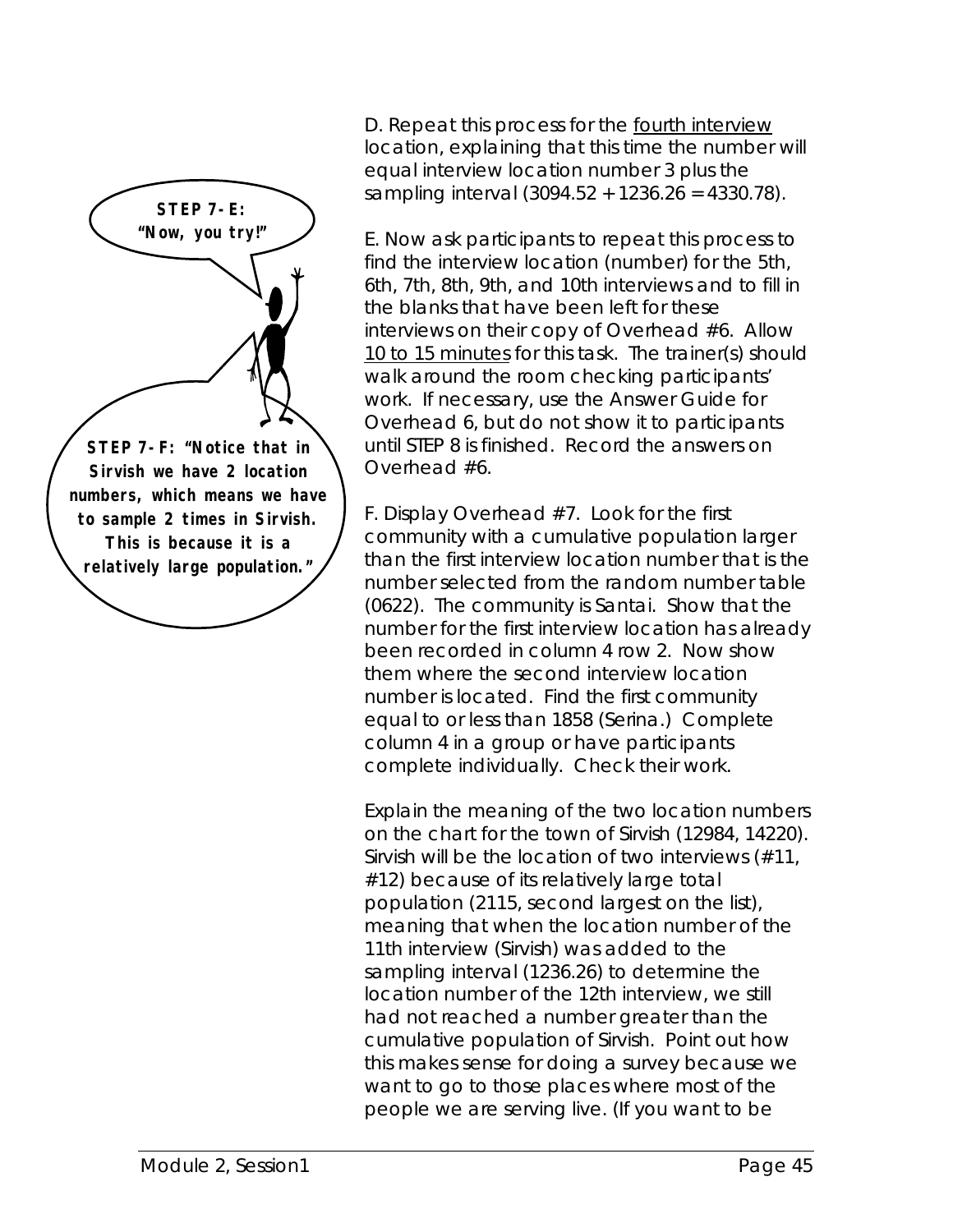**STEP 7-E: "Now, you try!"**

**STEP 7-F: "Notice that in Sirvish we have 2 location numbers, which means we have to sample 2 times in Sirvish. This is because it is a relatively large population."**

D. Repeat this process for the fourth interview location, explaining that this time the number will equal interview location number 3 plus the sampling interval (3094.52 + 1236.26 = 4330.78).

E. Now ask participants to repeat this process to find the interview location (number) for the 5th, 6th, 7th, 8th, 9th, and 10th interviews and to fill in the blanks that have been left for these interviews on their copy of Overhead #6. Allow 10 to 15 minutes for this task. The trainer(s) should walk around the room checking participants' work. If necessary, use the Answer Guide for Overhead 6, but do not show it to participants until STEP 8 is finished. Record the answers on Overhead #6.

F. Display Overhead #7. Look for the first community with a cumulative population larger than the first interview location number that is the number selected from the random number table (0622). The community is Santai. Show that the number for the first interview location has already been recorded in column 4 row 2. Now show them where the second interview location number is located. Find the first community equal to or less than 1858 (Serina.) Complete column 4 in a group or have participants complete individually. Check their work.

Explain the meaning of the two location numbers on the chart for the town of Sirvish (12984, 14220). Sirvish will be the location of two interviews (#11, #12) because of its relatively large total population (2115, second largest on the list), meaning that when the location number of the 11th interview (Sirvish) was added to the sampling interval (1236.26) to determine the location number of the 12th interview, we still had not reached a number greater than the cumulative population of Sirvish. Point out how this makes sense for doing a survey because we want to go to those places where most of the people we are serving live. (If you want to be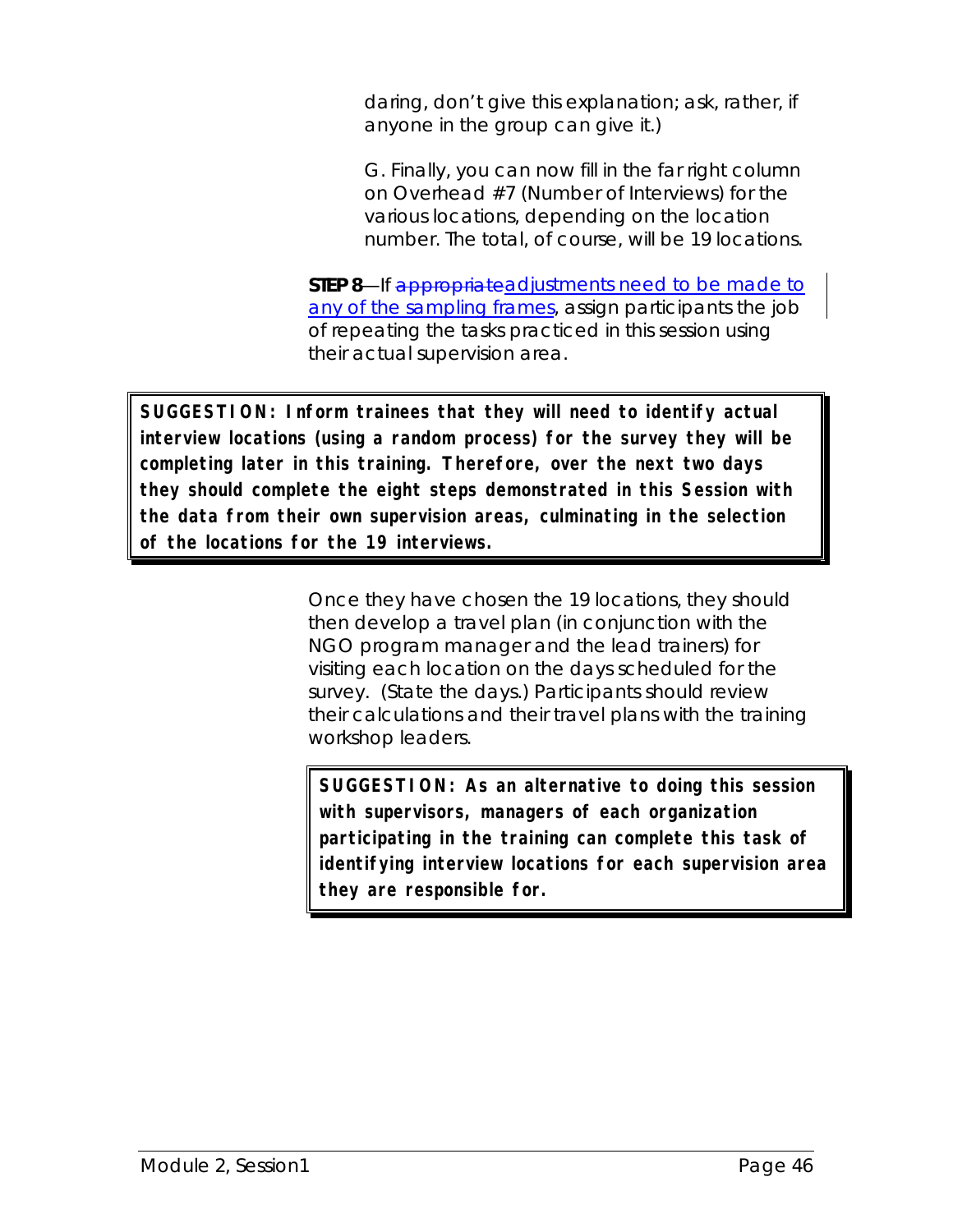daring, don't give this explanation; ask, rather, if anyone in the group can give it.)

G. Finally, you can now fill in the far right column on Overhead #7 (Number of Interviews) for the various locations, depending on the location number. The total, of course, will be 19 locations.

**STEP 8**—If ~~appropriate~~adjustments need to be made to any of the sampling frames, assign participants the job of repeating the tasks practiced in this session using their actual supervision area.

> **SUGGESTION: Inform trainees that they will need to identify actual interview locations (using a random process) for the survey they will be completing later in this training. Therefore, over the next two days they should complete the eight steps demonstrated in this Session with the data from their own supervision areas, culminating in the selection of the locations for the 19 interviews.**

Once they have chosen the 19 locations, they should then develop a travel plan (in conjunction with the NGO program manager and the lead trainers) for visiting each location on the days scheduled for the survey. (State the days.) Participants should review their calculations and their travel plans with the training workshop leaders.

> **SUGGESTION: As an alternative to doing this session with supervisors, managers of each organization participating in the training can complete this task of identifying interview locations for each supervision area they are responsible for.**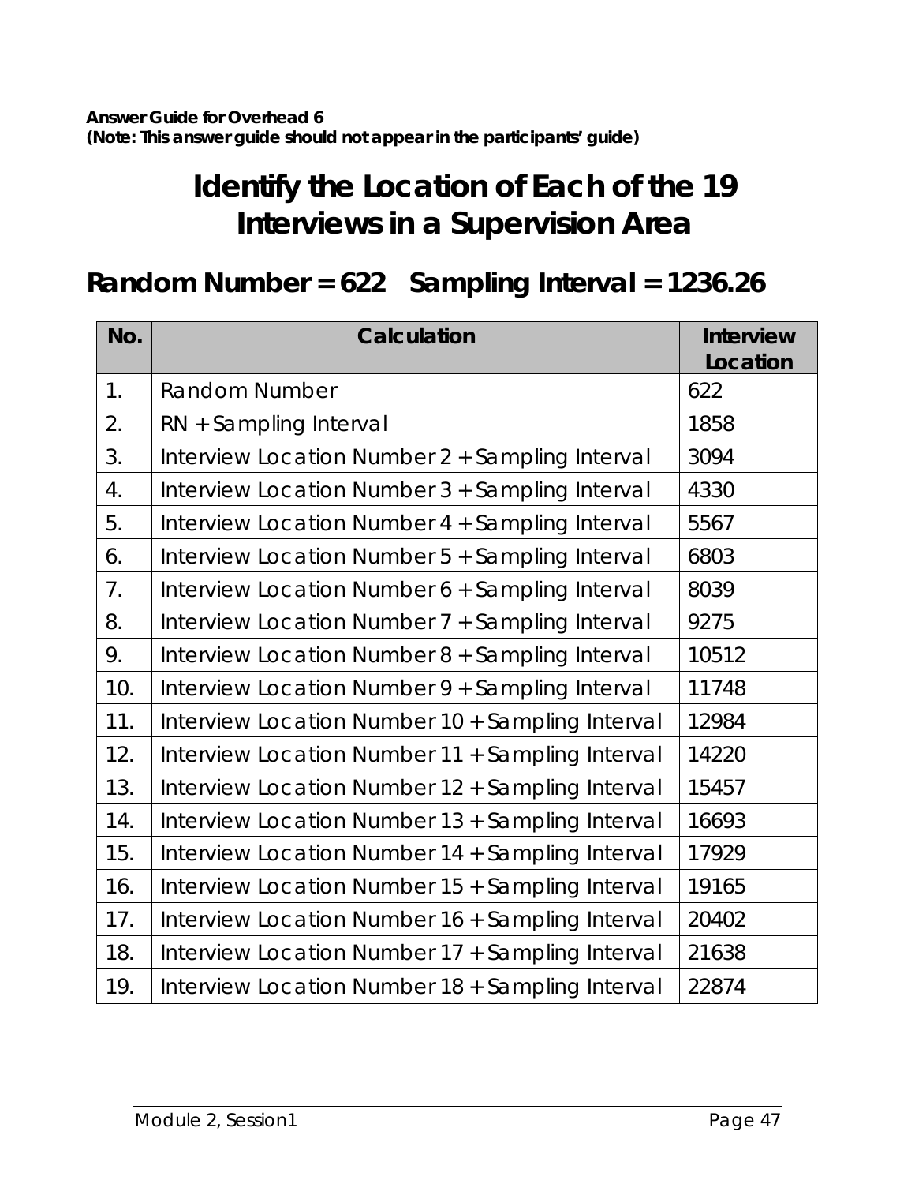**Answer Guide for Overhead 6**
**(Note: This answer guide should not appear in the participants' guide)**

# Identify the Location of Each of the 19 Interviews in a Supervision Area

## Random Number = 622   Sampling Interval = 1236.26

| No. | Calculation | Interview Location |
|---|---|---|
| 1. | Random Number | 622 |
| 2. | RN + Sampling Interval | 1858 |
| 3. | Interview Location Number 2 + Sampling Interval | 3094 |
| 4. | Interview Location Number 3 + Sampling Interval | 4330 |
| 5. | Interview Location Number 4 + Sampling Interval | 5567 |
| 6. | Interview Location Number 5 + Sampling Interval | 6803 |
| 7. | Interview Location Number 6 + Sampling Interval | 8039 |
| 8. | Interview Location Number 7 + Sampling Interval | 9275 |
| 9. | Interview Location Number 8 + Sampling Interval | 10512 |
| 10. | Interview Location Number 9 + Sampling Interval | 11748 |
| 11. | Interview Location Number 10 + Sampling Interval | 12984 |
| 12. | Interview Location Number 11 + Sampling Interval | 14220 |
| 13. | Interview Location Number 12 + Sampling Interval | 15457 |
| 14. | Interview Location Number 13 + Sampling Interval | 16693 |
| 15. | Interview Location Number 14 + Sampling Interval | 17929 |
| 16. | Interview Location Number 15 + Sampling Interval | 19165 |
| 17. | Interview Location Number 16 + Sampling Interval | 20402 |
| 18. | Interview Location Number 17 + Sampling Interval | 21638 |
| 19. | Interview Location Number 18 + Sampling Interval | 22874 |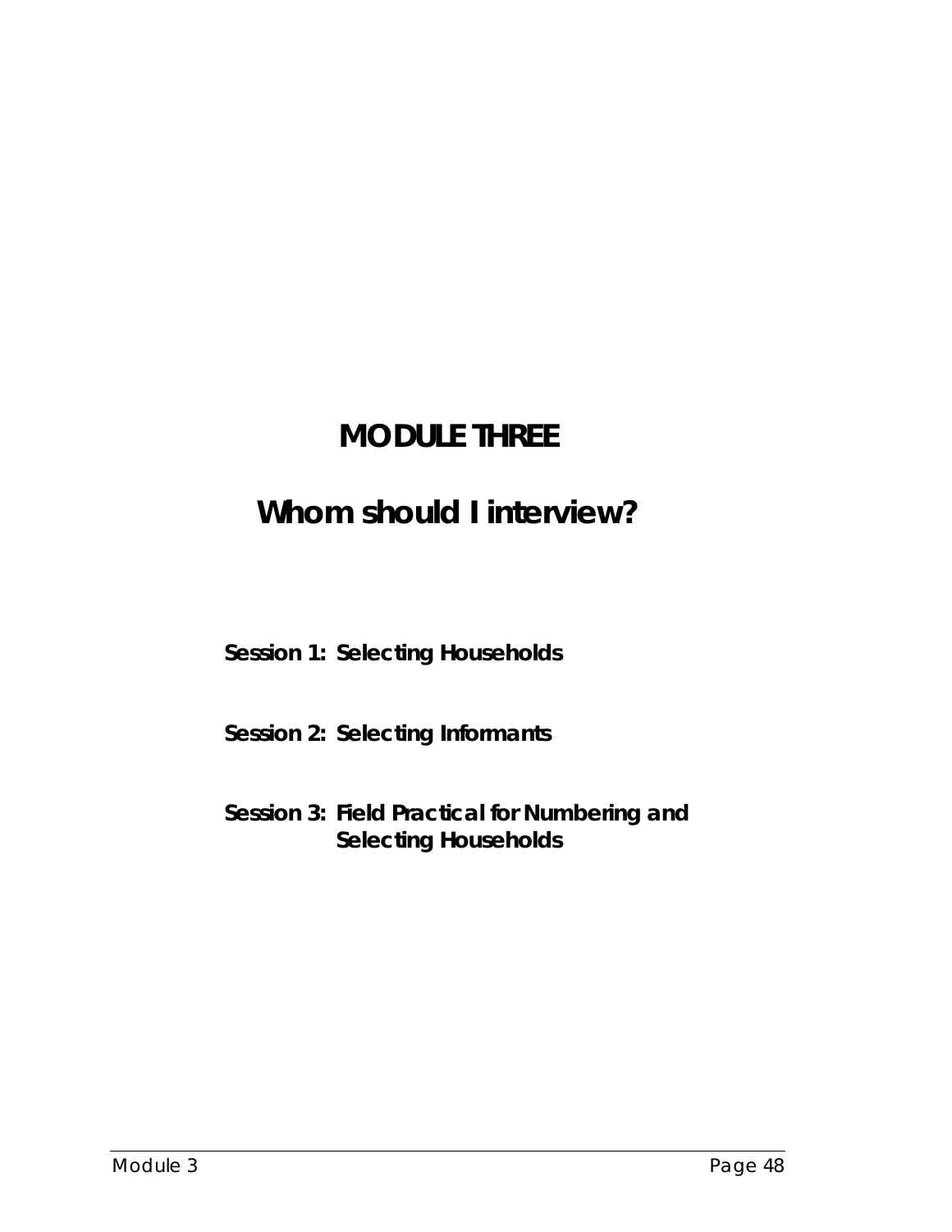# MODULE THREE

# Whom should I interview?

**Session 1: Selecting Households**

**Session 2: Selecting Informants**

**Session 3: Field Practical for Numbering and Selecting Households**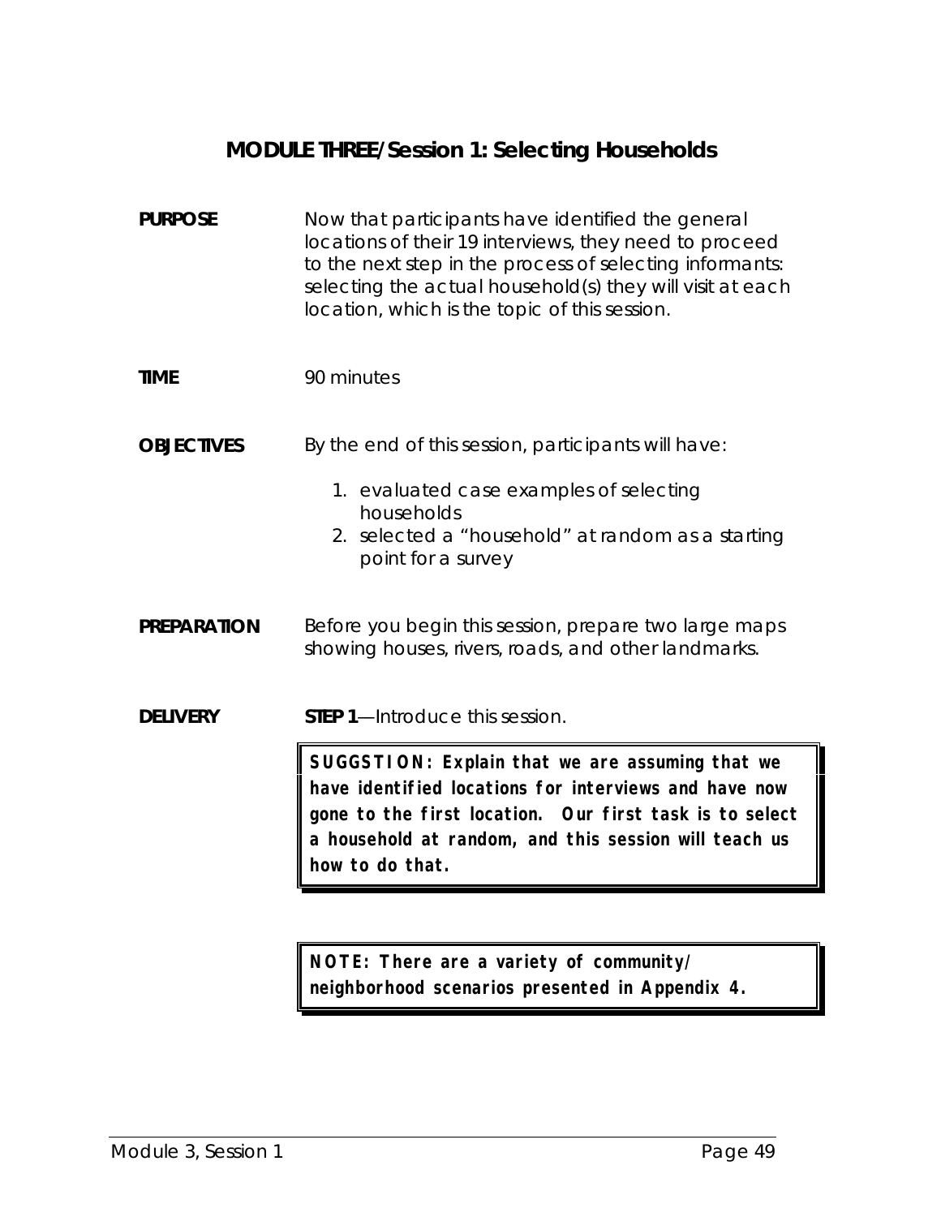# MODULE THREE/Session 1: Selecting Households

**PURPOSE**

Now that participants have identified the general locations of their 19 interviews, they need to proceed to the next step in the process of selecting informants: selecting the actual household(s) they will visit at each location, which is the topic of this session.

**TIME**

90 minutes

**OBJECTIVES**

By the end of this session, participants will have:

1. evaluated case examples of selecting households
2. selected a "household" at random as a starting point for a survey

**PREPARATION**

Before you begin this session, prepare two large maps showing houses, rivers, roads, and other landmarks.

**DELIVERY**

**STEP 1**—Introduce this session.

> **SUGGSTION: Explain that we are assuming that we have identified locations for interviews and have now gone to the first location. Our first task is to select a household at random, and this session will teach us how to do that.**

> **NOTE: There are a variety of community/ neighborhood scenarios presented in Appendix 4.**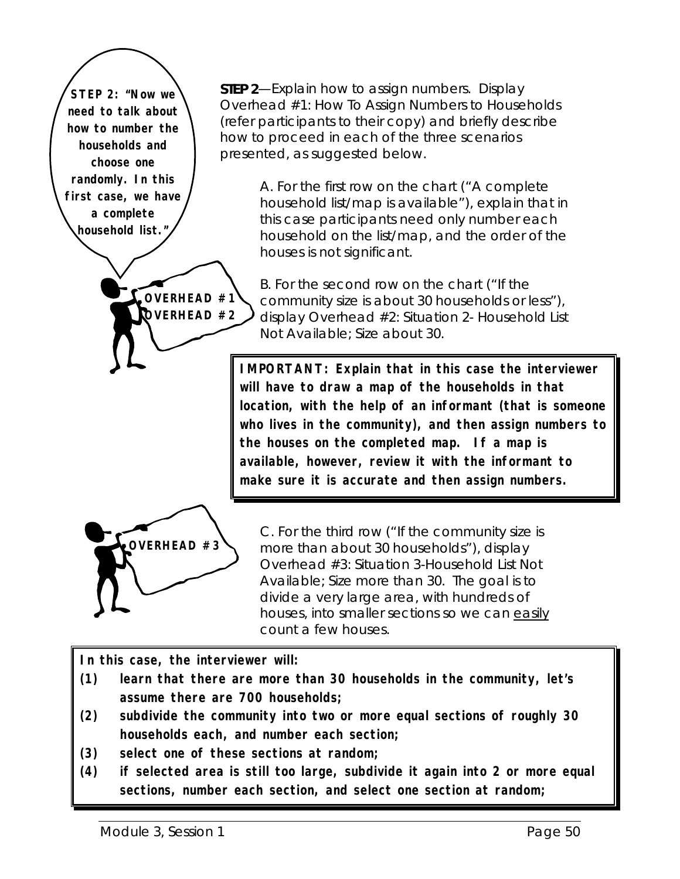**STEP 2: "Now we need to talk about how to number the households and choose one randomly. In this first case, we have a complete household list."**

**OVERHEAD #1**
**OVERHEAD #2**

**STEP 2**—Explain how to assign numbers. Display Overhead #1: How To Assign Numbers to Households (refer participants to their copy) and briefly describe how to proceed in each of the three scenarios presented, as suggested below.

A. For the first row on the chart ("A complete household list/map is available"), explain that in this case participants need only number each household on the list/map, and the order of the houses is not significant.

B. For the second row on the chart ("If the community size is about 30 households or less"), display Overhead #2: Situation 2- Household List Not Available; Size about 30.

> **IMPORTANT: Explain that in this case the interviewer will have to draw a map of the households in that location, with the help of an informant (that is someone who lives in the community), and then assign numbers to the houses on the completed map. If a map is available, however, review it with the informant to make sure it is accurate and then assign numbers.**

**OVERHEAD #3**

C. For the third row ("If the community size is more than about 30 households"), display Overhead #3: Situation 3-Household List Not Available; Size more than 30. The goal is to divide a very large area, with hundreds of houses, into smaller sections so we can easily count a few houses.

> **In this case, the interviewer will:**
>
> **(1) learn that there are more than 30 households in the community, let's assume there are 700 households;**
>
> **(2) subdivide the community into two or more equal sections of roughly 30 households each, and number each section;**
>
> **(3) select one of these sections at random;**
>
> **(4) if selected area is still too large, subdivide it again into 2 or more equal sections, number each section, and select one section at random;**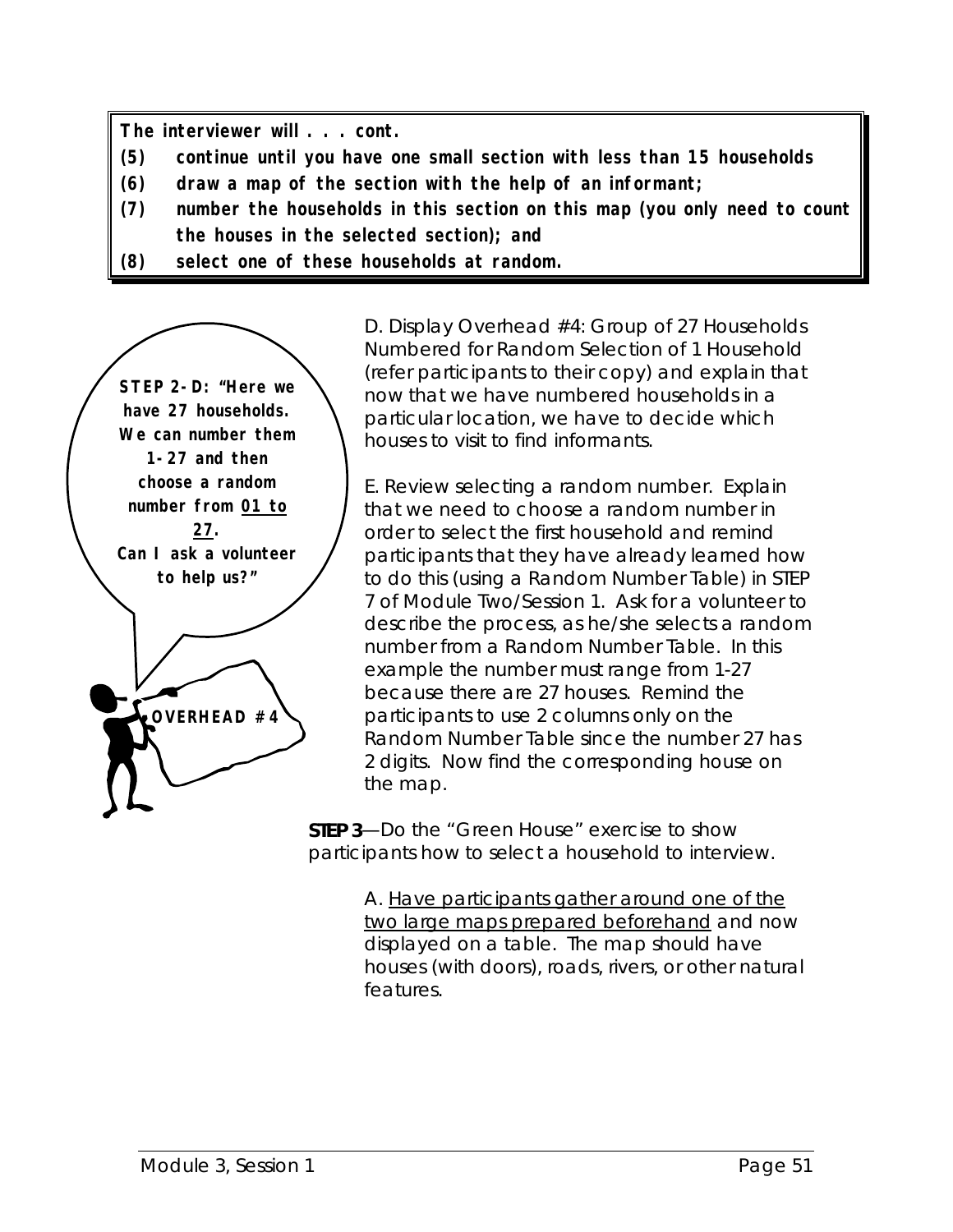**The interviewer will . . . cont.**

**(5) continue until you have one small section with less than 15 households**

**(6) draw a map of the section with the help of an informant;**

**(7) number the households in this section on this map (you only need to count the houses in the selected section); and**

**(8) select one of these households at random.**

**STEP 2-D: "Here we have 27 households. We can number them 1-27 and then choose a random number from <u>01 to 27</u>. Can I ask a volunteer to help us?"**

**OVERHEAD #4**

D. Display Overhead #4: Group of 27 Households Numbered for Random Selection of 1 Household (refer participants to their copy) and explain that now that we have numbered households in a particular location, we have to decide which houses to visit to find informants.

E. Review selecting a random number. Explain that we need to choose a random number in order to select the first household and remind participants that they have already learned how to do this (using a Random Number Table) in STEP 7 of Module Two/Session 1. Ask for a volunteer to describe the process, as he/she selects a random number from a Random Number Table. In this example the number must range from 1-27 because there are 27 houses. Remind the participants to use 2 columns only on the Random Number Table since the number 27 has 2 digits. Now find the corresponding house on the map.

**STEP 3**—Do the "Green House" exercise to show participants how to select a household to interview.

A. <u>Have participants gather around one of the two large maps prepared beforehand</u> and now displayed on a table. The map should have houses (with doors), roads, rivers, or other natural features.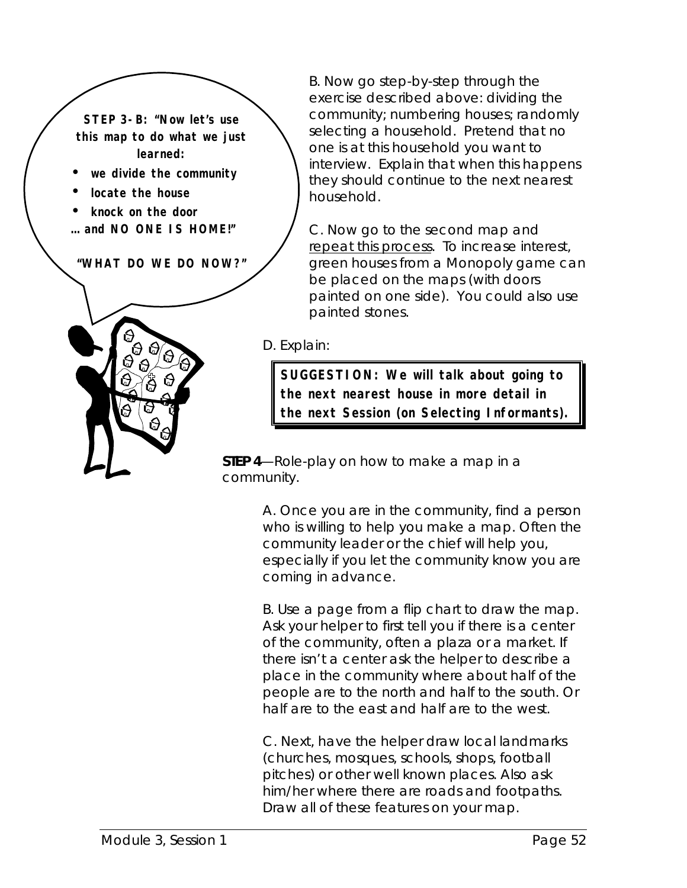**STEP 3-B: "Now let's use this map to do what we just learned:**

- **we divide the community**
- **locate the house**
- **knock on the door**

**… and NO ONE IS HOME!"**

**"WHAT DO WE DO NOW?"**

B. Now go step-by-step through the exercise described above: dividing the community; numbering houses; randomly selecting a household. Pretend that no one is at this household you want to interview. Explain that when this happens they should continue to the next nearest household.

C. Now go to the second map and repeat this process. To increase interest, green houses from a Monopoly game can be placed on the maps (with doors painted on one side). You could also use painted stones.

D. Explain:

> **SUGGESTION: We will talk about going to the next nearest house in more detail in the next Session (on Selecting Informants).**

**STEP 4**—Role-play on how to make a map in a community.

A. Once you are in the community, find a person who is willing to help you make a map. Often the community leader or the chief will help you, especially if you let the community know you are coming in advance.

B. Use a page from a flip chart to draw the map. Ask your helper to first tell you if there is a center of the community, often a plaza or a market. If there isn't a center ask the helper to describe a place in the community where about half of the people are to the north and half to the south. Or half are to the east and half are to the west.

C. Next, have the helper draw local landmarks (churches, mosques, schools, shops, football pitches) or other well known places. Also ask him/her where there are roads and footpaths. Draw all of these features on your map.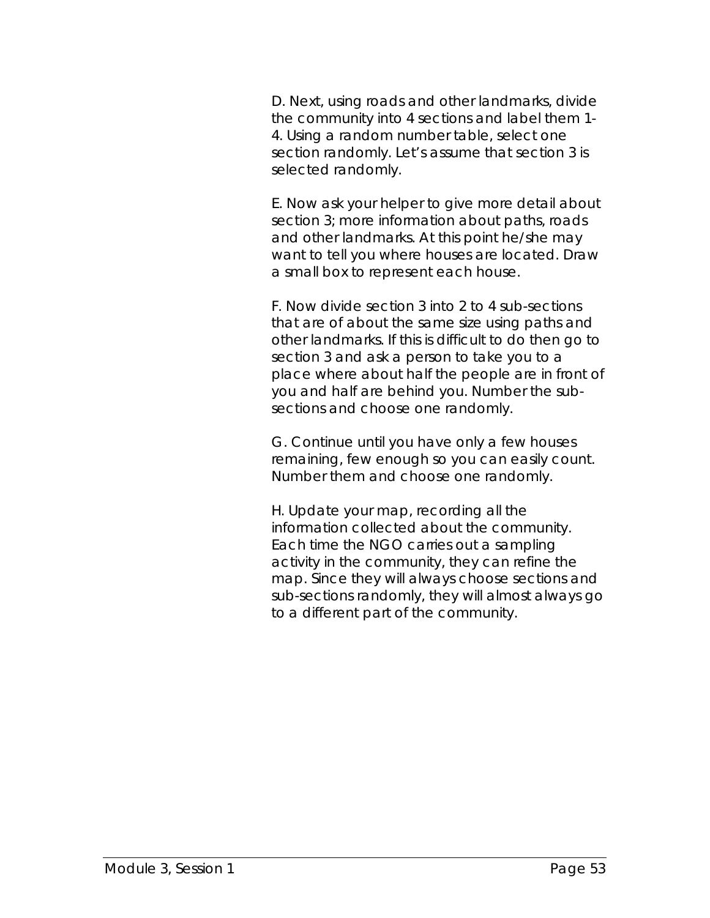D. Next, using roads and other landmarks, divide the community into 4 sections and label them 1-4. Using a random number table, select one section randomly. Let's assume that section 3 is selected randomly.

E. Now ask your helper to give more detail about section 3; more information about paths, roads and other landmarks. At this point he/she may want to tell you where houses are located. Draw a small box to represent each house.

F. Now divide section 3 into 2 to 4 sub-sections that are of about the same size using paths and other landmarks. If this is difficult to do then go to section 3 and ask a person to take you to a place where about half the people are in front of you and half are behind you. Number the sub-sections and choose one randomly.

G. Continue until you have only a few houses remaining, few enough so you can easily count. Number them and choose one randomly.

H. Update your map, recording all the information collected about the community. Each time the NGO carries out a sampling activity in the community, they can refine the map. Since they will always choose sections and sub-sections randomly, they will almost always go to a different part of the community.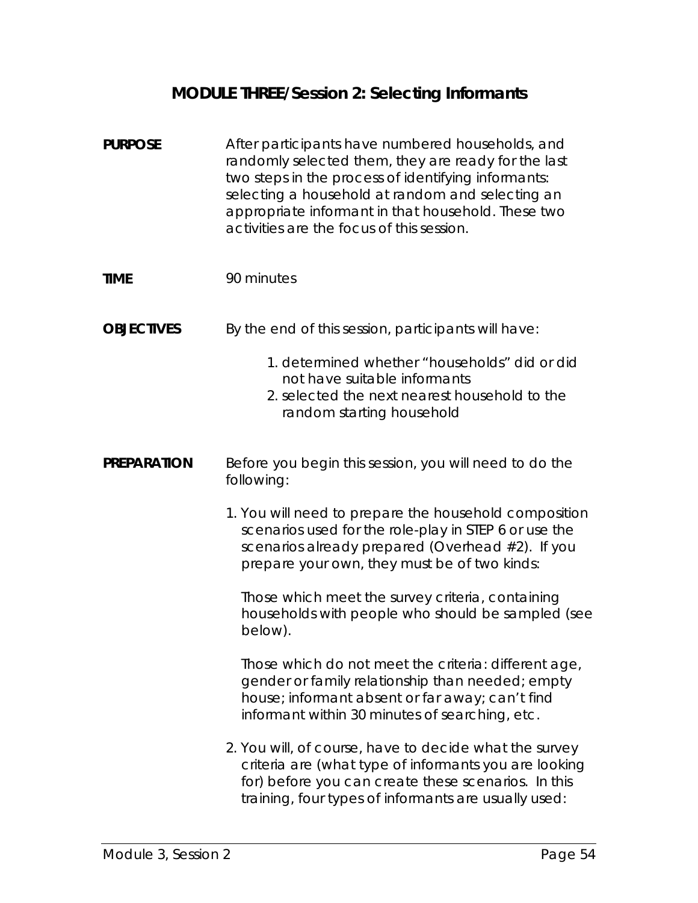## MODULE THREE/Session 2: Selecting Informants

**PURPOSE**

After participants have numbered households, and randomly selected them, they are ready for the last two steps in the process of identifying informants: selecting a household at random and selecting an appropriate informant in that household. These two activities are the focus of this session.

**TIME**

90 minutes

**OBJECTIVES**

By the end of this session, participants will have:

1. determined whether "households" did or did not have suitable informants
2. selected the next nearest household to the random starting household

**PREPARATION**

Before you begin this session, you will need to do the following:

1. You will need to prepare the household composition scenarios used for the role-play in STEP 6 or use the scenarios already prepared (Overhead #2). If you prepare your own, they must be of two kinds:

   Those which meet the survey criteria, containing households with people who should be sampled (see below).

   Those which do not meet the criteria: different age, gender or family relationship than needed; empty house; informant absent or far away; can't find informant within 30 minutes of searching, etc.

2. You will, of course, have to decide what the survey criteria are (what type of informants you are looking for) before you can create these scenarios. In this training, four types of informants are usually used: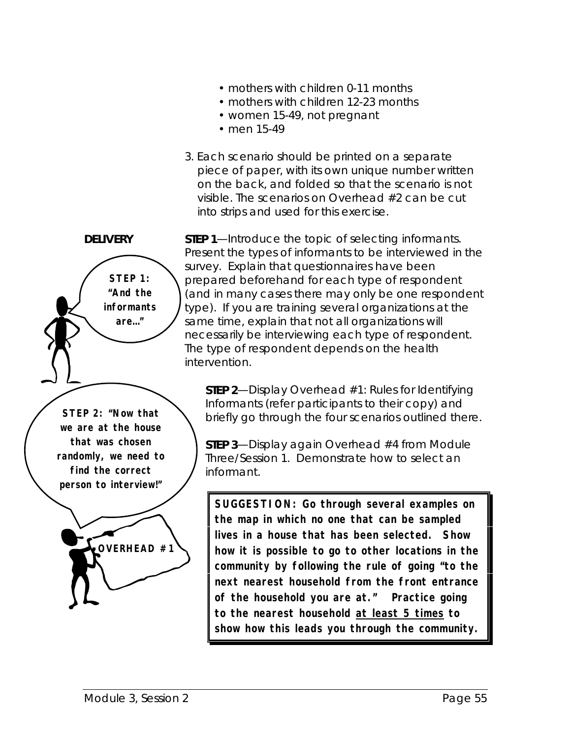- mothers with children 0-11 months
- mothers with children 12-23 months
- women 15-49, not pregnant
- men 15-49

3. Each scenario should be printed on a separate piece of paper, with its own unique number written on the back, and folded so that the scenario is not visible. The scenarios on Overhead #2 can be cut into strips and used for this exercise.

**DELIVERY**

**STEP 1: "And the informants are…"**

**STEP 1**—Introduce the topic of selecting informants. Present the types of informants to be interviewed in the survey. Explain that questionnaires have been prepared beforehand for each type of respondent (and in many cases there may only be one respondent type). If you are training several organizations at the same time, explain that not all organizations will necessarily be interviewing each type of respondent. The type of respondent depends on the health intervention.

**STEP 2: "Now that we are at the house that was chosen randomly, we need to find the correct person to interview!"**

**OVERHEAD #1**

**STEP 2**—Display Overhead #1: Rules for Identifying Informants (refer participants to their copy) and briefly go through the four scenarios outlined there.

**STEP 3**—Display again Overhead #4 from Module Three/Session 1. Demonstrate how to select an informant.

> **SUGGESTION: Go through several examples on the map in which no one that can be sampled lives in a house that has been selected. Show how it is possible to go to other locations in the community by following the rule of going "to the next nearest household from the front entrance of the household you are at." Practice going to the nearest household <u>at least 5 times</u> to show how this leads you through the community.**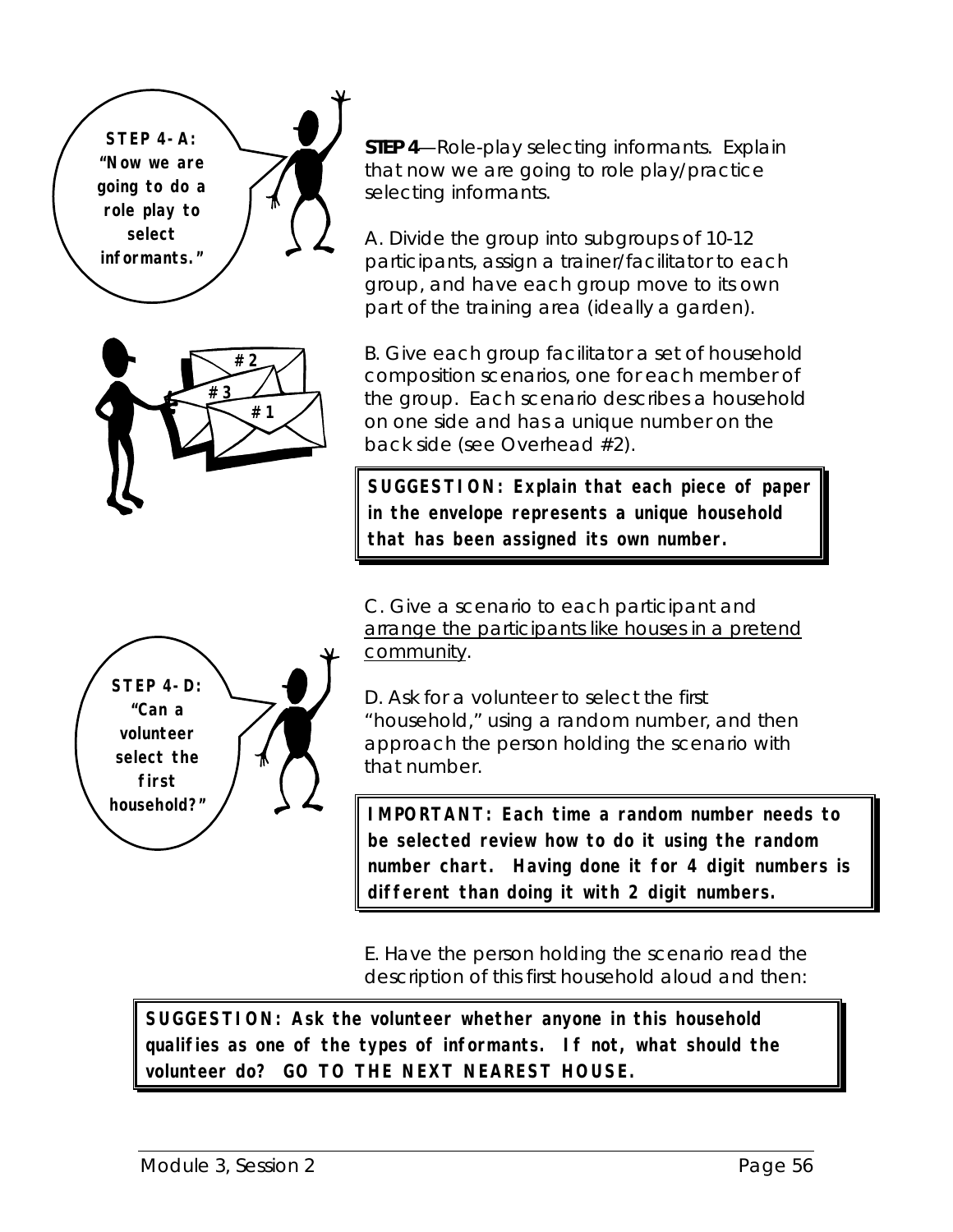STEP 4-A: "Now we are going to do a role play to select informants."

**STEP 4**—Role-play selecting informants. Explain that now we are going to role play/practice selecting informants.

A. Divide the group into subgroups of 10-12 participants, assign a trainer/facilitator to each group, and have each group move to its own part of the training area (ideally a garden).

B. Give each group facilitator a set of household composition scenarios, one for each member of the group. Each scenario describes a household on one side and has a unique number on the back side (see Overhead #2).

> **SUGGESTION: Explain that each piece of paper in the envelope represents a unique household that has been assigned its own number.**

C. Give a scenario to each participant and <u>arrange the participants like houses in a pretend community</u>.

STEP 4-D: "Can a volunteer select the first household?"

D. Ask for a volunteer to select the first "household," using a random number, and then approach the person holding the scenario with that number.

> **IMPORTANT: Each time a random number needs to be selected review how to do it using the random number chart. Having done it for 4 digit numbers is different than doing it with 2 digit numbers.**

E. Have the person holding the scenario read the description of this first household aloud and then:

> **SUGGESTION: Ask the volunteer whether anyone in this household qualifies as one of the types of informants. If not, what should the volunteer do? GO TO THE NEXT NEAREST HOUSE.**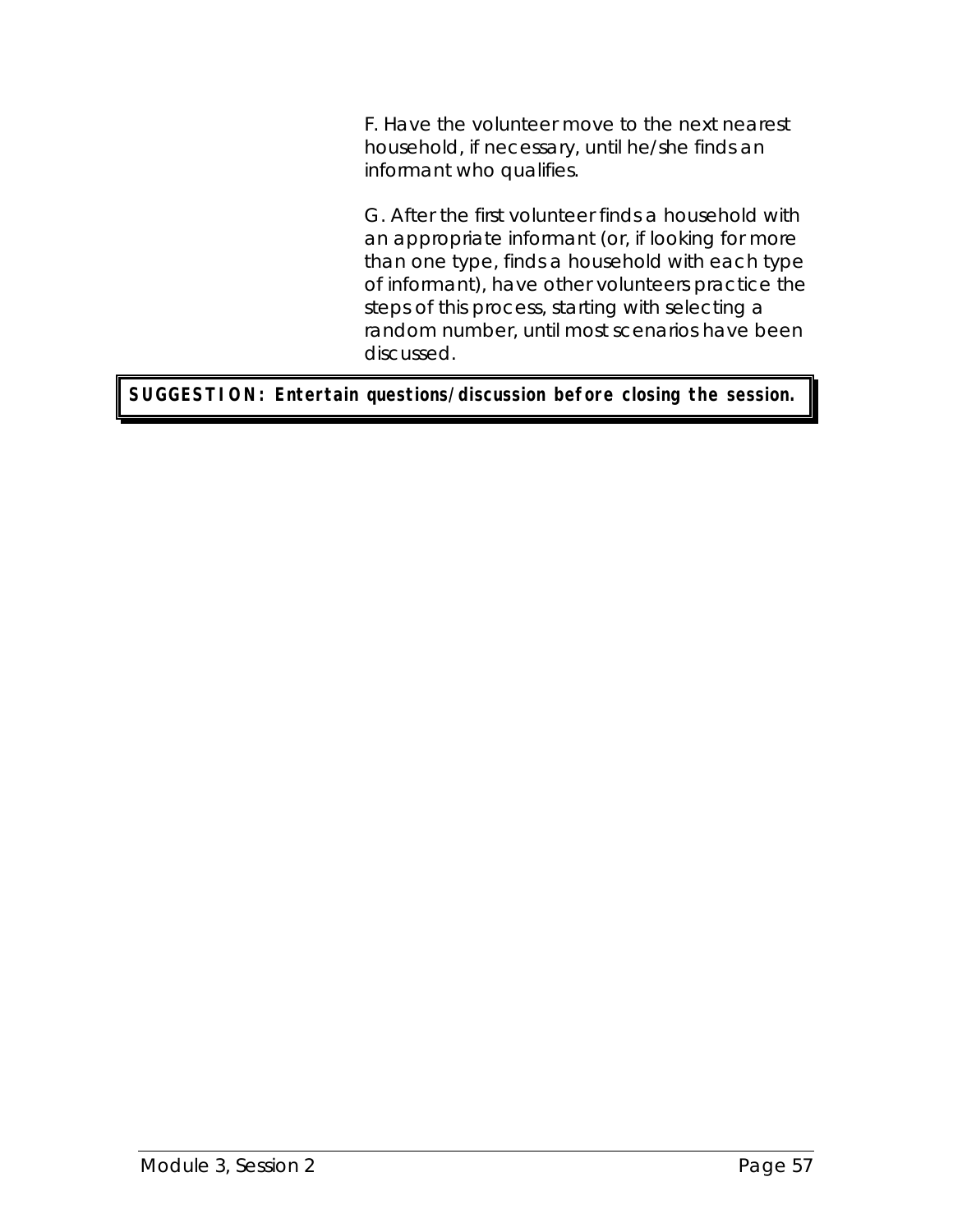F. Have the volunteer move to the next nearest household, if necessary, until he/she finds an informant who qualifies.

G. After the first volunteer finds a household with an appropriate informant (or, if looking for more than one type, finds a household with each type of informant), have other volunteers practice the steps of this process, starting with selecting a random number, until most scenarios have been discussed.

**SUGGESTION: Entertain questions/discussion before closing the session.**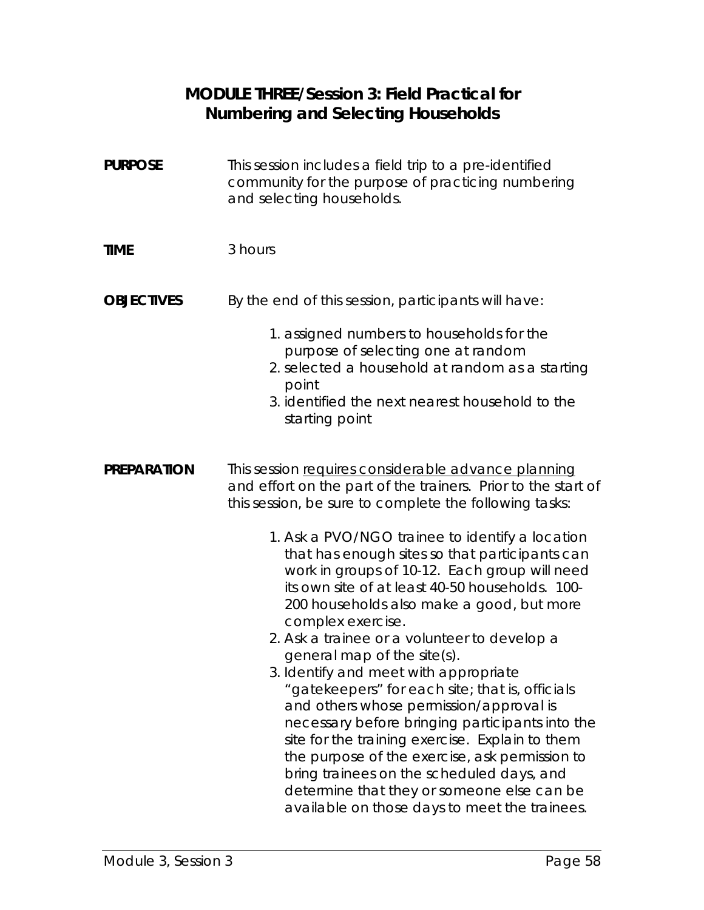# MODULE THREE/Session 3: Field Practical for Numbering and Selecting Households

**PURPOSE**

This session includes a field trip to a pre-identified community for the purpose of practicing numbering and selecting households.

**TIME**

3 hours

**OBJECTIVES**

By the end of this session, participants will have:

1. assigned numbers to households for the purpose of selecting one at random
2. selected a household at random as a starting point
3. identified the next nearest household to the starting point

**PREPARATION**

This session requires considerable advance planning and effort on the part of the trainers. Prior to the start of this session, be sure to complete the following tasks:

1. Ask a PVO/NGO trainee to identify a location that has enough sites so that participants can work in groups of 10-12. Each group will need its own site of at least 40-50 households. 100-200 households also make a good, but more complex exercise.
2. Ask a trainee or a volunteer to develop a general map of the site(s).
3. Identify and meet with appropriate "gatekeepers" for each site; that is, officials and others whose permission/approval is necessary before bringing participants into the site for the training exercise. Explain to them the purpose of the exercise, ask permission to bring trainees on the scheduled days, and determine that they or someone else can be available on those days to meet the trainees.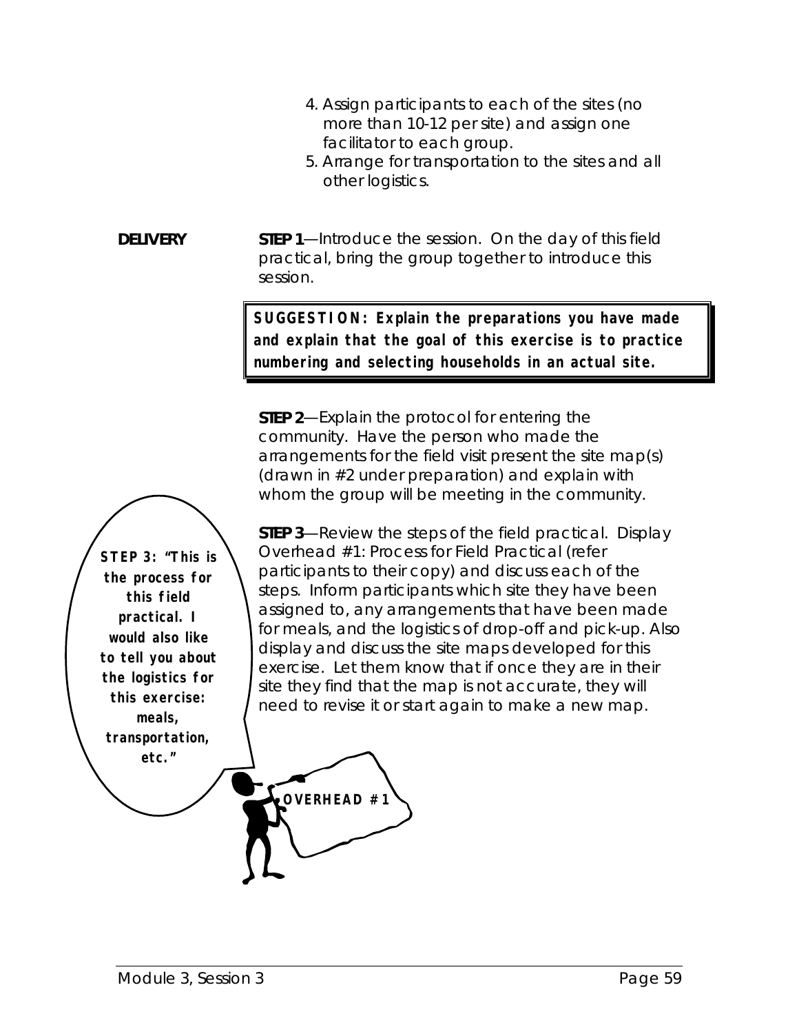4. Assign participants to each of the sites (no more than 10-12 per site) and assign one facilitator to each group.
5. Arrange for transportation to the sites and all other logistics.

**DELIVERY**

**STEP 1**—Introduce the session. On the day of this field practical, bring the group together to introduce this session.

> **SUGGESTION: Explain the preparations you have made and explain that the goal of this exercise is to practice numbering and selecting households in an actual site.**

**STEP 2**—Explain the protocol for entering the community. Have the person who made the arrangements for the field visit present the site map(s) (drawn in #2 under preparation) and explain with whom the group will be meeting in the community.

**STEP 3: "This is the process for this field practical. I would also like to tell you about the logistics for this exercise: meals, transportation, etc."**

**STEP 3**—Review the steps of the field practical. Display Overhead #1: Process for Field Practical (refer participants to their copy) and discuss each of the steps. Inform participants which site they have been assigned to, any arrangements that have been made for meals, and the logistics of drop-off and pick-up. Also display and discuss the site maps developed for this exercise. Let them know that if once they are in their site they find that the map is not accurate, they will need to revise it or start again to make a new map.

**OVERHEAD #1**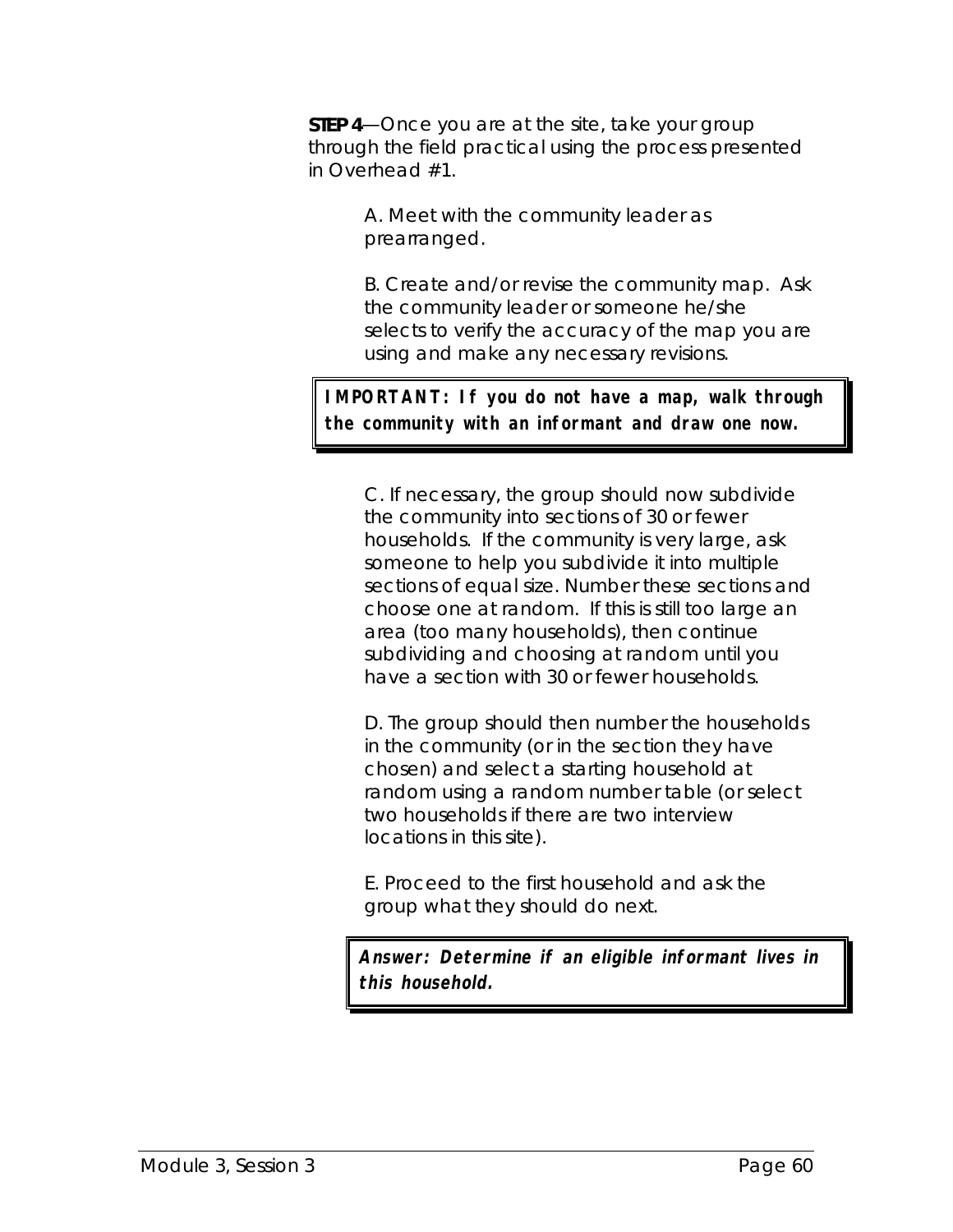**STEP 4**—Once you are at the site, take your group through the field practical using the process presented in Overhead #1.

A. Meet with the community leader as prearranged.

B. Create and/or revise the community map. Ask the community leader or someone he/she selects to verify the accuracy of the map you are using and make any necessary revisions.

> ***IMPORTANT: If you do not have a map, walk through the community with an informant and draw one now.***

C. If necessary, the group should now subdivide the community into sections of 30 or fewer households. If the community is very large, ask someone to help you subdivide it into multiple sections of equal size. Number these sections and choose one at random. If this is still too large an area (too many households), then continue subdividing and choosing at random until you have a section with 30 or fewer households.

D. The group should then number the households in the community (or in the section they have chosen) and select a starting household at random using a random number table (or select two households if there are two interview locations in this site).

E. Proceed to the first household and ask the group what they should do next.

> ***Answer: Determine if an eligible informant lives in this household.***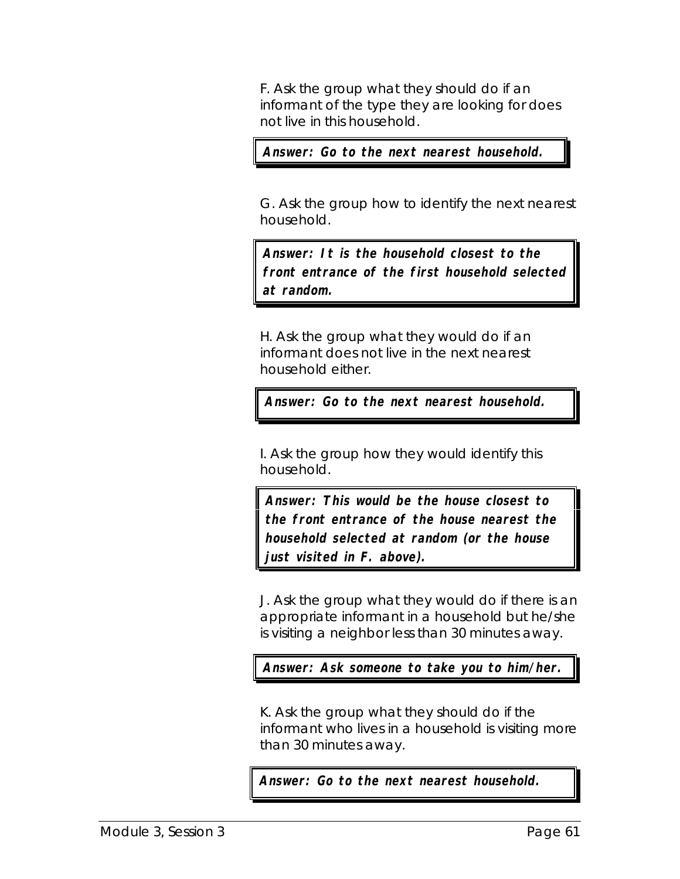F. Ask the group what they should do if an informant of the type they are looking for does not live in this household.

**Answer: Go to the next nearest household.**

G. Ask the group how to identify the next nearest household.

**Answer: It is the household closest to the front entrance of the first household selected at random.**

H. Ask the group what they would do if an informant does not live in the next nearest household either.

**Answer: Go to the next nearest household.**

I. Ask the group how they would identify this household.

**Answer: This would be the house closest to the front entrance of the house nearest the household selected at random (or the house just visited in F. above).**

J. Ask the group what they would do if there is an appropriate informant in a household but he/she is visiting a neighbor less than 30 minutes away.

**Answer: Ask someone to take you to him/her.**

K. Ask the group what they should do if the informant who lives in a household is visiting more than 30 minutes away.

**Answer: Go to the next nearest household.**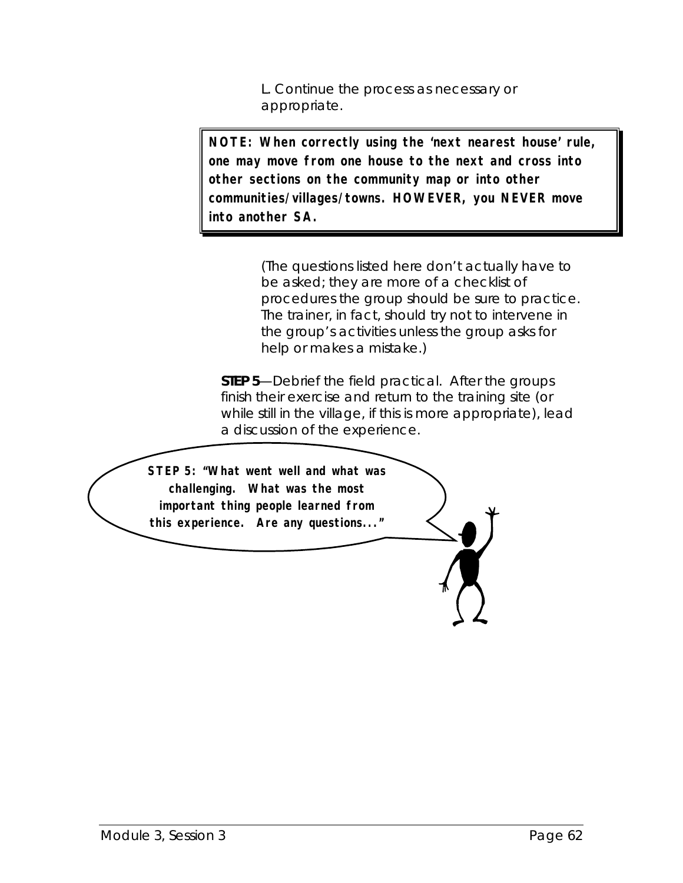L. Continue the process as necessary or appropriate.

> **NOTE: When correctly using the 'next nearest house' rule, one may move from one house to the next and cross into other sections on the community map or into other communities/villages/towns. HOWEVER, you NEVER move into another SA.**

(The questions listed here don't actually have to be asked; they are more of a checklist of procedures the group should be sure to practice. The trainer, in fact, should try not to intervene in the group's activities unless the group asks for help or makes a mistake.)

**STEP 5**—Debrief the field practical. After the groups finish their exercise and return to the training site (or while still in the village, if this is more appropriate), lead a discussion of the experience.

**STEP 5: "What went well and what was challenging. What was the most important thing people learned from this experience. Are any questions..."**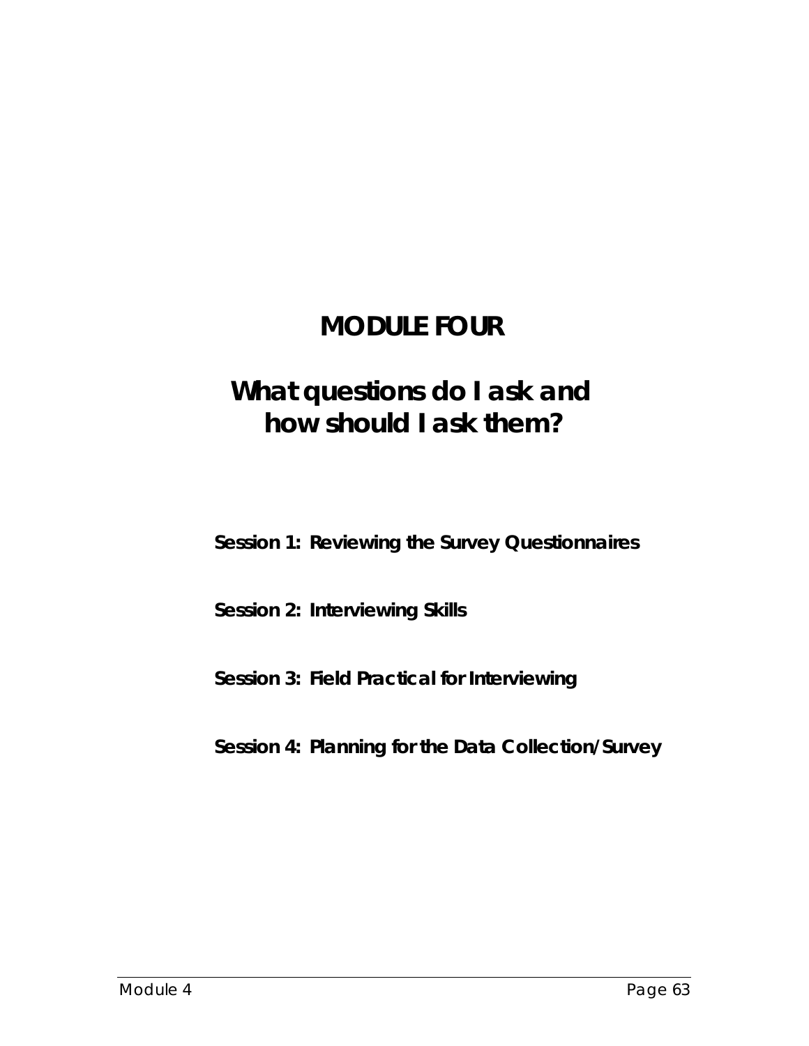# MODULE FOUR

## What questions do I ask and how should I ask them?

**Session 1: Reviewing the Survey Questionnaires**

**Session 2: Interviewing Skills**

**Session 3: Field Practical for Interviewing**

**Session 4: Planning for the Data Collection/Survey**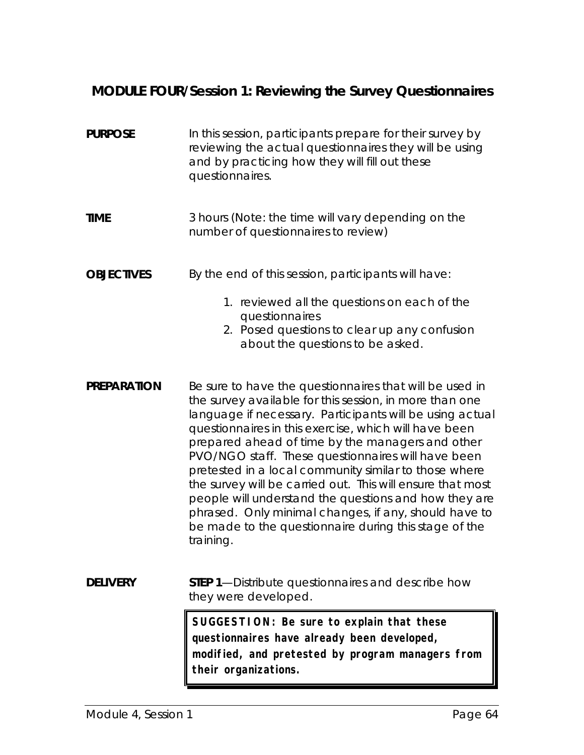## MODULE FOUR/Session 1: Reviewing the Survey Questionnaires

**PURPOSE**

In this session, participants prepare for their survey by reviewing the actual questionnaires they will be using and by practicing how they will fill out these questionnaires.

**TIME**

3 hours (Note: the time will vary depending on the number of questionnaires to review)

**OBJECTIVES**

By the end of this session, participants will have:

1. reviewed all the questions on each of the questionnaires
2. Posed questions to clear up any confusion about the questions to be asked.

**PREPARATION**

Be sure to have the questionnaires that will be used in the survey available for this session, in more than one language if necessary. Participants will be using actual questionnaires in this exercise, which will have been prepared ahead of time by the managers and other PVO/NGO staff. These questionnaires will have been pretested in a local community similar to those where the survey will be carried out. This will ensure that most people will understand the questions and how they are phrased. Only minimal changes, if any, should have to be made to the questionnaire during this stage of the training.

**DELIVERY**

**STEP 1**—Distribute questionnaires and describe how they were developed.

> **SUGGESTION: Be sure to explain that these questionnaires have already been developed, modified, and pretested by program managers from their organizations.**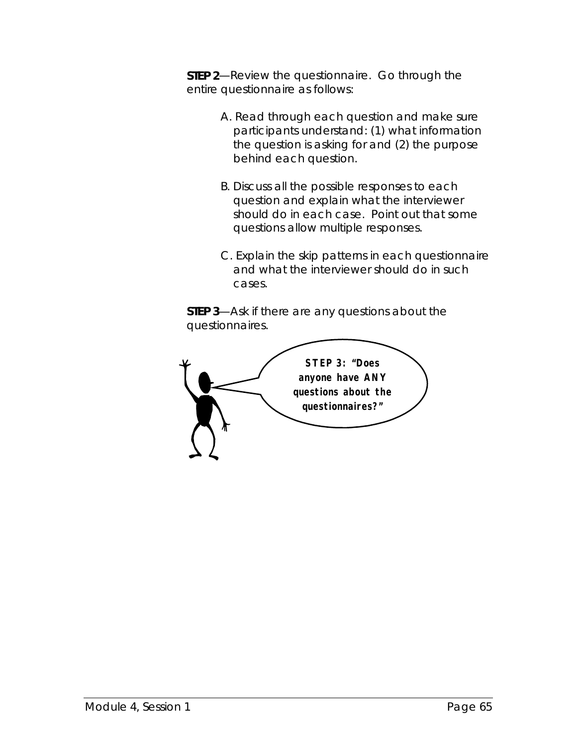**STEP 2**—Review the questionnaire. Go through the entire questionnaire as follows:

A. Read through each question and make sure participants understand: (1) what information the question is asking for and (2) the purpose behind each question.

B. Discuss all the possible responses to each question and explain what the interviewer should do in each case. Point out that some questions allow multiple responses.

C. Explain the skip patterns in each questionnaire and what the interviewer should do in such cases.

**STEP 3**—Ask if there are any questions about the questionnaires.

**STEP 3: "Does anyone have ANY questions about the questionnaires?"**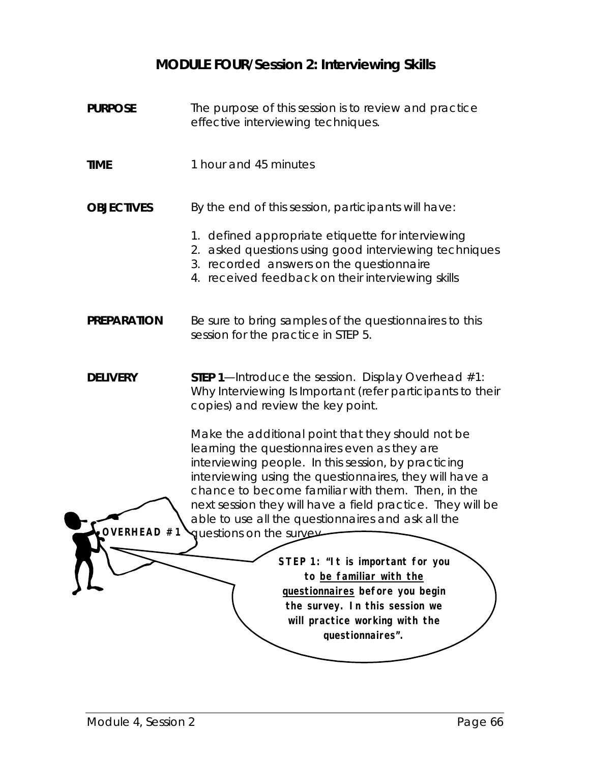# MODULE FOUR/Session 2: Interviewing Skills

**PURPOSE**

The purpose of this session is to review and practice effective interviewing techniques.

**TIME**

1 hour and 45 minutes

**OBJECTIVES**

By the end of this session, participants will have:

1. defined appropriate etiquette for interviewing
2. asked questions using good interviewing techniques
3. recorded answers on the questionnaire
4. received feedback on their interviewing skills

**PREPARATION**

Be sure to bring samples of the questionnaires to this session for the practice in STEP 5.

**DELIVERY**

**STEP 1**—Introduce the session. Display Overhead #1: Why Interviewing Is Important (refer participants to their copies) and review the key point.

Make the additional point that they should not be learning the questionnaires even as they are interviewing people. In this session, by practicing interviewing using the questionnaires, they will have a chance to become familiar with them. Then, in the next session they will have a field practice. They will be able to use all the questionnaires and ask all the questions on the survey.

**OVERHEAD #1**

**STEP 1: "It is important for you to <u>be familiar with the questionnaires</u> before you begin the survey. In this session we will practice working with the questionnaires".**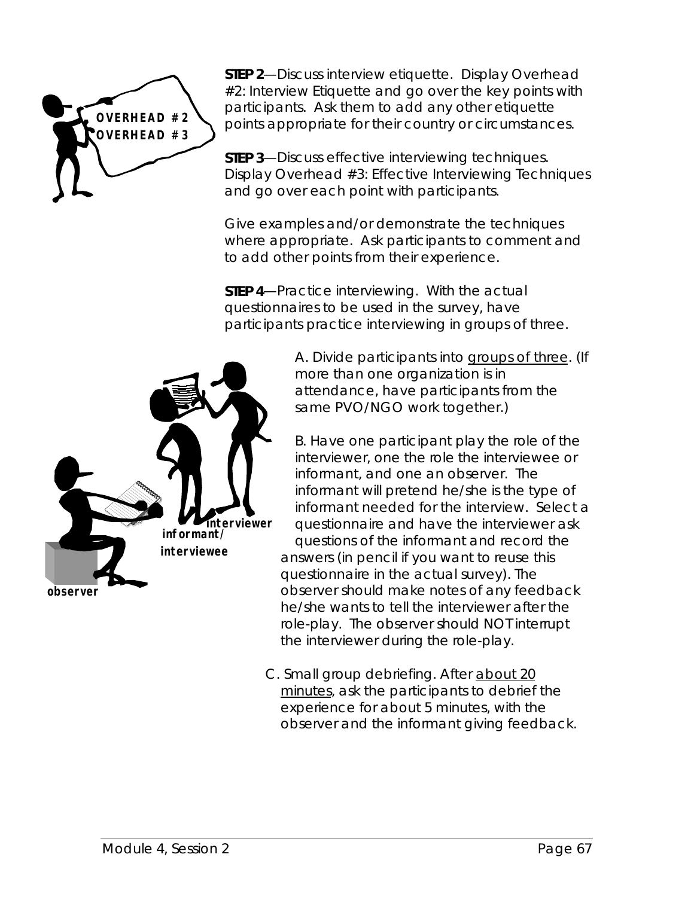**STEP 2**—Discuss interview etiquette. Display Overhead #2: Interview Etiquette and go over the key points with participants. Ask them to add any other etiquette points appropriate for their country or circumstances.

**STEP 3**—Discuss effective interviewing techniques. Display Overhead #3: Effective Interviewing Techniques and go over each point with participants.

Give examples and/or demonstrate the techniques where appropriate. Ask participants to comment and to add other points from their experience.

**STEP 4**—Practice interviewing. With the actual questionnaires to be used in the survey, have participants practice interviewing in groups of three.

A. Divide participants into groups of three. (If more than one organization is in attendance, have participants from the same PVO/NGO work together.)

B. Have one participant play the role of the interviewer, one the role the interviewee or informant, and one an observer. The informant will pretend he/she is the type of informant needed for the interview. Select a questionnaire and have the interviewer ask questions of the informant and record the answers (in pencil if you want to reuse this questionnaire in the actual survey). The observer should make notes of any feedback he/she wants to tell the interviewer after the role-play. The observer should NOT interrupt the interviewer during the role-play.

C. Small group debriefing. After about 20 minutes, ask the participants to debrief the experience for about 5 minutes, with the observer and the informant giving feedback.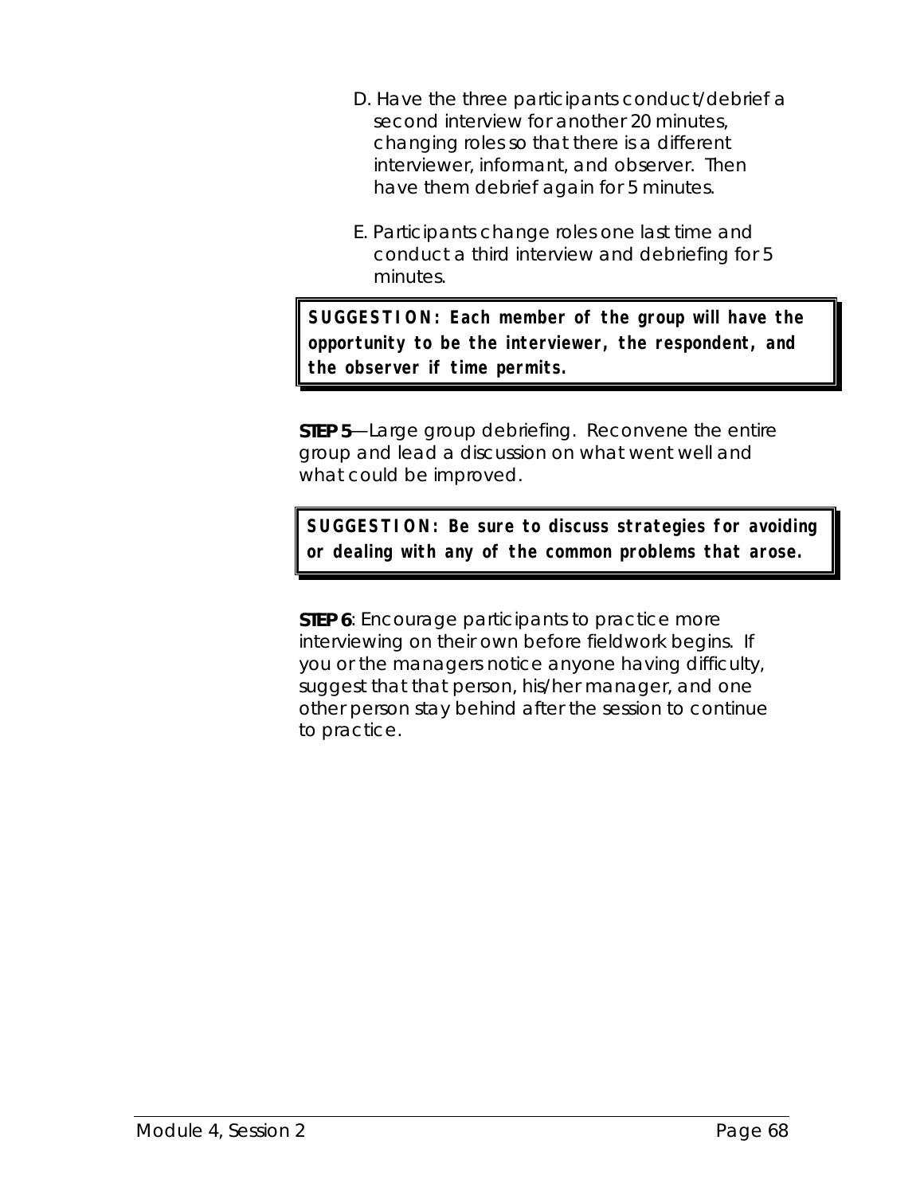D. Have the three participants conduct/debrief a second interview for another 20 minutes, changing roles so that there is a different interviewer, informant, and observer. Then have them debrief again for 5 minutes.

E. Participants change roles one last time and conduct a third interview and debriefing for 5 minutes.

> **SUGGESTION: Each member of the group will have the opportunity to be the interviewer, the respondent, and the observer if time permits.**

**STEP 5**—Large group debriefing. Reconvene the entire group and lead a discussion on what went well and what could be improved.

> **SUGGESTION: Be sure to discuss strategies for avoiding or dealing with any of the common problems that arose.**

**STEP 6**: Encourage participants to practice more interviewing on their own before fieldwork begins. If you or the managers notice anyone having difficulty, suggest that that person, his/her manager, and one other person stay behind after the session to continue to practice.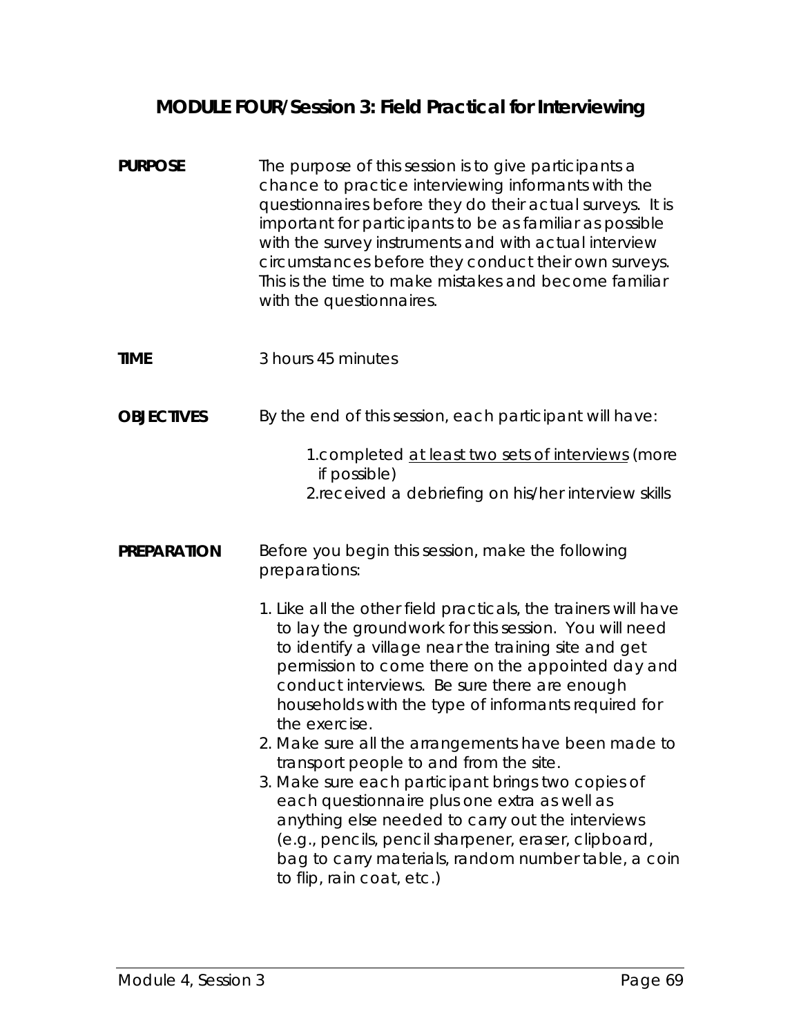## MODULE FOUR/Session 3: Field Practical for Interviewing

**PURPOSE**

The purpose of this session is to give participants a chance to practice interviewing informants with the questionnaires before they do their actual surveys. It is important for participants to be as familiar as possible with the survey instruments and with actual interview circumstances before they conduct their own surveys. This is the time to make mistakes and become familiar with the questionnaires.

**TIME**

3 hours 45 minutes

**OBJECTIVES**

By the end of this session, each participant will have:

1. completed <u>at least two sets of interviews</u> (more if possible)
2. received a debriefing on his/her interview skills

**PREPARATION**

Before you begin this session, make the following preparations:

1. Like all the other field practicals, the trainers will have to lay the groundwork for this session. You will need to identify a village near the training site and get permission to come there on the appointed day and conduct interviews. Be sure there are enough households with the type of informants required for the exercise.
2. Make sure all the arrangements have been made to transport people to and from the site.
3. Make sure each participant brings two copies of each questionnaire plus one extra as well as anything else needed to carry out the interviews (e.g., pencils, pencil sharpener, eraser, clipboard, bag to carry materials, random number table, a coin to flip, rain coat, etc.)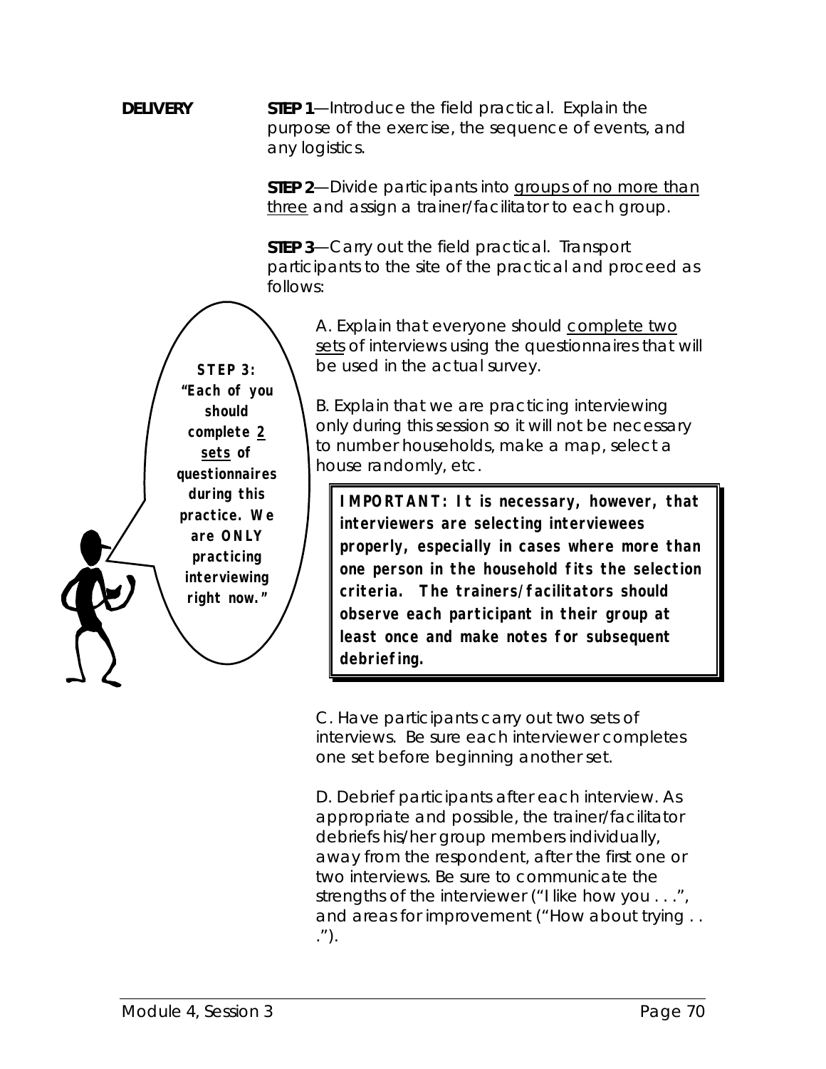**DELIVERY**

**STEP 1**—Introduce the field practical. Explain the purpose of the exercise, the sequence of events, and any logistics.

**STEP 2**—Divide participants into groups of no more than three and assign a trainer/facilitator to each group.

**STEP 3**—Carry out the field practical. Transport participants to the site of the practical and proceed as follows:

> **STEP 3: "Each of you should complete 2 sets of questionnaires during this practice. We are ONLY practicing interviewing right now."**

A. Explain that everyone should complete two sets of interviews using the questionnaires that will be used in the actual survey.

B. Explain that we are practicing interviewing only during this session so it will not be necessary to number households, make a map, select a house randomly, etc.

> **IMPORTANT: It is necessary, however, that interviewers are selecting interviewees properly, especially in cases where more than one person in the household fits the selection criteria. The trainers/facilitators should observe each participant in their group at least once and make notes for subsequent debriefing.**

C. Have participants carry out two sets of interviews. Be sure each interviewer completes one set before beginning another set.

D. Debrief participants after each interview. As appropriate and possible, the trainer/facilitator debriefs his/her group members individually, away from the respondent, after the first one or two interviews. Be sure to communicate the strengths of the interviewer ("I like how you . . .", and areas for improvement ("How about trying . . .").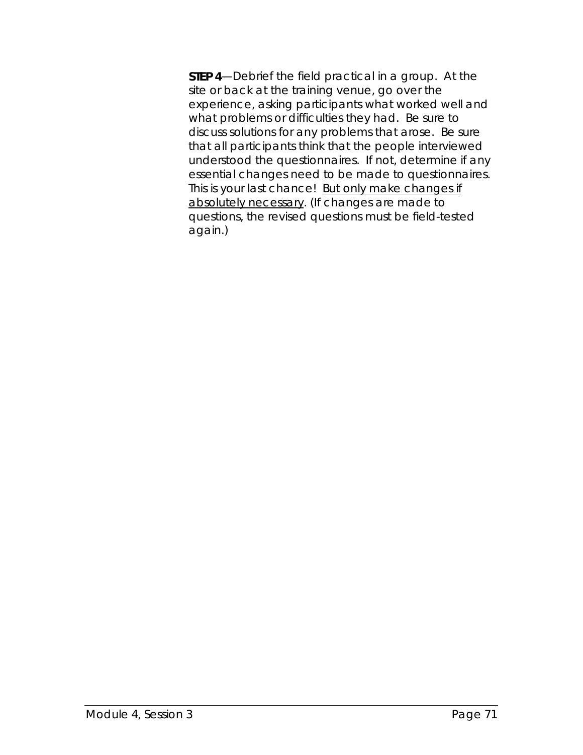**STEP 4**—Debrief the field practical in a group. At the site or back at the training venue, go over the experience, asking participants what worked well and what problems or difficulties they had. Be sure to discuss solutions for any problems that arose. Be sure that all participants think that the people interviewed understood the questionnaires. If not, determine if any essential changes need to be made to questionnaires. This is your last chance! <u>But only make changes if absolutely necessary</u>. (If changes are made to questions, the revised questions must be field-tested again.)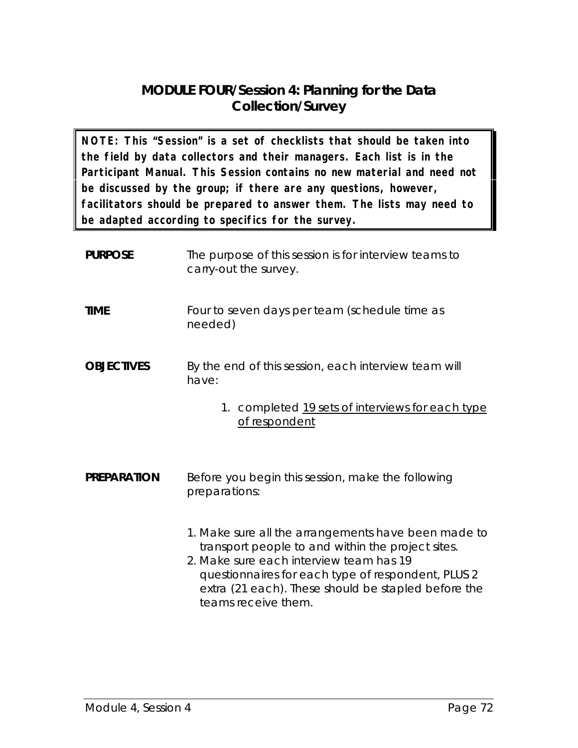# MODULE FOUR/Session 4: Planning for the Data Collection/Survey

**NOTE: This "Session" is a set of checklists that should be taken into the field by data collectors and their managers. Each list is in the Participant Manual. This Session contains no new material and need not be discussed by the group; if there are any questions, however, facilitators should be prepared to answer them. The lists may need to be adapted according to specifics for the survey.**

**PURPOSE** The purpose of this session is for interview teams to carry-out the survey.

**TIME** Four to seven days per team (schedule time as needed)

**OBJECTIVES** By the end of this session, each interview team will have:

1. completed 19 sets of interviews for each type of respondent

**PREPARATION** Before you begin this session, make the following preparations:

1. Make sure all the arrangements have been made to transport people to and within the project sites.
2. Make sure each interview team has 19 questionnaires for each type of respondent, PLUS 2 extra (21 each). These should be stapled before the teams receive them.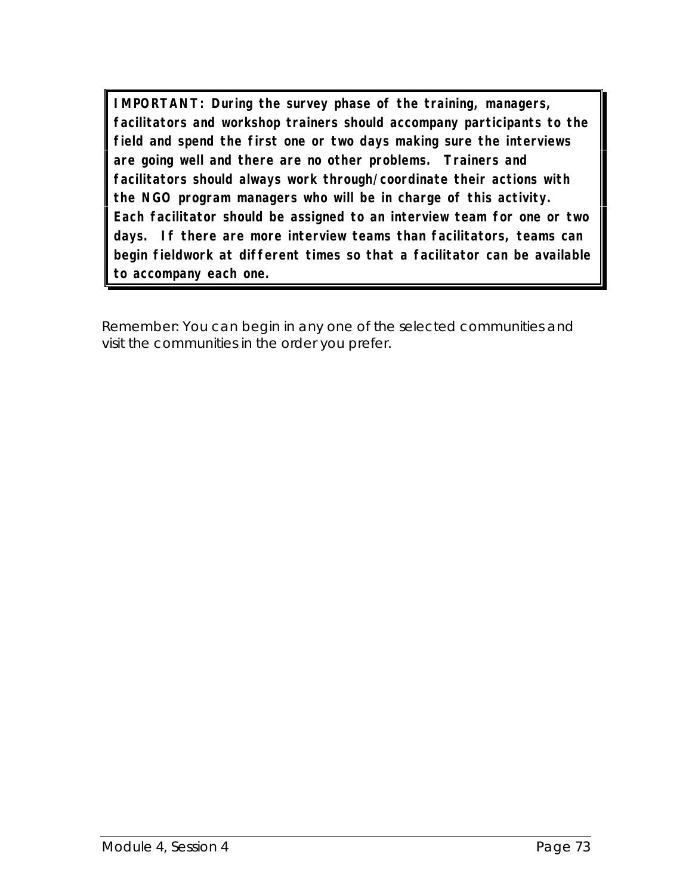> **IMPORTANT: During the survey phase of the training, managers, facilitators and workshop trainers should accompany participants to the field and spend the first one or two days making sure the interviews are going well and there are no other problems. Trainers and facilitators should always work through/coordinate their actions with the NGO program managers who will be in charge of this activity. Each facilitator should be assigned to an interview team for one or two days. If there are more interview teams than facilitators, teams can begin fieldwork at different times so that a facilitator can be available to accompany each one.**

Remember: You can begin in any one of the selected communities and visit the communities in the order you prefer.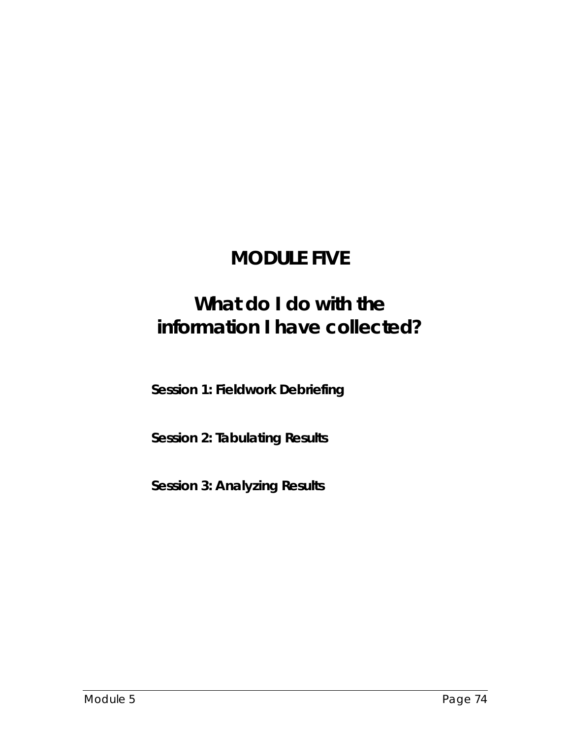# MODULE FIVE

## What do I do with the information I have collected?

**Session 1: Fieldwork Debriefing**

**Session 2: Tabulating Results**

**Session 3: Analyzing Results**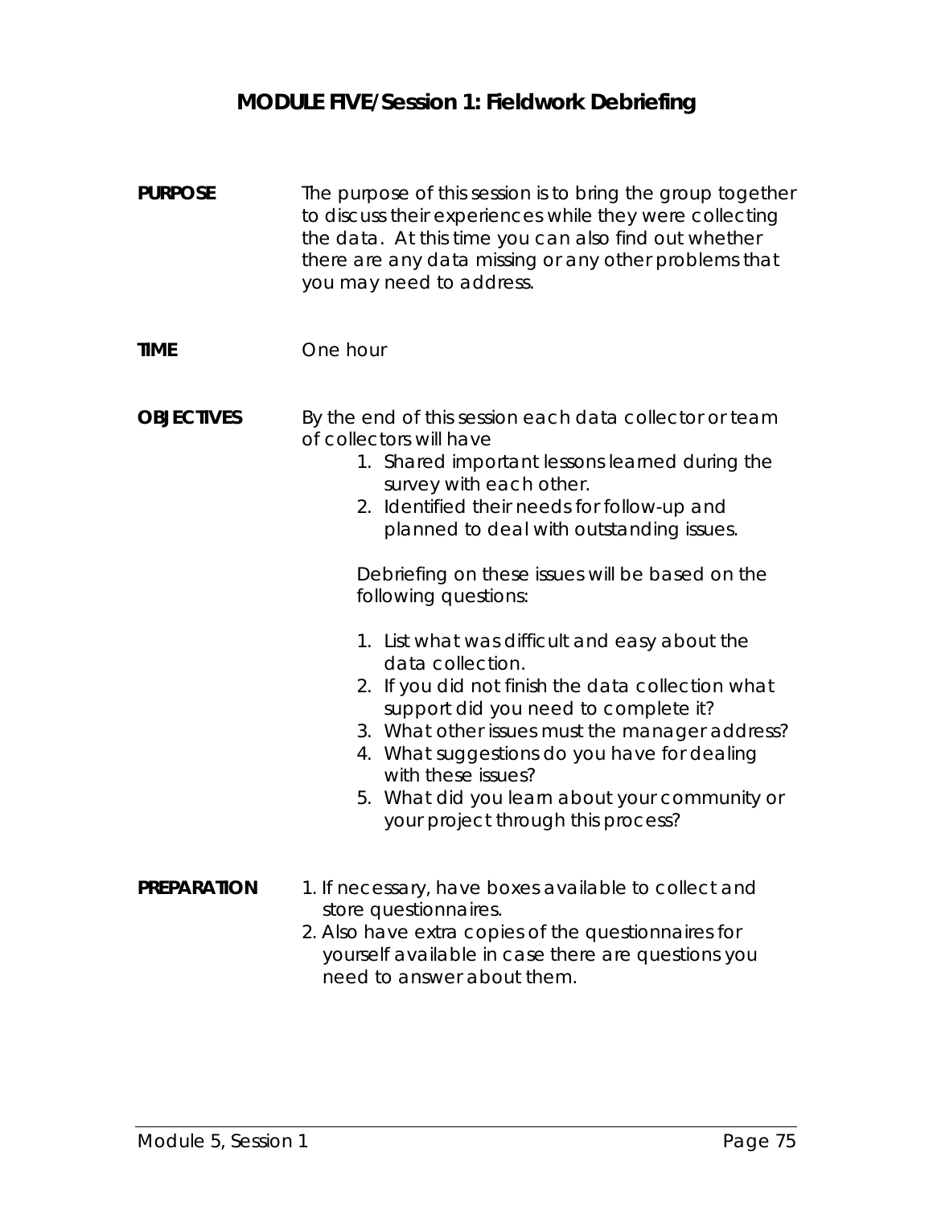# MODULE FIVE/Session 1: Fieldwork Debriefing

**PURPOSE**

The purpose of this session is to bring the group together to discuss their experiences while they were collecting the data. At this time you can also find out whether there are any data missing or any other problems that you may need to address.

**TIME**

One hour

**OBJECTIVES**

By the end of this session each data collector or team of collectors will have

1. Shared important lessons learned during the survey with each other.
2. Identified their needs for follow-up and planned to deal with outstanding issues.

Debriefing on these issues will be based on the following questions:

1. List what was difficult and easy about the data collection.
2. If you did not finish the data collection what support did you need to complete it?
3. What other issues must the manager address?
4. What suggestions do you have for dealing with these issues?
5. What did you learn about your community or your project through this process?

**PREPARATION**

1. If necessary, have boxes available to collect and store questionnaires.
2. Also have extra copies of the questionnaires for yourself available in case there are questions you need to answer about them.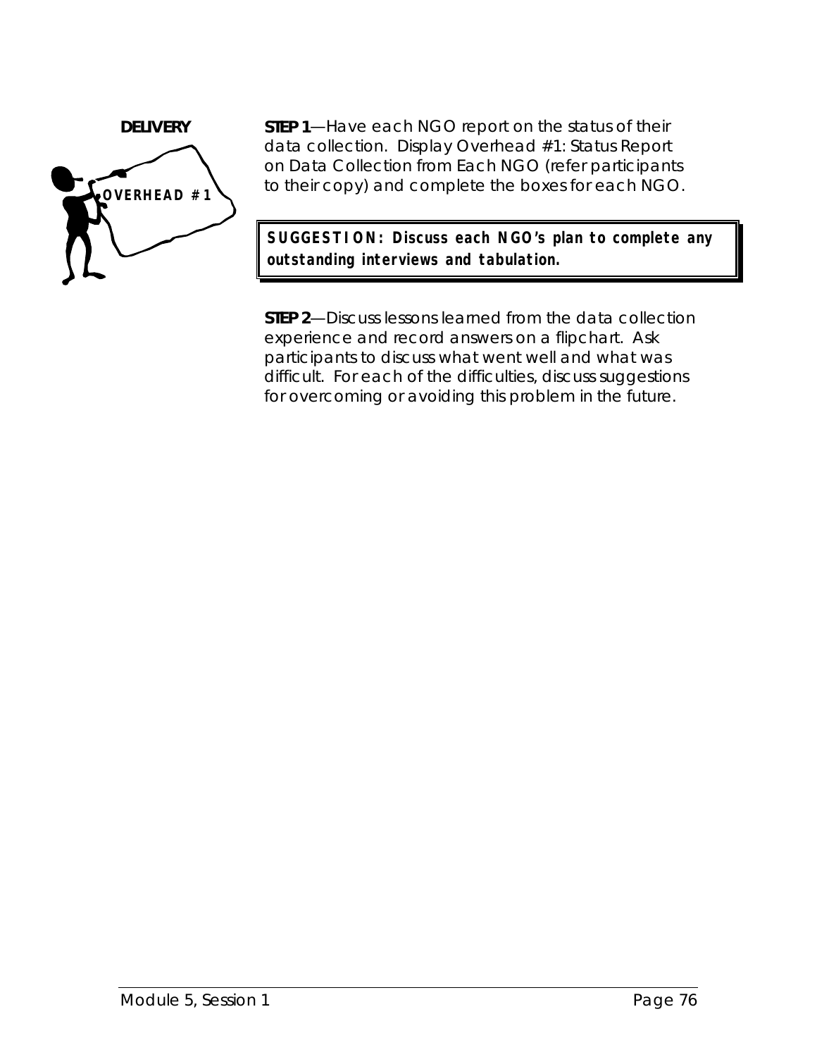**DELIVERY**

OVERHEAD #1

**STEP 1**—Have each NGO report on the status of their data collection. Display Overhead #1: Status Report on Data Collection from Each NGO (refer participants to their copy) and complete the boxes for each NGO.

> **SUGGESTION: Discuss each NGO's plan to complete any outstanding interviews and tabulation.**

**STEP 2**—Discuss lessons learned from the data collection experience and record answers on a flipchart. Ask participants to discuss what went well and what was difficult. For each of the difficulties, discuss suggestions for overcoming or avoiding this problem in the future.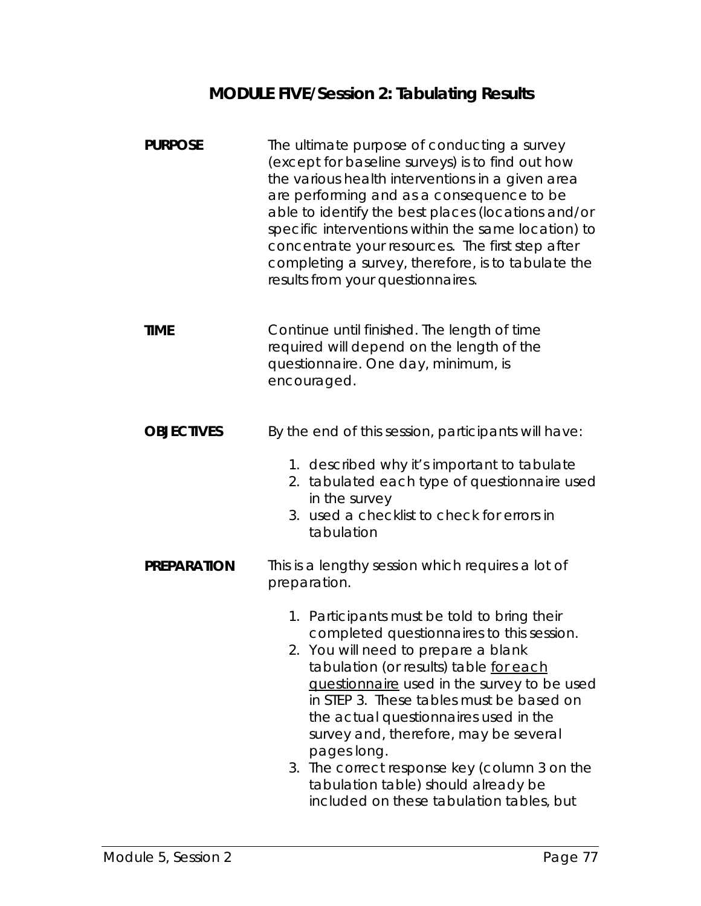## MODULE FIVE/Session 2: Tabulating Results

**PURPOSE**

The ultimate purpose of conducting a survey (except for baseline surveys) is to find out how the various health interventions in a given area are performing and as a consequence to be able to identify the best places (locations and/or specific interventions within the same location) to concentrate your resources. The first step after completing a survey, therefore, is to tabulate the results from your questionnaires.

**TIME**

Continue until finished. The length of time required will depend on the length of the questionnaire. One day, minimum, is encouraged.

**OBJECTIVES**

By the end of this session, participants will have:

1. described why it's important to tabulate
2. tabulated each type of questionnaire used in the survey
3. used a checklist to check for errors in tabulation

**PREPARATION**

This is a lengthy session which requires a lot of preparation.

1. Participants must be told to bring their completed questionnaires to this session.
2. You will need to prepare a blank tabulation (or results) table <u>for each questionnaire</u> used in the survey to be used in STEP 3. These tables must be based on the actual questionnaires used in the survey and, therefore, may be several pages long.
3. The correct response key (column 3 on the tabulation table) should already be included on these tabulation tables, but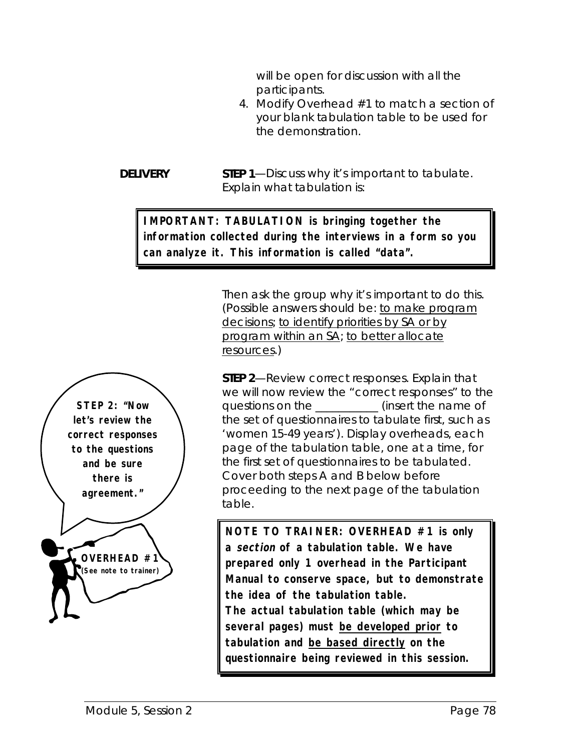will be open for discussion with all the participants.

4. Modify Overhead #1 to match a section of your blank tabulation table to be used for the demonstration.

**DELIVERY** **STEP 1**—Discuss why it's important to tabulate. Explain what tabulation is:

> **IMPORTANT: TABULATION is bringing together the information collected during the interviews in a form so you can analyze it. This information is called "data".**

Then ask the group why it's important to do this. (Possible answers should be: to make program decisions; to identify priorities by SA or by program within an SA; to better allocate resources.)

**STEP 2**—Review correct responses. Explain that we will now review the "correct responses" to the questions on the __________ (insert the name of the set of questionnaires to tabulate first, such as 'women 15-49 years'). Display overheads, each page of the tabulation table, one at a time, for the first set of questionnaires to be tabulated. Cover both steps A and B below before proceeding to the next page of the tabulation table.

**STEP 2: "Now let's review the correct responses to the questions and be sure there is agreement."**

**OVERHEAD #1 (See note to trainer)**

> **NOTE TO TRAINER: OVERHEAD #1 is only a *section* of a tabulation table. We have prepared only 1 overhead in the Participant Manual to conserve space, but to demonstrate the idea of the tabulation table. The actual tabulation table (which may be several pages) must be developed prior to tabulation and be based directly on the questionnaire being reviewed in this session.**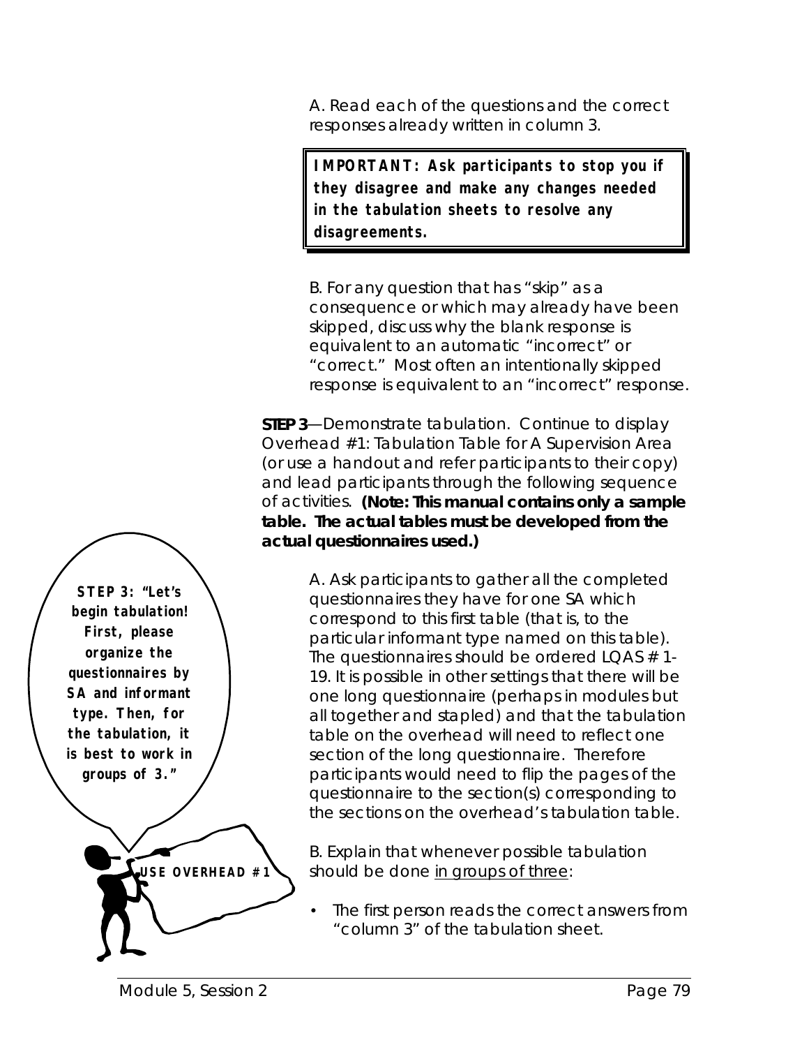A. Read each of the questions and the correct responses already written in column 3.

> **IMPORTANT: Ask participants to stop you if they disagree and make any changes needed in the tabulation sheets to resolve any disagreements.**

B. For any question that has "skip" as a consequence or which may already have been skipped, discuss why the blank response is equivalent to an automatic "incorrect" or "correct." Most often an intentionally skipped response is equivalent to an "incorrect" response.

**STEP 3**—Demonstrate tabulation. Continue to display Overhead #1: Tabulation Table for A Supervision Area (or use a handout and refer participants to their copy) and lead participants through the following sequence of activities. **(Note: This manual contains only a sample table. The actual tables must be developed from the actual questionnaires used.)**

**STEP 3: "Let's begin tabulation! First, please organize the questionnaires by SA and informant type. Then, for the tabulation, it is best to work in groups of 3."**

**USE OVERHEAD #1**

A. Ask participants to gather all the completed questionnaires they have for one SA which correspond to this first table (that is, to the particular informant type named on this table). The questionnaires should be ordered LQAS # 1-19. It is possible in other settings that there will be one long questionnaire (perhaps in modules but all together and stapled) and that the tabulation table on the overhead will need to reflect one section of the long questionnaire. Therefore participants would need to flip the pages of the questionnaire to the section(s) corresponding to the sections on the overhead's tabulation table.

B. Explain that whenever possible tabulation should be done in groups of three:

- The first person reads the correct answers from "column 3" of the tabulation sheet.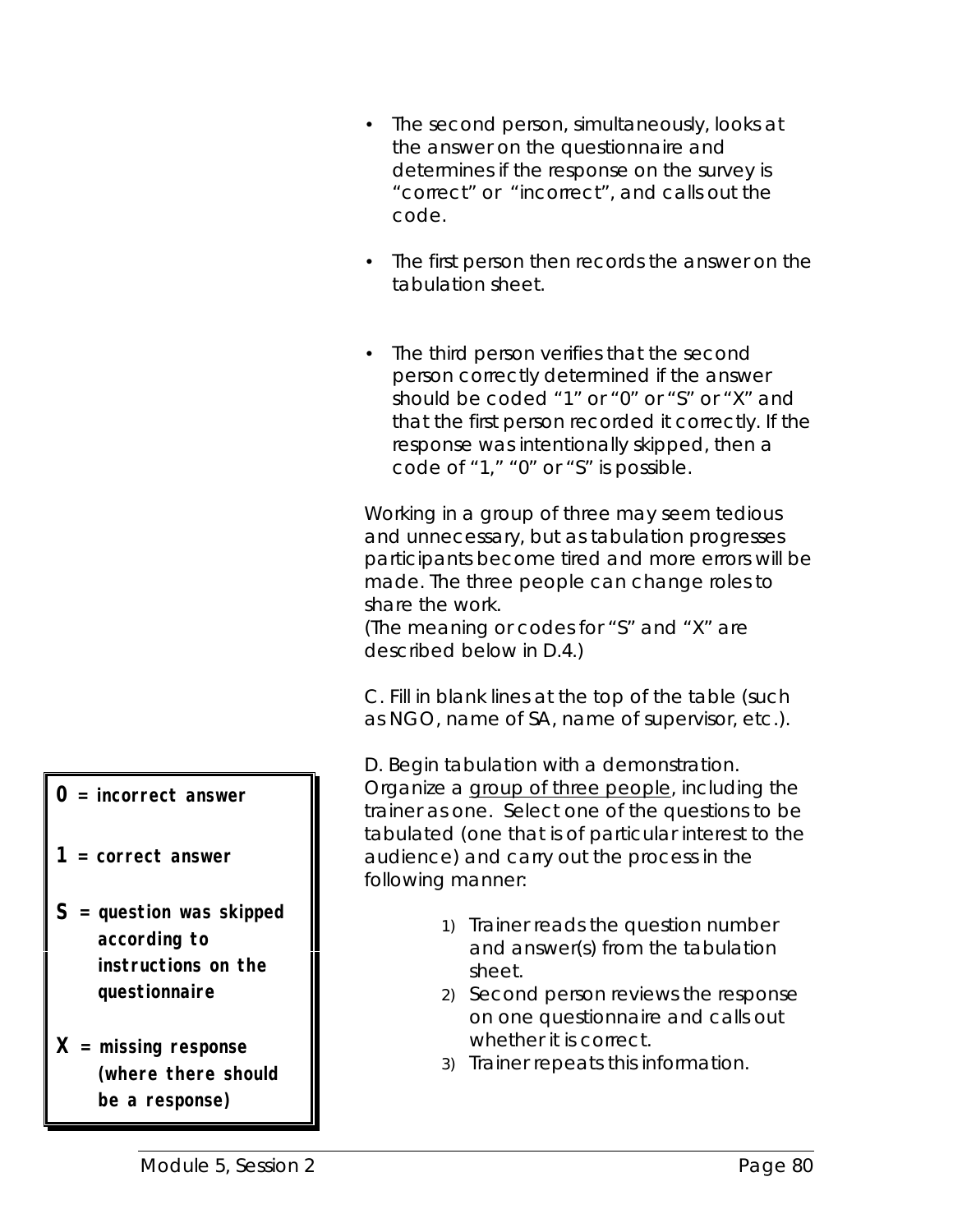- The second person, simultaneously, looks at the answer on the questionnaire and determines if the response on the survey is "correct" or "incorrect", and calls out the code.

- The first person then records the answer on the tabulation sheet.

- The third person verifies that the second person correctly determined if the answer should be coded "1" or "0" or "S" or "X" and that the first person recorded it correctly. If the response was intentionally skipped, then a code of "1," "0" or "S" is possible.

Working in a group of three may seem tedious and unnecessary, but as tabulation progresses participants become tired and more errors will be made. The three people can change roles to share the work.
(The meaning or codes for "S" and "X" are described below in D.4.)

C. Fill in blank lines at the top of the table (such as NGO, name of SA, name of supervisor, etc.).

D. Begin tabulation with a demonstration. Organize a group of three people, including the trainer as one. Select one of the questions to be tabulated (one that is of particular interest to the audience) and carry out the process in the following manner:

1) Trainer reads the question number and answer(s) from the tabulation sheet.
2) Second person reviews the response on one questionnaire and calls out whether it is correct.
3) Trainer repeats this information.

**0 = incorrect answer**

**1 = correct answer**

**S = question was skipped according to instructions on the questionnaire**

**X = missing response (where there should be a response)**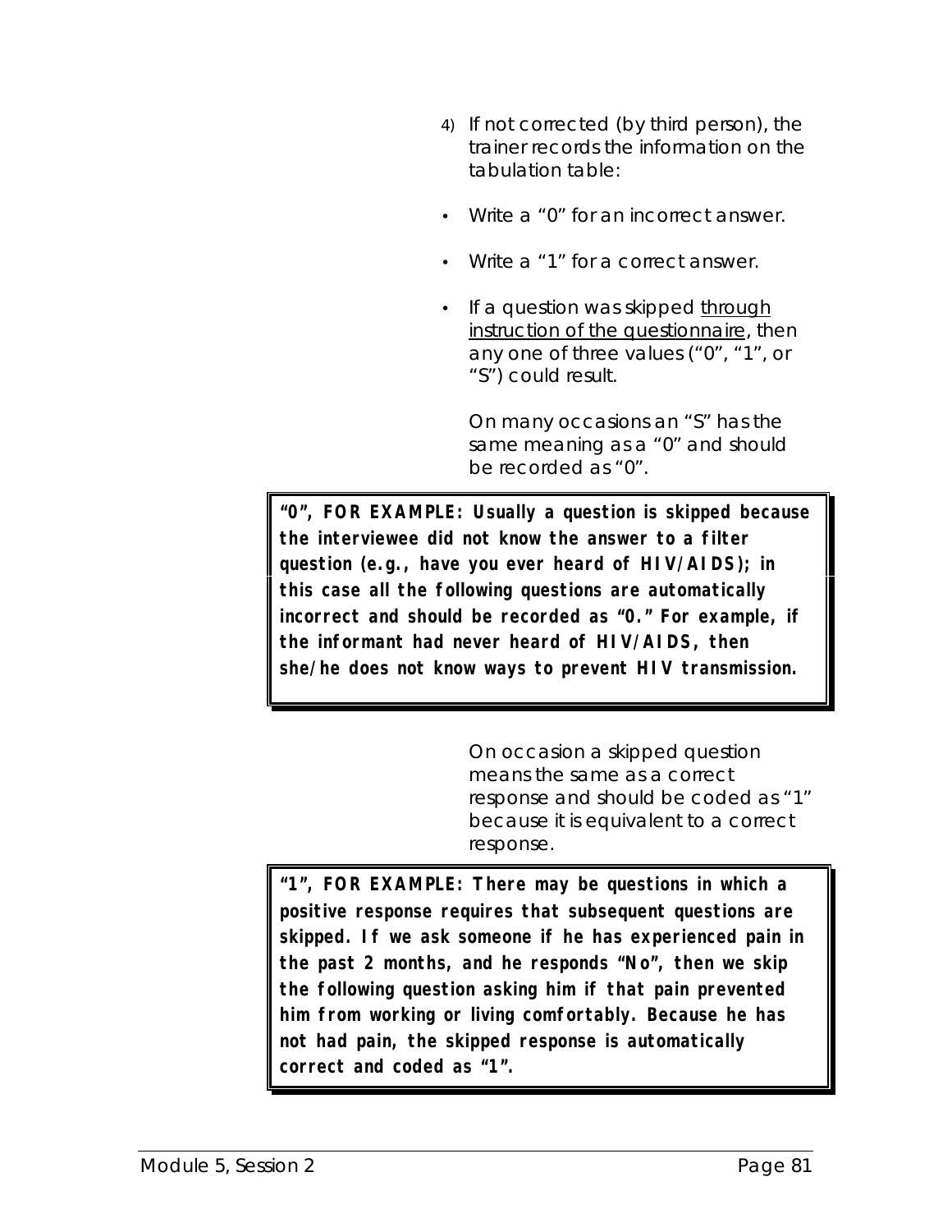4) If not corrected (by third person), the trainer records the information on the tabulation table:

- Write a "0" for an incorrect answer.
- Write a "1" for a correct answer.
- If a question was skipped <u>through instruction of the questionnaire</u>, then any one of three values ("0", "1", or "S") could result.

  On many occasions an "S" has the same meaning as a "0" and should be recorded as "0".

> **"0", FOR EXAMPLE: Usually a question is skipped because the interviewee did not know the answer to a filter question (e.g., have you ever heard of HIV/AIDS); in this case all the following questions are automatically incorrect and should be recorded as "0." For example, if the informant had never heard of HIV/AIDS, then she/he does not know ways to prevent HIV transmission.**

On occasion a skipped question means the same as a correct response and should be coded as "1" because it is equivalent to a correct response.

> **"1", FOR EXAMPLE: There may be questions in which a positive response requires that subsequent questions are skipped. If we ask someone if he has experienced pain in the past 2 months, and he responds "No", then we skip the following question asking him if that pain prevented him from working or living comfortably. Because he has not had pain, the skipped response is automatically correct and coded as "1".**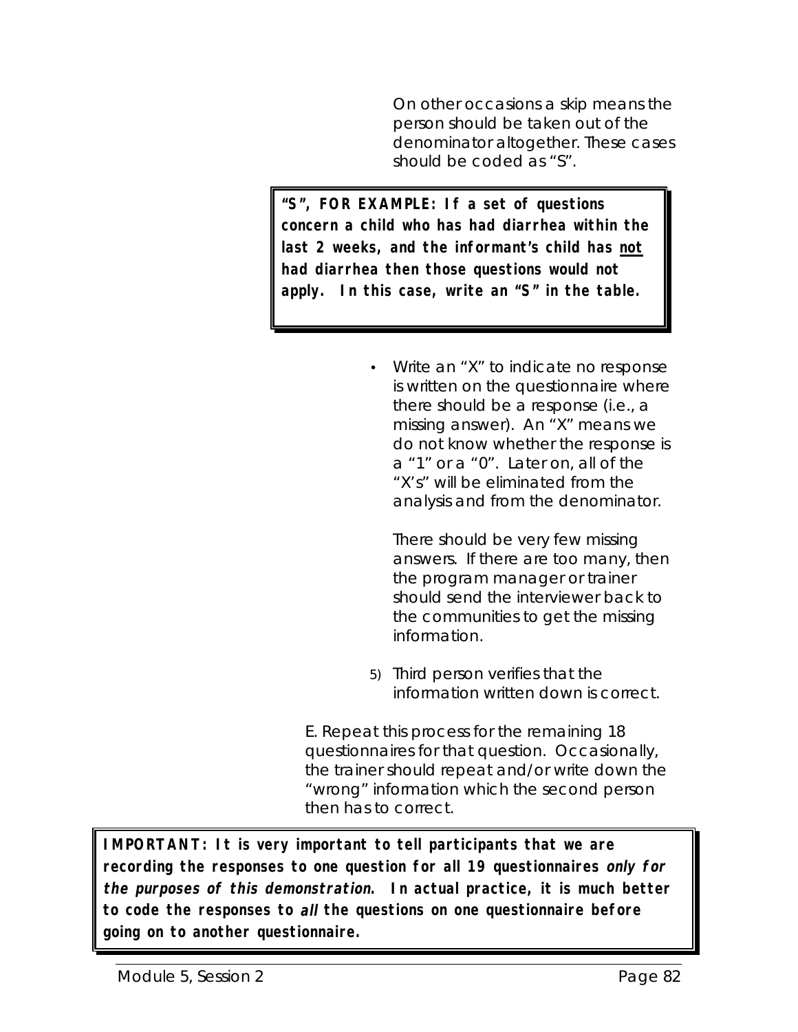On other occasions a skip means the person should be taken out of the denominator altogether. These cases should be coded as “S”.

> **“S”, FOR EXAMPLE: If a set of questions concern a child who has had diarrhea within the last 2 weeks, and the informant’s child has <u>not</u> had diarrhea then those questions would not apply. In this case, write an “S” in the table.**

- Write an “X” to indicate no response is written on the questionnaire where there should be a response (i.e., a missing answer). An “X” means we do not know whether the response is a “1” or a “0”. Later on, all of the “X’s” will be eliminated from the analysis and from the denominator.

  There should be very few missing answers. If there are too many, then the program manager or trainer should send the interviewer back to the communities to get the missing information.

5) Third person verifies that the information written down is correct.

E. Repeat this process for the remaining 18 questionnaires for that question. Occasionally, the trainer should repeat and/or write down the “wrong” information which the second person then has to correct.

> **IMPORTANT: It is very important to tell participants that we are recording the responses to one question for all 19 questionnaires *only for the purposes of this demonstration*. In actual practice, it is much better to code the responses to *all* the questions on one questionnaire before going on to another questionnaire.**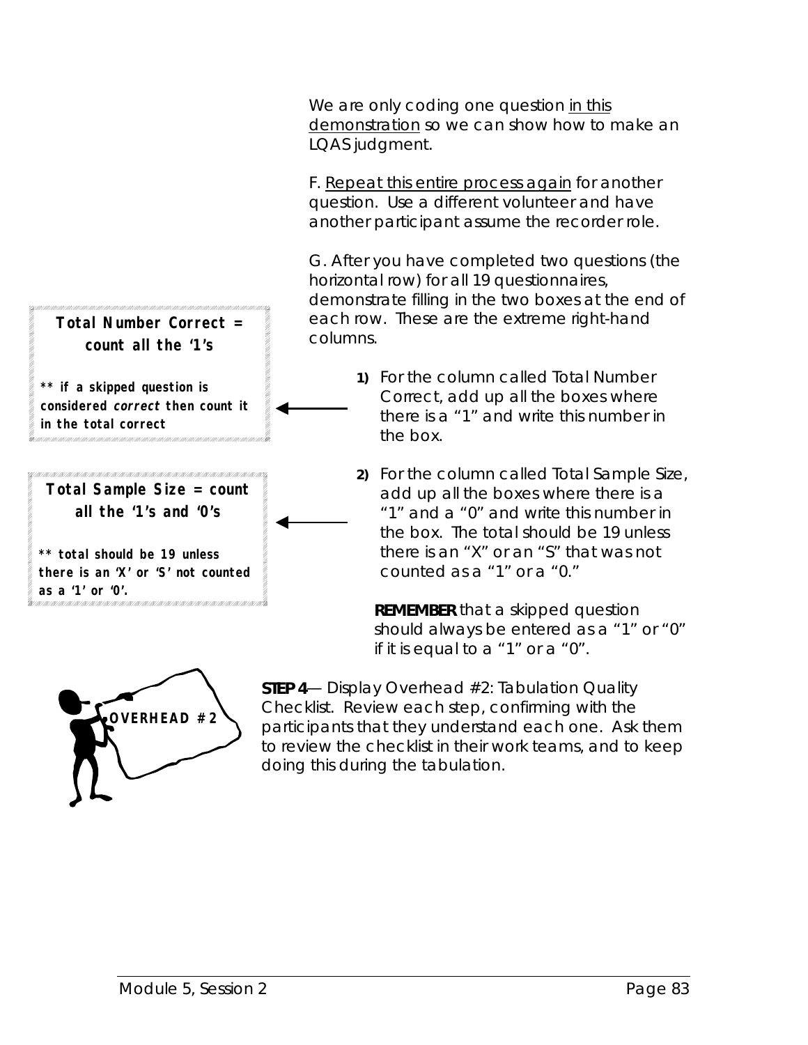We are only coding one question <u>in this demonstration</u> so we can show how to make an LQAS judgment.

F. <u>Repeat this entire process again</u> for another question. Use a different volunteer and have another participant assume the recorder role.

G. After you have completed two questions (the horizontal row) for all 19 questionnaires, demonstrate filling in the two boxes at the end of each row. These are the extreme right-hand columns.

> **Total Number Correct = count all the '1's**
>
> **\*\* if a skipped question is considered *correct* then count it in the total correct**

1) For the column called Total Number Correct, add up all the boxes where there is a "1" and write this number in the box.

> **Total Sample Size = count all the '1's and '0's**
>
> **\*\* total should be 19 unless there is an 'X' or 'S' not counted as a '1' or '0'.**

2) For the column called Total Sample Size, add up all the boxes where there is a "1" and a "0" and write this number in the box. The total should be 19 unless there is an "X" or an "S" that was not counted as a "1" or a "0."

**REMEMBER** that a skipped question should always be entered as a "1" or "0" if it is equal to a "1" or a "0".

**OVERHEAD #2**

**STEP 4**— Display Overhead #2: Tabulation Quality Checklist. Review each step, confirming with the participants that they understand each one. Ask them to review the checklist in their work teams, and to keep doing this during the tabulation.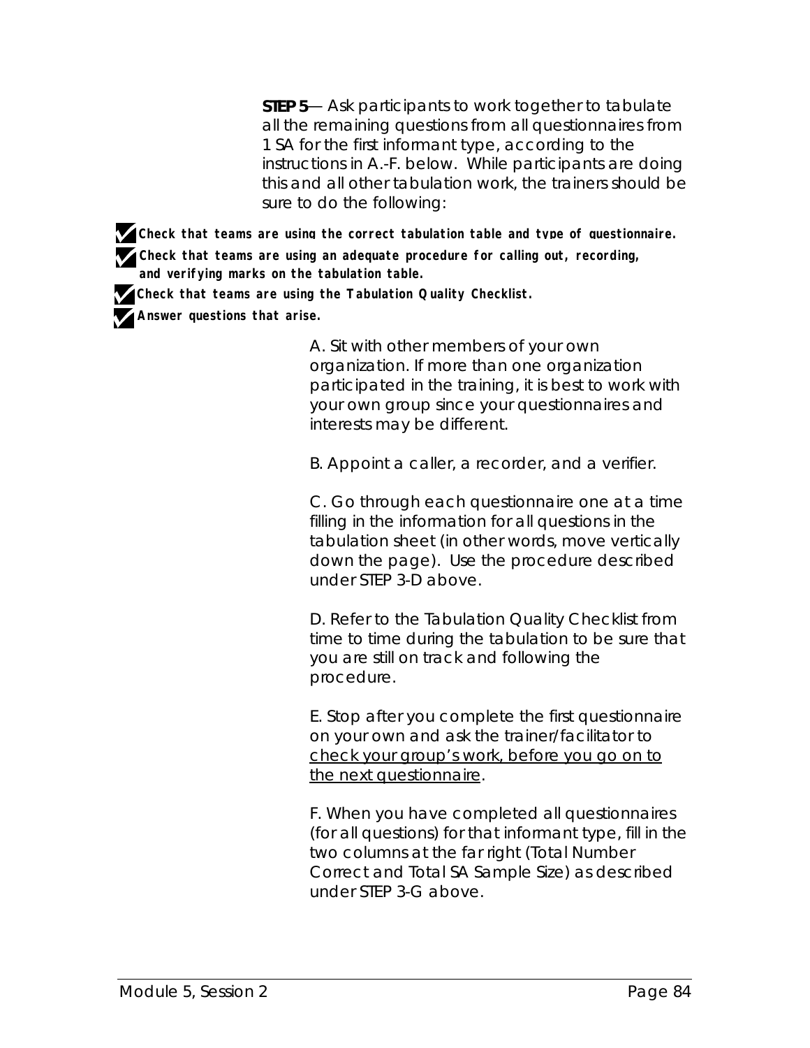**STEP 5**— Ask participants to work together to tabulate all the remaining questions from all questionnaires from 1 SA for the first informant type, according to the instructions in A.-F. below. While participants are doing this and all other tabulation work, the trainers should be sure to do the following:

- ✔ **Check that teams are using the correct tabulation table and type of questionnaire.**
- ✔ **Check that teams are using an adequate procedure for calling out, recording, and verifying marks on the tabulation table.**
- ✔ **Check that teams are using the Tabulation Quality Checklist.**
- ✔ **Answer questions that arise.**

A. Sit with other members of your own organization. If more than one organization participated in the training, it is best to work with your own group since your questionnaires and interests may be different.

B. Appoint a caller, a recorder, and a verifier.

C. Go through each questionnaire one at a time filling in the information for all questions in the tabulation sheet (in other words, move vertically down the page). Use the procedure described under STEP 3-D above.

D. Refer to the Tabulation Quality Checklist from time to time during the tabulation to be sure that you are still on track and following the procedure.

E. Stop after you complete the first questionnaire on your own and ask the trainer/facilitator to <u>check your group's work, before you go on to the next questionnaire</u>.

F. When you have completed all questionnaires (for all questions) for that informant type, fill in the two columns at the far right (Total Number Correct and Total SA Sample Size) as described under STEP 3-G above.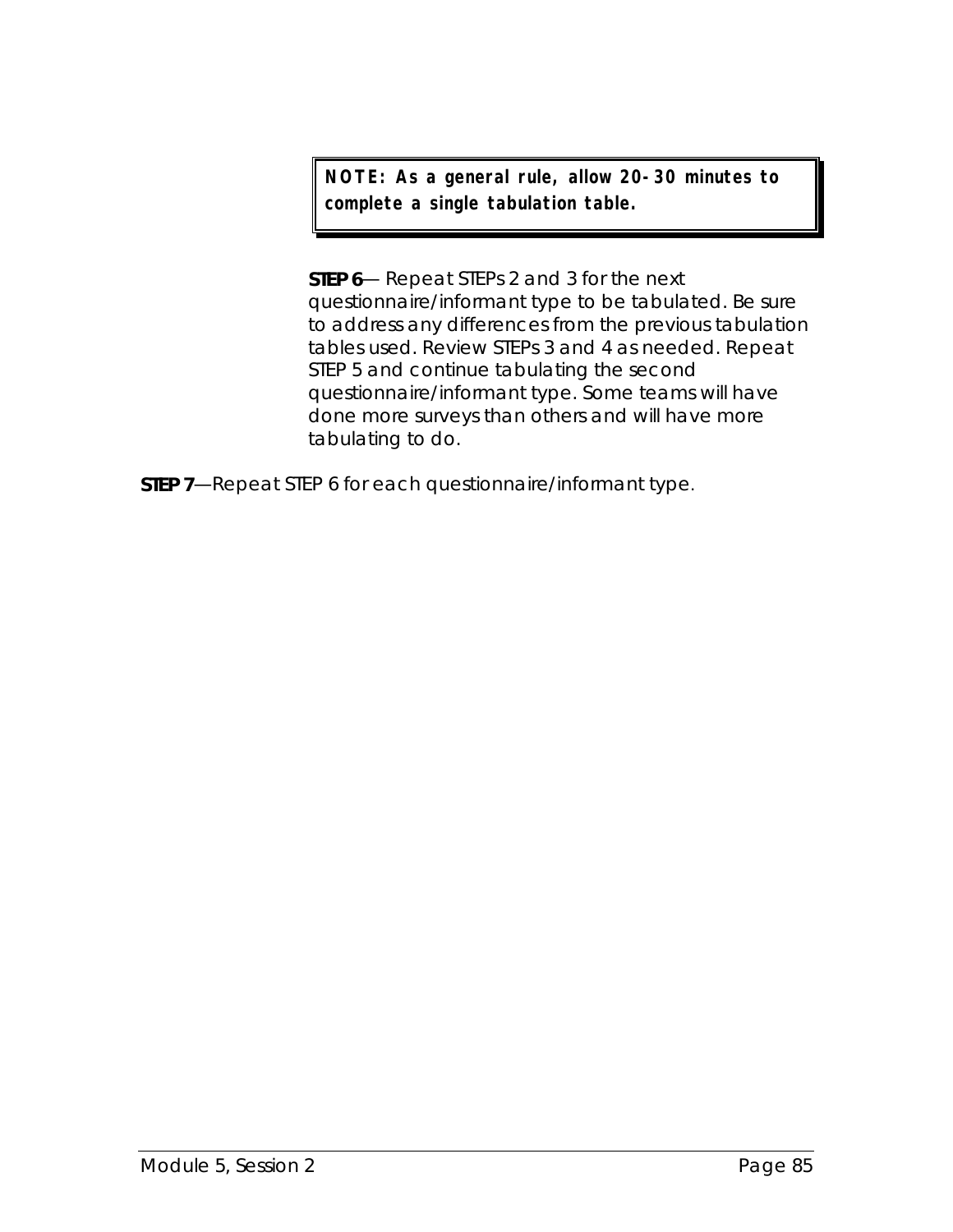> **NOTE: As a general rule, allow 20-30 minutes to complete a single tabulation table.**

**STEP 6**— Repeat STEPs 2 and 3 for the next questionnaire/informant type to be tabulated. Be sure to address any differences from the previous tabulation tables used. Review STEPs 3 and 4 as needed. Repeat STEP 5 and continue tabulating the second questionnaire/informant type. Some teams will have done more surveys than others and will have more tabulating to do.

**STEP 7**—Repeat STEP 6 for each questionnaire/informant type.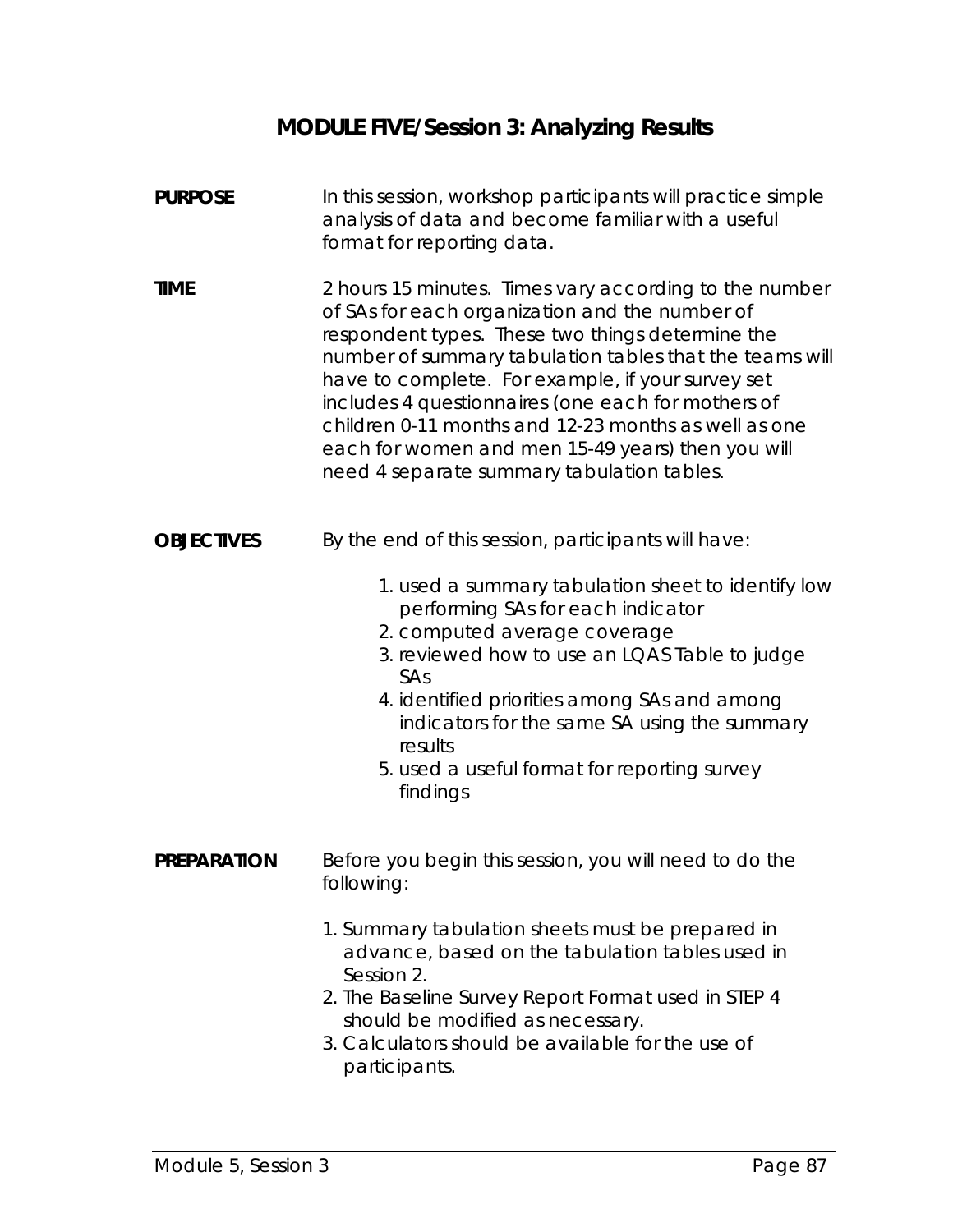# MODULE FIVE/Session 3: Analyzing Results

**PURPOSE**

In this session, workshop participants will practice simple analysis of data and become familiar with a useful format for reporting data.

**TIME**

2 hours 15 minutes. Times vary according to the number of SAs for each organization and the number of respondent types. These two things determine the number of summary tabulation tables that the teams will have to complete. For example, if your survey set includes 4 questionnaires (one each for mothers of children 0-11 months and 12-23 months as well as one each for women and men 15-49 years) then you will need 4 separate summary tabulation tables.

**OBJECTIVES**

By the end of this session, participants will have:

1. used a summary tabulation sheet to identify low performing SAs for each indicator
2. computed average coverage
3. reviewed how to use an LQAS Table to judge SAs
4. identified priorities among SAs and among indicators for the same SA using the summary results
5. used a useful format for reporting survey findings

**PREPARATION**

Before you begin this session, you will need to do the following:

1. Summary tabulation sheets must be prepared in advance, based on the tabulation tables used in Session 2.
2. The Baseline Survey Report Format used in STEP 4 should be modified as necessary.
3. Calculators should be available for the use of participants.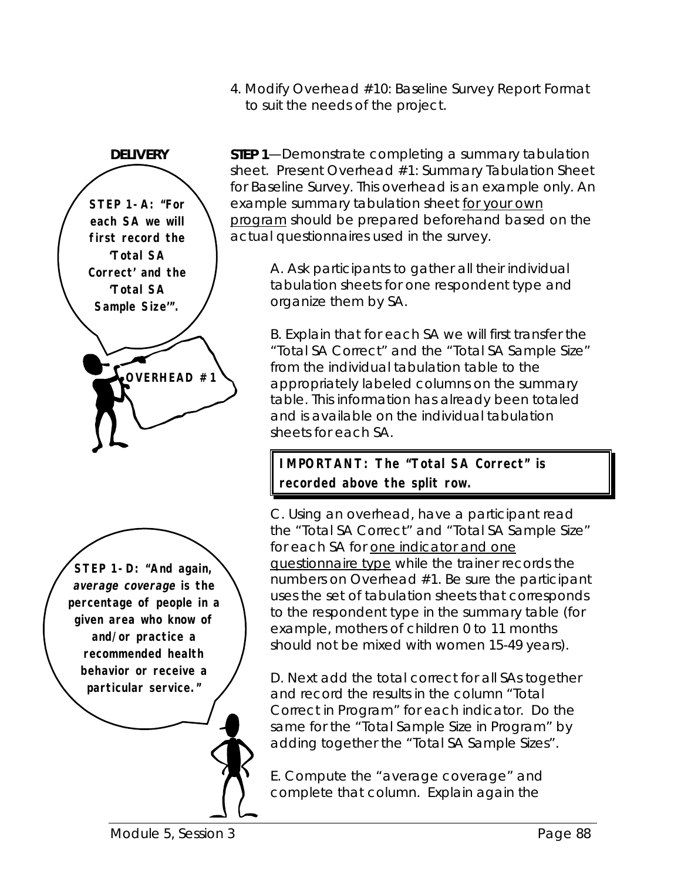4. Modify Overhead #10: Baseline Survey Report Format to suit the needs of the project.

**DELIVERY**

**STEP 1-A: "For each SA we will first record the 'Total SA Correct' and the 'Total SA Sample Size'".**

**OVERHEAD #1**

**STEP 1**—Demonstrate completing a summary tabulation sheet. Present Overhead #1: Summary Tabulation Sheet for Baseline Survey. This overhead is an example only. An example summary tabulation sheet <u>for your own program</u> should be prepared beforehand based on the actual questionnaires used in the survey.

A. Ask participants to gather all their individual tabulation sheets for one respondent type and organize them by SA.

B. Explain that for each SA we will first transfer the "Total SA Correct" and the "Total SA Sample Size" from the individual tabulation table to the appropriately labeled columns on the summary table. This information has already been totaled and is available on the individual tabulation sheets for each SA.

> **IMPORTANT: The "Total SA Correct" is recorded above the split row.**

C. Using an overhead, have a participant read the "Total SA Correct" and "Total SA Sample Size" for each SA for <u>one indicator and one questionnaire type</u> while the trainer records the numbers on Overhead #1. Be sure the participant uses the set of tabulation sheets that corresponds to the respondent type in the summary table (for example, mothers of children 0 to 11 months should not be mixed with women 15-49 years).

**STEP 1-D: "And again, *average coverage* is the percentage of people in a given area who know of and/or practice a recommended health behavior or receive a particular service."**

D. Next add the total correct for all SAs together and record the results in the column "Total Correct in Program" for each indicator. Do the same for the "Total Sample Size in Program" by adding together the "Total SA Sample Sizes".

E. Compute the "average coverage" and complete that column. Explain again the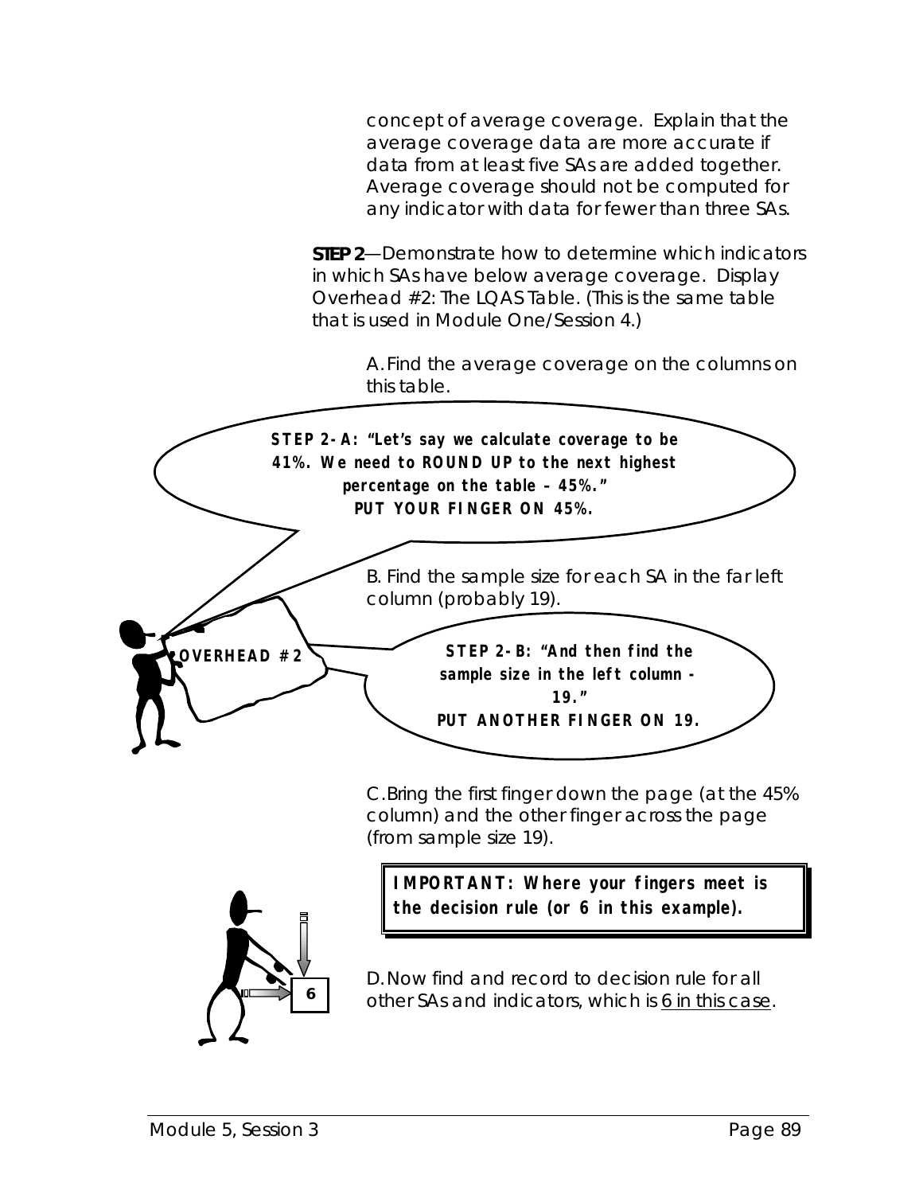concept of average coverage. Explain that the average coverage data are more accurate if data from at least five SAs are added together. Average coverage should not be computed for any indicator with data for fewer than three SAs.

**STEP 2**—Demonstrate how to determine which indicators in which SAs have below average coverage. Display Overhead #2: The LQAS Table. (This is the same table that is used in Module One/Session 4.)

A. Find the average coverage on the columns on this table.

**STEP 2-A: "Let's say we calculate coverage to be 41%. We need to ROUND UP to the next highest percentage on the table – 45%." PUT YOUR FINGER ON 45%.**

B. Find the sample size for each SA in the far left column (probably 19).

**OVERHEAD #2**

**STEP 2-B: "And then find the sample size in the left column - 19." PUT ANOTHER FINGER ON 19.**

C. Bring the first finger down the page (at the 45% column) and the other finger across the page (from sample size 19).

**IMPORTANT: Where your fingers meet is the decision rule (or 6 in this example).**

6

D. Now find and record to decision rule for all other SAs and indicators, which is 6 in this case.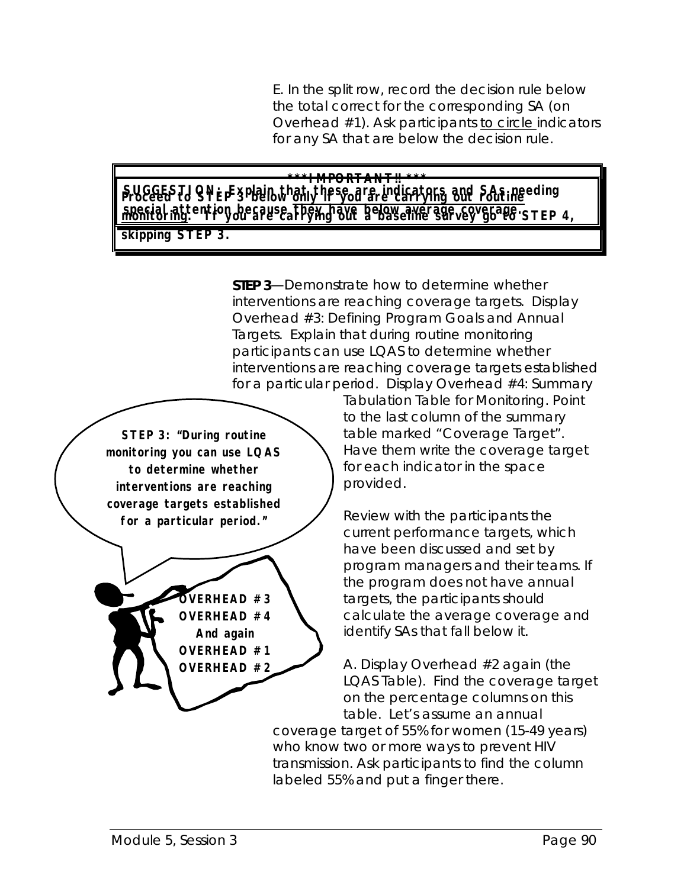E. In the split row, record the decision rule below the total correct for the corresponding SA (on Overhead #1). Ask participants to circle indicators for any SA that are below the decision rule.

**SUGGESTION: Explain that these are indicators and SAs needing special attention because they have below average coverage.**

**\*\*\*IMPORTANT!! \*\*\***

**Proceed to STEP 3 below only if you are carrying out routine monitoring. If you are carrying out a baseline survey go to STEP 4, skipping STEP 3.**

**STEP 3**—Demonstrate how to determine whether interventions are reaching coverage targets. Display Overhead #3: Defining Program Goals and Annual Targets. Explain that during routine monitoring participants can use LQAS to determine whether interventions are reaching coverage targets established for a particular period. Display Overhead #4: Summary Tabulation Table for Monitoring. Point to the last column of the summary table marked "Coverage Target". Have them write the coverage target for each indicator in the space provided.

**STEP 3: "During routine monitoring you can use LQAS to determine whether interventions are reaching coverage targets established for a particular period."**

**OVERHEAD #3**
**OVERHEAD #4**
**And again**
**OVERHEAD #1**
**OVERHEAD #2**

Review with the participants the current performance targets, which have been discussed and set by program managers and their teams. If the program does not have annual targets, the participants should calculate the average coverage and identify SAs that fall below it.

A. Display Overhead #2 again (the LQAS Table). Find the coverage target on the percentage columns on this table. Let's assume an annual coverage target of 55% for women (15-49 years) who know two or more ways to prevent HIV transmission. Ask participants to find the column labeled 55% and put a finger there.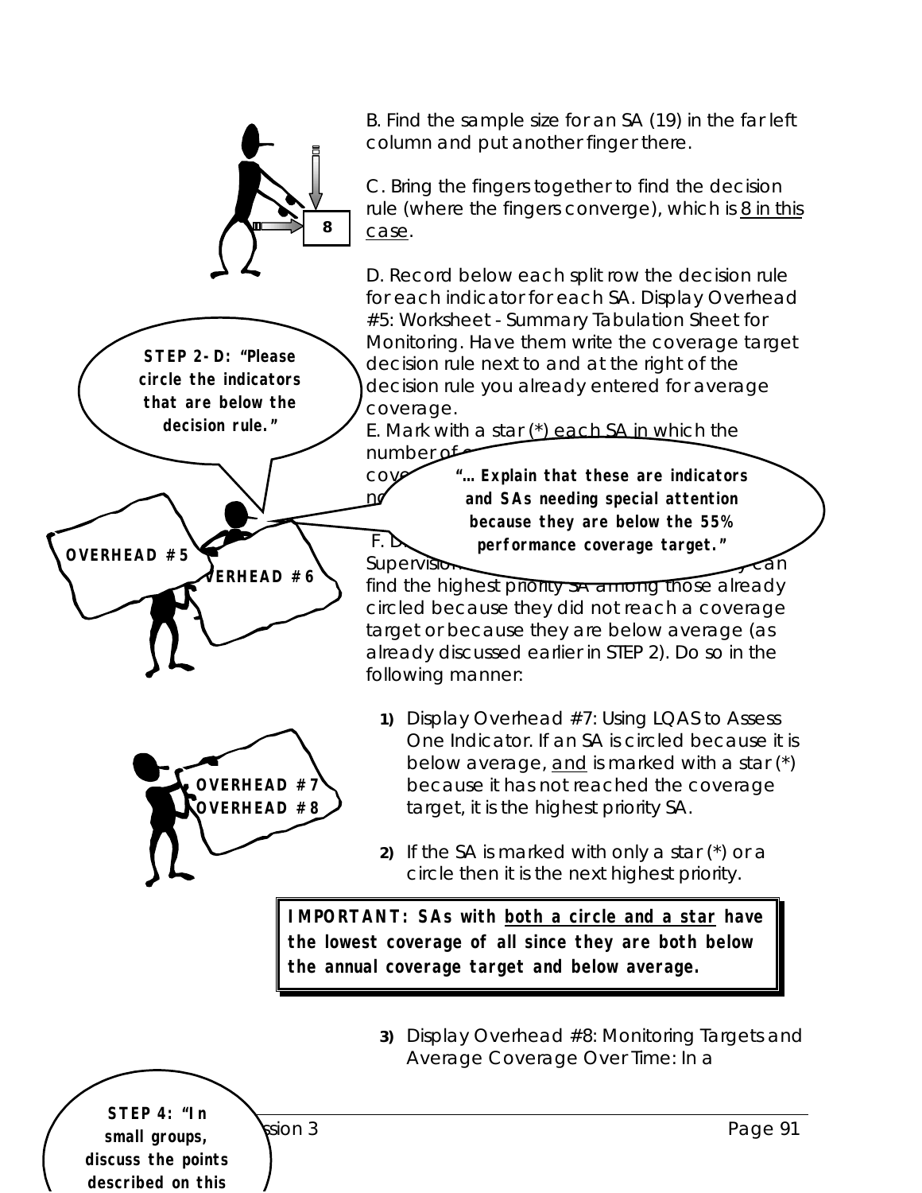B. Find the sample size for an SA (19) in the far left column and put another finger there.

C. Bring the fingers together to find the decision rule (where the fingers converge), which is 8 in this case.

D. Record below each split row the decision rule for each indicator for each SA. Display Overhead #5: Worksheet - Summary Tabulation Sheet for Monitoring. Have them write the coverage target decision rule next to and at the right of the decision rule you already entered for average coverage.

E. Mark with a star (*) each SA in which the number of c... cove... no...

**STEP 2-D: "Please circle the indicators that are below the decision rule."**

**"… Explain that these are indicators and SAs needing special attention because they are below the 55% performance coverage target."**

**OVERHEAD #5**

**OVERHEAD #6**

F. D... Supervisio... can find the highest priority SA among those already circled because they did not reach a coverage target or because they are below average (as already discussed earlier in STEP 2). Do so in the following manner:

**OVERHEAD #7**
**OVERHEAD #8**

1) Display Overhead #7: Using LQAS to Assess One Indicator. If an SA is circled because it is below average, and is marked with a star (*) because it has not reached the coverage target, it is the highest priority SA.

2) If the SA is marked with only a star (*) or a circle then it is the next highest priority.

> **IMPORTANT: SAs with both a circle and a star have the lowest coverage of all since they are both below the annual coverage target and below average.**

3) Display Overhead #8: Monitoring Targets and Average Coverage Over Time: In a

**STEP 4: "In small groups, discuss the points described on this**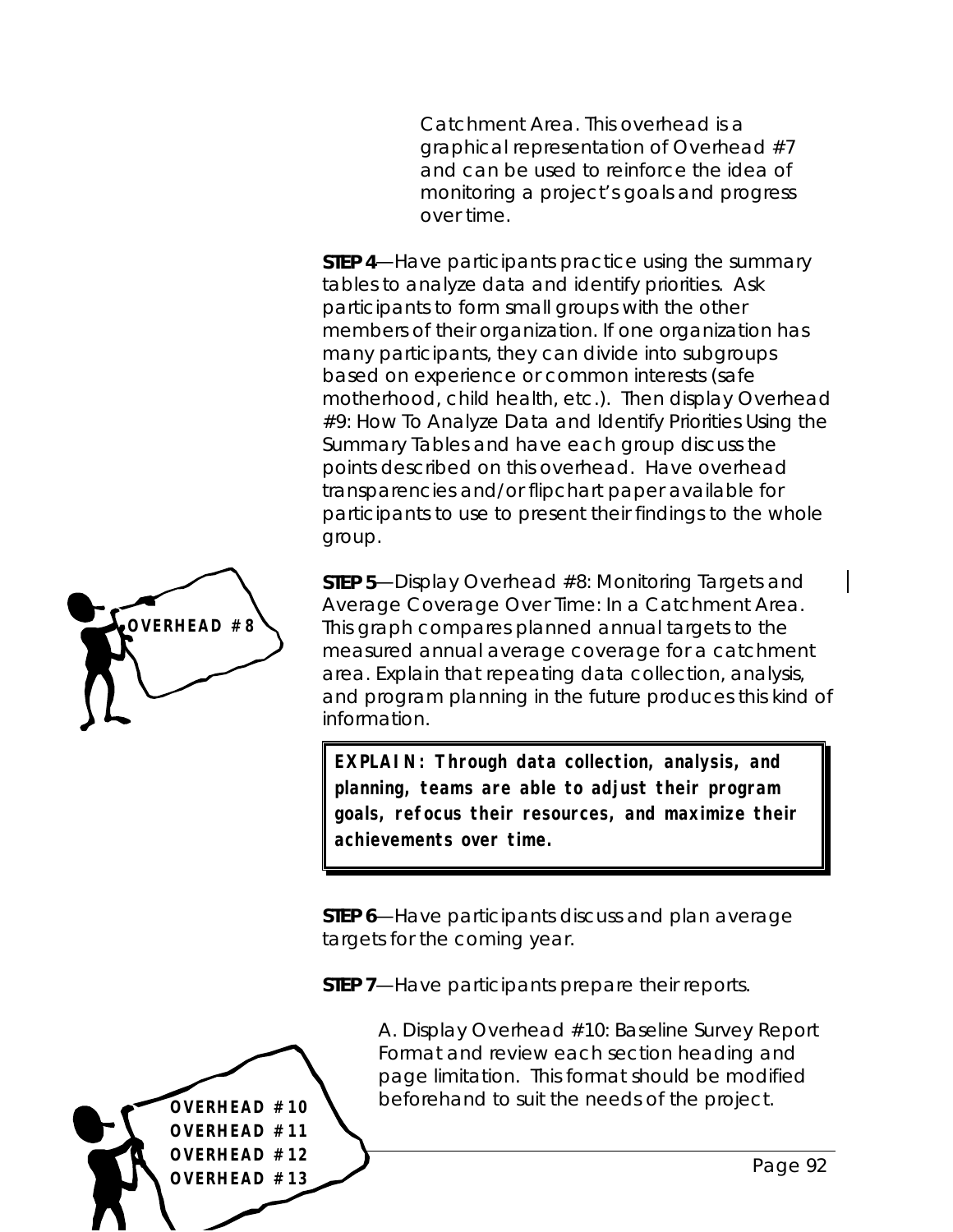Catchment Area. This overhead is a graphical representation of Overhead #7 and can be used to reinforce the idea of monitoring a project's goals and progress over time.

**STEP 4**—Have participants practice using the summary tables to analyze data and identify priorities. Ask participants to form small groups with the other members of their organization. If one organization has many participants, they can divide into subgroups based on experience or common interests (safe motherhood, child health, etc.). Then display Overhead #9: How To Analyze Data and Identify Priorities Using the Summary Tables and have each group discuss the points described on this overhead. Have overhead transparencies and/or flipchart paper available for participants to use to present their findings to the whole group.

OVERHEAD #8

**STEP 5**—Display Overhead #8: Monitoring Targets and Average Coverage Over Time: In a Catchment Area. This graph compares planned annual targets to the measured annual average coverage for a catchment area. Explain that repeating data collection, analysis, and program planning in the future produces this kind of information.

> **EXPLAIN: Through data collection, analysis, and planning, teams are able to adjust their program goals, refocus their resources, and maximize their achievements over time.**

**STEP 6**—Have participants discuss and plan average targets for the coming year.

**STEP 7**—Have participants prepare their reports.

A. Display Overhead #10: Baseline Survey Report Format and review each section heading and page limitation. This format should be modified beforehand to suit the needs of the project.

OVERHEAD #10
OVERHEAD #11
OVERHEAD #12
OVERHEAD #13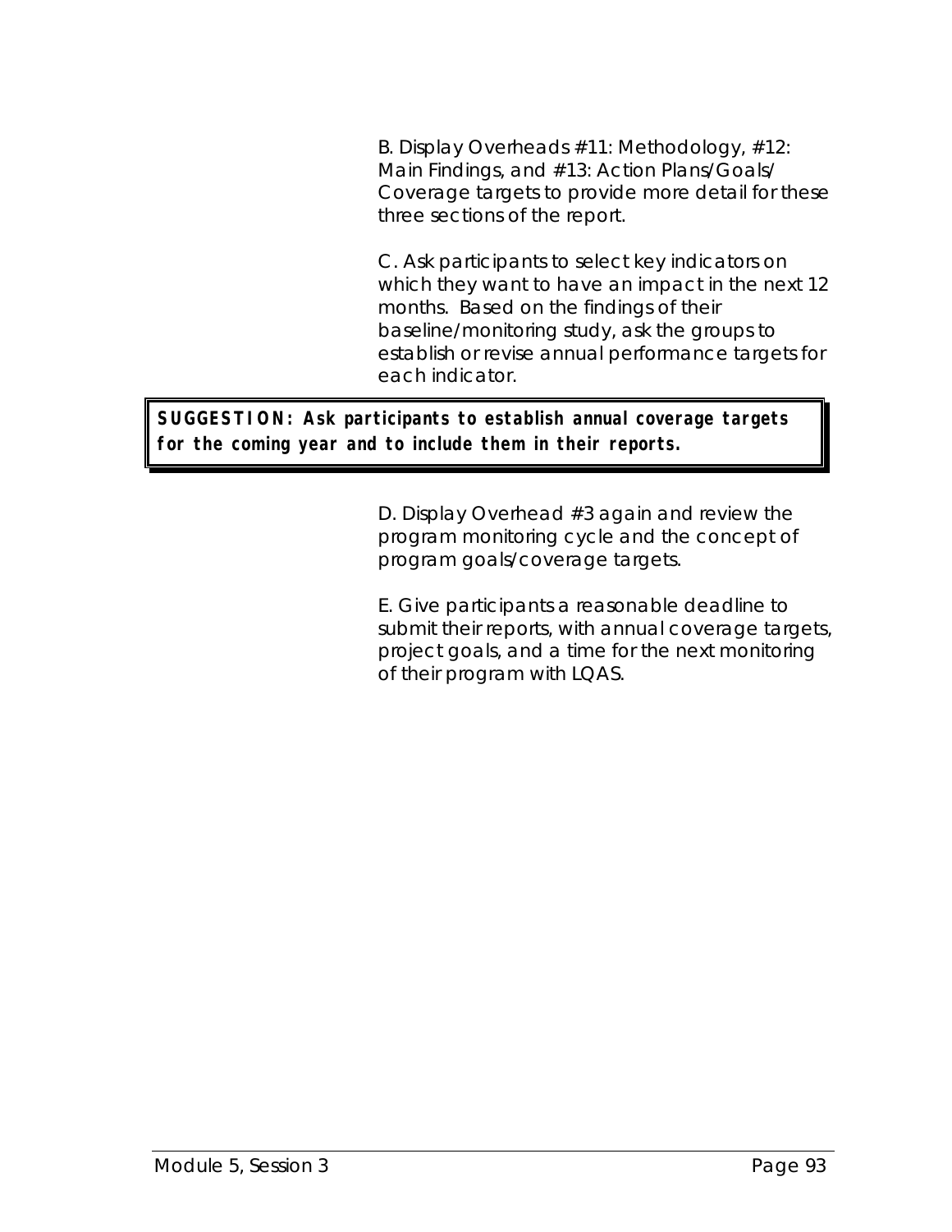B. Display Overheads #11: Methodology, #12: Main Findings, and #13: Action Plans/Goals/ Coverage targets to provide more detail for these three sections of the report.

C. Ask participants to select key indicators on which they want to have an impact in the next 12 months. Based on the findings of their baseline/monitoring study, ask the groups to establish or revise annual performance targets for each indicator.

> ***SUGGESTION: Ask participants to establish annual coverage targets for the coming year and to include them in their reports.***

D. Display Overhead #3 again and review the program monitoring cycle and the concept of program goals/coverage targets.

E. Give participants a reasonable deadline to submit their reports, with annual coverage targets, project goals, and a time for the next monitoring of their program with LQAS.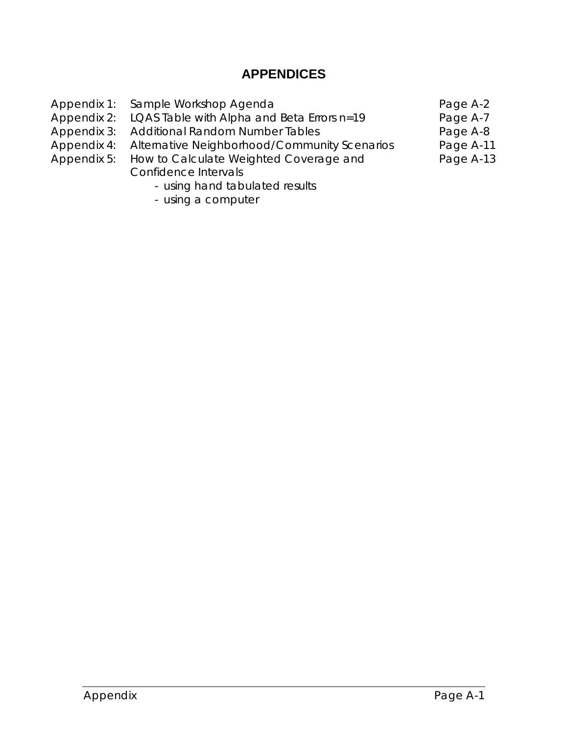# APPENDICES

| | | |
|---|---|---|
| Appendix 1: | Sample Workshop Agenda | Page A-2 |
| Appendix 2: | LQAS Table with Alpha and Beta Errors n=19 | Page A-7 |
| Appendix 3: | Additional Random Number Tables | Page A-8 |
| Appendix 4: | Alternative Neighborhood/Community Scenarios | Page A-11 |
| Appendix 5: | How to Calculate Weighted Coverage and Confidence Intervals<br>- using hand tabulated results<br>- using a computer | Page A-13 |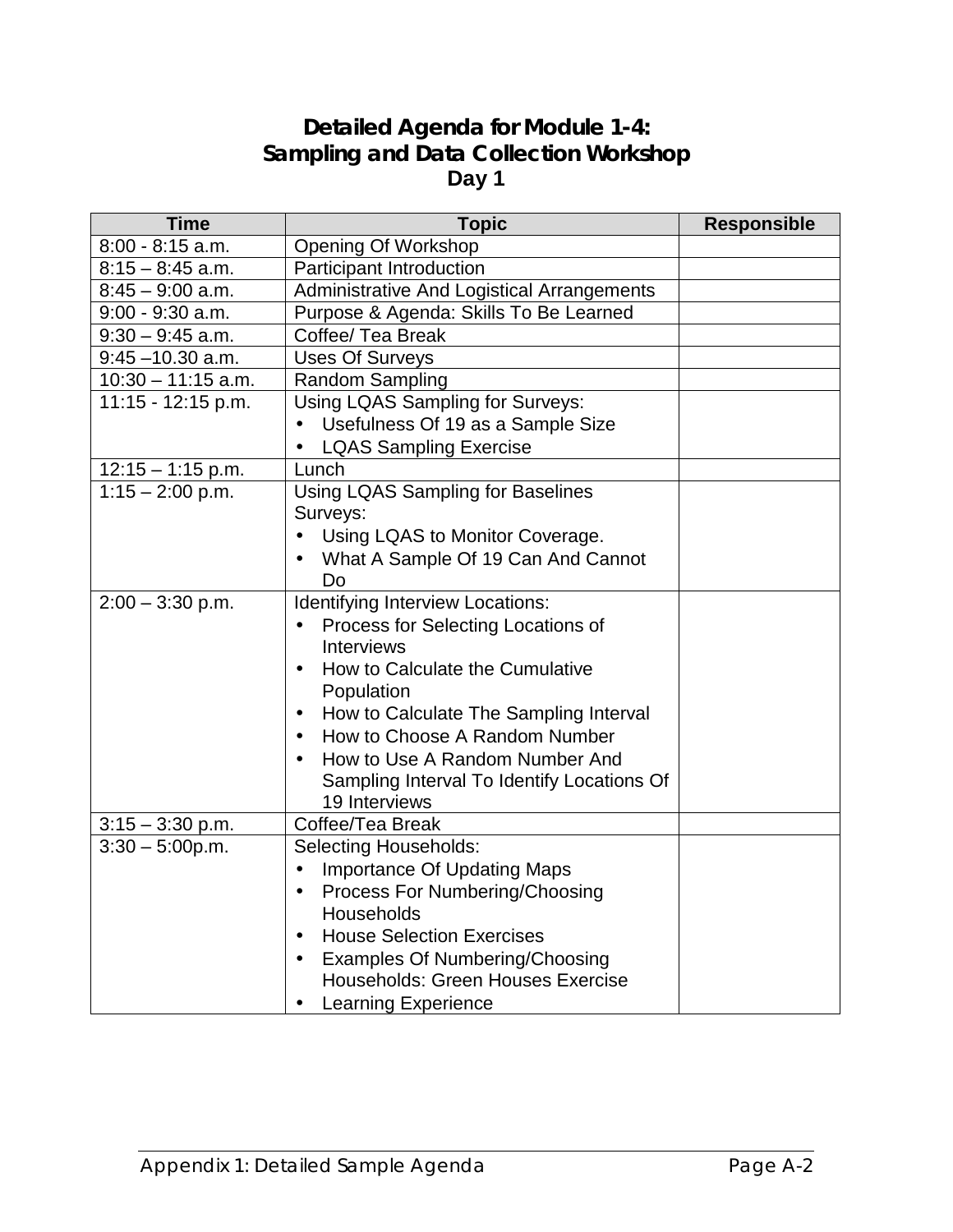# Detailed Agenda for Module 1-4: Sampling and Data Collection Workshop

## Day 1

| Time | Topic | Responsible |
|---|---|---|
| 8:00 - 8:15 a.m. | Opening Of Workshop | |
| 8:15 – 8:45 a.m. | Participant Introduction | |
| 8:45 – 9:00 a.m. | Administrative And Logistical Arrangements | |
| 9:00 - 9:30 a.m. | Purpose & Agenda: Skills To Be Learned | |
| 9:30 – 9:45 a.m. | Coffee/ Tea Break | |
| 9:45 –10.30 a.m. | Uses Of Surveys | |
| 10:30 – 11:15 a.m. | Random Sampling | |
| 11:15 - 12:15 p.m. | Using LQAS Sampling for Surveys:<br>• Usefulness Of 19 as a Sample Size<br>• LQAS Sampling Exercise | |
| 12:15 – 1:15 p.m. | Lunch | |
| 1:15 – 2:00 p.m. | Using LQAS Sampling for Baselines Surveys:<br>• Using LQAS to Monitor Coverage.<br>• What A Sample Of 19 Can And Cannot Do | |
| 2:00 – 3:30 p.m. | Identifying Interview Locations:<br>• Process for Selecting Locations of Interviews<br>• How to Calculate the Cumulative Population<br>• How to Calculate The Sampling Interval<br>• How to Choose A Random Number<br>• How to Use A Random Number And Sampling Interval To Identify Locations Of 19 Interviews | |
| 3:15 – 3:30 p.m. | Coffee/Tea Break | |
| 3:30 – 5:00p.m. | Selecting Households:<br>• Importance Of Updating Maps<br>• Process For Numbering/Choosing Households<br>• House Selection Exercises<br>• Examples Of Numbering/Choosing Households: Green Houses Exercise<br>• Learning Experience | |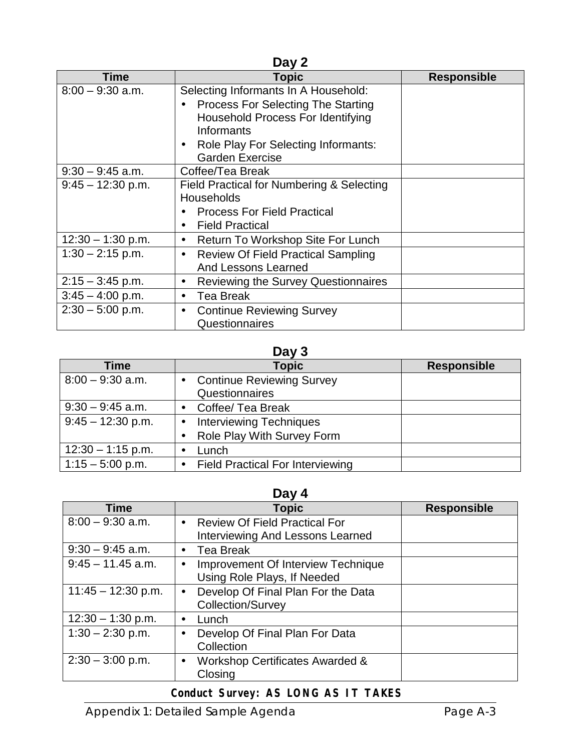## Day 2

| Time | Topic | Responsible |
|---|---|---|
| 8:00 – 9:30 a.m. | Selecting Informants In A Household: • Process For Selecting The Starting Household Process For Identifying Informants • Role Play For Selecting Informants: Garden Exercise | |
| 9:30 – 9:45 a.m. | Coffee/Tea Break | |
| 9:45 – 12:30 p.m. | Field Practical for Numbering & Selecting Households • Process For Field Practical • Field Practical | |
| 12:30 – 1:30 p.m. | • Return To Workshop Site For Lunch | |
| 1:30 – 2:15 p.m. | • Review Of Field Practical Sampling And Lessons Learned | |
| 2:15 – 3:45 p.m. | • Reviewing the Survey Questionnaires | |
| 3:45 – 4:00 p.m. | • Tea Break | |
| 2:30 – 5:00 p.m. | • Continue Reviewing Survey Questionnaires | |

## Day 3

| Time | Topic | Responsible |
|---|---|---|
| 8:00 – 9:30 a.m. | • Continue Reviewing Survey Questionnaires | |
| 9:30 – 9:45 a.m. | • Coffee/ Tea Break | |
| 9:45 – 12:30 p.m. | • Interviewing Techniques • Role Play With Survey Form | |
| 12:30 – 1:15 p.m. | • Lunch | |
| 1:15 – 5:00 p.m. | • Field Practical For Interviewing | |

## Day 4

| Time | Topic | Responsible |
|---|---|---|
| 8:00 – 9:30 a.m. | • Review Of Field Practical For Interviewing And Lessons Learned | |
| 9:30 – 9:45 a.m. | • Tea Break | |
| 9:45 – 11.45 a.m. | • Improvement Of Interview Technique Using Role Plays, If Needed | |
| 11:45 – 12:30 p.m. | • Develop Of Final Plan For the Data Collection/Survey | |
| 12:30 – 1:30 p.m. | • Lunch | |
| 1:30 – 2:30 p.m. | • Develop Of Final Plan For Data Collection | |
| 2:30 – 3:00 p.m. | • Workshop Certificates Awarded & Closing | |

**Conduct Survey: AS LONG AS IT TAKES**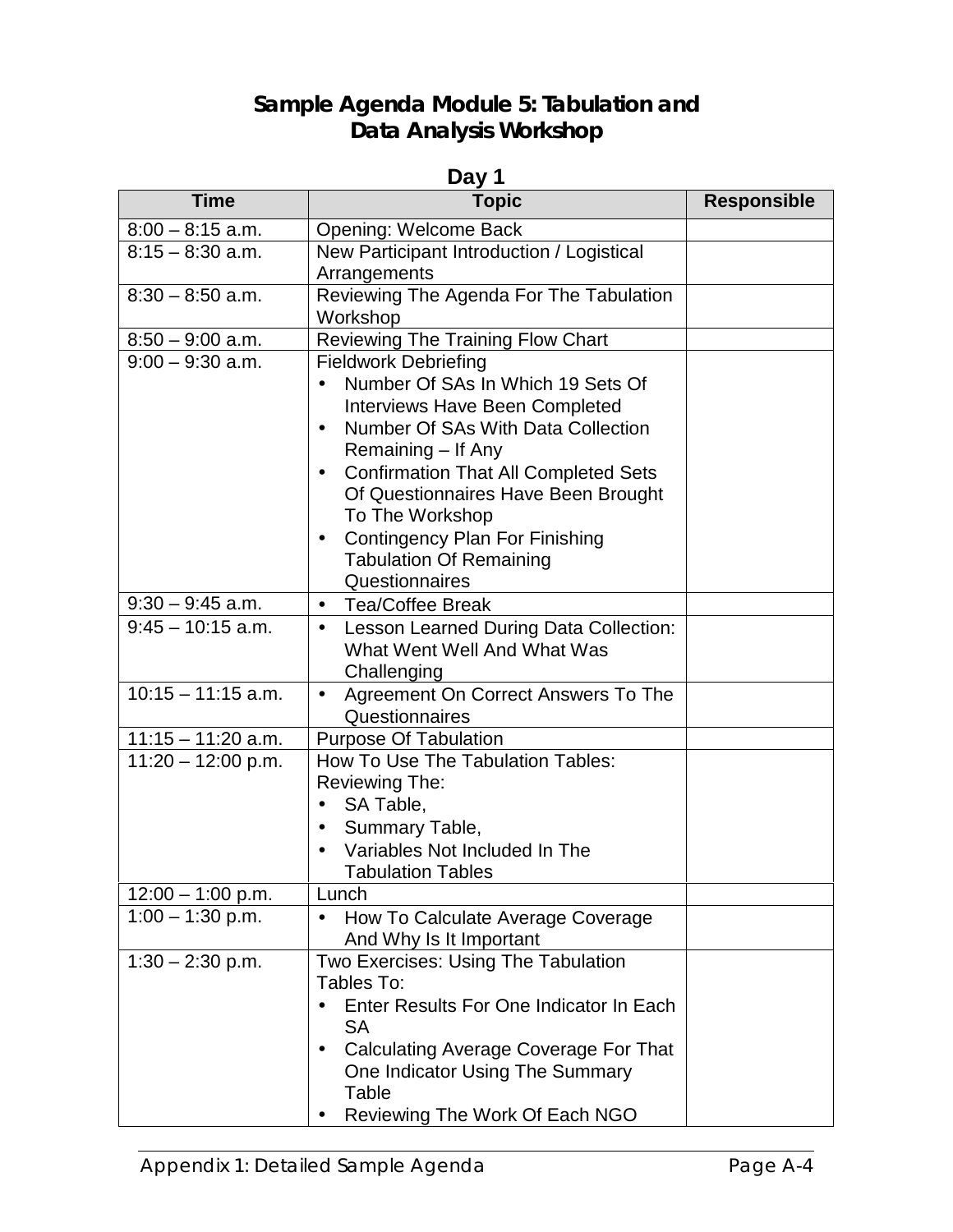# Sample Agenda Module 5: Tabulation and Data Analysis Workshop

## Day 1

| Time | Topic | Responsible |
|---|---|---|
| 8:00 – 8:15 a.m. | Opening: Welcome Back | |
| 8:15 – 8:30 a.m. | New Participant Introduction / Logistical Arrangements | |
| 8:30 – 8:50 a.m. | Reviewing The Agenda For The Tabulation Workshop | |
| 8:50 – 9:00 a.m. | Reviewing The Training Flow Chart | |
| 9:00 – 9:30 a.m. | Fieldwork Debriefing<br>• Number Of SAs In Which 19 Sets Of Interviews Have Been Completed<br>• Number Of SAs With Data Collection Remaining – If Any<br>• Confirmation That All Completed Sets Of Questionnaires Have Been Brought To The Workshop<br>• Contingency Plan For Finishing Tabulation Of Remaining Questionnaires | |
| 9:30 – 9:45 a.m. | • Tea/Coffee Break | |
| 9:45 – 10:15 a.m. | • Lesson Learned During Data Collection: What Went Well And What Was Challenging | |
| 10:15 – 11:15 a.m. | • Agreement On Correct Answers To The Questionnaires | |
| 11:15 – 11:20 a.m. | Purpose Of Tabulation | |
| 11:20 – 12:00 p.m. | How To Use The Tabulation Tables: Reviewing The:<br>• SA Table,<br>• Summary Table,<br>• Variables Not Included In The Tabulation Tables | |
| 12:00 – 1:00 p.m. | Lunch | |
| 1:00 – 1:30 p.m. | • How To Calculate Average Coverage And Why Is It Important | |
| 1:30 – 2:30 p.m. | Two Exercises: Using The Tabulation Tables To:<br>• Enter Results For One Indicator In Each SA<br>• Calculating Average Coverage For That One Indicator Using The Summary Table<br>• Reviewing The Work Of Each NGO | |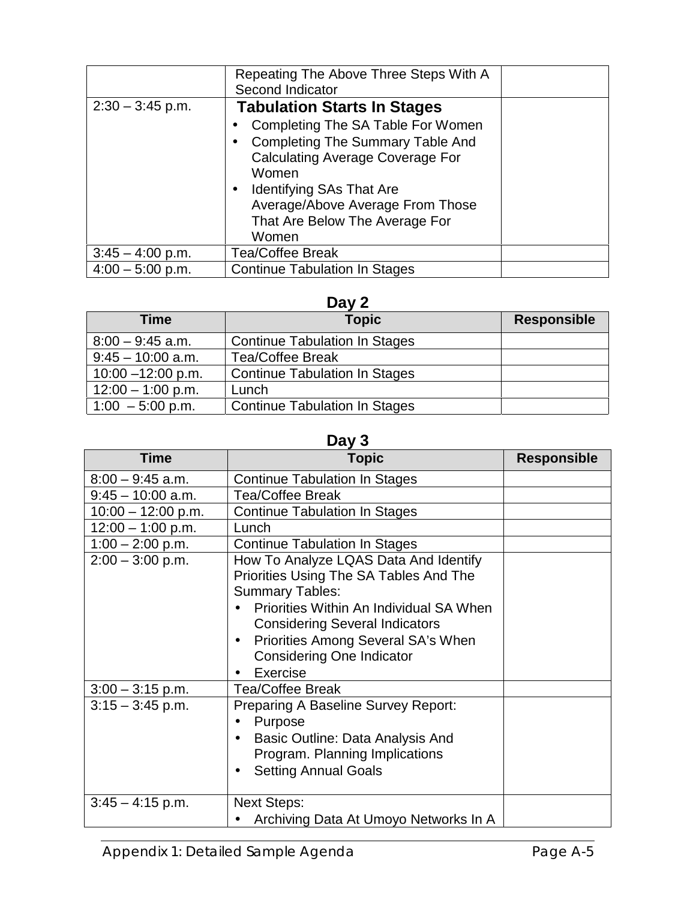| | | |
|---|---|---|
| | Repeating The Above Three Steps With A Second Indicator | |
| 2:30 – 3:45 p.m. | **Tabulation Starts In Stages**<br>• Completing The SA Table For Women<br>• Completing The Summary Table And Calculating Average Coverage For Women<br>• Identifying SAs That Are Average/Above Average From Those That Are Below The Average For Women | |
| 3:45 – 4:00 p.m. | Tea/Coffee Break | |
| 4:00 – 5:00 p.m. | Continue Tabulation In Stages | |

## Day 2

| Time | Topic | Responsible |
|---|---|---|
| 8:00 – 9:45 a.m. | Continue Tabulation In Stages | |
| 9:45 – 10:00 a.m. | Tea/Coffee Break | |
| 10:00 –12:00 p.m. | Continue Tabulation In Stages | |
| 12:00 – 1:00 p.m. | Lunch | |
| 1:00 – 5:00 p.m. | Continue Tabulation In Stages | |

## Day 3

| Time | Topic | Responsible |
|---|---|---|
| 8:00 – 9:45 a.m. | Continue Tabulation In Stages | |
| 9:45 – 10:00 a.m. | Tea/Coffee Break | |
| 10:00 – 12:00 p.m. | Continue Tabulation In Stages | |
| 12:00 – 1:00 p.m. | Lunch | |
| 1:00 – 2:00 p.m. | Continue Tabulation In Stages | |
| 2:00 – 3:00 p.m. | How To Analyze LQAS Data And Identify Priorities Using The SA Tables And The Summary Tables:<br>• Priorities Within An Individual SA When Considering Several Indicators<br>• Priorities Among Several SA's When Considering One Indicator<br>• Exercise | |
| 3:00 – 3:15 p.m. | Tea/Coffee Break | |
| 3:15 – 3:45 p.m. | Preparing A Baseline Survey Report:<br>• Purpose<br>• Basic Outline: Data Analysis And Program. Planning Implications<br>• Setting Annual Goals | |
| 3:45 – 4:15 p.m. | Next Steps:<br>• Archiving Data At Umoyo Networks In A | |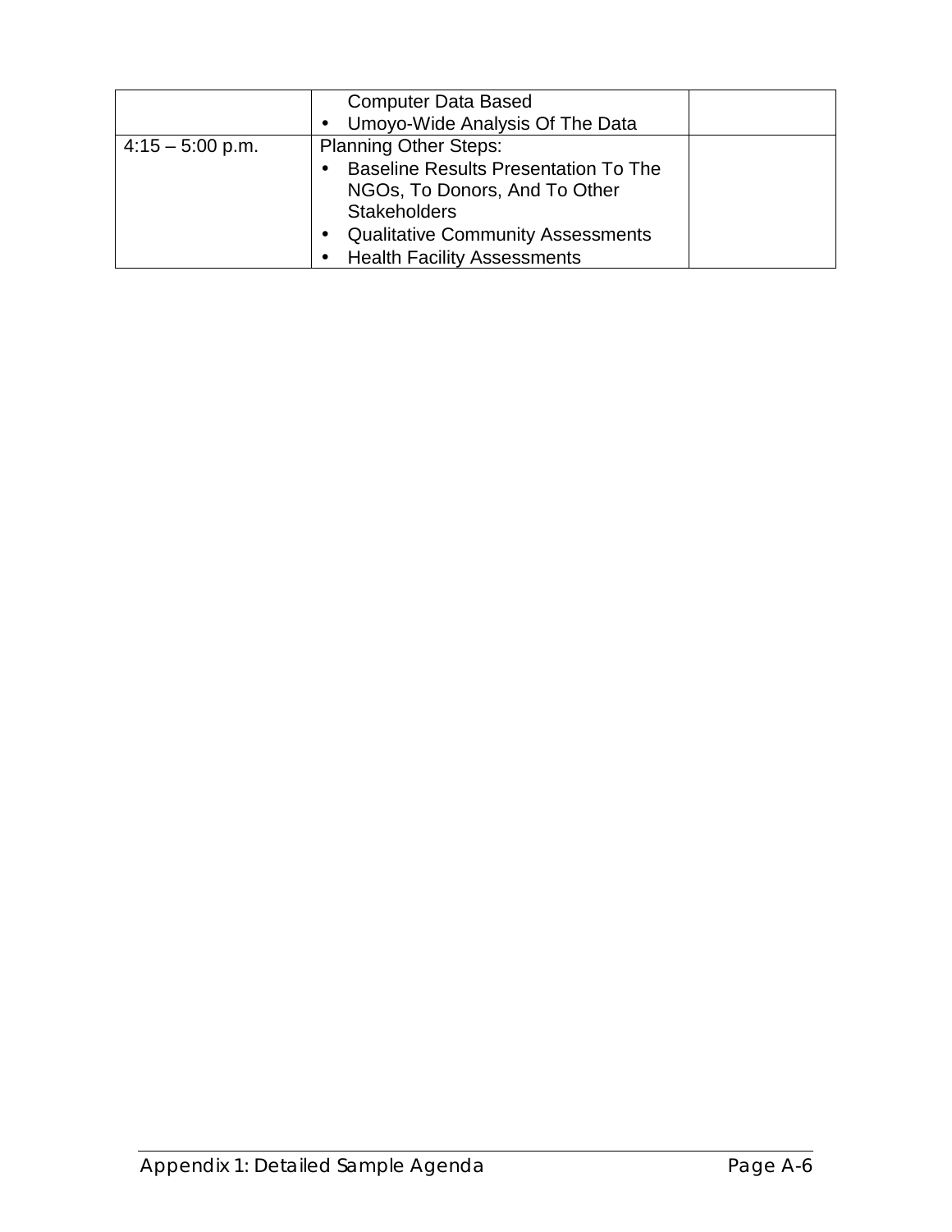| | | |
|---|---|---|
| | Computer Data Based<br>• Umoyo-Wide Analysis Of The Data | |
| 4:15 – 5:00 p.m. | Planning Other Steps:<br>• Baseline Results Presentation To The NGOs, To Donors, And To Other Stakeholders<br>• Qualitative Community Assessments<br>• Health Facility Assessments | |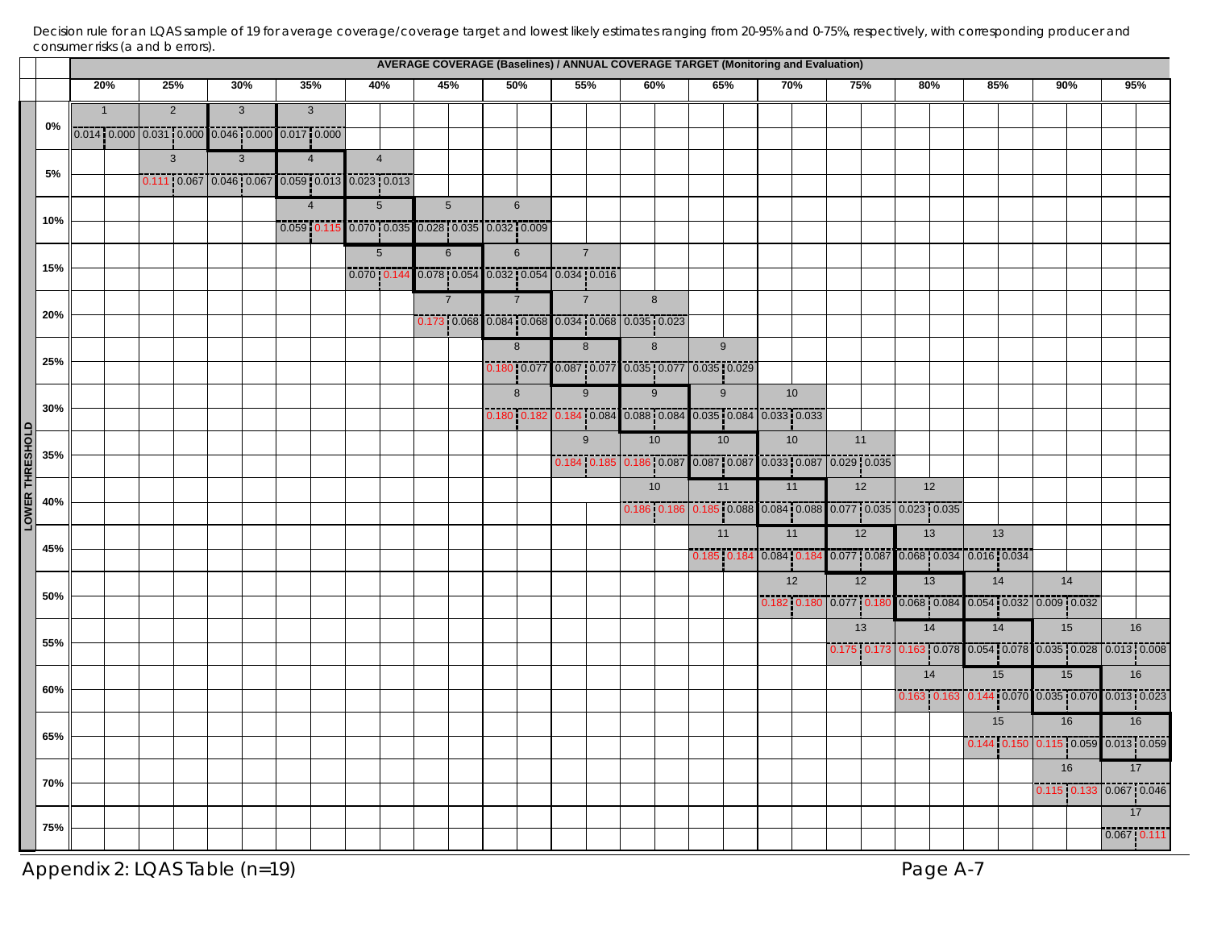Decision rule for an LQAS sample of 19 for average coverage/coverage target and lowest likely estimates ranging from 20-95% and 0-75%, respectively, with corresponding producer and consumer risks (a and b errors).

Each cell shows: decision rule (α error, β error).

| LOWER THRESHOLD | AVERAGE COVERAGE (Baselines) / ANNUAL COVERAGE TARGET (Monitoring and Evaluation) | | | | | | | | | | | | | | | |
|---|---|---|---|---|---|---|---|---|---|---|---|---|---|---|---|---|
| | 20% | 25% | 30% | 35% | 40% | 45% | 50% | 55% | 60% | 65% | 70% | 75% | 80% | 85% | 90% | 95% |
| 0% | 1 (0.014, 0.000) | 2 (0.031, 0.000) | 3 (0.046, 0.000) | 3 (0.017, 0.000) | | | | | | | | | | | | |
| 5% | | 3 (0.111, 0.067) | 3 (0.046, 0.067) | 4 (0.059, 0.013) | 4 (0.023, 0.013) | | | | | | | | | | | |
| 10% | | | | 4 (0.059, 0.115) | 5 (0.070, 0.035) | 5 (0.028, 0.035) | 6 (0.032, 0.009) | | | | | | | | | |
| 15% | | | | | 5 (0.070, 0.144) | 6 (0.078, 0.054) | 6 (0.032, 0.054) | 7 (0.034, 0.016) | | | | | | | | |
| 20% | | | | | | 7 (0.173, 0.068) | 7 (0.084, 0.068) | 7 (0.034, 0.068) | 8 (0.035, 0.023) | | | | | | | |
| 25% | | | | | | | 8 (0.180, 0.077) | 8 (0.087, 0.077) | 8 (0.035, 0.077) | 9 (0.035, 0.029) | | | | | | |
| 30% | | | | | | | 8 (0.180, 0.182) | 9 (0.184, 0.084) | 9 (0.088, 0.084) | 9 (0.035, 0.084) | 10 (0.033, 0.033) | | | | | |
| 35% | | | | | | | | 9 (0.184, 0.185) | 10 (0.186, 0.087) | 10 (0.087, 0.087) | 10 (0.033, 0.087) | 11 (0.029, 0.035) | | | | |
| 40% | | | | | | | | | 10 (0.186, 0.186) | 11 (0.185, 0.088) | 11 (0.084, 0.088) | 12 (0.077, 0.035) | 12 (0.023, 0.035) | | | |
| 45% | | | | | | | | | | 11 (0.185, 0.184) | 11 (0.084, 0.184) | 12 (0.077, 0.087) | 13 (0.068, 0.034) | 13 (0.016, 0.034) | | |
| 50% | | | | | | | | | | | 12 (0.182, 0.180) | 12 (0.077, 0.180) | 13 (0.068, 0.084) | 14 (0.054, 0.032) | 14 (0.009, 0.032) | |
| 55% | | | | | | | | | | | | 13 (0.175, 0.173) | 14 (0.163, 0.078) | 14 (0.054, 0.078) | 15 (0.035, 0.028) | 16 (0.013, 0.008) |
| 60% | | | | | | | | | | | | | 14 (0.163, 0.163) | 15 (0.144, 0.070) | 15 (0.035, 0.070) | 16 (0.013, 0.023) |
| 65% | | | | | | | | | | | | | | 15 (0.144, 0.150) | 16 (0.115, 0.059) | 16 (0.013, 0.059) |
| 70% | | | | | | | | | | | | | | | 16 (0.115, 0.133) | 17 (0.067, 0.046) |
| 75% | | | | | | | | | | | | | | | | 17 (0.067, 0.111) |

Appendix 2: LQAS Table (n=19)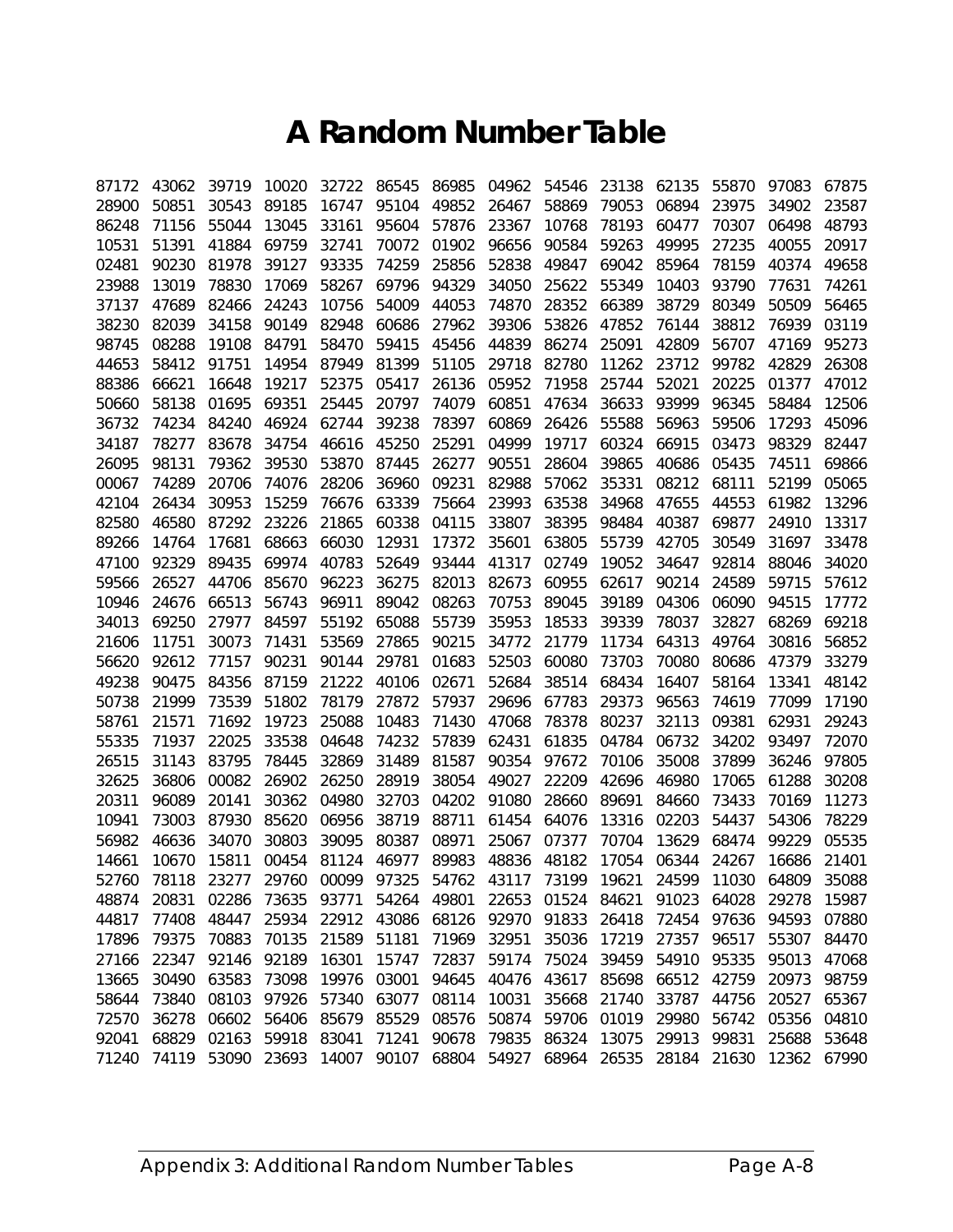# A Random Number Table

```
87172 43062 39719 10020 32722 86545 86985 04962 54546 23138 62135 55870 97083 67875
28900 50851 30543 89185 16747 95104 49852 26467 58869 79053 06894 23975 34902 23587
86248 71156 55044 13045 33161 95604 57876 23367 10768 78193 60477 70307 06498 48793
10531 51391 41884 69759 32741 70072 01902 96656 90584 59263 49995 27235 40055 20917
02481 90230 81978 39127 93335 74259 25856 52838 49847 69042 85964 78159 40374 49658
23988 13019 78830 17069 58267 69796 94329 34050 25622 55349 10403 93790 77631 74261
37137 47689 82466 24243 10756 54009 44053 74870 28352 66389 38729 80349 50509 56465
38230 82039 34158 90149 82948 60686 27962 39306 53826 47852 76144 38812 76939 03119
98745 08288 19108 84791 58470 59415 45456 44839 86274 25091 42809 56707 47169 95273
44653 58412 91751 14954 87949 81399 51105 29718 82780 11262 23712 99782 42829 26308
88386 66621 16648 19217 52375 05417 26136 05952 71958 25744 52021 20225 01377 47012
50660 58138 01695 69351 25445 20797 74079 60851 47634 36633 93999 96345 58484 12506
36732 74234 84240 46924 62744 39238 78397 60869 26426 55588 56963 59506 17293 45096
34187 78277 83678 34754 46616 45250 25291 04999 19717 60324 66915 03473 98329 82447
26095 98131 79362 39530 53870 87445 26277 90551 28604 39865 40686 05435 74511 69866
00067 74289 20706 74076 28206 36960 09231 82988 57062 35331 08212 68111 52199 05065
42104 26434 30953 15259 76676 63339 75664 23993 63538 34968 47655 44553 61982 13296
82580 46580 87292 23226 21865 60338 04115 33807 38395 98484 40387 69877 24910 13317
89266 14764 17681 68663 66030 12931 17372 35601 63805 55739 42705 30549 31697 33478
47100 92329 89435 69974 40783 52649 93444 41317 02749 19052 34647 92814 88046 34020
59566 26527 44706 85670 96223 36275 82013 82673 60955 62617 90214 24589 59715 57612
10946 24676 66513 56743 96911 89042 08263 70753 89045 39189 04306 06090 94515 17772
34013 69250 27977 84597 55192 65088 55739 35953 18533 39339 78037 32827 68269 69218
21606 11751 30073 71431 53569 27865 90215 34772 21779 11734 64313 49764 30816 56852
56620 92612 77157 90231 90144 29781 01683 52503 60080 73703 70080 80686 47379 33279
49238 90475 84356 87159 21222 40106 02671 52684 38514 68434 16407 58164 13341 48142
50738 21999 73539 51802 78179 27872 57937 29696 67783 29373 96563 74619 77099 17190
58761 21571 71692 19723 25088 10483 71430 47068 78378 80237 32113 09381 62931 29243
55335 71937 22025 33538 04648 74232 57839 62431 61835 04784 06732 34202 93497 72070
26515 31143 83795 78445 32869 31489 81587 90354 97672 70106 35008 37899 36246 97805
32625 36806 00082 26902 26250 28919 38054 49027 22209 42696 46980 17065 61288 30208
20311 96089 20141 30362 04980 32703 04202 91080 28660 89691 84660 73433 70169 11273
10941 73003 87930 85620 06956 38719 88711 61454 64076 13316 02203 54437 54306 78229
56982 46636 34070 30803 39095 80387 08971 25067 07377 70704 13629 68474 99229 05535
14661 10670 15811 00454 81124 46977 89983 48836 48182 17054 06344 24267 16686 21401
52760 78118 23277 29760 00099 97325 54762 43117 73199 19621 24599 11030 64809 35088
48874 20831 02286 73635 93771 54264 49801 22653 01524 84621 91023 64028 29278 15987
44817 77408 48447 25934 22912 43086 68126 92970 91833 26418 72454 97636 94593 07880
17896 79375 70883 70135 21589 51181 71969 32951 35036 17219 27357 96517 55307 84470
27166 22347 92146 92189 16301 15747 72837 59174 75024 39459 54910 95335 95013 47068
13665 30490 63583 73098 19976 03001 94645 40476 43617 85698 66512 42759 20973 98759
58644 73840 08103 97926 57340 63077 08114 10031 35668 21740 33787 44756 20527 65367
72570 36278 06602 56406 85679 85529 08576 50874 59706 01019 29980 56742 05356 04810
92041 68829 02163 59918 83041 71241 90678 79835 86324 13075 29913 99831 25688 53648
71240 74119 53090 23693 14007 90107 68804 54927 68964 26535 28184 21630 12362 67990
```

Appendix 3: Additional Random Number Tables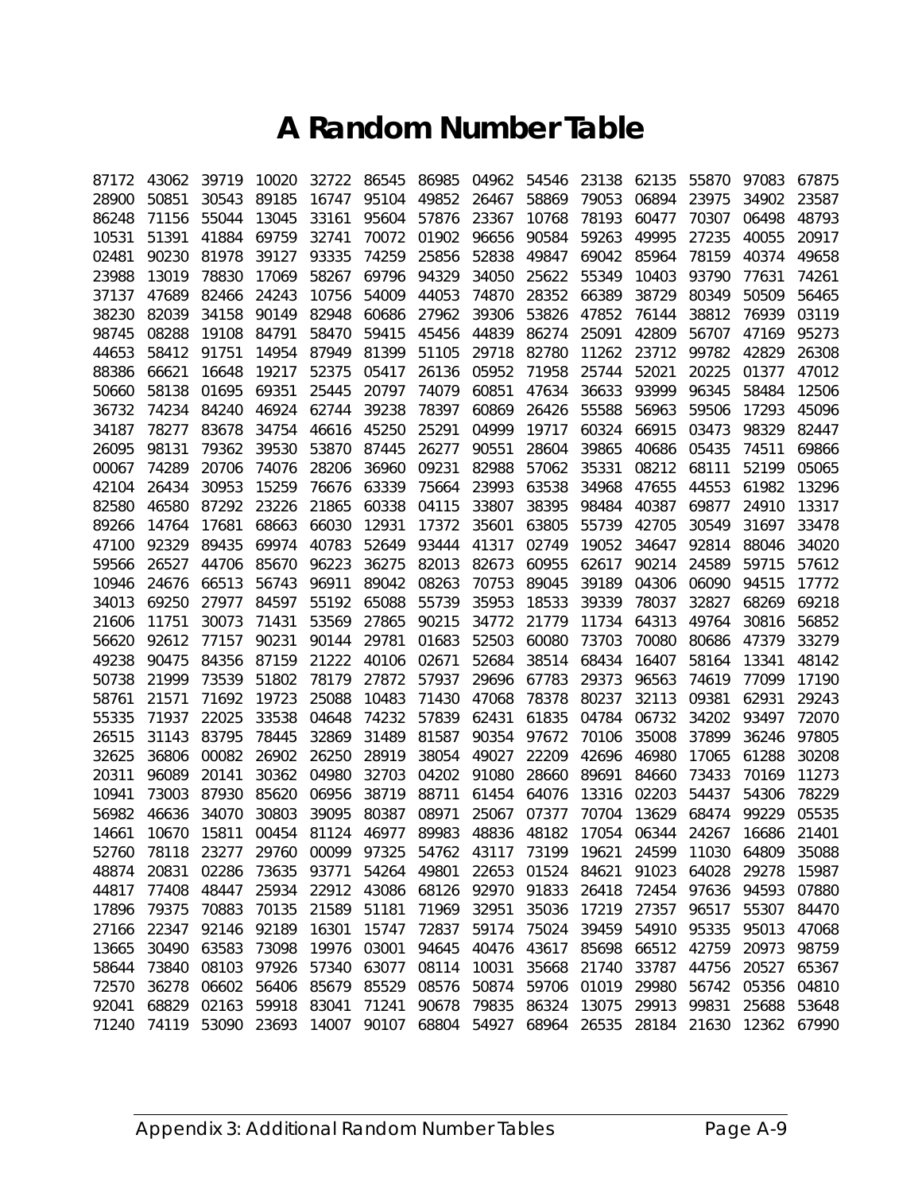# A Random Number Table

```
87172 43062 39719 10020 32722 86545 86985 04962 54546 23138 62135 55870 97083 67875
28900 50851 30543 89185 16747 95104 49852 26467 58869 79053 06894 23975 34902 23587
86248 71156 55044 13045 33161 95604 57876 23367 10768 78193 60477 70307 06498 48793
10531 51391 41884 69759 32741 70072 01902 96656 90584 59263 49995 27235 40055 20917
02481 90230 81978 39127 93335 74259 25856 52838 49847 69042 85964 78159 40374 49658
23988 13019 78830 17069 58267 69796 94329 34050 25622 55349 10403 93790 77631 74261
37137 47689 82466 24243 10756 54009 44053 74870 28352 66389 38729 80349 50509 56465
38230 82039 34158 90149 82948 60686 27962 39306 53826 47852 76144 38812 76939 03119
98745 08288 19108 84791 58470 59415 45456 44839 86274 25091 42809 56707 47169 95273
44653 58412 91751 14954 87949 81399 51105 29718 82780 11262 23712 99782 42829 26308
88386 66621 16648 19217 52375 05417 26136 05952 71958 25744 52021 20225 01377 47012
50660 58138 01695 69351 25445 20797 74079 60851 47634 36633 93999 96345 58484 12506
36732 74234 84240 46924 62744 39238 78397 60869 26426 55588 56963 59506 17293 45096
34187 78277 83678 34754 46616 45250 25291 04999 19717 60324 66915 03473 98329 82447
26095 98131 79362 39530 53870 87445 26277 90551 28604 39865 40686 05435 74511 69866
00067 74289 20706 74076 28206 36960 09231 82988 57062 35331 08212 68111 52199 05065
42104 26434 30953 15259 76676 63339 75664 23993 63538 34968 47655 44553 61982 13296
82580 46580 87292 23226 21865 60338 04115 33807 38395 98484 40387 69877 24910 13317
89266 14764 17681 68663 66030 12931 17372 35601 63805 55739 42705 30549 31697 33478
47100 92329 89435 69974 40783 52649 93444 41317 02749 19052 34647 92814 88046 34020
59566 26527 44706 85670 96223 36275 82013 82673 60955 62617 90214 24589 59715 57612
10946 24676 66513 56743 96911 89042 08263 70753 89045 39189 04306 06090 94515 17772
34013 69250 27977 84597 55192 65088 55739 35953 18533 39339 78037 32827 68269 69218
21606 11751 30073 71431 53569 27865 90215 34772 21779 11734 64313 49764 30816 56852
56620 92612 77157 90231 90144 29781 01683 52503 60080 73703 70080 80686 47379 33279
49238 90475 84356 87159 21222 40106 02671 52684 38514 68434 16407 58164 13341 48142
50738 21999 73539 51802 78179 27872 57937 29696 67783 29373 96563 74619 77099 17190
58761 21571 71692 19723 25088 10483 71430 47068 78378 80237 32113 09381 62931 29243
55335 71937 22025 33538 04648 74232 57839 62431 61835 04784 06732 34202 93497 72070
26515 31143 83795 78445 32869 31489 81587 90354 97672 70106 35008 37899 36246 97805
32625 36806 00082 26902 26250 28919 38054 49027 22209 42696 46980 17065 61288 30208
20311 96089 20141 30362 04980 32703 04202 91080 28660 89691 84660 73433 70169 11273
10941 73003 87930 85620 06956 38719 88711 61454 64076 13316 02203 54437 54306 78229
56982 46636 34070 30803 39095 80387 08971 25067 07377 70704 13629 68474 99229 05535
14661 10670 15811 00454 81124 46977 89983 48836 48182 17054 06344 24267 16686 21401
52760 78118 23277 29760 00099 97325 54762 43117 73199 19621 24599 11030 64809 35088
48874 20831 02286 73635 93771 54264 49801 22653 01524 84621 91023 64028 29278 15987
44817 77408 48447 25934 22912 43086 68126 92970 91833 26418 72454 97636 94593 07880
17896 79375 70883 70135 21589 51181 71969 32951 35036 17219 27357 96517 55307 84470
27166 22347 92146 92189 16301 15747 72837 59174 75024 39459 54910 95335 95013 47068
13665 30490 63583 73098 19976 03001 94645 40476 43617 85698 66512 42759 20973 98759
58644 73840 08103 97926 57340 63077 08114 10031 35668 21740 33787 44756 20527 65367
72570 36278 06602 56406 85679 85529 08576 50874 59706 01019 29980 56742 05356 04810
92041 68829 02163 59918 83041 71241 90678 79835 86324 13075 29913 99831 25688 53648
71240 74119 53090 23693 14007 90107 68804 54927 68964 26535 28184 21630 12362 67990
```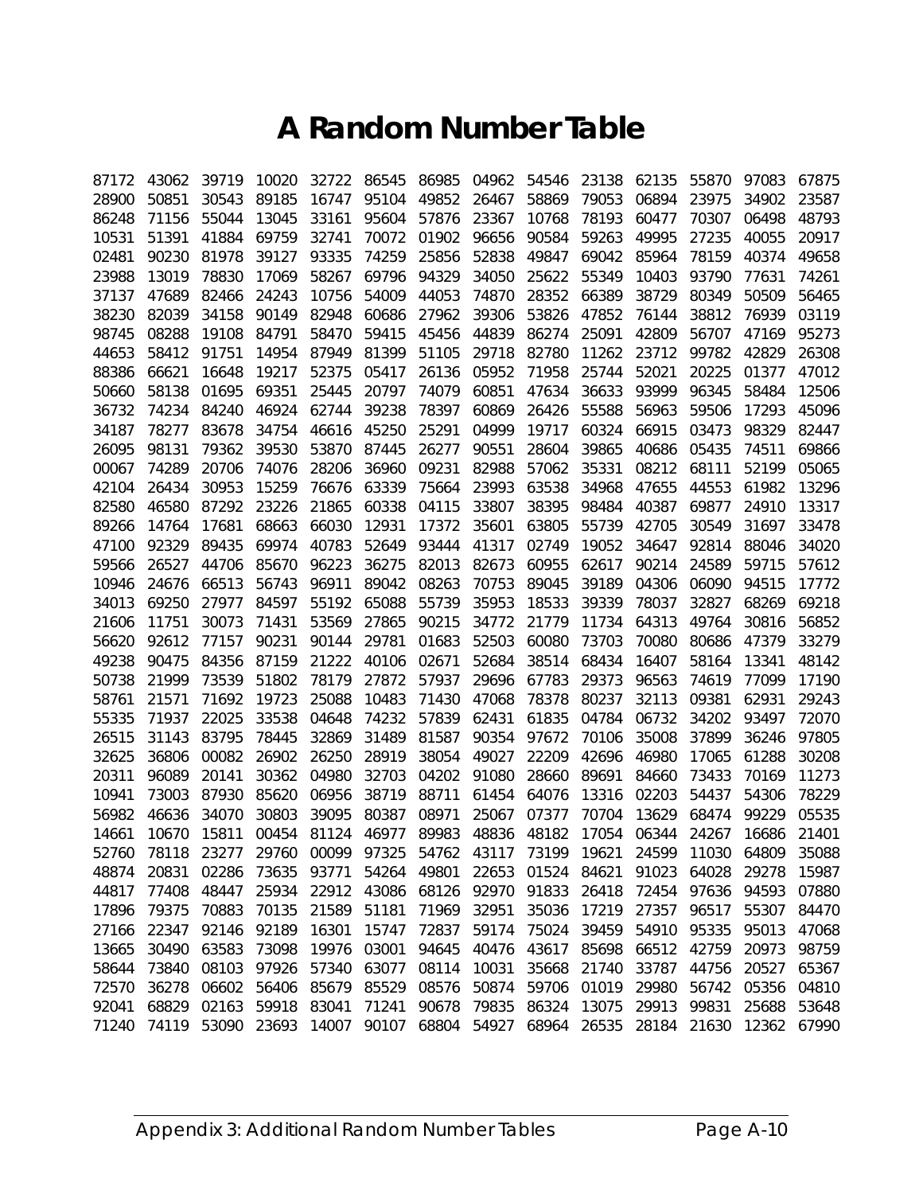# A Random Number Table

| | | | | | | | | | | | | | |
|---|---|---|---|---|---|---|---|---|---|---|---|---|---|
| 87172 | 43062 | 39719 | 10020 | 32722 | 86545 | 86985 | 04962 | 54546 | 23138 | 62135 | 55870 | 97083 | 67875 |
| 28900 | 50851 | 30543 | 89185 | 16747 | 95104 | 49852 | 26467 | 58869 | 79053 | 06894 | 23975 | 34902 | 23587 |
| 86248 | 71156 | 55044 | 13045 | 33161 | 95604 | 57876 | 23367 | 10768 | 78193 | 60477 | 70307 | 06498 | 48793 |
| 10531 | 51391 | 41884 | 69759 | 32741 | 70072 | 01902 | 96656 | 90584 | 59263 | 49995 | 27235 | 40055 | 20917 |
| 02481 | 90230 | 81978 | 39127 | 93335 | 74259 | 25856 | 52838 | 49847 | 69042 | 85964 | 78159 | 40374 | 49658 |
| 23988 | 13019 | 78830 | 17069 | 58267 | 69796 | 94329 | 34050 | 25622 | 55349 | 10403 | 93790 | 77631 | 74261 |
| 37137 | 47689 | 82466 | 24243 | 10756 | 54009 | 44053 | 74870 | 28352 | 66389 | 38729 | 80349 | 50509 | 56465 |
| 38230 | 82039 | 34158 | 90149 | 82948 | 60686 | 27962 | 39306 | 53826 | 47852 | 76144 | 38812 | 76939 | 03119 |
| 98745 | 08288 | 19108 | 84791 | 58470 | 59415 | 45456 | 44839 | 86274 | 25091 | 42809 | 56707 | 47169 | 95273 |
| 44653 | 58412 | 91751 | 14954 | 87949 | 81399 | 51105 | 29718 | 82780 | 11262 | 23712 | 99782 | 42829 | 26308 |
| 88386 | 66621 | 16648 | 19217 | 52375 | 05417 | 26136 | 05952 | 71958 | 25744 | 52021 | 20225 | 01377 | 47012 |
| 50660 | 58138 | 01695 | 69351 | 25445 | 20797 | 74079 | 60851 | 47634 | 36633 | 93999 | 96345 | 58484 | 12506 |
| 36732 | 74234 | 84240 | 46924 | 62744 | 39238 | 78397 | 60869 | 26426 | 55588 | 56963 | 59506 | 17293 | 45096 |
| 34187 | 78277 | 83678 | 34754 | 46616 | 45250 | 25291 | 04999 | 19717 | 60324 | 66915 | 03473 | 98329 | 82447 |
| 26095 | 98131 | 79362 | 39530 | 53870 | 87445 | 26277 | 90551 | 28604 | 39865 | 40686 | 05435 | 74511 | 69866 |
| 00067 | 74289 | 20706 | 74076 | 28206 | 36960 | 09231 | 82988 | 57062 | 35331 | 08212 | 68111 | 52199 | 05065 |
| 42104 | 26434 | 30953 | 15259 | 76676 | 63339 | 75664 | 23993 | 63538 | 34968 | 47655 | 44553 | 61982 | 13296 |
| 82580 | 46580 | 87292 | 23226 | 21865 | 60338 | 04115 | 33807 | 38395 | 98484 | 40387 | 69877 | 24910 | 13317 |
| 89266 | 14764 | 17681 | 68663 | 66030 | 12931 | 17372 | 35601 | 63805 | 55739 | 42705 | 30549 | 31697 | 33478 |
| 47100 | 92329 | 89435 | 69974 | 40783 | 52649 | 93444 | 41317 | 02749 | 19052 | 34647 | 92814 | 88046 | 34020 |
| 59566 | 26527 | 44706 | 85670 | 96223 | 36275 | 82013 | 82673 | 60955 | 62617 | 90214 | 24589 | 59715 | 57612 |
| 10946 | 24676 | 66513 | 56743 | 96911 | 89042 | 08263 | 70753 | 89045 | 39189 | 04306 | 06090 | 94515 | 17772 |
| 34013 | 69250 | 27977 | 84597 | 55192 | 65088 | 55739 | 35953 | 18533 | 39339 | 78037 | 32827 | 68269 | 69218 |
| 21606 | 11751 | 30073 | 71431 | 53569 | 27865 | 90215 | 34772 | 21779 | 11734 | 64313 | 49764 | 30816 | 56852 |
| 56620 | 92612 | 77157 | 90231 | 90144 | 29781 | 01683 | 52503 | 60080 | 73703 | 70080 | 80686 | 47379 | 33279 |
| 49238 | 90475 | 84356 | 87159 | 21222 | 40106 | 02671 | 52684 | 38514 | 68434 | 16407 | 58164 | 13341 | 48142 |
| 50738 | 21999 | 73539 | 51802 | 78179 | 27872 | 57937 | 29696 | 67783 | 29373 | 96563 | 74619 | 77099 | 17190 |
| 58761 | 21571 | 71692 | 19723 | 25088 | 10483 | 71430 | 47068 | 78378 | 80237 | 32113 | 09381 | 62931 | 29243 |
| 55335 | 71937 | 22025 | 33538 | 04648 | 74232 | 57839 | 62431 | 61835 | 04784 | 06732 | 34202 | 93497 | 72070 |
| 26515 | 31143 | 83795 | 78445 | 32869 | 31489 | 81587 | 90354 | 97672 | 70106 | 35008 | 37899 | 36246 | 97805 |
| 32625 | 36806 | 00082 | 26902 | 26250 | 28919 | 38054 | 49027 | 22209 | 42696 | 46980 | 17065 | 61288 | 30208 |
| 20311 | 96089 | 20141 | 30362 | 04980 | 32703 | 04202 | 91080 | 28660 | 89691 | 84660 | 73433 | 70169 | 11273 |
| 10941 | 73003 | 87930 | 85620 | 06956 | 38719 | 88711 | 61454 | 64076 | 13316 | 02203 | 54437 | 54306 | 78229 |
| 56982 | 46636 | 34070 | 30803 | 39095 | 80387 | 08971 | 25067 | 07377 | 70704 | 13629 | 68474 | 99229 | 05535 |
| 14661 | 10670 | 15811 | 00454 | 81124 | 46977 | 89983 | 48836 | 48182 | 17054 | 06344 | 24267 | 16686 | 21401 |
| 52760 | 78118 | 23277 | 29760 | 00099 | 97325 | 54762 | 43117 | 73199 | 19621 | 24599 | 11030 | 64809 | 35088 |
| 48874 | 20831 | 02286 | 73635 | 93771 | 54264 | 49801 | 22653 | 01524 | 84621 | 91023 | 64028 | 29278 | 15987 |
| 44817 | 77408 | 48447 | 25934 | 22912 | 43086 | 68126 | 92970 | 91833 | 26418 | 72454 | 97636 | 94593 | 07880 |
| 17896 | 79375 | 70883 | 70135 | 21589 | 51181 | 71969 | 32951 | 35036 | 17219 | 27357 | 96517 | 55307 | 84470 |
| 27166 | 22347 | 92146 | 92189 | 16301 | 15747 | 72837 | 59174 | 75024 | 39459 | 54910 | 95335 | 95013 | 47068 |
| 13665 | 30490 | 63583 | 73098 | 19976 | 03001 | 94645 | 40476 | 43617 | 85698 | 66512 | 42759 | 20973 | 98759 |
| 58644 | 73840 | 08103 | 97926 | 57340 | 63077 | 08114 | 10031 | 35668 | 21740 | 33787 | 44756 | 20527 | 65367 |
| 72570 | 36278 | 06602 | 56406 | 85679 | 85529 | 08576 | 50874 | 59706 | 01019 | 29980 | 56742 | 05356 | 04810 |
| 92041 | 68829 | 02163 | 59918 | 83041 | 71241 | 90678 | 79835 | 86324 | 13075 | 29913 | 99831 | 25688 | 53648 |
| 71240 | 74119 | 53090 | 23693 | 14007 | 90107 | 68804 | 54927 | 68964 | 26535 | 28184 | 21630 | 12362 | 67990 |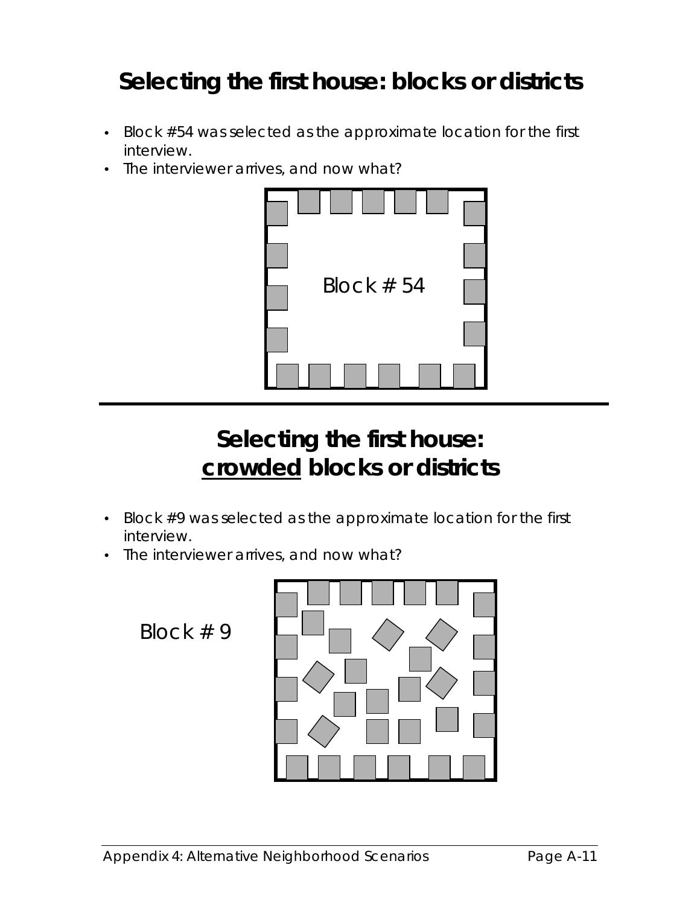# Selecting the first house: blocks or districts

- Block #54 was selected as the approximate location for the first interview.
- The interviewer arrives, and now what?

Block # 54

# Selecting the first house: <u>crowded</u> blocks or districts

- Block #9 was selected as the approximate location for the first interview.
- The interviewer arrives, and now what?

Block # 9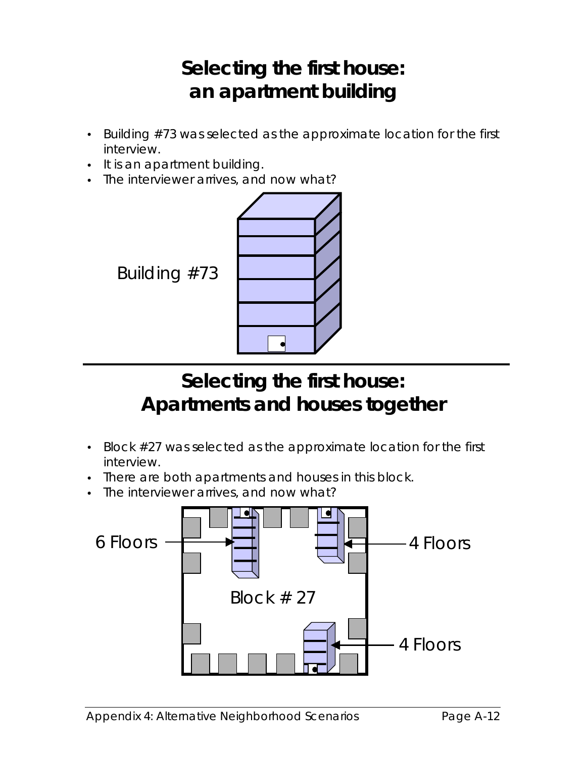# Selecting the first house: an apartment building

- Building #73 was selected as the approximate location for the first interview.
- It is an apartment building.
- The interviewer arrives, and now what?

Building #73

# Selecting the first house: Apartments and houses together

- Block #27 was selected as the approximate location for the first interview.
- There are both apartments and houses in this block.
- The interviewer arrives, and now what?

6 Floors

4 Floors

Block # 27

4 Floors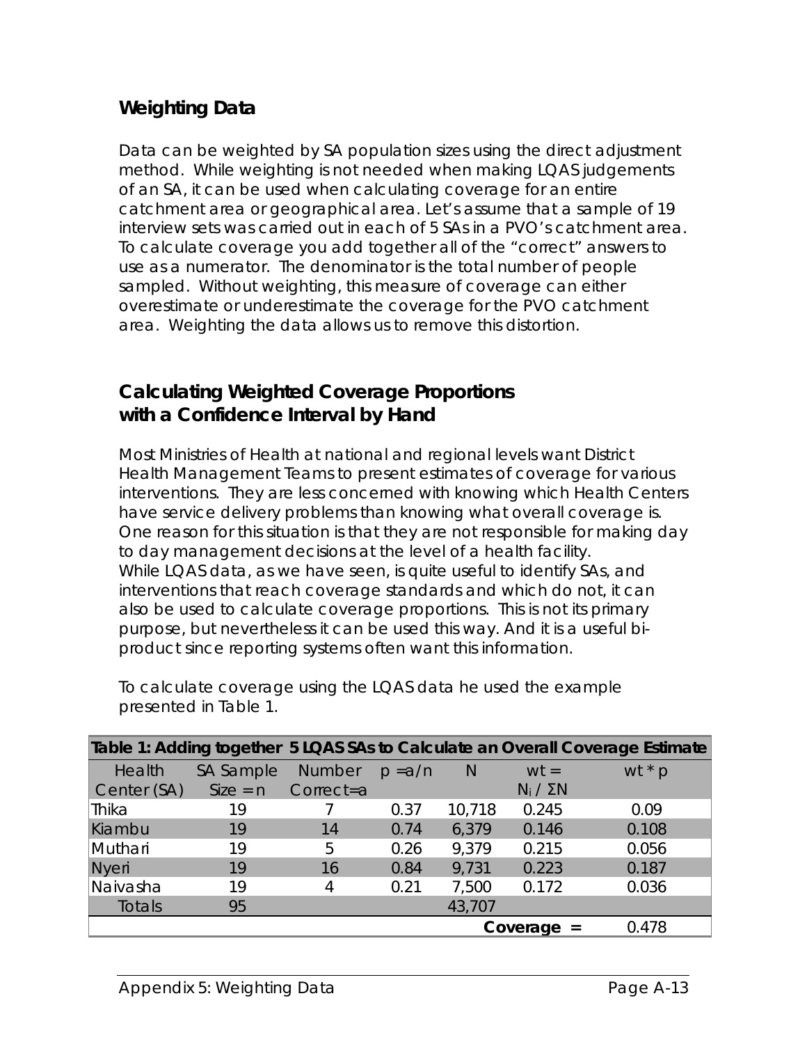## Weighting Data

Data can be weighted by SA population sizes using the direct adjustment method. While weighting is not needed when making LQAS judgements of an SA, it can be used when calculating coverage for an entire catchment area or geographical area. Let's assume that a sample of 19 interview sets was carried out in each of 5 SAs in a PVO's catchment area. To calculate coverage you add together all of the "correct" answers to use as a numerator. The denominator is the total number of people sampled. Without weighting, this measure of coverage can either overestimate or underestimate the coverage for the PVO catchment area. Weighting the data allows us to remove this distortion.

## Calculating Weighted Coverage Proportions with a Confidence Interval by Hand

Most Ministries of Health at national and regional levels want District Health Management Teams to present estimates of coverage for various interventions. They are less concerned with knowing which Health Centers have service delivery problems than knowing what overall coverage is. One reason for this situation is that they are not responsible for making day to day management decisions at the level of a health facility. While LQAS data, as we have seen, is quite useful to identify SAs, and interventions that reach coverage standards and which do not, it can also be used to calculate coverage proportions. This is not its primary purpose, but nevertheless it can be used this way. And it is a useful bi-product since reporting systems often want this information.

To calculate coverage using the LQAS data he used the example presented in Table 1.

| Table 1: Adding together 5 LQAS SAs to Calculate an Overall Coverage Estimate | | | | | | |
|---|---|---|---|---|---|---|
| Health Center (SA) | SA Sample Size = n | Number Correct=a | p =a/n | N | wt = $N_i$ / ΣN | wt * p |
| Thika | 19 | 7 | 0.37 | 10,718 | 0.245 | 0.09 |
| Kiambu | 19 | 14 | 0.74 | 6,379 | 0.146 | 0.108 |
| Muthari | 19 | 5 | 0.26 | 9,379 | 0.215 | 0.056 |
| Nyeri | 19 | 16 | 0.84 | 9,731 | 0.223 | 0.187 |
| Naivasha | 19 | 4 | 0.21 | 7,500 | 0.172 | 0.036 |
| Totals | 95 | | | 43,707 | | |
| | | | | | Coverage = | 0.478 |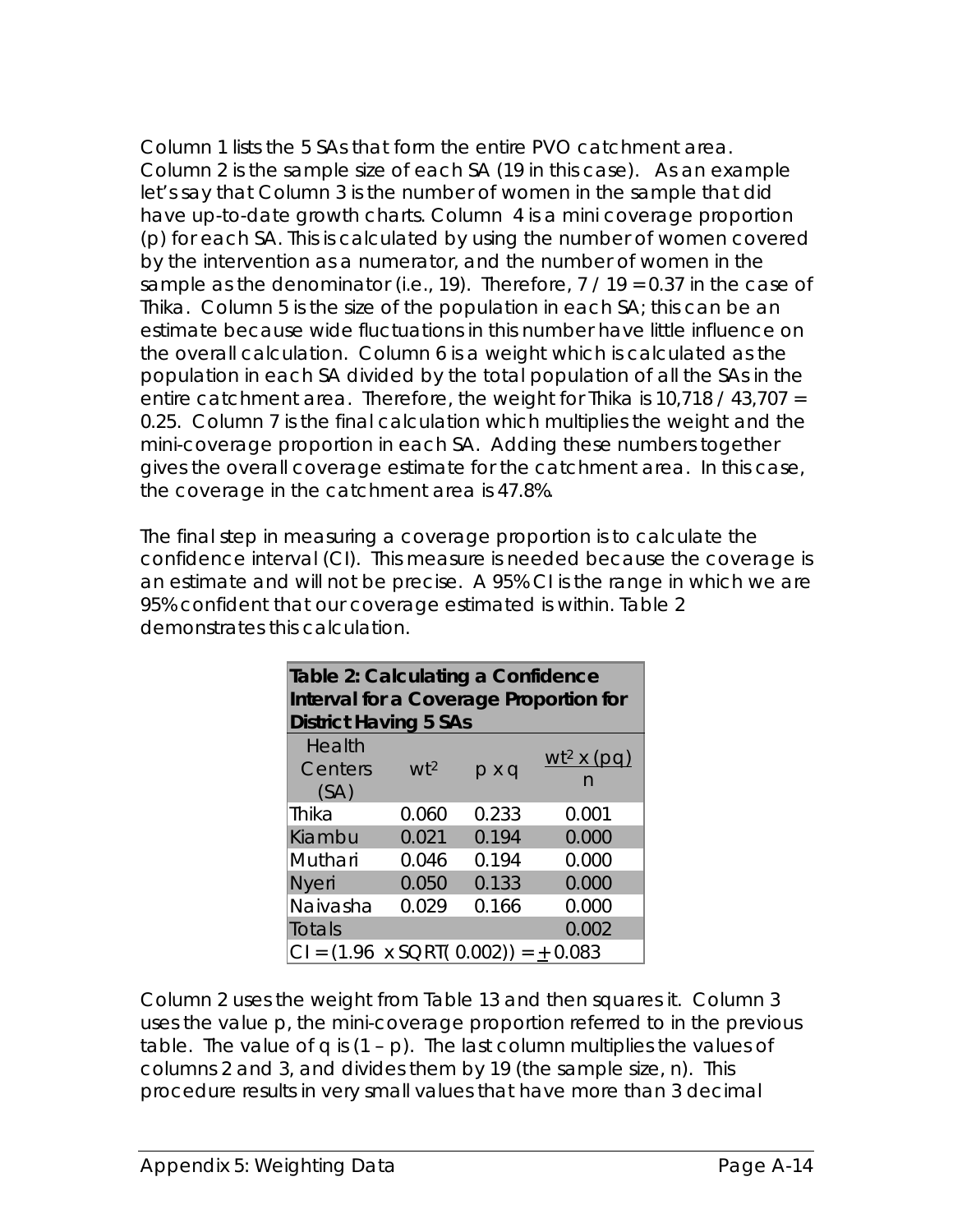Column 1 lists the 5 SAs that form the entire PVO catchment area. Column 2 is the sample size of each SA (19 in this case). As an example let's say that Column 3 is the number of women in the sample that did have up-to-date growth charts. Column 4 is a mini coverage proportion (p) for each SA. This is calculated by using the number of women covered by the intervention as a numerator, and the number of women in the sample as the denominator (i.e., 19). Therefore, 7 / 19 = 0.37 in the case of Thika. Column 5 is the size of the population in each SA; this can be an estimate because wide fluctuations in this number have little influence on the overall calculation. Column 6 is a weight which is calculated as the population in each SA divided by the total population of all the SAs in the entire catchment area. Therefore, the weight for Thika is 10,718 / 43,707 = 0.25. Column 7 is the final calculation which multiplies the weight and the mini-coverage proportion in each SA. Adding these numbers together gives the overall coverage estimate for the catchment area. In this case, the coverage in the catchment area is 47.8%.

The final step in measuring a coverage proportion is to calculate the confidence interval (CI). This measure is needed because the coverage is an estimate and will not be precise. A 95% CI is the range in which we are 95% confident that our coverage estimated is within. Table 2 demonstrates this calculation.

**Table 2: Calculating a Confidence Interval for a Coverage Proportion for District Having 5 SAs**

| Health Centers (SA) | $wt^2$ | p x q | $\frac{wt^2 \times (pq)}{n}$ |
|---|---|---|---|
| Thika | 0.060 | 0.233 | 0.001 |
| Kiambu | 0.021 | 0.194 | 0.000 |
| Muthari | 0.046 | 0.194 | 0.000 |
| Nyeri | 0.050 | 0.133 | 0.000 |
| Naivasha | 0.029 | 0.166 | 0.000 |
| Totals | | | 0.002 |
| $CI = (1.96 \times SQRT(0.002)) = \pm 0.083$ | | | |

Column 2 uses the weight from Table 13 and then squares it. Column 3 uses the value p, the mini-coverage proportion referred to in the previous table. The value of q is (1 – p). The last column multiplies the values of columns 2 and 3, and divides them by 19 (the sample size, n). This procedure results in very small values that have more than 3 decimal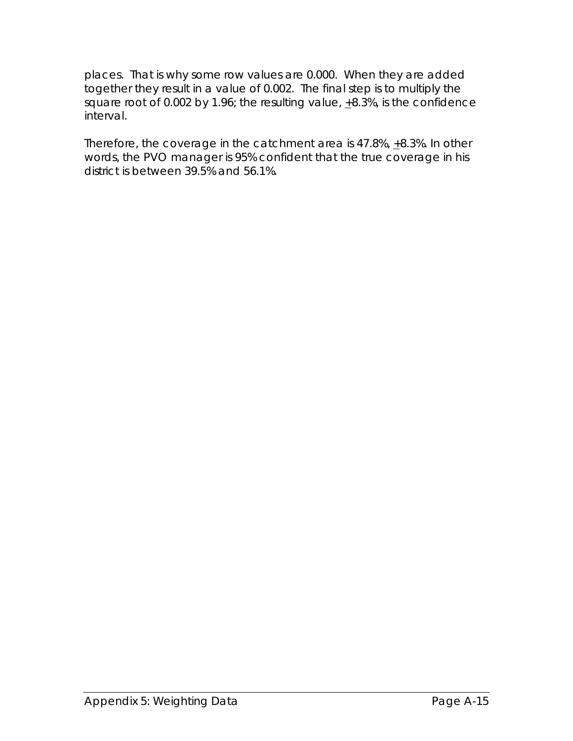places. That is why some row values are 0.000. When they are added together they result in a value of 0.002. The final step is to multiply the square root of 0.002 by 1.96; the resulting value, ±8.3%, is the confidence interval.

Therefore, the coverage in the catchment area is 47.8%, ±8.3%. In other words, the PVO manager is 95% confident that the true coverage in his district is between 39.5% and 56.1%.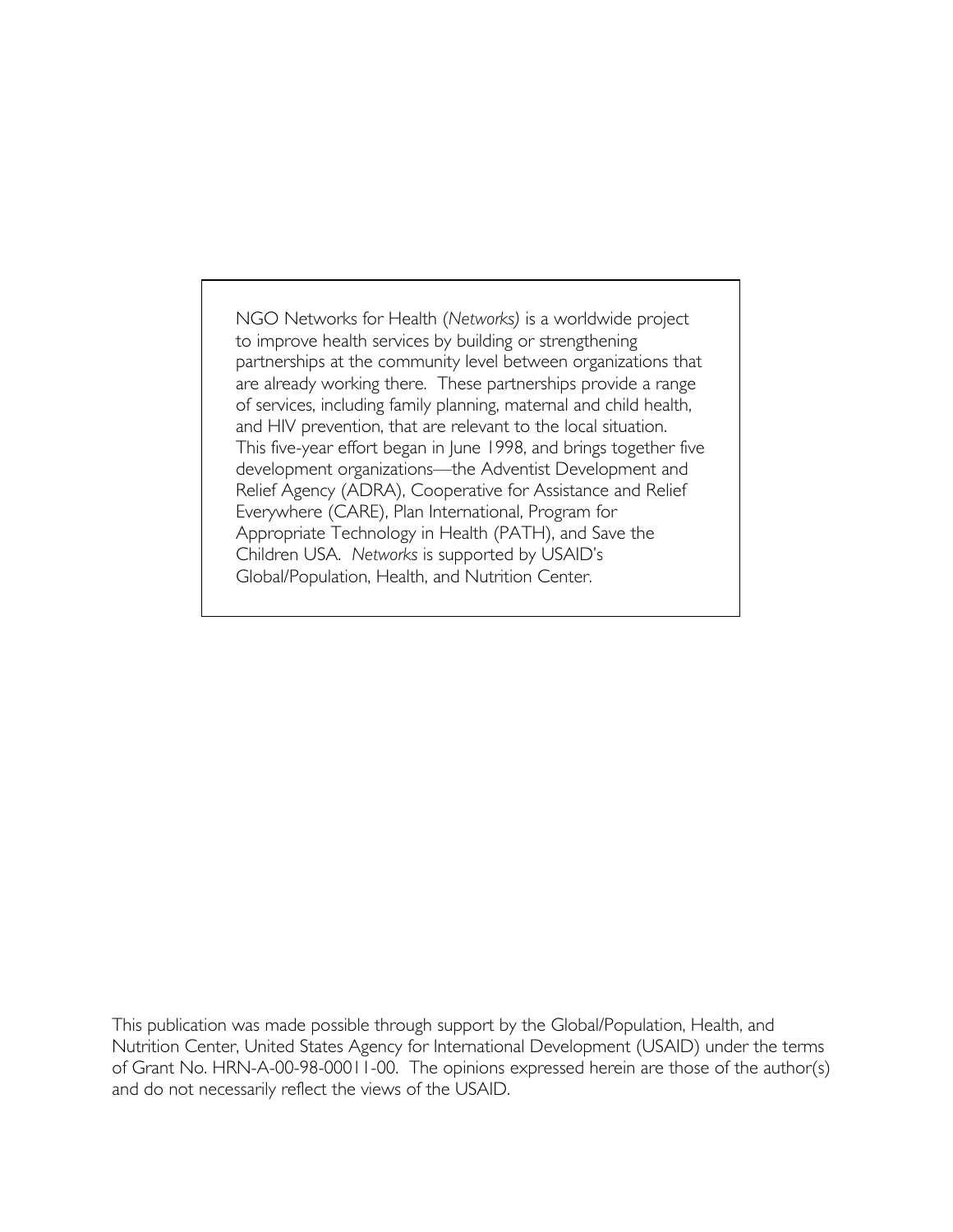NGO Networks for Health (*Networks*) is a worldwide project to improve health services by building or strengthening partnerships at the community level between organizations that are already working there. These partnerships provide a range of services, including family planning, maternal and child health, and HIV prevention, that are relevant to the local situation. This five-year effort began in June 1998, and brings together five development organizations—the Adventist Development and Relief Agency (ADRA), Cooperative for Assistance and Relief Everywhere (CARE), Plan International, Program for Appropriate Technology in Health (PATH), and Save the Children USA. *Networks* is supported by USAID's Global/Population, Health, and Nutrition Center.

This publication was made possible through support by the Global/Population, Health, and Nutrition Center, United States Agency for International Development (USAID) under the terms of Grant No. HRN-A-00-98-00011-00. The opinions expressed herein are those of the author(s) and do not necessarily reflect the views of the USAID.